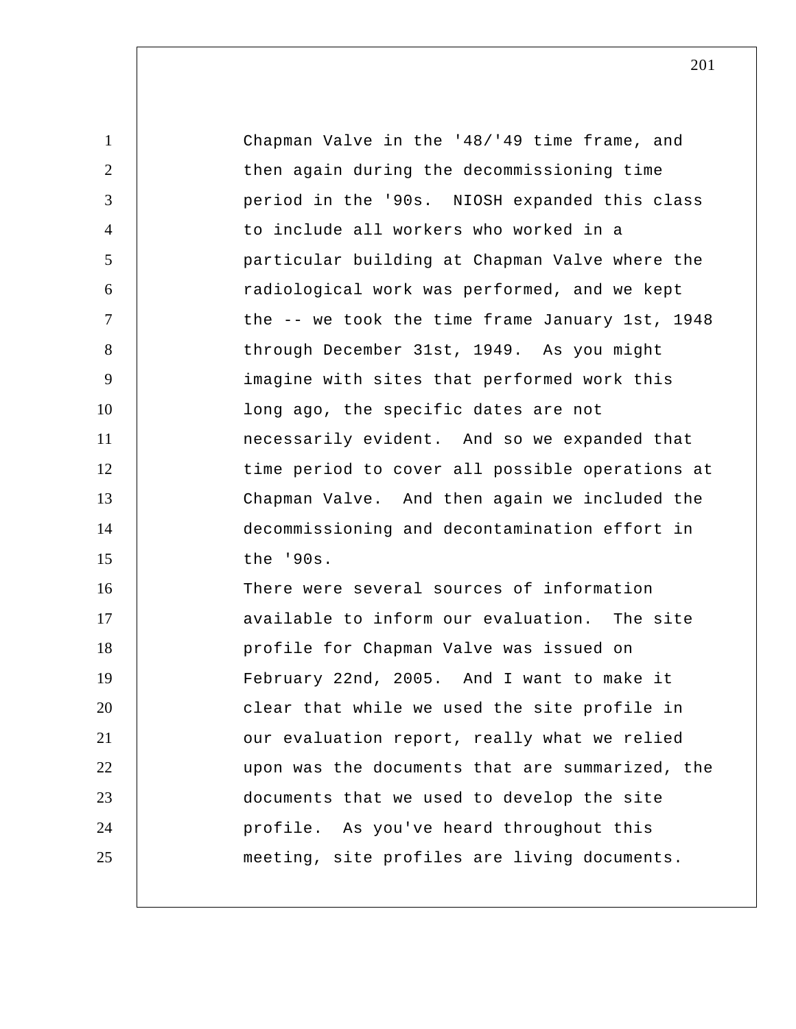Chapman Valve in the '48/'49 time frame, and then again during the decommissioning time period in the '90s. NIOSH expanded this class to include all workers who worked in a particular building at Chapman Valve where the radiological work was performed, and we kept the -- we took the time frame January 1st, 1948 through December 31st, 1949. As you might imagine with sites that performed work this long ago, the specific dates are not necessarily evident. And so we expanded that time period to cover all possible operations at Chapman Valve. And then again we included the decommissioning and decontamination effort in the '90s.

There were several sources of information available to inform our evaluation. The site profile for Chapman Valve was issued on February 22nd, 2005. And I want to make it clear that while we used the site profile in our evaluation report, really what we relied upon was the documents that are summarized, the documents that we used to develop the site profile. As you've heard throughout this meeting, site profiles are living documents.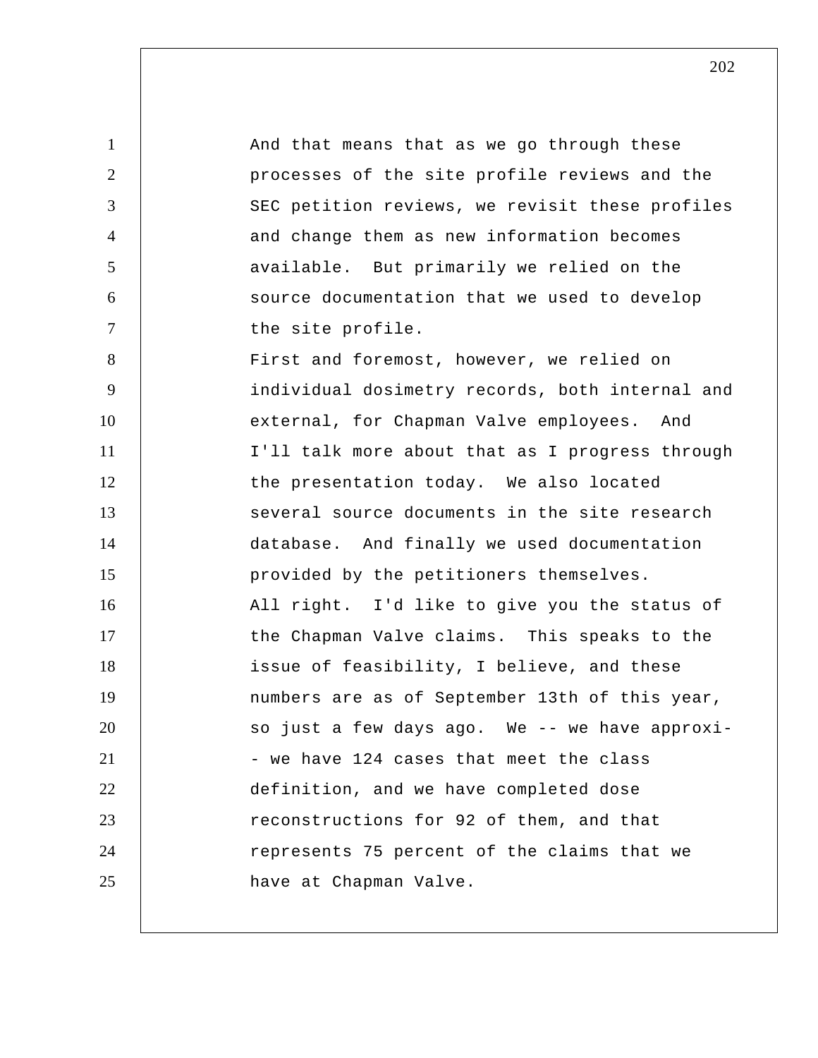And that means that as we go through these processes of the site profile reviews and the SEC petition reviews, we revisit these profiles and change them as new information becomes available. But primarily we relied on the source documentation that we used to develop the site profile.

First and foremost, however, we relied on individual dosimetry records, both internal and external, for Chapman Valve employees. And I'll talk more about that as I progress through the presentation today. We also located several source documents in the site research database. And finally we used documentation provided by the petitioners themselves.

All right. I'd like to give you the status of the Chapman Valve claims. This speaks to the issue of feasibility, I believe, and these numbers are as of September 13th of this year, so just a few days ago. We -- we have approxi- - we have 124 cases that meet the class definition, and we have completed dose reconstructions for 92 of them, and that represents 75 percent of the claims that we have at Chapman Valve.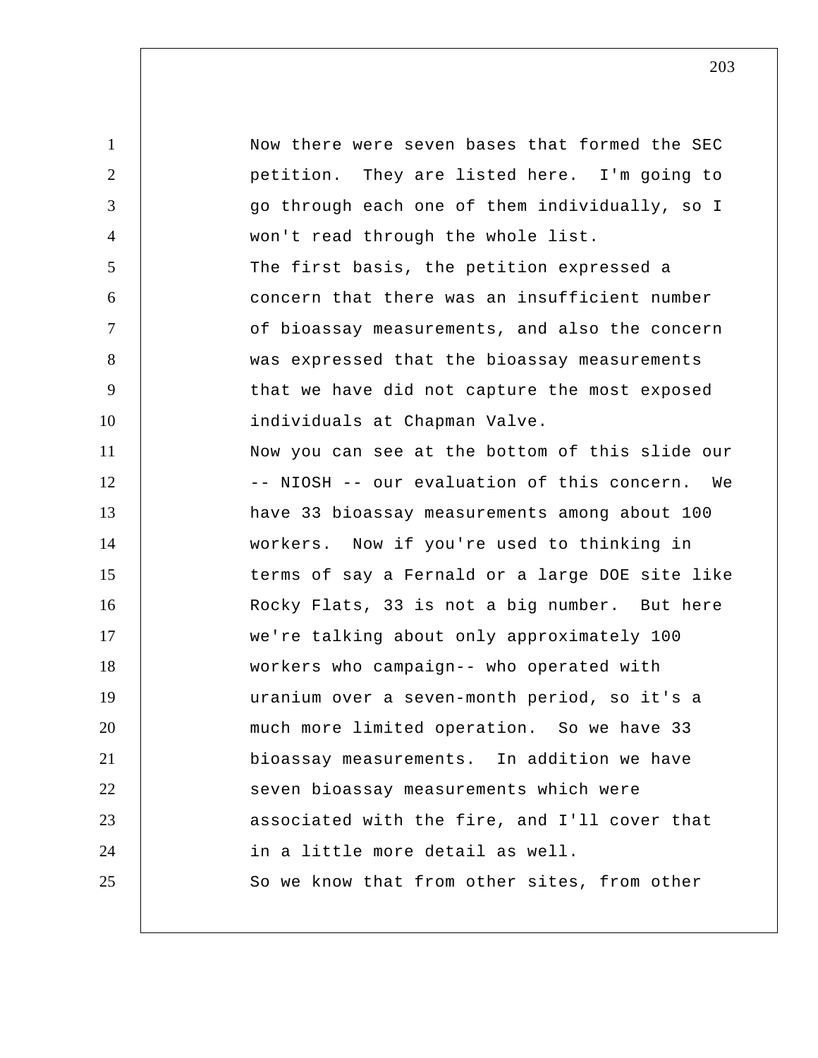Now there were seven bases that formed the SEC petition. They are listed here. I'm going to go through each one of them individually, so I won't read through the whole list.

The first basis, the petition expressed a concern that there was an insufficient number of bioassay measurements, and also the concern was expressed that the bioassay measurements that we have did not capture the most exposed individuals at Chapman Valve.

Now you can see at the bottom of this slide our -- NIOSH -- our evaluation of this concern. We have 33 bioassay measurements among about 100 workers. Now if you're used to thinking in terms of say a Fernald or a large DOE site like Rocky Flats, 33 is not a big number. But here we're talking about only approximately 100 workers who campaign-- who operated with uranium over a seven-month period, so it's a much more limited operation. So we have 33 bioassay measurements. In addition we have seven bioassay measurements which were associated with the fire, and I'll cover that in a little more detail as well.

So we know that from other sites, from other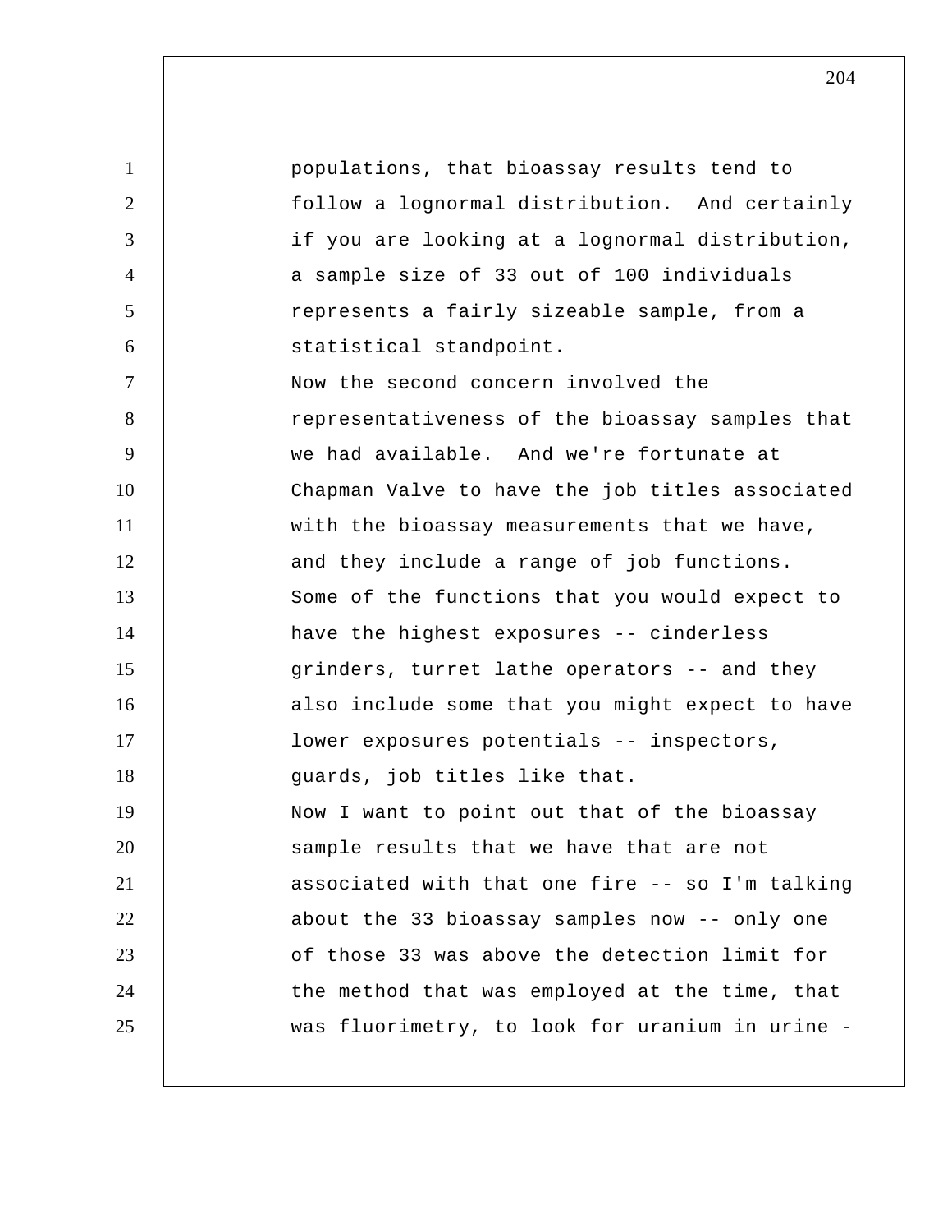populations, that bioassay results tend to follow a lognormal distribution. And certainly if you are looking at a lognormal distribution, a sample size of 33 out of 100 individuals represents a fairly sizeable sample, from a statistical standpoint.

Now the second concern involved the representativeness of the bioassay samples that we had available. And we're fortunate at Chapman Valve to have the job titles associated with the bioassay measurements that we have, and they include a range of job functions. Some of the functions that you would expect to have the highest exposures -- cinderless grinders, turret lathe operators -- and they also include some that you might expect to have lower exposures potentials -- inspectors, guards, job titles like that.

Now I want to point out that of the bioassay sample results that we have that are not associated with that one fire -- so I'm talking about the 33 bioassay samples now -- only one of those 33 was above the detection limit for the method that was employed at the time, that was fluorimetry, to look for uranium in urine -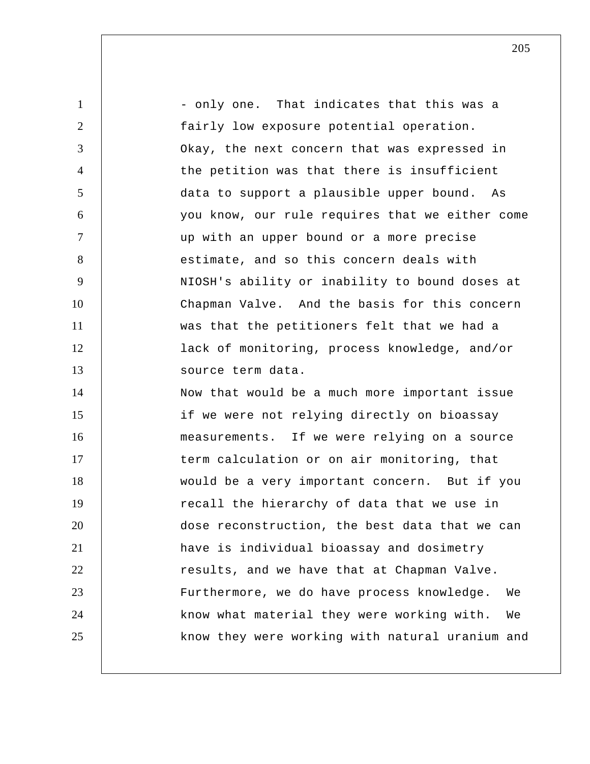- only one. That indicates that this was a fairly low exposure potential operation.

Okay, the next concern that was expressed in the petition was that there is insufficient data to support a plausible upper bound. As you know, our rule requires that we either come up with an upper bound or a more precise estimate, and so this concern deals with NIOSH's ability or inability to bound doses at Chapman Valve. And the basis for this concern was that the petitioners felt that we had a lack of monitoring, process knowledge, and/or source term data.

Now that would be a much more important issue if we were not relying directly on bioassay measurements. If we were relying on a source term calculation or on air monitoring, that would be a very important concern. But if you recall the hierarchy of data that we use in dose reconstruction, the best data that we can have is individual bioassay and dosimetry results, and we have that at Chapman Valve.

Furthermore, we do have process knowledge. We know what material they were working with. We know they were working with natural uranium and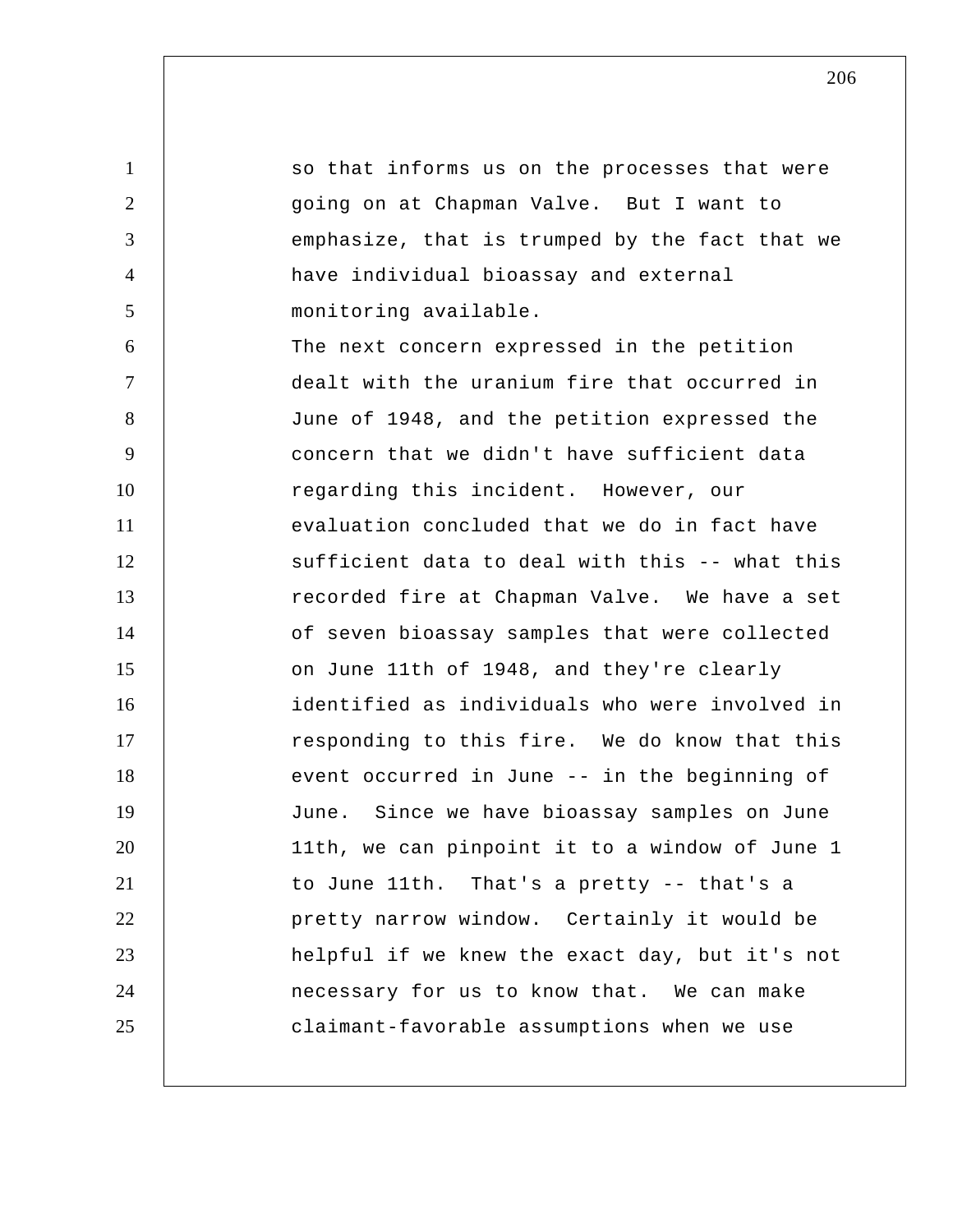so that informs us on the processes that were going on at Chapman Valve. But I want to emphasize, that is trumped by the fact that we have individual bioassay and external monitoring available.

The next concern expressed in the petition dealt with the uranium fire that occurred in June of 1948, and the petition expressed the concern that we didn't have sufficient data regarding this incident. However, our evaluation concluded that we do in fact have sufficient data to deal with this -- what this recorded fire at Chapman Valve. We have a set of seven bioassay samples that were collected on June 11th of 1948, and they're clearly identified as individuals who were involved in responding to this fire. We do know that this event occurred in June -- in the beginning of June. Since we have bioassay samples on June 11th, we can pinpoint it to a window of June 1 to June 11th. That's a pretty -- that's a pretty narrow window. Certainly it would be helpful if we knew the exact day, but it's not necessary for us to know that. We can make claimant-favorable assumptions when we use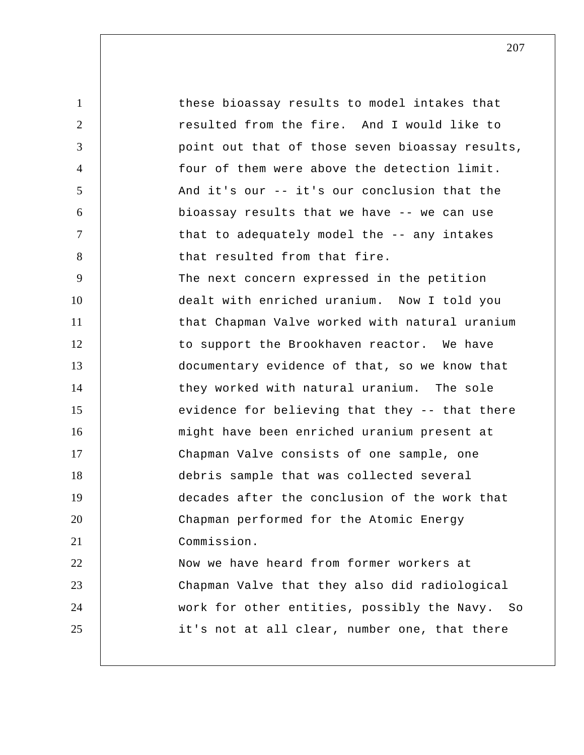these bioassay results to model intakes that resulted from the fire. And I would like to point out that of those seven bioassay results, four of them were above the detection limit. And it's our -- it's our conclusion that the bioassay results that we have -- we can use that to adequately model the -- any intakes that resulted from that fire.

The next concern expressed in the petition dealt with enriched uranium. Now I told you that Chapman Valve worked with natural uranium to support the Brookhaven reactor. We have documentary evidence of that, so we know that they worked with natural uranium. The sole evidence for believing that they -- that there might have been enriched uranium present at Chapman Valve consists of one sample, one debris sample that was collected several decades after the conclusion of the work that Chapman performed for the Atomic Energy Commission.

Now we have heard from former workers at Chapman Valve that they also did radiological work for other entities, possibly the Navy. So it's not at all clear, number one, that there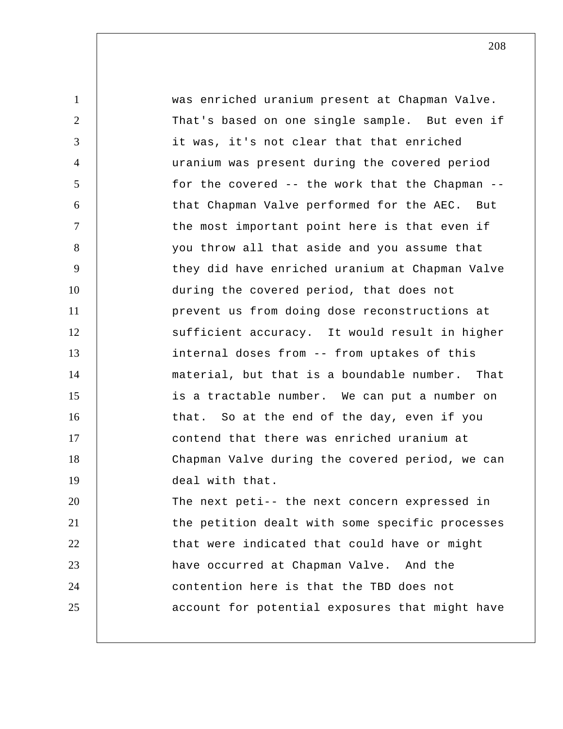was enriched uranium present at Chapman Valve. That's based on one single sample. But even if it was, it's not clear that that enriched uranium was present during the covered period for the covered -- the work that the Chapman -- that Chapman Valve performed for the AEC. But the most important point here is that even if you throw all that aside and you assume that they did have enriched uranium at Chapman Valve during the covered period, that does not prevent us from doing dose reconstructions at sufficient accuracy. It would result in higher internal doses from -- from uptakes of this material, but that is a boundable number. That is a tractable number. We can put a number on that. So at the end of the day, even if you contend that there was enriched uranium at Chapman Valve during the covered period, we can deal with that.

The next peti-- the next concern expressed in the petition dealt with some specific processes that were indicated that could have or might have occurred at Chapman Valve. And the contention here is that the TBD does not account for potential exposures that might have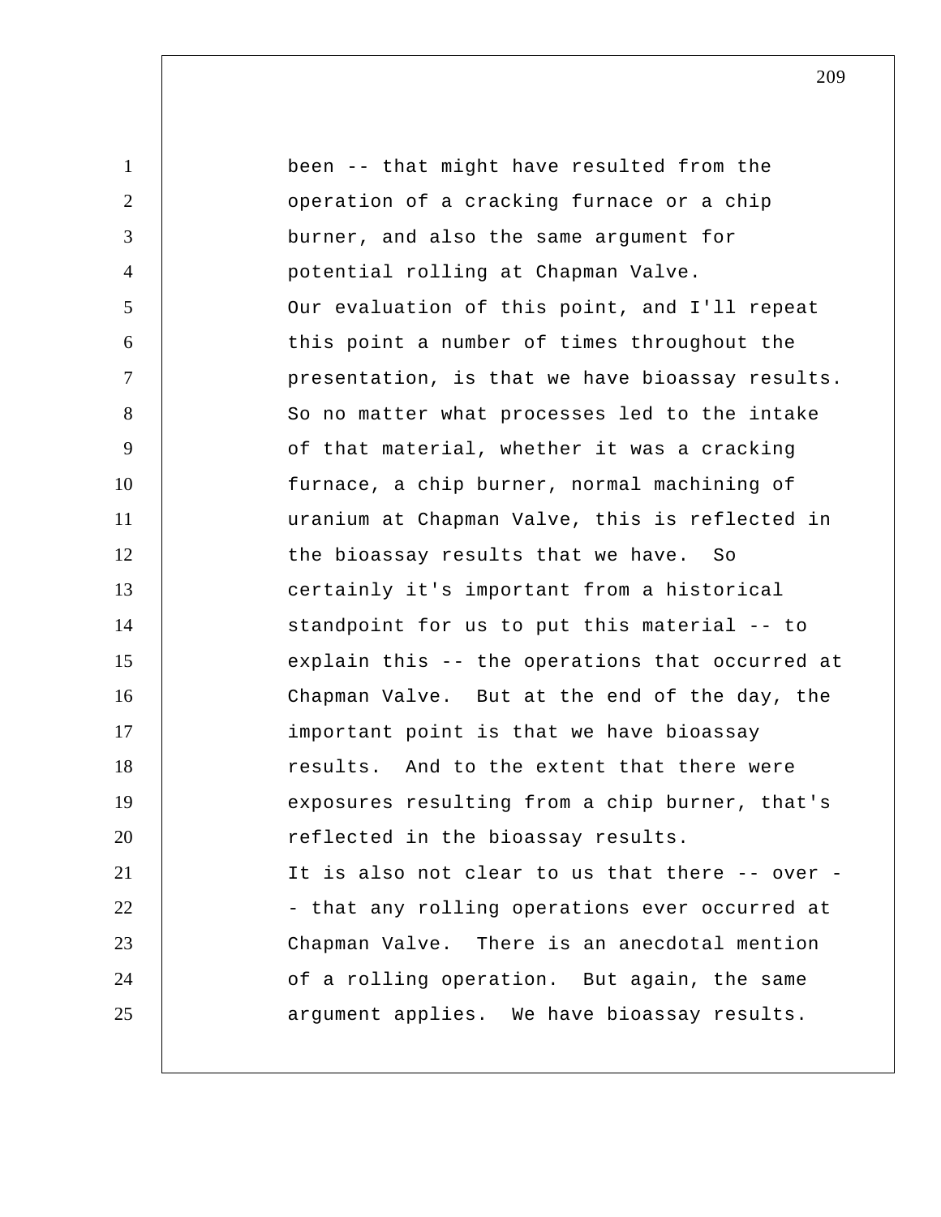been -- that might have resulted from the operation of a cracking furnace or a chip burner, and also the same argument for potential rolling at Chapman Valve.

Our evaluation of this point, and I'll repeat this point a number of times throughout the presentation, is that we have bioassay results. So no matter what processes led to the intake of that material, whether it was a cracking furnace, a chip burner, normal machining of uranium at Chapman Valve, this is reflected in the bioassay results that we have. So certainly it's important from a historical standpoint for us to put this material -- to explain this -- the operations that occurred at Chapman Valve. But at the end of the day, the important point is that we have bioassay results. And to the extent that there were exposures resulting from a chip burner, that's reflected in the bioassay results.

It is also not clear to us that there -- over -- that any rolling operations ever occurred at Chapman Valve. There is an anecdotal mention of a rolling operation. But again, the same argument applies. We have bioassay results.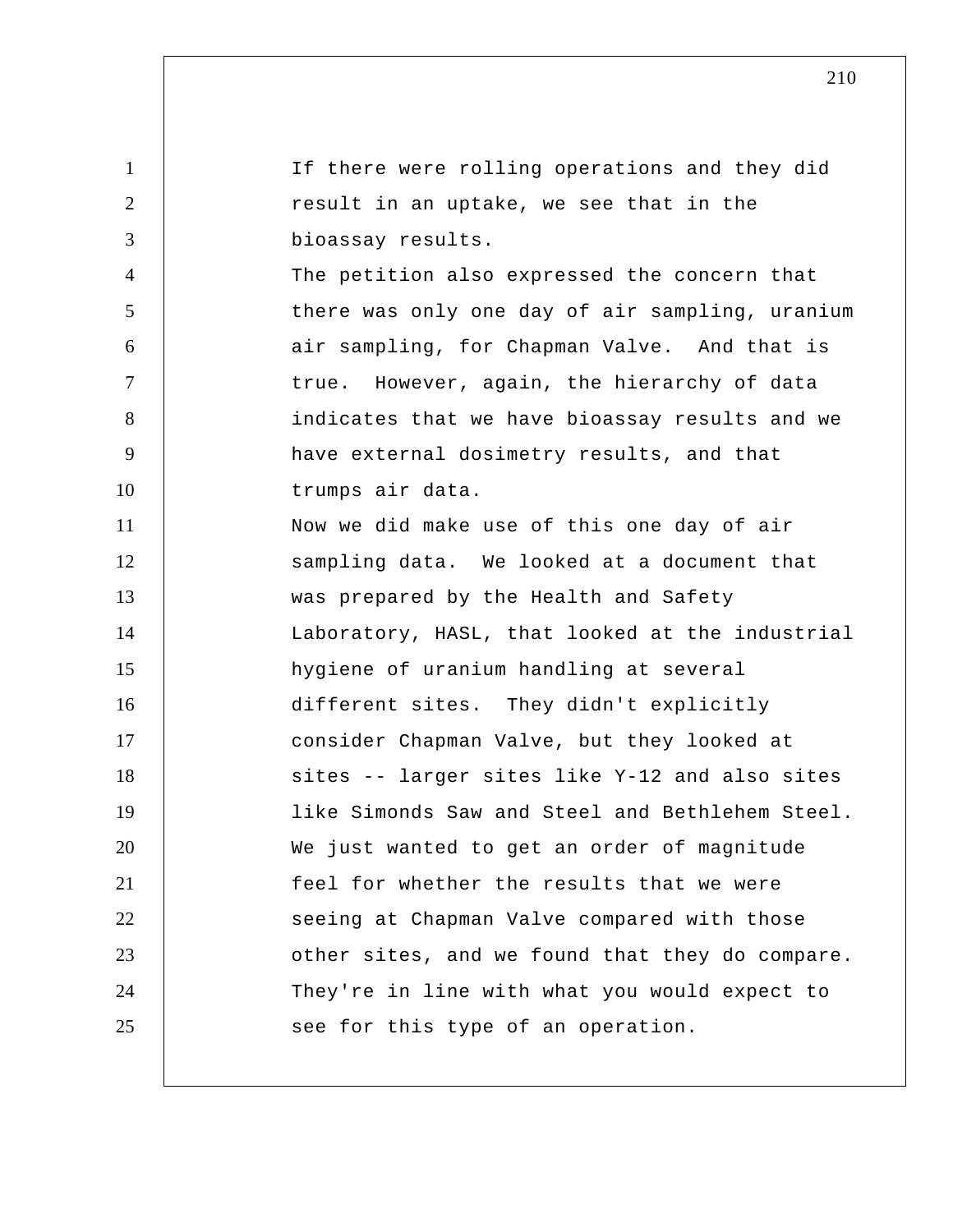If there were rolling operations and they did result in an uptake, we see that in the bioassay results.

The petition also expressed the concern that there was only one day of air sampling, uranium air sampling, for Chapman Valve. And that is true. However, again, the hierarchy of data indicates that we have bioassay results and we have external dosimetry results, and that trumps air data.

Now we did make use of this one day of air sampling data. We looked at a document that was prepared by the Health and Safety Laboratory, HASL, that looked at the industrial hygiene of uranium handling at several different sites. They didn't explicitly consider Chapman Valve, but they looked at sites -- larger sites like Y-12 and also sites like Simonds Saw and Steel and Bethlehem Steel. We just wanted to get an order of magnitude feel for whether the results that we were seeing at Chapman Valve compared with those other sites, and we found that they do compare. They're in line with what you would expect to see for this type of an operation.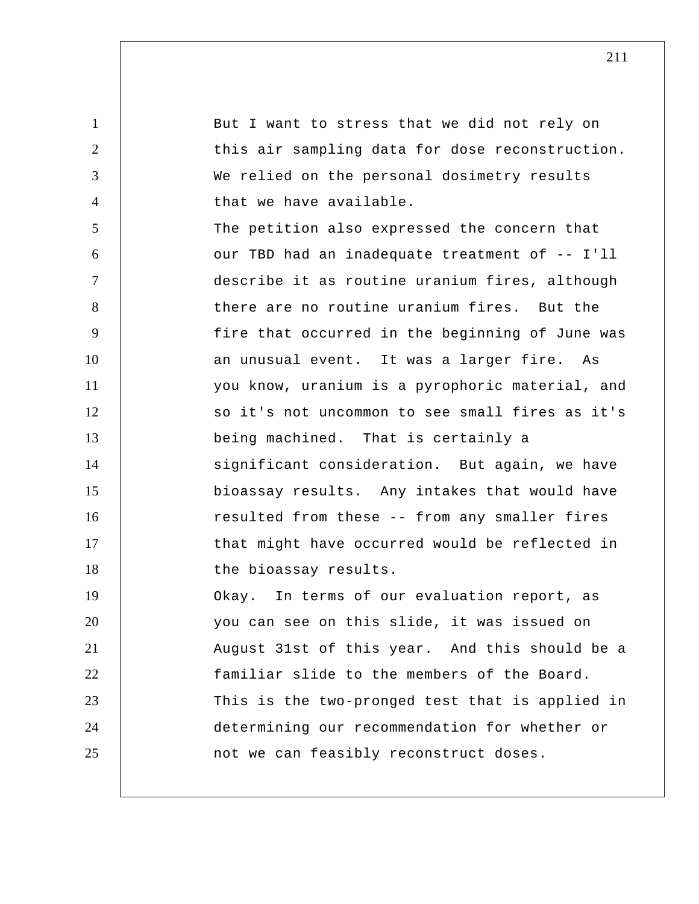But I want to stress that we did not rely on this air sampling data for dose reconstruction. We relied on the personal dosimetry results that we have available.

The petition also expressed the concern that our TBD had an inadequate treatment of -- I'll describe it as routine uranium fires, although there are no routine uranium fires. But the fire that occurred in the beginning of June was an unusual event. It was a larger fire. As you know, uranium is a pyrophoric material, and so it's not uncommon to see small fires as it's being machined. That is certainly a significant consideration. But again, we have bioassay results. Any intakes that would have resulted from these -- from any smaller fires that might have occurred would be reflected in the bioassay results.

Okay. In terms of our evaluation report, as you can see on this slide, it was issued on August 31st of this year. And this should be a familiar slide to the members of the Board. This is the two-pronged test that is applied in determining our recommendation for whether or not we can feasibly reconstruct doses.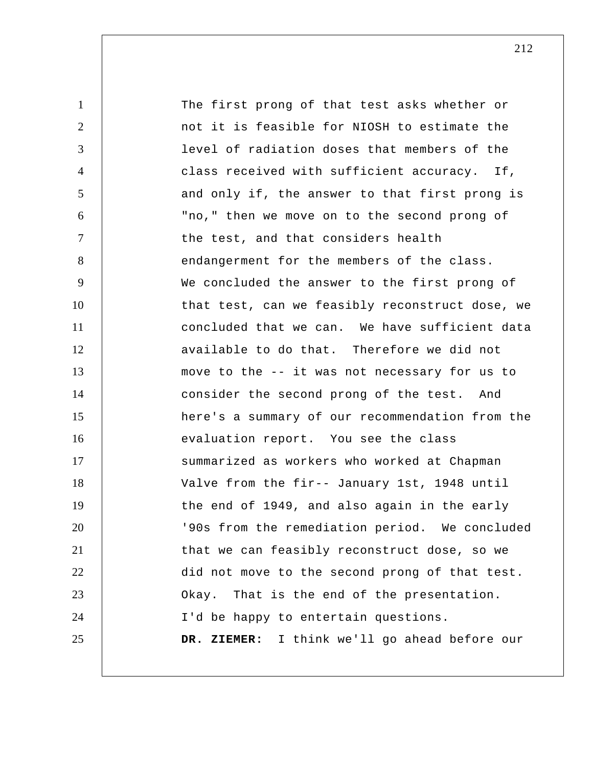The first prong of that test asks whether or not it is feasible for NIOSH to estimate the level of radiation doses that members of the class received with sufficient accuracy. If, and only if, the answer to that first prong is "no," then we move on to the second prong of the test, and that considers health endangerment for the members of the class. We concluded the answer to the first prong of that test, can we feasibly reconstruct dose, we concluded that we can. We have sufficient data available to do that. Therefore we did not move to the -- it was not necessary for us to consider the second prong of the test. And here's a summary of our recommendation from the evaluation report. You see the class summarized as workers who worked at Chapman Valve from the fir-- January 1st, 1948 until the end of 1949, and also again in the early '90s from the remediation period. We concluded that we can feasibly reconstruct dose, so we did not move to the second prong of that test. Okay. That is the end of the presentation. I'd be happy to entertain questions.

**DR. ZIEMER:** I think we'll go ahead before our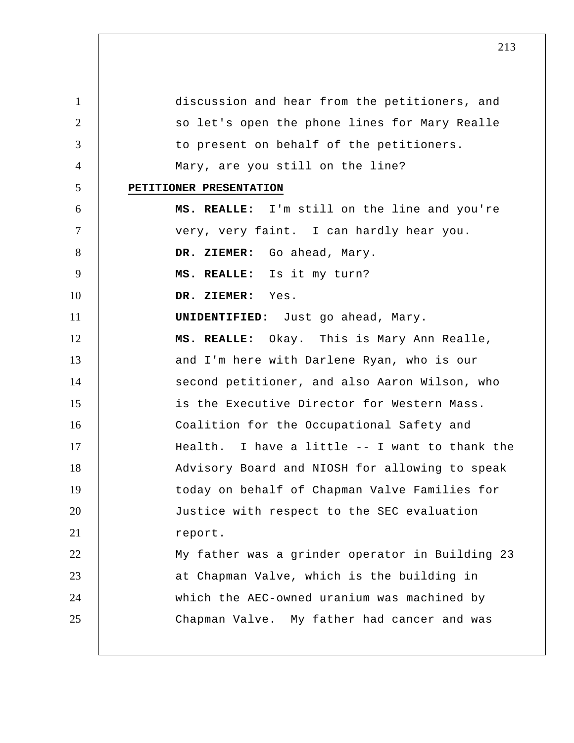discussion and hear from the petitioners, and so let's open the phone lines for Mary Realle to present on behalf of the petitioners.

Mary, are you still on the line?

**PETITIONER PRESENTATION**

**MS. REALLE:** I'm still on the line and you're very, very faint. I can hardly hear you.

**DR. ZIEMER:** Go ahead, Mary.

**MS. REALLE:** Is it my turn?

**DR. ZIEMER:** Yes.

**UNIDENTIFIED:** Just go ahead, Mary.

**MS. REALLE:** Okay. This is Mary Ann Realle, and I'm here with Darlene Ryan, who is our second petitioner, and also Aaron Wilson, who is the Executive Director for Western Mass. Coalition for the Occupational Safety and Health. I have a little -- I want to thank the Advisory Board and NIOSH for allowing to speak today on behalf of Chapman Valve Families for Justice with respect to the SEC evaluation report.

My father was a grinder operator in Building 23 at Chapman Valve, which is the building in which the AEC-owned uranium was machined by Chapman Valve. My father had cancer and was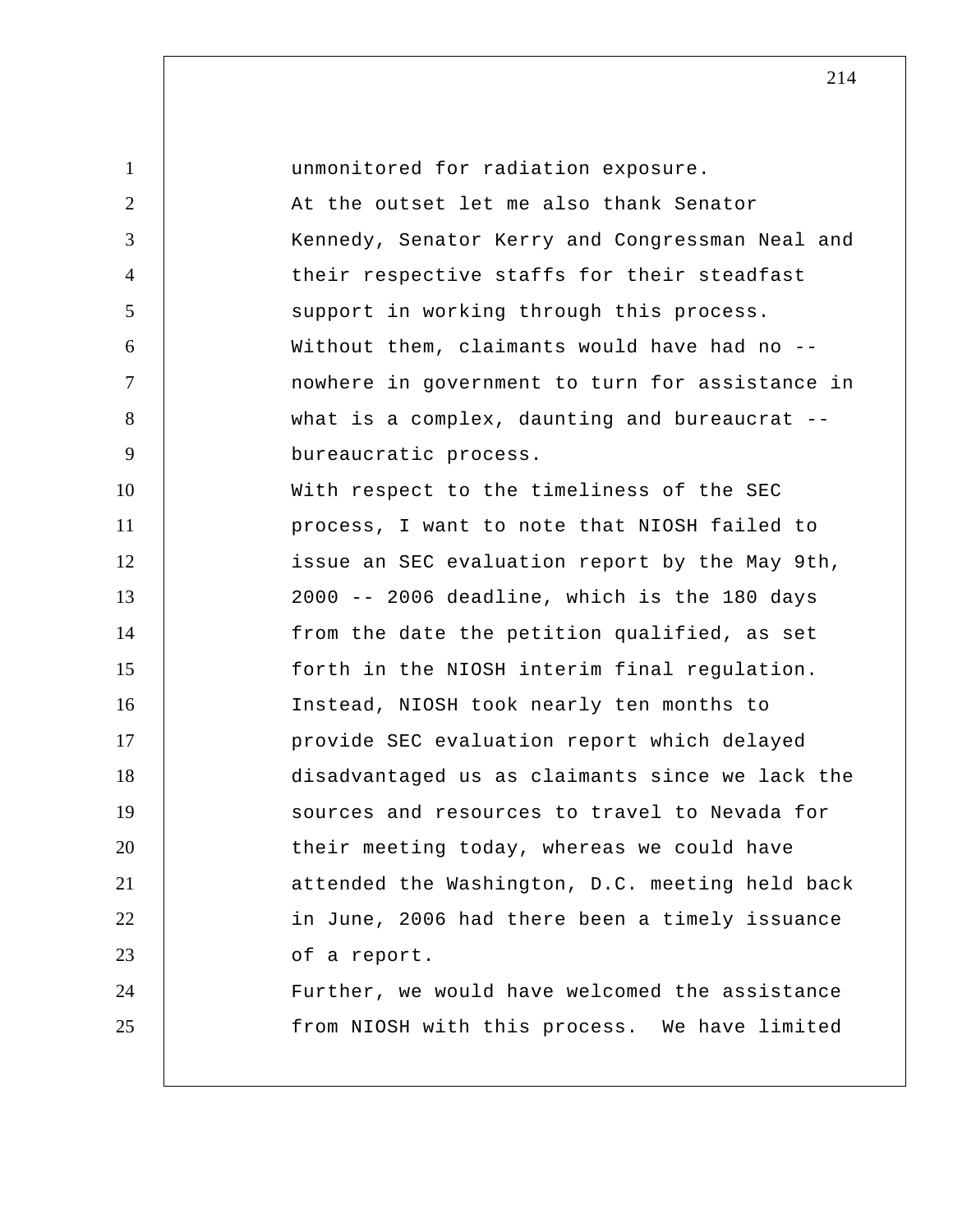unmonitored for radiation exposure.

At the outset let me also thank Senator Kennedy, Senator Kerry and Congressman Neal and their respective staffs for their steadfast support in working through this process. Without them, claimants would have had no -- nowhere in government to turn for assistance in what is a complex, daunting and bureaucrat -- bureaucratic process.

With respect to the timeliness of the SEC process, I want to note that NIOSH failed to issue an SEC evaluation report by the May 9th, 2000 -- 2006 deadline, which is the 180 days from the date the petition qualified, as set forth in the NIOSH interim final regulation. Instead, NIOSH took nearly ten months to provide SEC evaluation report which delayed disadvantaged us as claimants since we lack the sources and resources to travel to Nevada for their meeting today, whereas we could have attended the Washington, D.C. meeting held back in June, 2006 had there been a timely issuance of a report.

Further, we would have welcomed the assistance from NIOSH with this process. We have limited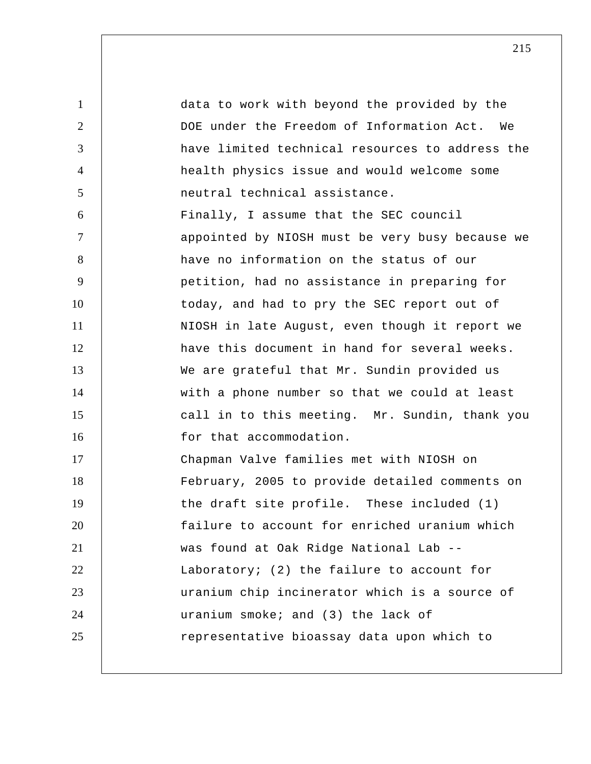data to work with beyond the provided by the DOE under the Freedom of Information Act. We have limited technical resources to address the health physics issue and would welcome some neutral technical assistance.

Finally, I assume that the SEC council appointed by NIOSH must be very busy because we have no information on the status of our petition, had no assistance in preparing for today, and had to pry the SEC report out of NIOSH in late August, even though it report we have this document in hand for several weeks. We are grateful that Mr. Sundin provided us with a phone number so that we could at least call in to this meeting. Mr. Sundin, thank you for that accommodation.

Chapman Valve families met with NIOSH on February, 2005 to provide detailed comments on the draft site profile. These included (1) failure to account for enriched uranium which was found at Oak Ridge National Lab -- Laboratory; (2) the failure to account for uranium chip incinerator which is a source of uranium smoke; and (3) the lack of representative bioassay data upon which to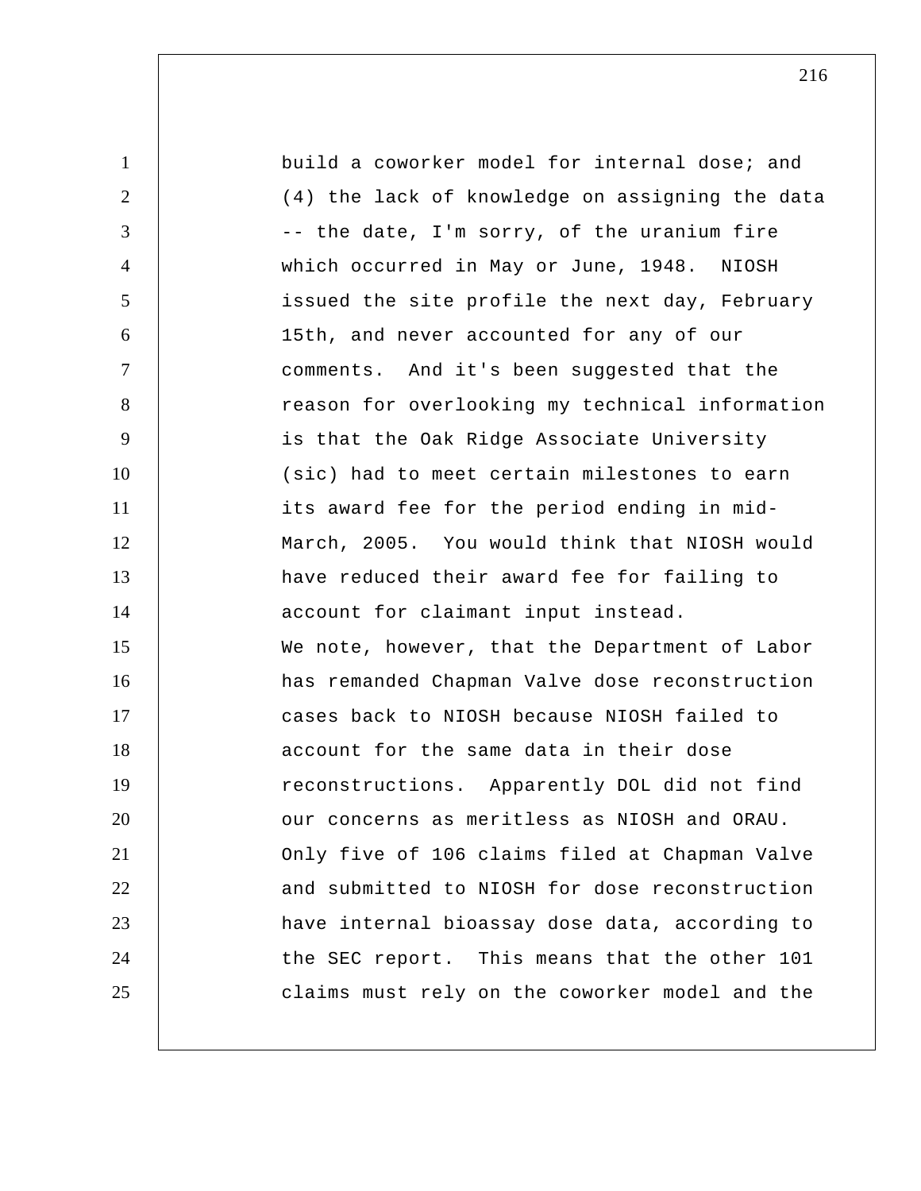build a coworker model for internal dose; and (4) the lack of knowledge on assigning the data -- the date, I'm sorry, of the uranium fire which occurred in May or June, 1948. NIOSH issued the site profile the next day, February 15th, and never accounted for any of our comments. And it's been suggested that the reason for overlooking my technical information is that the Oak Ridge Associate University (sic) had to meet certain milestones to earn its award fee for the period ending in mid-March, 2005. You would think that NIOSH would have reduced their award fee for failing to account for claimant input instead.

We note, however, that the Department of Labor has remanded Chapman Valve dose reconstruction cases back to NIOSH because NIOSH failed to account for the same data in their dose reconstructions. Apparently DOL did not find our concerns as meritless as NIOSH and ORAU. Only five of 106 claims filed at Chapman Valve and submitted to NIOSH for dose reconstruction have internal bioassay dose data, according to the SEC report. This means that the other 101 claims must rely on the coworker model and the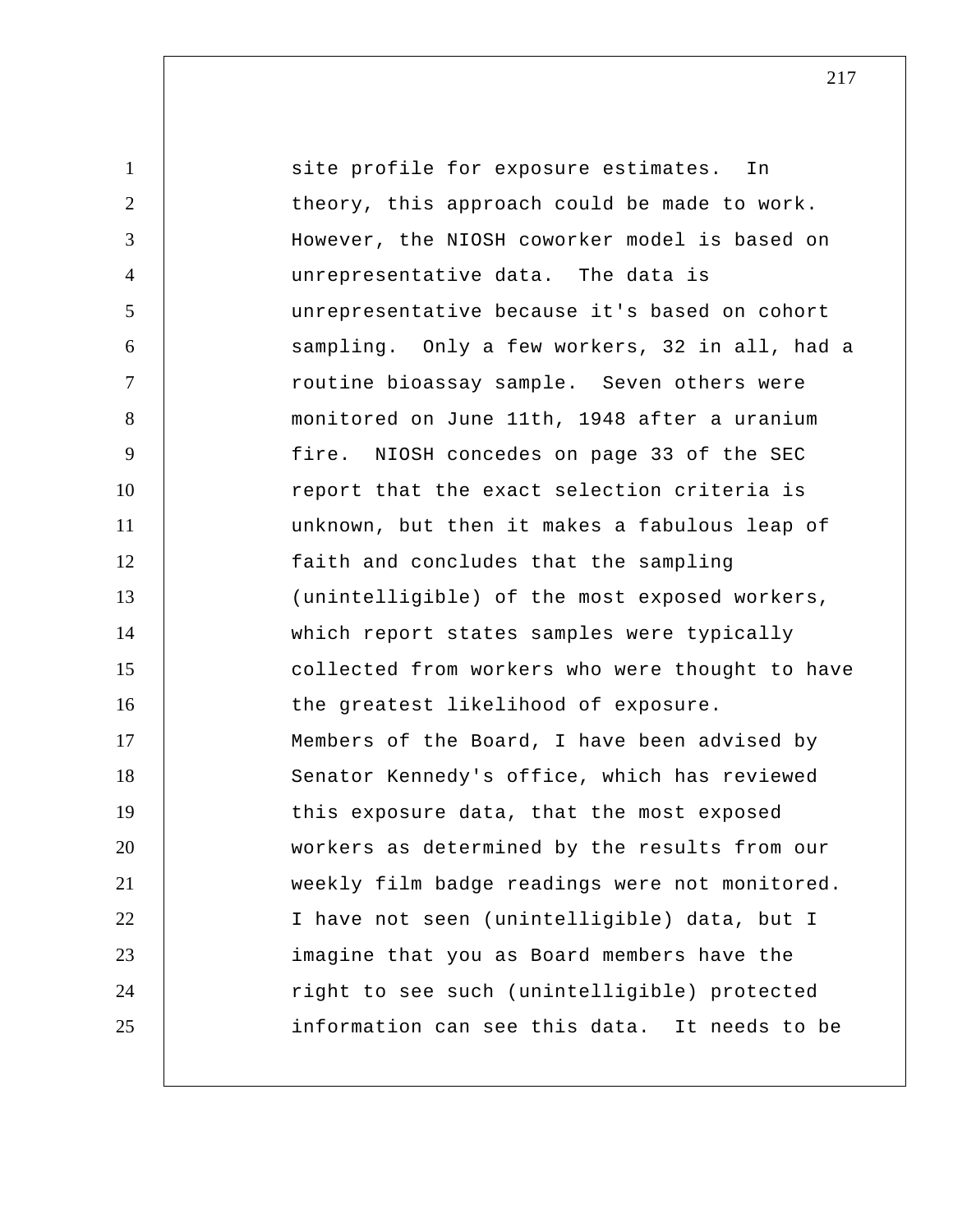site profile for exposure estimates. In theory, this approach could be made to work. However, the NIOSH coworker model is based on unrepresentative data. The data is unrepresentative because it's based on cohort sampling. Only a few workers, 32 in all, had a routine bioassay sample. Seven others were monitored on June 11th, 1948 after a uranium fire. NIOSH concedes on page 33 of the SEC report that the exact selection criteria is unknown, but then it makes a fabulous leap of faith and concludes that the sampling (unintelligible) of the most exposed workers, which report states samples were typically collected from workers who were thought to have the greatest likelihood of exposure.

Members of the Board, I have been advised by Senator Kennedy's office, which has reviewed this exposure data, that the most exposed workers as determined by the results from our weekly film badge readings were not monitored. I have not seen (unintelligible) data, but I imagine that you as Board members have the right to see such (unintelligible) protected information can see this data. It needs to be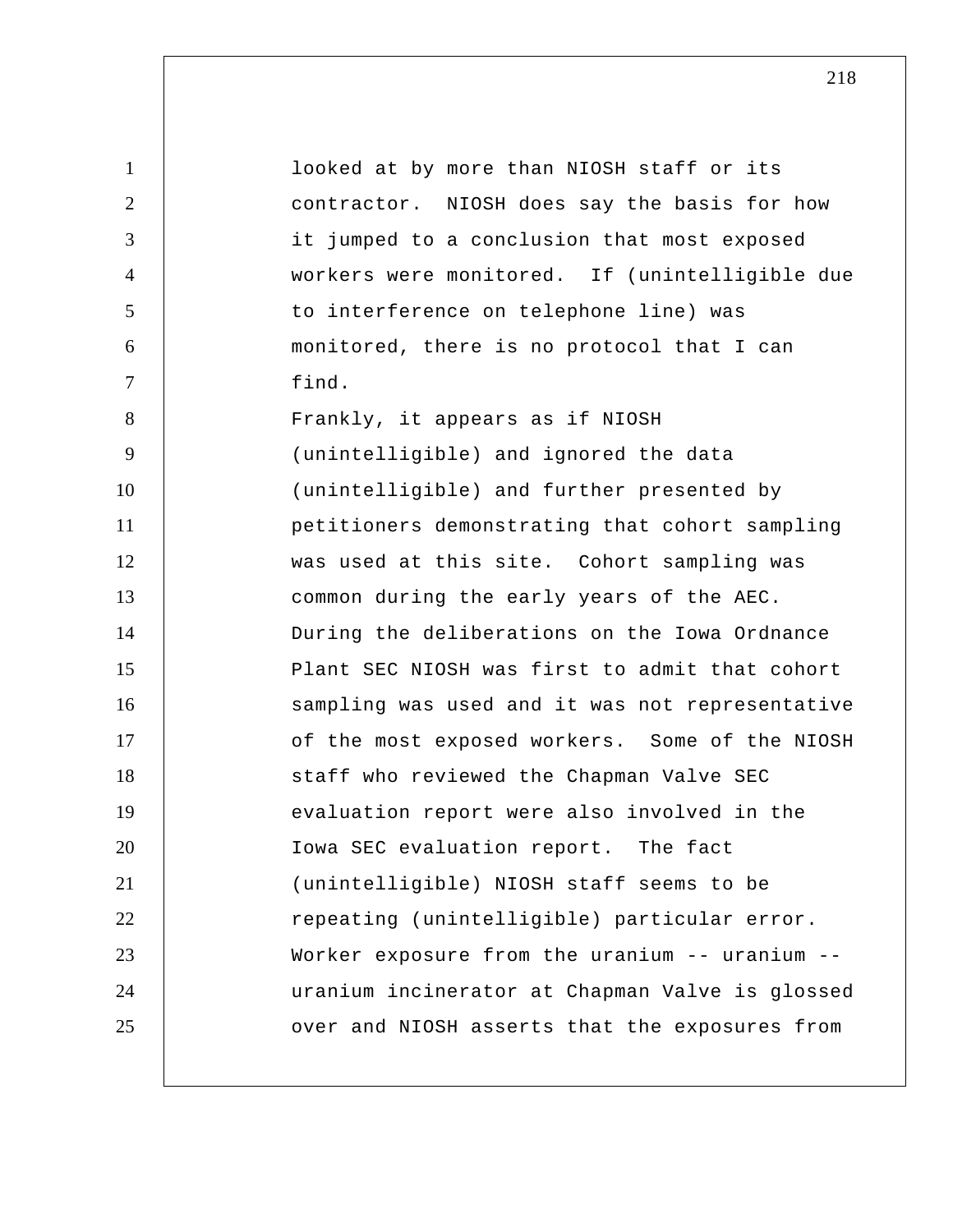looked at by more than NIOSH staff or its contractor. NIOSH does say the basis for how it jumped to a conclusion that most exposed workers were monitored. If (unintelligible due to interference on telephone line) was monitored, there is no protocol that I can find.

Frankly, it appears as if NIOSH (unintelligible) and ignored the data (unintelligible) and further presented by petitioners demonstrating that cohort sampling was used at this site. Cohort sampling was common during the early years of the AEC. During the deliberations on the Iowa Ordnance Plant SEC NIOSH was first to admit that cohort sampling was used and it was not representative of the most exposed workers. Some of the NIOSH staff who reviewed the Chapman Valve SEC evaluation report were also involved in the Iowa SEC evaluation report. The fact (unintelligible) NIOSH staff seems to be repeating (unintelligible) particular error. Worker exposure from the uranium -- uranium -- uranium incinerator at Chapman Valve is glossed over and NIOSH asserts that the exposures from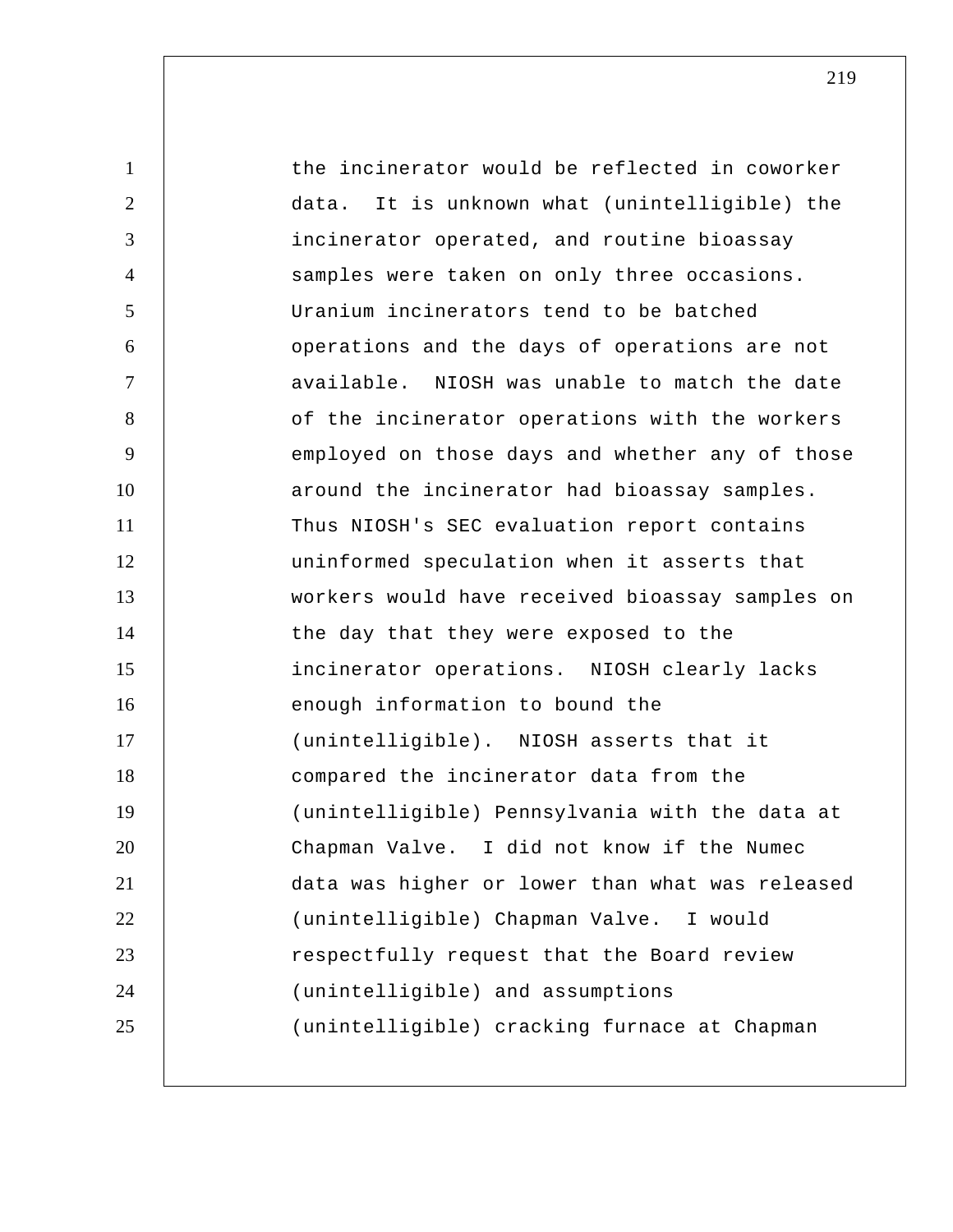the incinerator would be reflected in coworker data. It is unknown what (unintelligible) the incinerator operated, and routine bioassay samples were taken on only three occasions. Uranium incinerators tend to be batched operations and the days of operations are not available. NIOSH was unable to match the date of the incinerator operations with the workers employed on those days and whether any of those around the incinerator had bioassay samples. Thus NIOSH's SEC evaluation report contains uninformed speculation when it asserts that workers would have received bioassay samples on the day that they were exposed to the incinerator operations. NIOSH clearly lacks enough information to bound the (unintelligible). NIOSH asserts that it compared the incinerator data from the (unintelligible) Pennsylvania with the data at Chapman Valve. I did not know if the Numec data was higher or lower than what was released (unintelligible) Chapman Valve. I would respectfully request that the Board review (unintelligible) and assumptions (unintelligible) cracking furnace at Chapman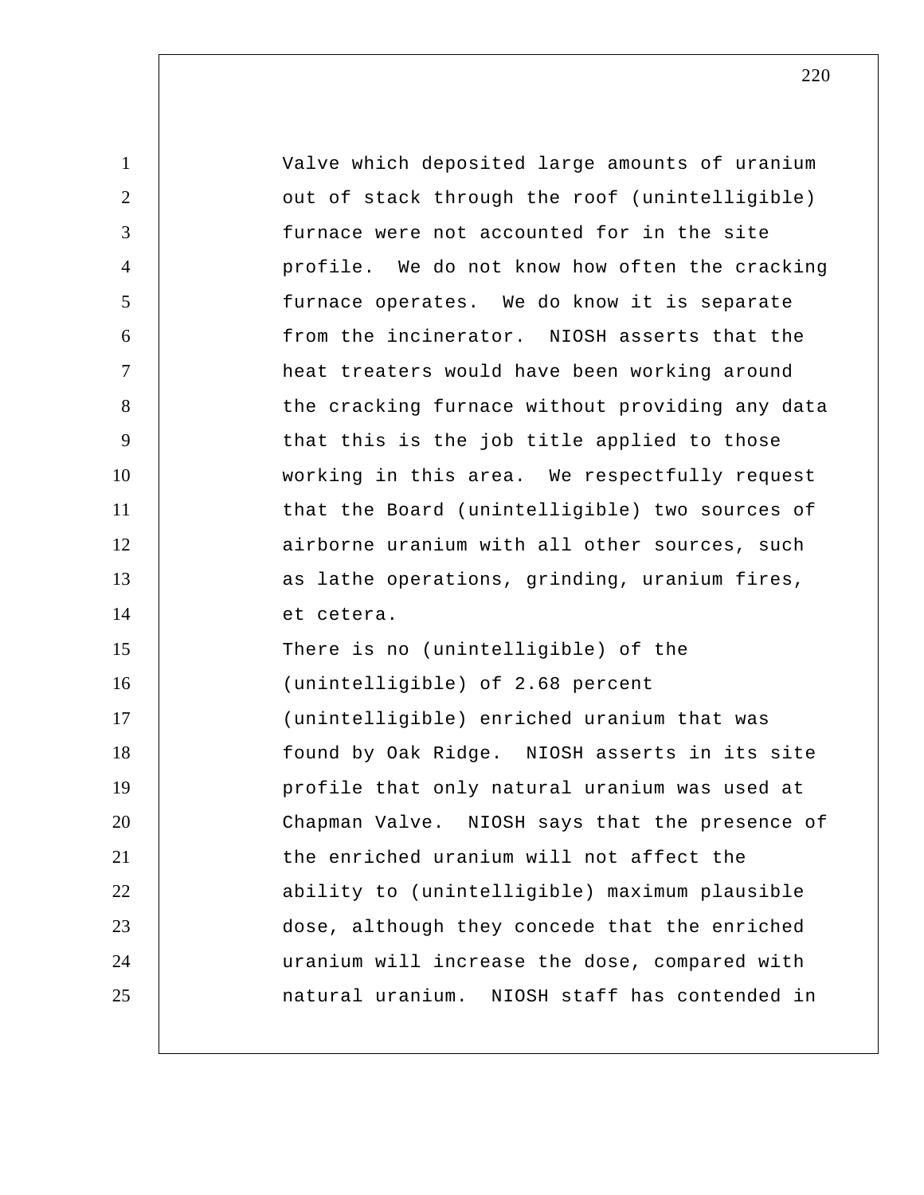Valve which deposited large amounts of uranium out of stack through the roof (unintelligible) furnace were not accounted for in the site profile. We do not know how often the cracking furnace operates. We do know it is separate from the incinerator. NIOSH asserts that the heat treaters would have been working around the cracking furnace without providing any data that this is the job title applied to those working in this area. We respectfully request that the Board (unintelligible) two sources of airborne uranium with all other sources, such as lathe operations, grinding, uranium fires, et cetera.

There is no (unintelligible) of the (unintelligible) of 2.68 percent (unintelligible) enriched uranium that was found by Oak Ridge. NIOSH asserts in its site profile that only natural uranium was used at Chapman Valve. NIOSH says that the presence of the enriched uranium will not affect the ability to (unintelligible) maximum plausible dose, although they concede that the enriched uranium will increase the dose, compared with natural uranium. NIOSH staff has contended in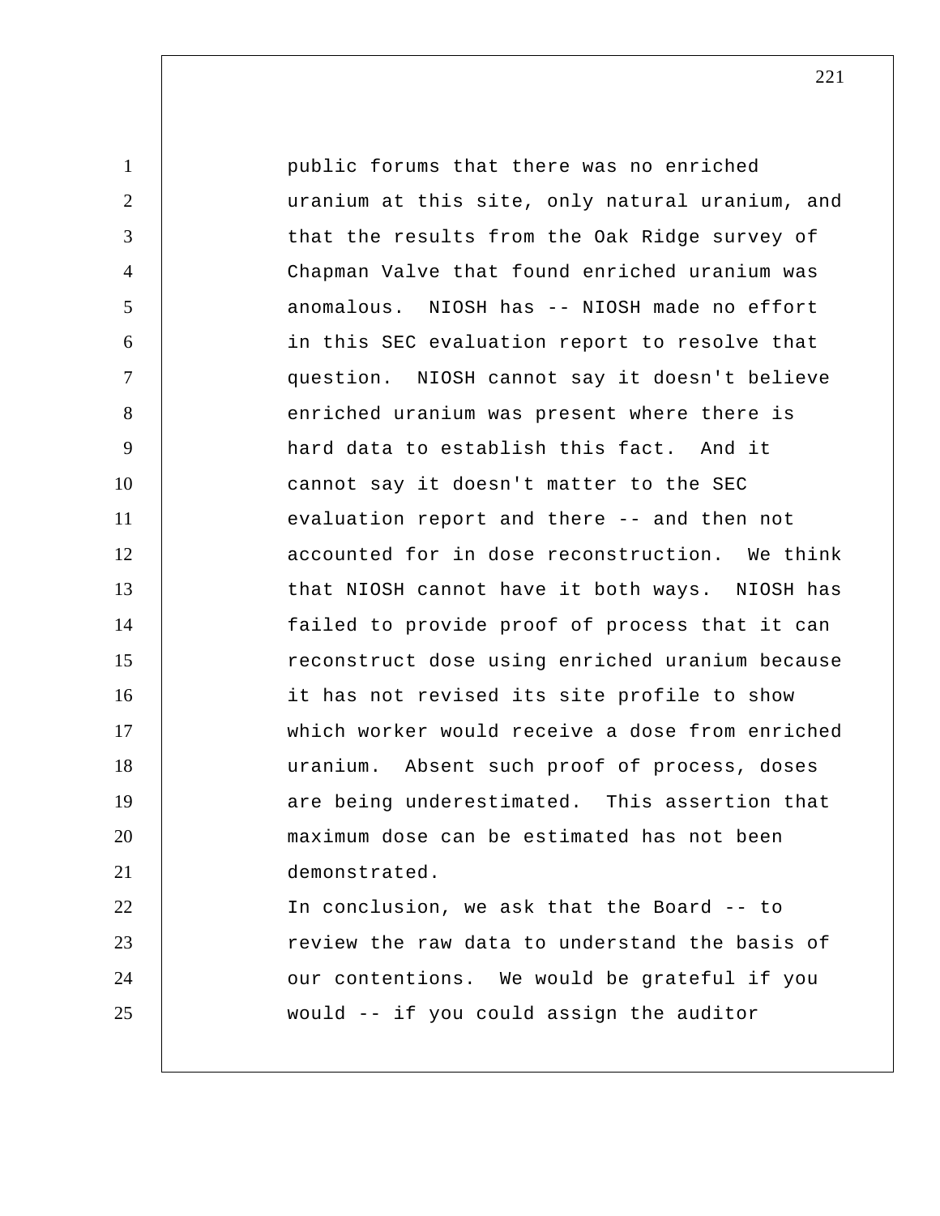public forums that there was no enriched uranium at this site, only natural uranium, and that the results from the Oak Ridge survey of Chapman Valve that found enriched uranium was anomalous. NIOSH has -- NIOSH made no effort in this SEC evaluation report to resolve that question. NIOSH cannot say it doesn't believe enriched uranium was present where there is hard data to establish this fact. And it cannot say it doesn't matter to the SEC evaluation report and there -- and then not accounted for in dose reconstruction. We think that NIOSH cannot have it both ways. NIOSH has failed to provide proof of process that it can reconstruct dose using enriched uranium because it has not revised its site profile to show which worker would receive a dose from enriched uranium. Absent such proof of process, doses are being underestimated. This assertion that maximum dose can be estimated has not been demonstrated.

In conclusion, we ask that the Board -- to review the raw data to understand the basis of our contentions. We would be grateful if you would -- if you could assign the auditor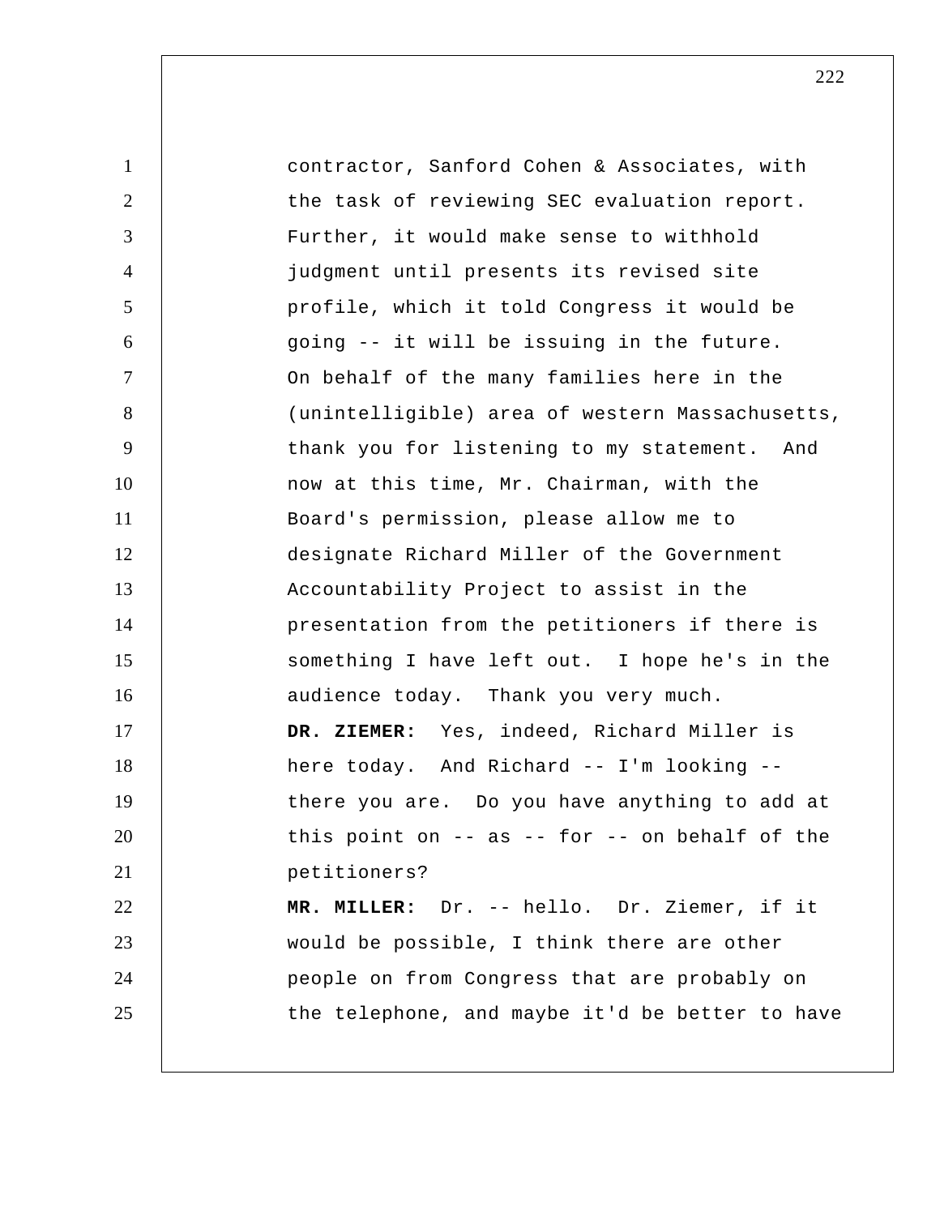contractor, Sanford Cohen & Associates, with the task of reviewing SEC evaluation report. Further, it would make sense to withhold judgment until presents its revised site profile, which it told Congress it would be going -- it will be issuing in the future. On behalf of the many families here in the (unintelligible) area of western Massachusetts, thank you for listening to my statement. And now at this time, Mr. Chairman, with the Board's permission, please allow me to designate Richard Miller of the Government Accountability Project to assist in the presentation from the petitioners if there is something I have left out. I hope he's in the audience today. Thank you very much.

**DR. ZIEMER:** Yes, indeed, Richard Miller is here today. And Richard -- I'm looking -- there you are. Do you have anything to add at this point on -- as -- for -- on behalf of the petitioners?

**MR. MILLER:** Dr. -- hello. Dr. Ziemer, if it would be possible, I think there are other people on from Congress that are probably on the telephone, and maybe it'd be better to have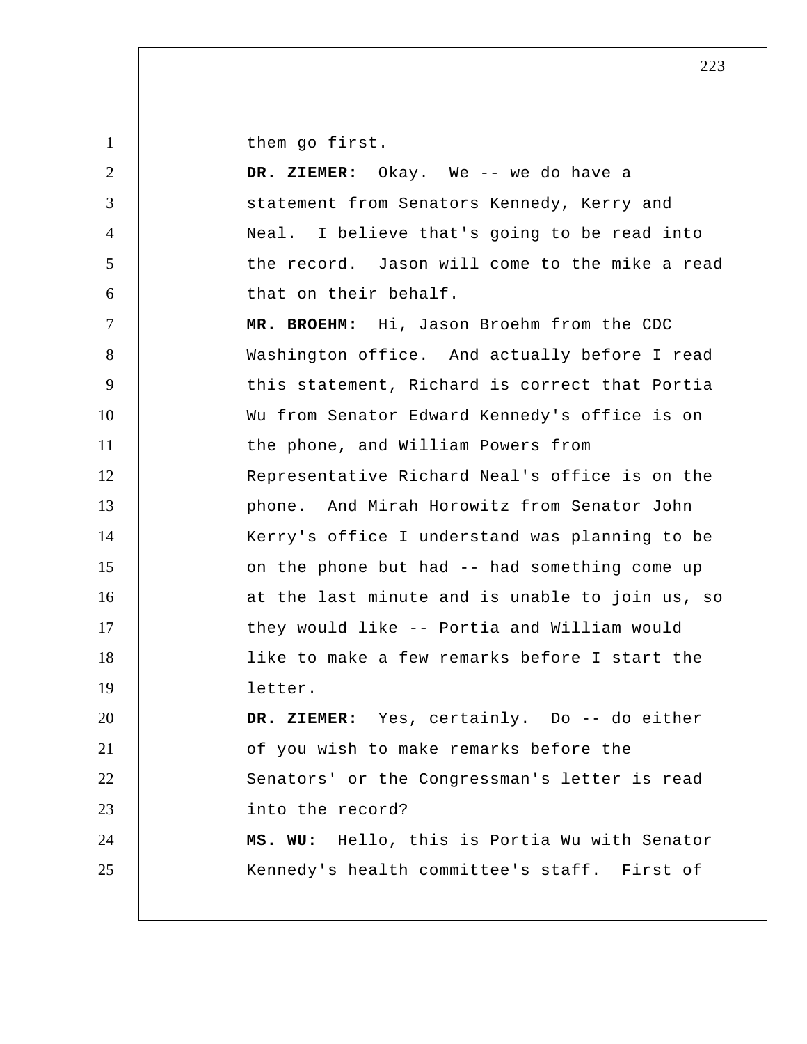them go first.

**DR. ZIEMER:** Okay. We -- we do have a statement from Senators Kennedy, Kerry and Neal. I believe that's going to be read into the record. Jason will come to the mike a read that on their behalf.

**MR. BROEHM:** Hi, Jason Broehm from the CDC Washington office. And actually before I read this statement, Richard is correct that Portia Wu from Senator Edward Kennedy's office is on the phone, and William Powers from Representative Richard Neal's office is on the phone. And Mirah Horowitz from Senator John Kerry's office I understand was planning to be on the phone but had -- had something come up at the last minute and is unable to join us, so they would like -- Portia and William would like to make a few remarks before I start the letter.

**DR. ZIEMER:** Yes, certainly. Do -- do either of you wish to make remarks before the Senators' or the Congressman's letter is read into the record?

**MS. WU:** Hello, this is Portia Wu with Senator Kennedy's health committee's staff. First of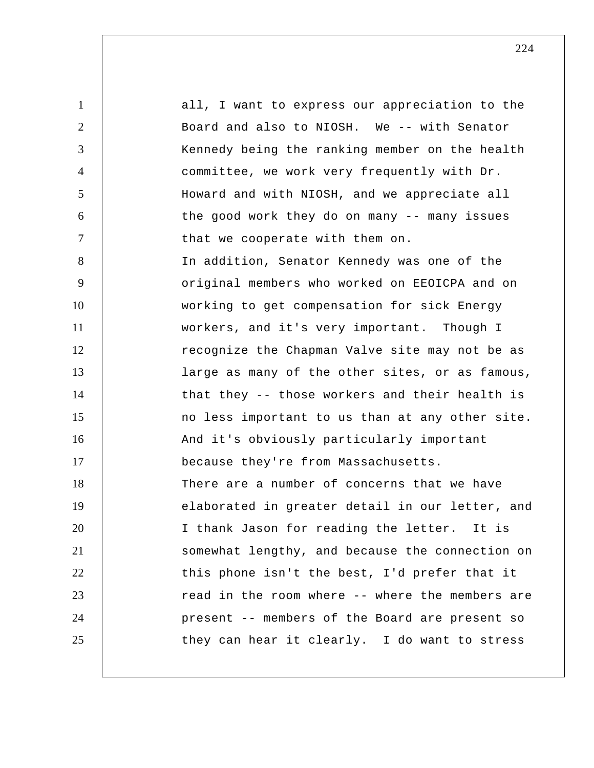all, I want to express our appreciation to the Board and also to NIOSH. We -- with Senator Kennedy being the ranking member on the health committee, we work very frequently with Dr. Howard and with NIOSH, and we appreciate all the good work they do on many -- many issues that we cooperate with them on.

In addition, Senator Kennedy was one of the original members who worked on EEOICPA and on working to get compensation for sick Energy workers, and it's very important. Though I recognize the Chapman Valve site may not be as large as many of the other sites, or as famous, that they -- those workers and their health is no less important to us than at any other site. And it's obviously particularly important because they're from Massachusetts.

There are a number of concerns that we have elaborated in greater detail in our letter, and I thank Jason for reading the letter. It is somewhat lengthy, and because the connection on this phone isn't the best, I'd prefer that it read in the room where -- where the members are present -- members of the Board are present so they can hear it clearly. I do want to stress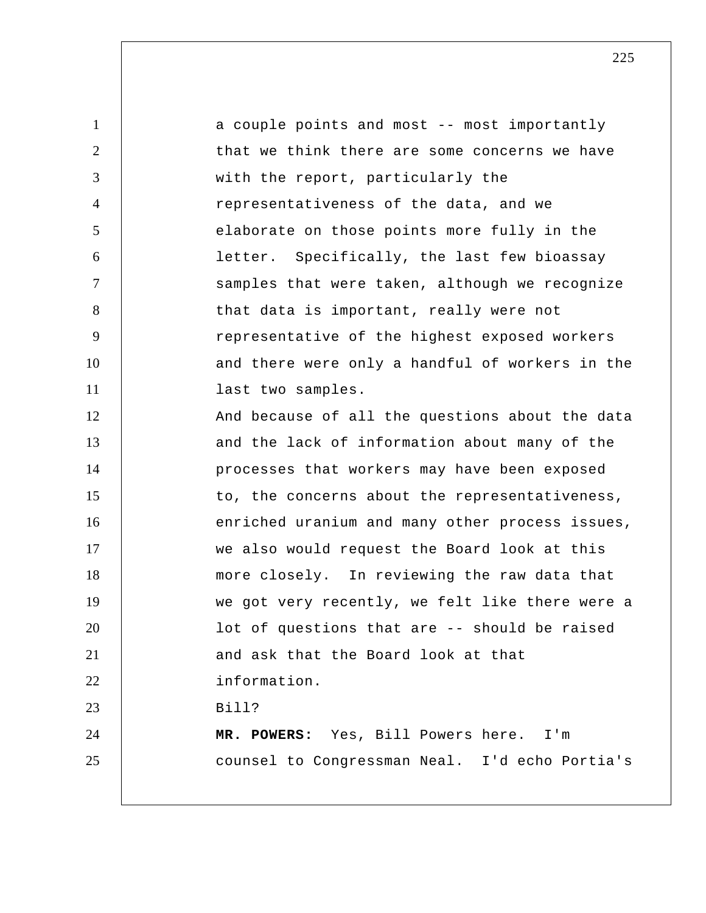a couple points and most -- most importantly that we think there are some concerns we have with the report, particularly the representativeness of the data, and we elaborate on those points more fully in the letter. Specifically, the last few bioassay samples that were taken, although we recognize that data is important, really were not representative of the highest exposed workers and there were only a handful of workers in the last two samples.

And because of all the questions about the data and the lack of information about many of the processes that workers may have been exposed to, the concerns about the representativeness, enriched uranium and many other process issues, we also would request the Board look at this more closely. In reviewing the raw data that we got very recently, we felt like there were a lot of questions that are -- should be raised and ask that the Board look at that information.

Bill?

**MR. POWERS:** Yes, Bill Powers here. I'm counsel to Congressman Neal. I'd echo Portia's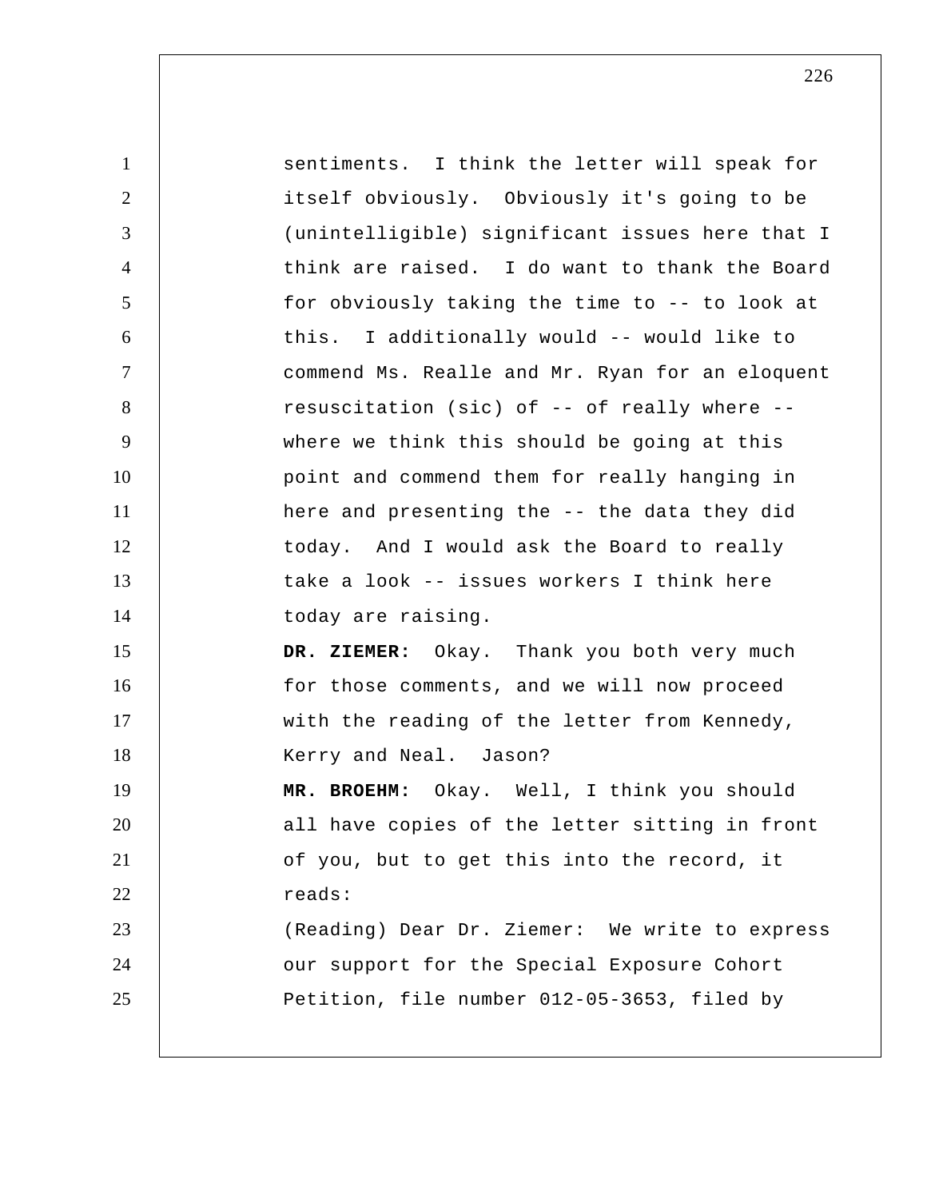sentiments. I think the letter will speak for itself obviously. Obviously it's going to be (unintelligible) significant issues here that I think are raised. I do want to thank the Board for obviously taking the time to -- to look at this. I additionally would -- would like to commend Ms. Realle and Mr. Ryan for an eloquent resuscitation (sic) of -- of really where -- where we think this should be going at this point and commend them for really hanging in here and presenting the -- the data they did today. And I would ask the Board to really take a look -- issues workers I think here today are raising.

**DR. ZIEMER:** Okay. Thank you both very much for those comments, and we will now proceed with the reading of the letter from Kennedy, Kerry and Neal. Jason?

**MR. BROEHM:** Okay. Well, I think you should all have copies of the letter sitting in front of you, but to get this into the record, it reads:

(Reading) Dear Dr. Ziemer: We write to express our support for the Special Exposure Cohort Petition, file number 012-05-3653, filed by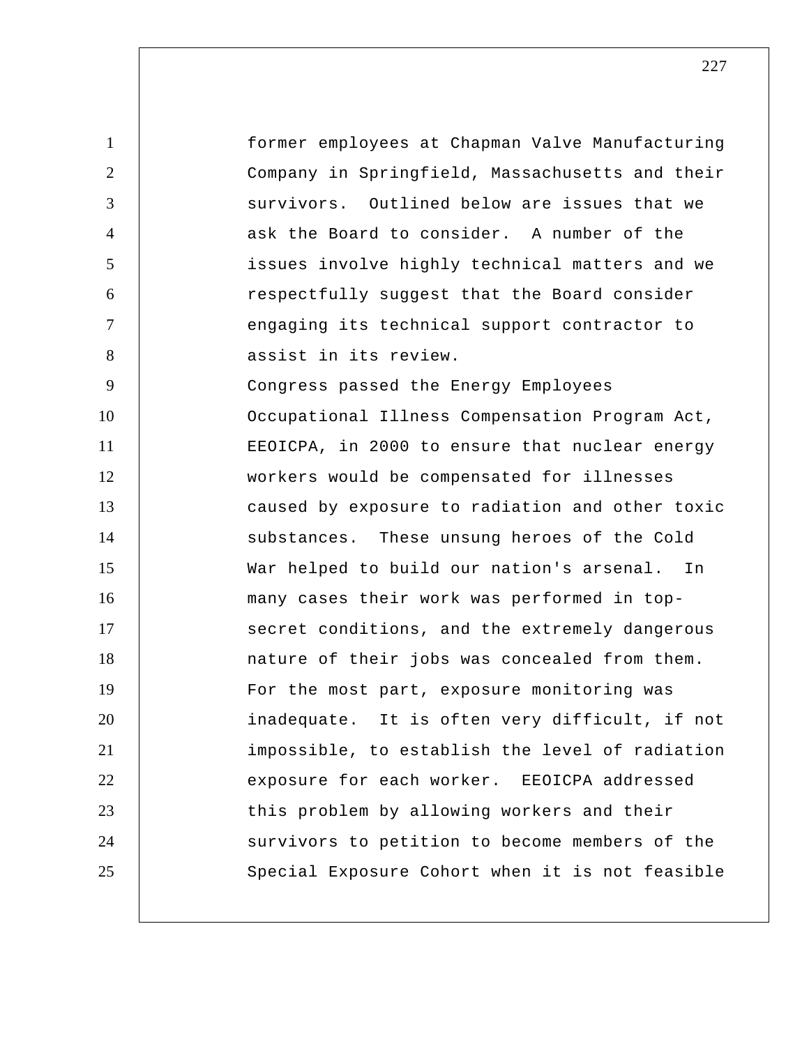former employees at Chapman Valve Manufacturing Company in Springfield, Massachusetts and their survivors. Outlined below are issues that we ask the Board to consider. A number of the issues involve highly technical matters and we respectfully suggest that the Board consider engaging its technical support contractor to assist in its review.

Congress passed the Energy Employees Occupational Illness Compensation Program Act, EEOICPA, in 2000 to ensure that nuclear energy workers would be compensated for illnesses caused by exposure to radiation and other toxic substances. These unsung heroes of the Cold War helped to build our nation's arsenal. In many cases their work was performed in top-secret conditions, and the extremely dangerous nature of their jobs was concealed from them. For the most part, exposure monitoring was inadequate. It is often very difficult, if not impossible, to establish the level of radiation exposure for each worker. EEOICPA addressed this problem by allowing workers and their survivors to petition to become members of the Special Exposure Cohort when it is not feasible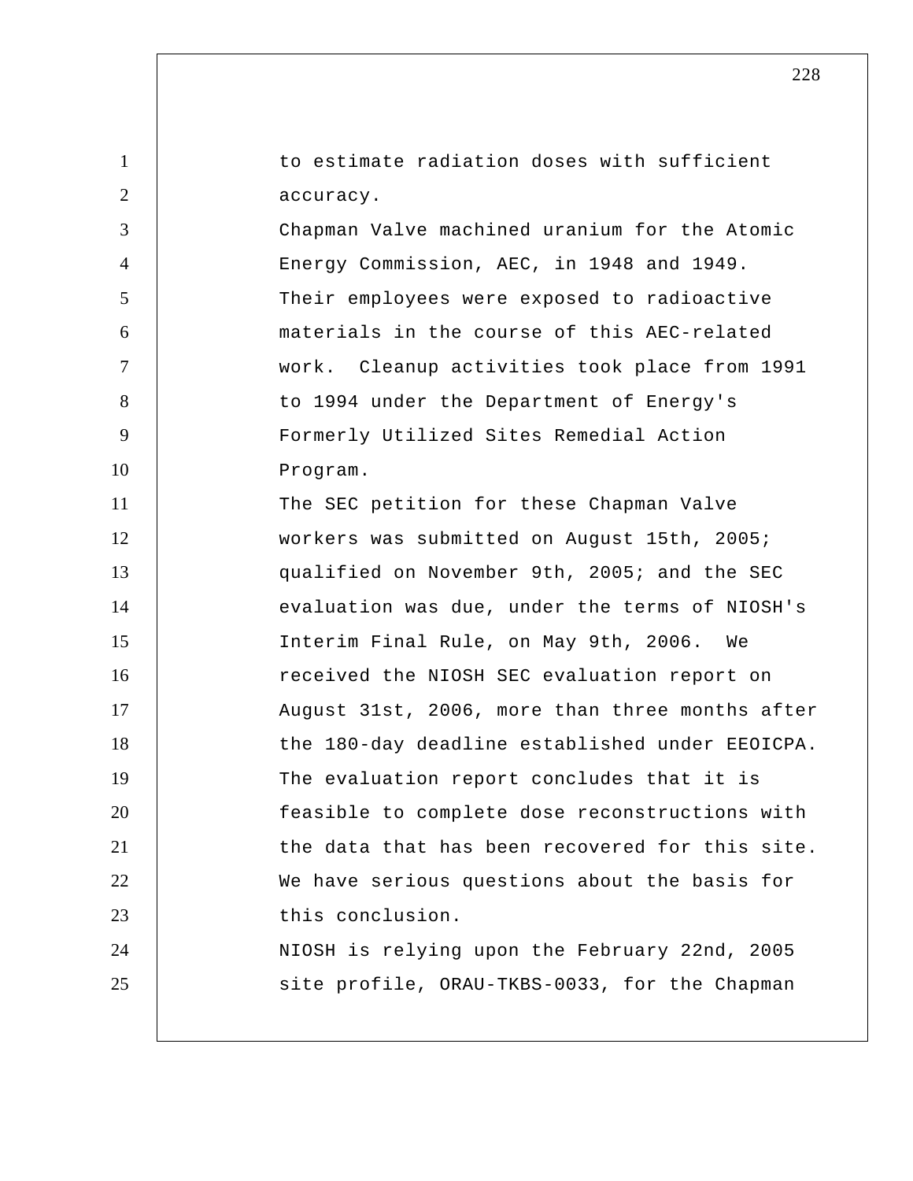to estimate radiation doses with sufficient accuracy.

Chapman Valve machined uranium for the Atomic Energy Commission, AEC, in 1948 and 1949. Their employees were exposed to radioactive materials in the course of this AEC-related work. Cleanup activities took place from 1991 to 1994 under the Department of Energy's Formerly Utilized Sites Remedial Action Program.

The SEC petition for these Chapman Valve workers was submitted on August 15th, 2005; qualified on November 9th, 2005; and the SEC evaluation was due, under the terms of NIOSH's Interim Final Rule, on May 9th, 2006. We received the NIOSH SEC evaluation report on August 31st, 2006, more than three months after the 180-day deadline established under EEOICPA.

The evaluation report concludes that it is feasible to complete dose reconstructions with the data that has been recovered for this site.

We have serious questions about the basis for this conclusion.

NIOSH is relying upon the February 22nd, 2005 site profile, ORAU-TKBS-0033, for the Chapman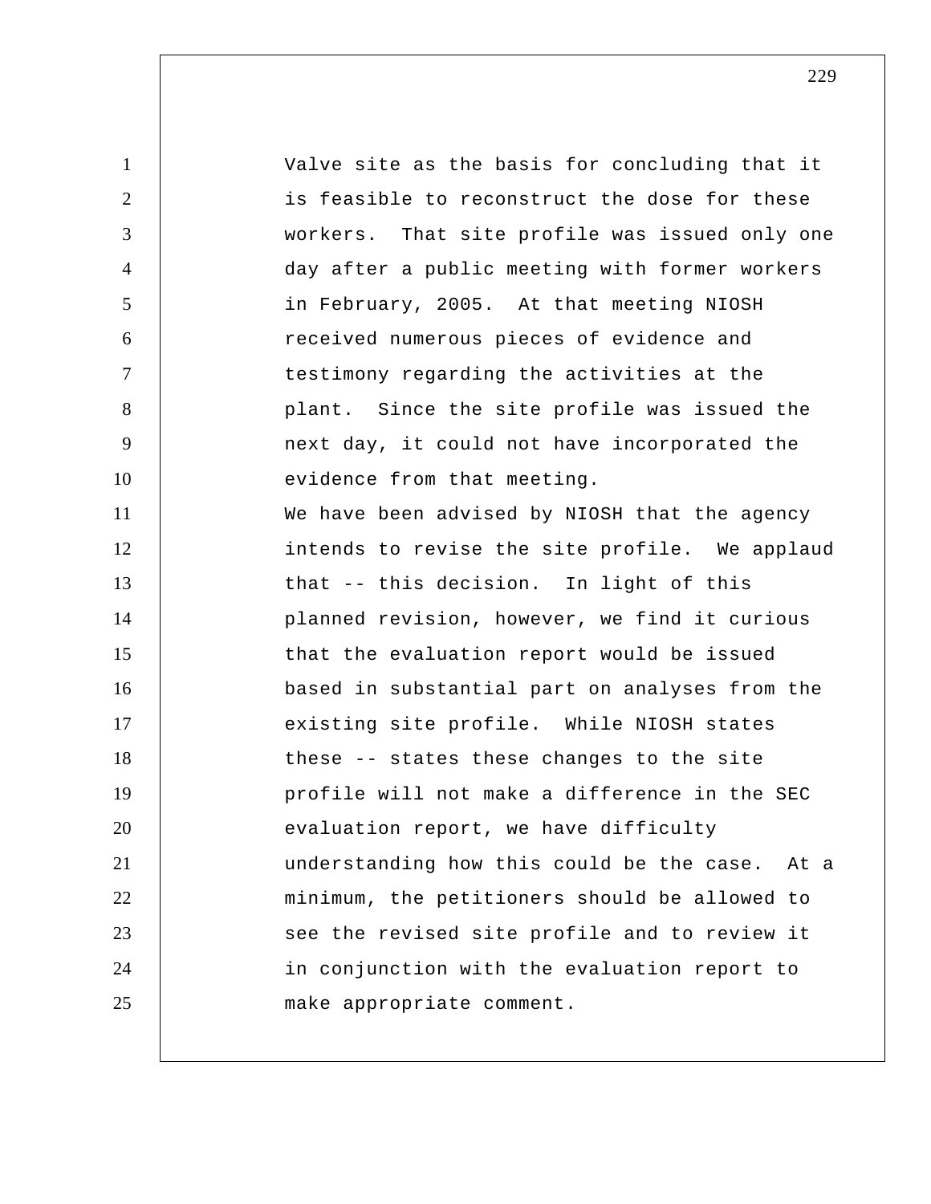Valve site as the basis for concluding that it is feasible to reconstruct the dose for these workers. That site profile was issued only one day after a public meeting with former workers in February, 2005. At that meeting NIOSH received numerous pieces of evidence and testimony regarding the activities at the plant. Since the site profile was issued the next day, it could not have incorporated the evidence from that meeting.

We have been advised by NIOSH that the agency intends to revise the site profile. We applaud that -- this decision. In light of this planned revision, however, we find it curious that the evaluation report would be issued based in substantial part on analyses from the existing site profile. While NIOSH states these -- states these changes to the site profile will not make a difference in the SEC evaluation report, we have difficulty understanding how this could be the case. At a minimum, the petitioners should be allowed to see the revised site profile and to review it in conjunction with the evaluation report to make appropriate comment.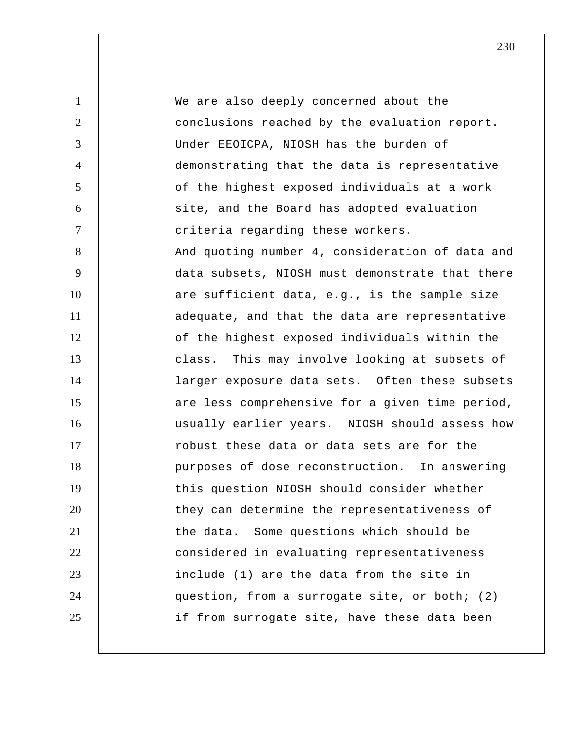We are also deeply concerned about the conclusions reached by the evaluation report. Under EEOICPA, NIOSH has the burden of demonstrating that the data is representative of the highest exposed individuals at a work site, and the Board has adopted evaluation criteria regarding these workers.

And quoting number 4, consideration of data and data subsets, NIOSH must demonstrate that there are sufficient data, e.g., is the sample size adequate, and that the data are representative of the highest exposed individuals within the class. This may involve looking at subsets of larger exposure data sets. Often these subsets are less comprehensive for a given time period, usually earlier years. NIOSH should assess how robust these data or data sets are for the purposes of dose reconstruction. In answering this question NIOSH should consider whether they can determine the representativeness of the data. Some questions which should be considered in evaluating representativeness include (1) are the data from the site in question, from a surrogate site, or both; (2) if from surrogate site, have these data been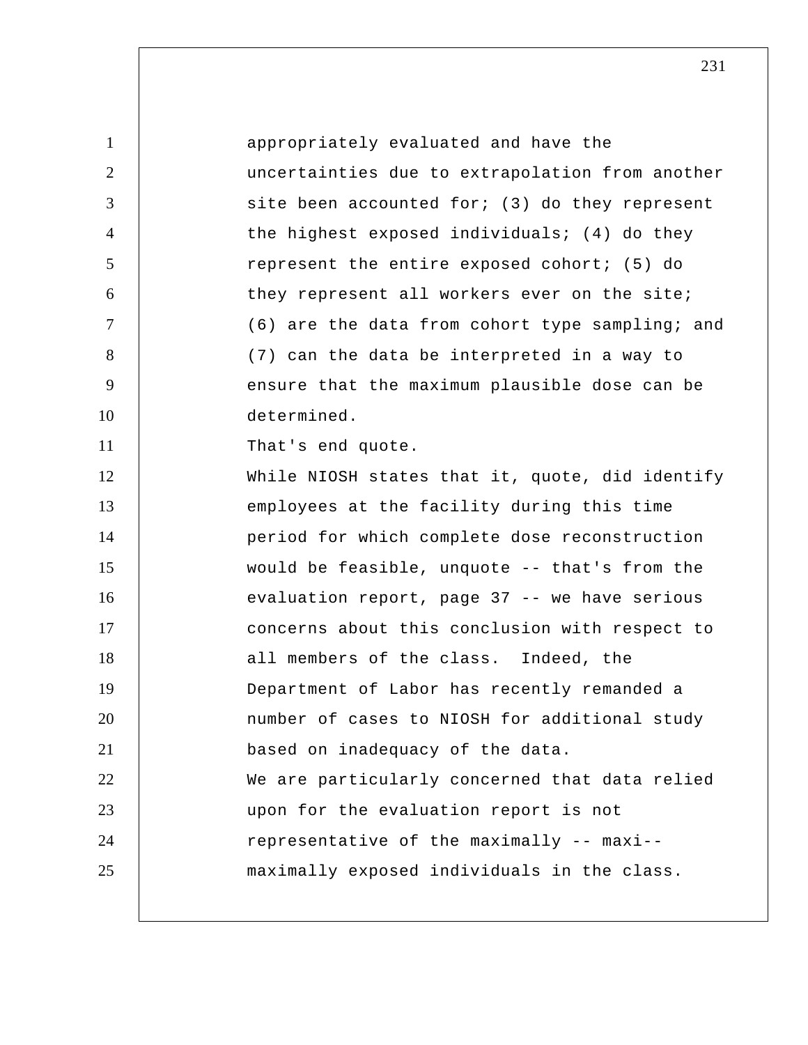appropriately evaluated and have the uncertainties due to extrapolation from another site been accounted for; (3) do they represent the highest exposed individuals; (4) do they represent the entire exposed cohort; (5) do they represent all workers ever on the site; (6) are the data from cohort type sampling; and (7) can the data be interpreted in a way to ensure that the maximum plausible dose can be determined.

That's end quote.

While NIOSH states that it, quote, did identify employees at the facility during this time period for which complete dose reconstruction would be feasible, unquote -- that's from the evaluation report, page 37 -- we have serious concerns about this conclusion with respect to all members of the class. Indeed, the Department of Labor has recently remanded a number of cases to NIOSH for additional study based on inadequacy of the data.

We are particularly concerned that data relied upon for the evaluation report is not representative of the maximally -- maxi-- maximally exposed individuals in the class.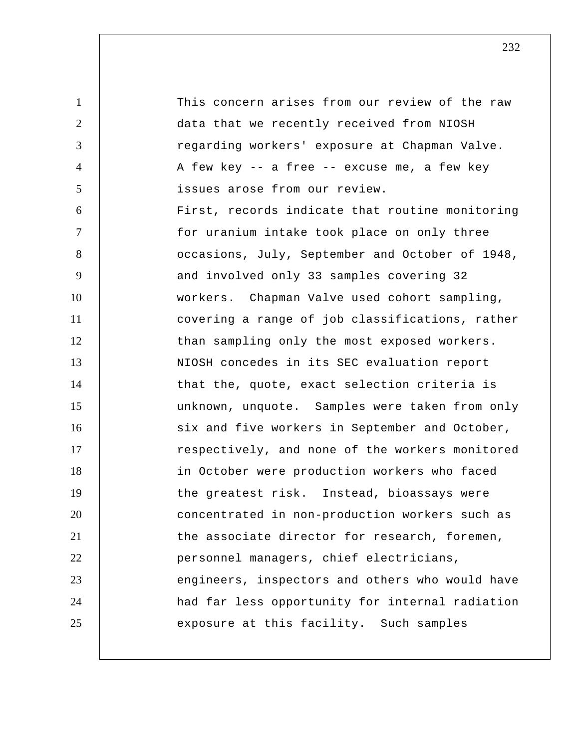This concern arises from our review of the raw data that we recently received from NIOSH regarding workers' exposure at Chapman Valve. A few key -- a free -- excuse me, a few key issues arose from our review.

First, records indicate that routine monitoring for uranium intake took place on only three occasions, July, September and October of 1948, and involved only 33 samples covering 32 workers. Chapman Valve used cohort sampling, covering a range of job classifications, rather than sampling only the most exposed workers. NIOSH concedes in its SEC evaluation report that the, quote, exact selection criteria is unknown, unquote. Samples were taken from only six and five workers in September and October, respectively, and none of the workers monitored in October were production workers who faced the greatest risk. Instead, bioassays were concentrated in non-production workers such as the associate director for research, foremen, personnel managers, chief electricians, engineers, inspectors and others who would have had far less opportunity for internal radiation exposure at this facility. Such samples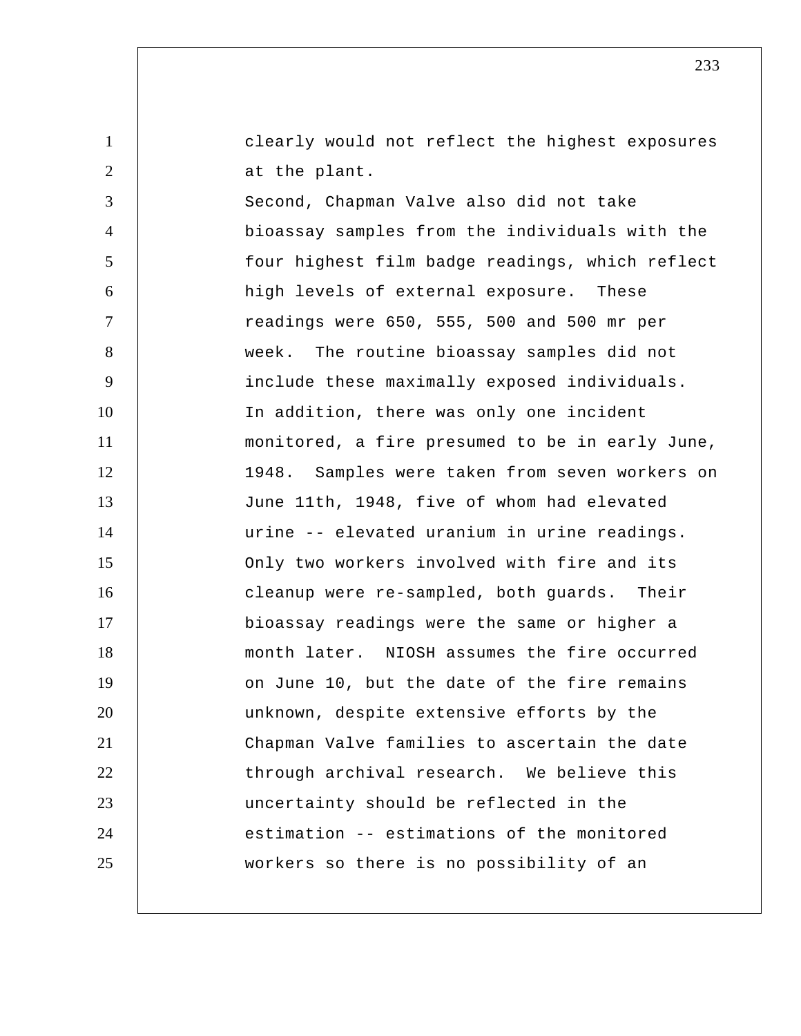clearly would not reflect the highest exposures at the plant.

Second, Chapman Valve also did not take bioassay samples from the individuals with the four highest film badge readings, which reflect high levels of external exposure. These readings were 650, 555, 500 and 500 mr per week. The routine bioassay samples did not include these maximally exposed individuals.

In addition, there was only one incident monitored, a fire presumed to be in early June, 1948. Samples were taken from seven workers on June 11th, 1948, five of whom had elevated urine -- elevated uranium in urine readings. Only two workers involved with fire and its cleanup were re-sampled, both guards. Their bioassay readings were the same or higher a month later. NIOSH assumes the fire occurred on June 10, but the date of the fire remains unknown, despite extensive efforts by the Chapman Valve families to ascertain the date through archival research. We believe this uncertainty should be reflected in the estimation -- estimations of the monitored workers so there is no possibility of an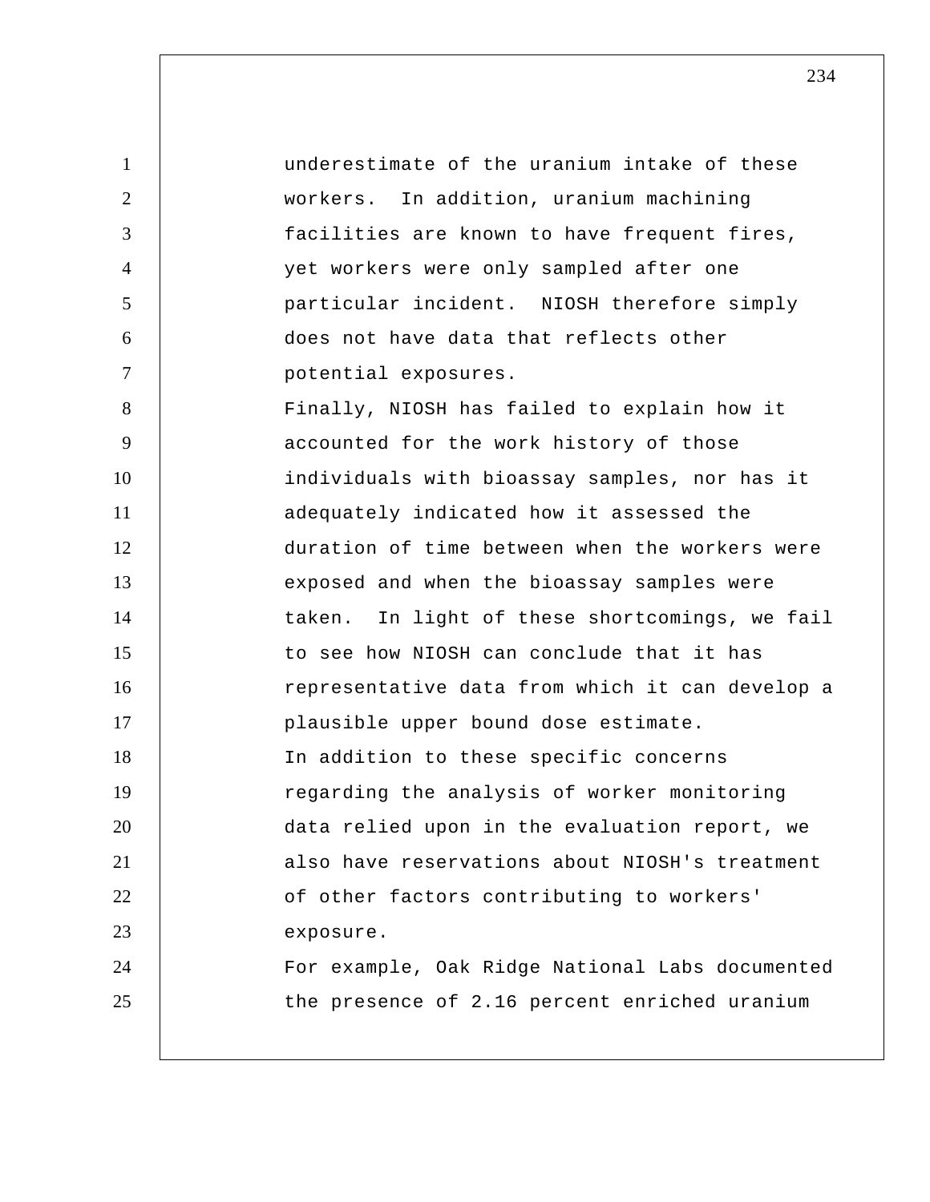underestimate of the uranium intake of these workers. In addition, uranium machining facilities are known to have frequent fires, yet workers were only sampled after one particular incident. NIOSH therefore simply does not have data that reflects other potential exposures.

Finally, NIOSH has failed to explain how it accounted for the work history of those individuals with bioassay samples, nor has it adequately indicated how it assessed the duration of time between when the workers were exposed and when the bioassay samples were taken. In light of these shortcomings, we fail to see how NIOSH can conclude that it has representative data from which it can develop a plausible upper bound dose estimate.

In addition to these specific concerns regarding the analysis of worker monitoring data relied upon in the evaluation report, we also have reservations about NIOSH's treatment of other factors contributing to workers' exposure.

For example, Oak Ridge National Labs documented the presence of 2.16 percent enriched uranium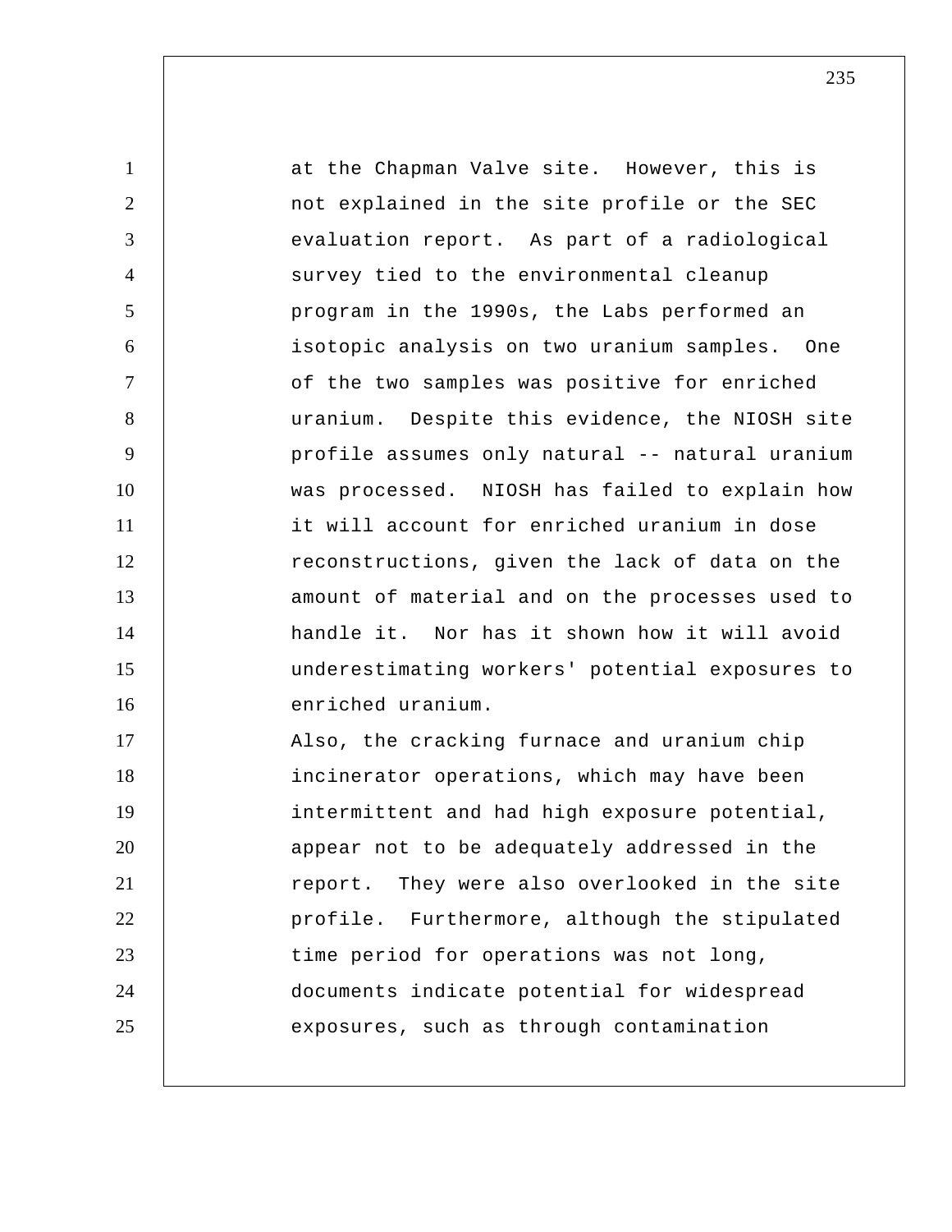at the Chapman Valve site. However, this is not explained in the site profile or the SEC evaluation report. As part of a radiological survey tied to the environmental cleanup program in the 1990s, the Labs performed an isotopic analysis on two uranium samples. One of the two samples was positive for enriched uranium. Despite this evidence, the NIOSH site profile assumes only natural -- natural uranium was processed. NIOSH has failed to explain how it will account for enriched uranium in dose reconstructions, given the lack of data on the amount of material and on the processes used to handle it. Nor has it shown how it will avoid underestimating workers' potential exposures to enriched uranium.

Also, the cracking furnace and uranium chip incinerator operations, which may have been intermittent and had high exposure potential, appear not to be adequately addressed in the report. They were also overlooked in the site profile. Furthermore, although the stipulated time period for operations was not long, documents indicate potential for widespread exposures, such as through contamination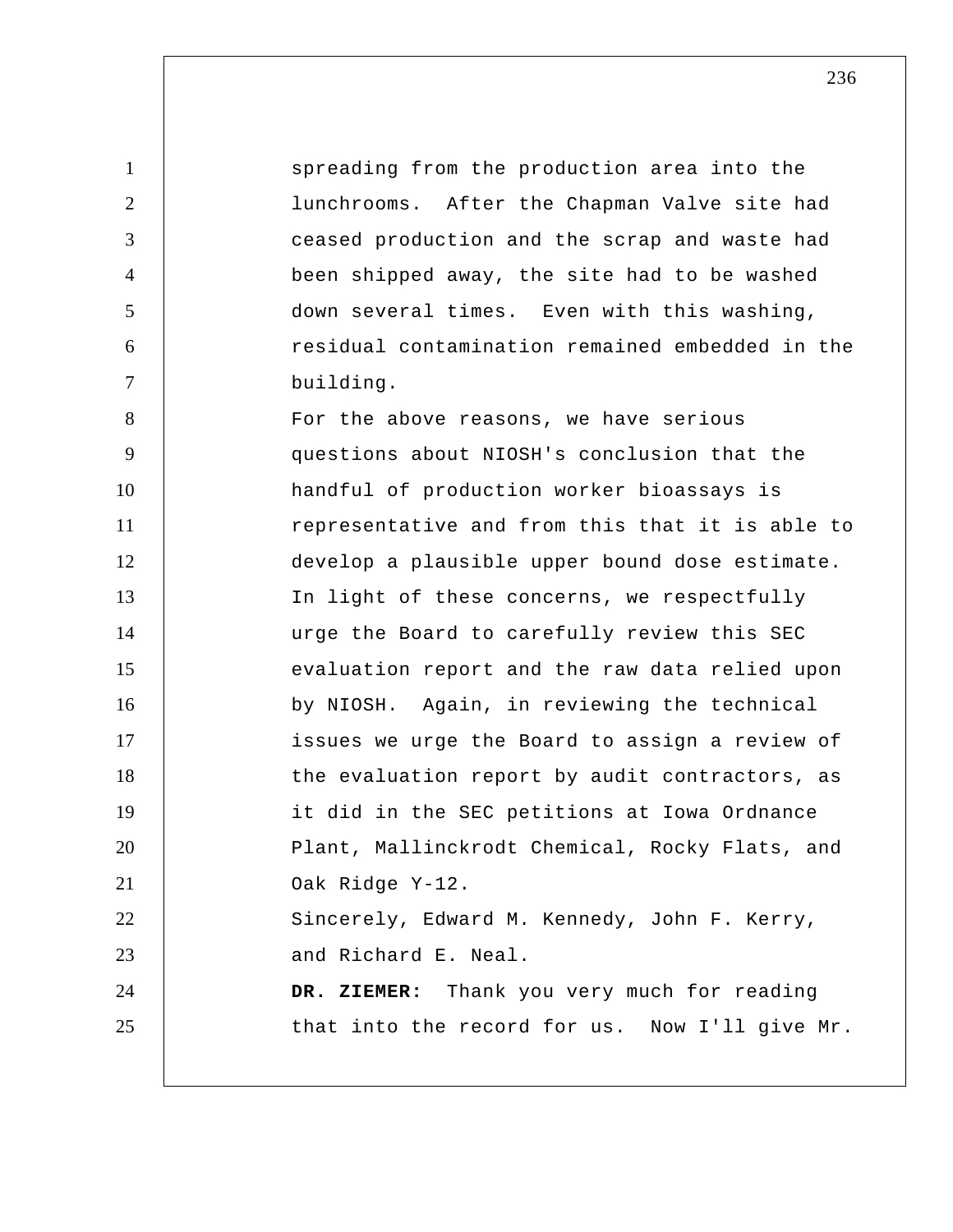spreading from the production area into the lunchrooms. After the Chapman Valve site had ceased production and the scrap and waste had been shipped away, the site had to be washed down several times. Even with this washing, residual contamination remained embedded in the building.

For the above reasons, we have serious questions about NIOSH's conclusion that the handful of production worker bioassays is representative and from this that it is able to develop a plausible upper bound dose estimate. In light of these concerns, we respectfully urge the Board to carefully review this SEC evaluation report and the raw data relied upon by NIOSH. Again, in reviewing the technical issues we urge the Board to assign a review of the evaluation report by audit contractors, as it did in the SEC petitions at Iowa Ordnance Plant, Mallinckrodt Chemical, Rocky Flats, and Oak Ridge Y-12.

Sincerely, Edward M. Kennedy, John F. Kerry, and Richard E. Neal.

**DR. ZIEMER:** Thank you very much for reading that into the record for us. Now I'll give Mr.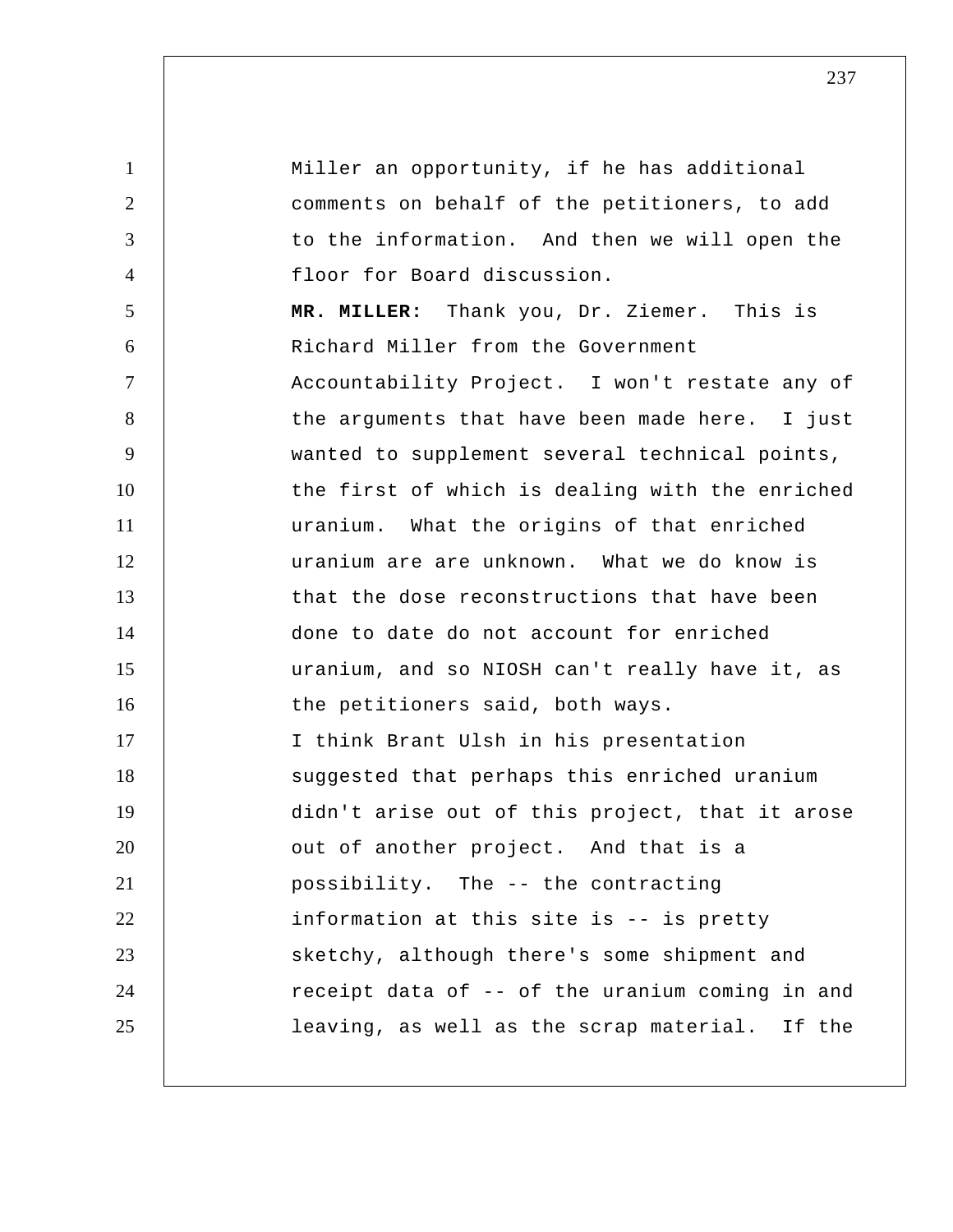Miller an opportunity, if he has additional comments on behalf of the petitioners, to add to the information. And then we will open the floor for Board discussion.

**MR. MILLER:** Thank you, Dr. Ziemer. This is Richard Miller from the Government Accountability Project. I won't restate any of the arguments that have been made here. I just wanted to supplement several technical points, the first of which is dealing with the enriched uranium. What the origins of that enriched uranium are are unknown. What we do know is that the dose reconstructions that have been done to date do not account for enriched uranium, and so NIOSH can't really have it, as the petitioners said, both ways.

I think Brant Ulsh in his presentation suggested that perhaps this enriched uranium didn't arise out of this project, that it arose out of another project. And that is a possibility. The -- the contracting information at this site is -- is pretty sketchy, although there's some shipment and receipt data of -- of the uranium coming in and leaving, as well as the scrap material. If the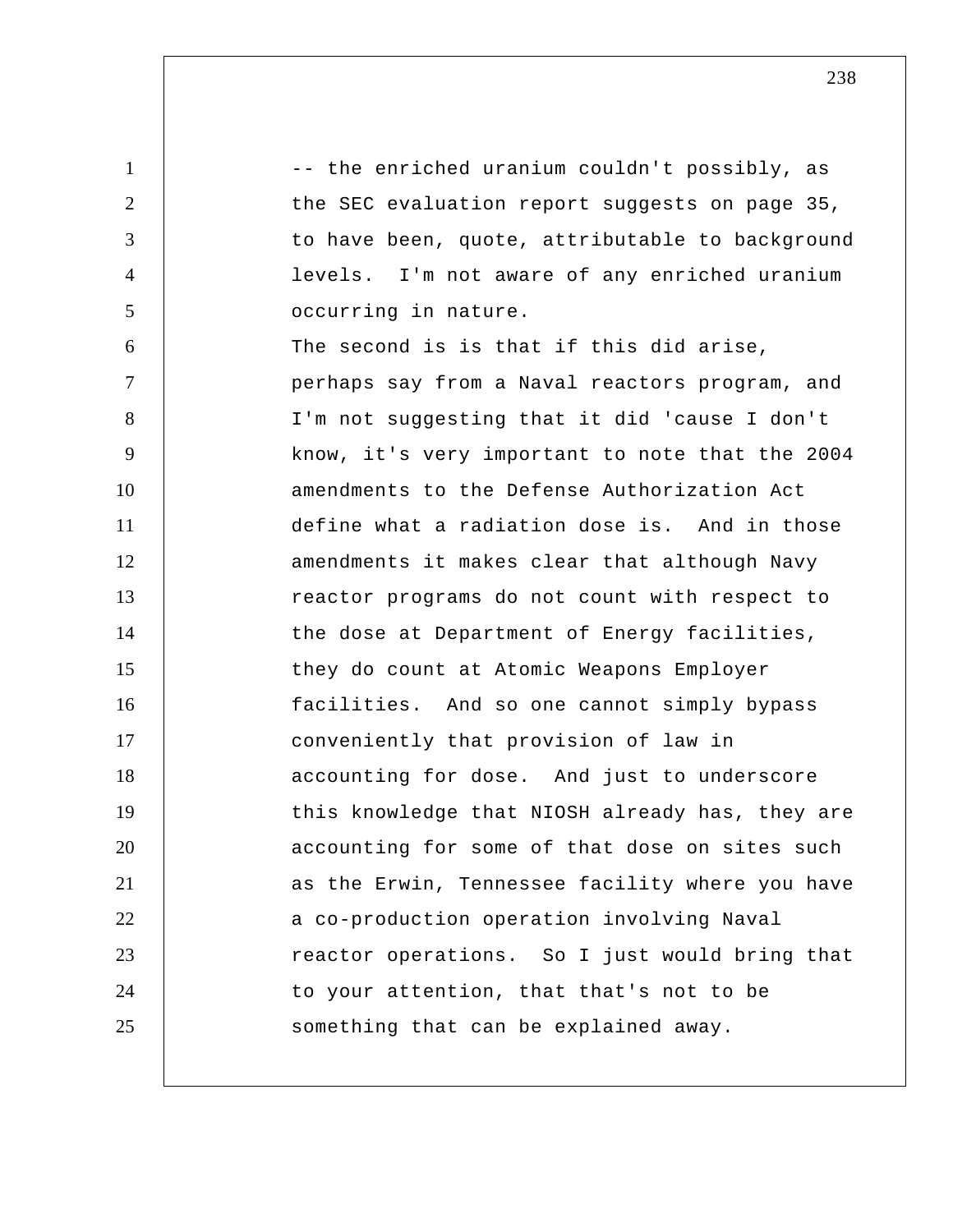-- the enriched uranium couldn't possibly, as the SEC evaluation report suggests on page 35, to have been, quote, attributable to background levels. I'm not aware of any enriched uranium occurring in nature.

The second is is that if this did arise, perhaps say from a Naval reactors program, and I'm not suggesting that it did 'cause I don't know, it's very important to note that the 2004 amendments to the Defense Authorization Act define what a radiation dose is. And in those amendments it makes clear that although Navy reactor programs do not count with respect to the dose at Department of Energy facilities, they do count at Atomic Weapons Employer facilities. And so one cannot simply bypass conveniently that provision of law in accounting for dose. And just to underscore this knowledge that NIOSH already has, they are accounting for some of that dose on sites such as the Erwin, Tennessee facility where you have a co-production operation involving Naval reactor operations. So I just would bring that to your attention, that that's not to be something that can be explained away.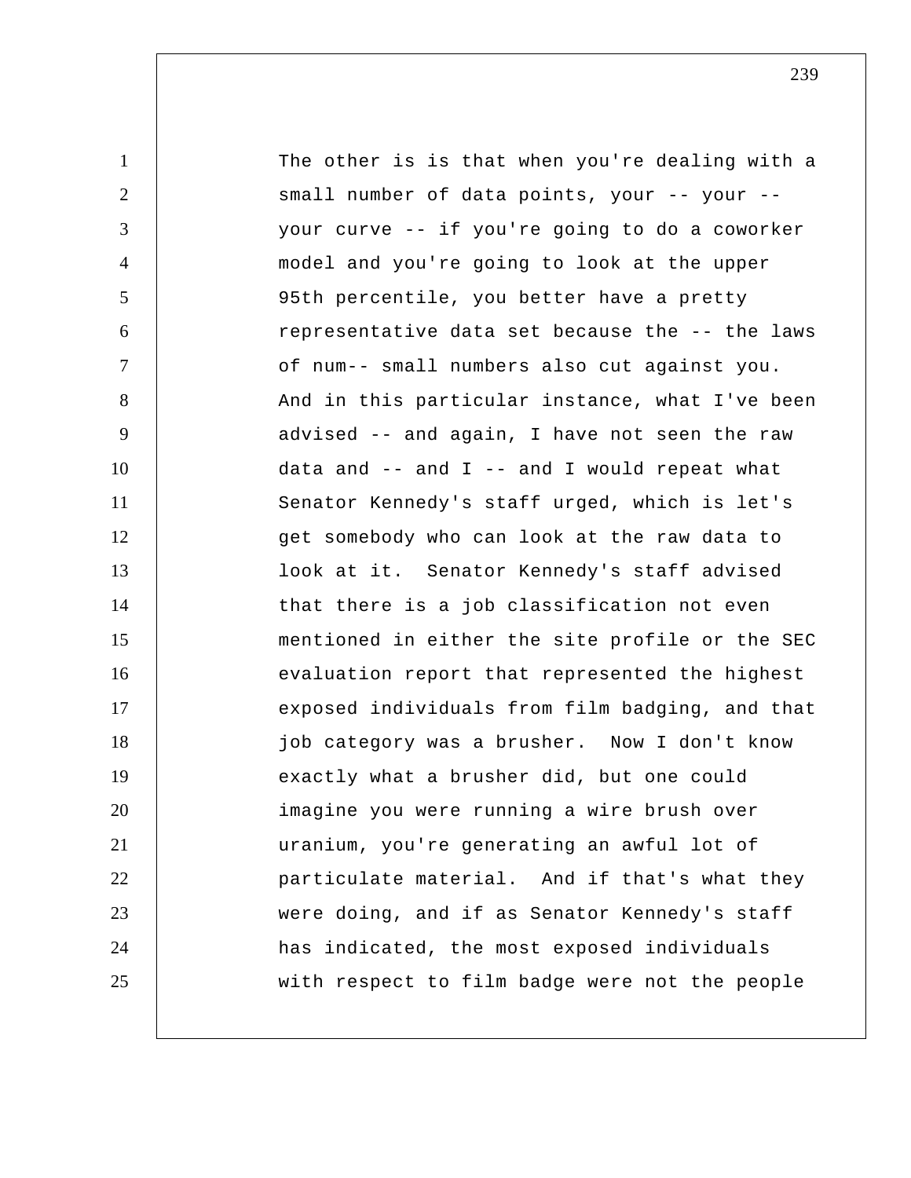The other is is that when you're dealing with a small number of data points, your -- your -- your curve -- if you're going to do a coworker model and you're going to look at the upper 95th percentile, you better have a pretty representative data set because the -- the laws of num-- small numbers also cut against you. And in this particular instance, what I've been advised -- and again, I have not seen the raw data and -- and I -- and I would repeat what Senator Kennedy's staff urged, which is let's get somebody who can look at the raw data to look at it. Senator Kennedy's staff advised that there is a job classification not even mentioned in either the site profile or the SEC evaluation report that represented the highest exposed individuals from film badging, and that job category was a brusher. Now I don't know exactly what a brusher did, but one could imagine you were running a wire brush over uranium, you're generating an awful lot of particulate material. And if that's what they were doing, and if as Senator Kennedy's staff has indicated, the most exposed individuals with respect to film badge were not the people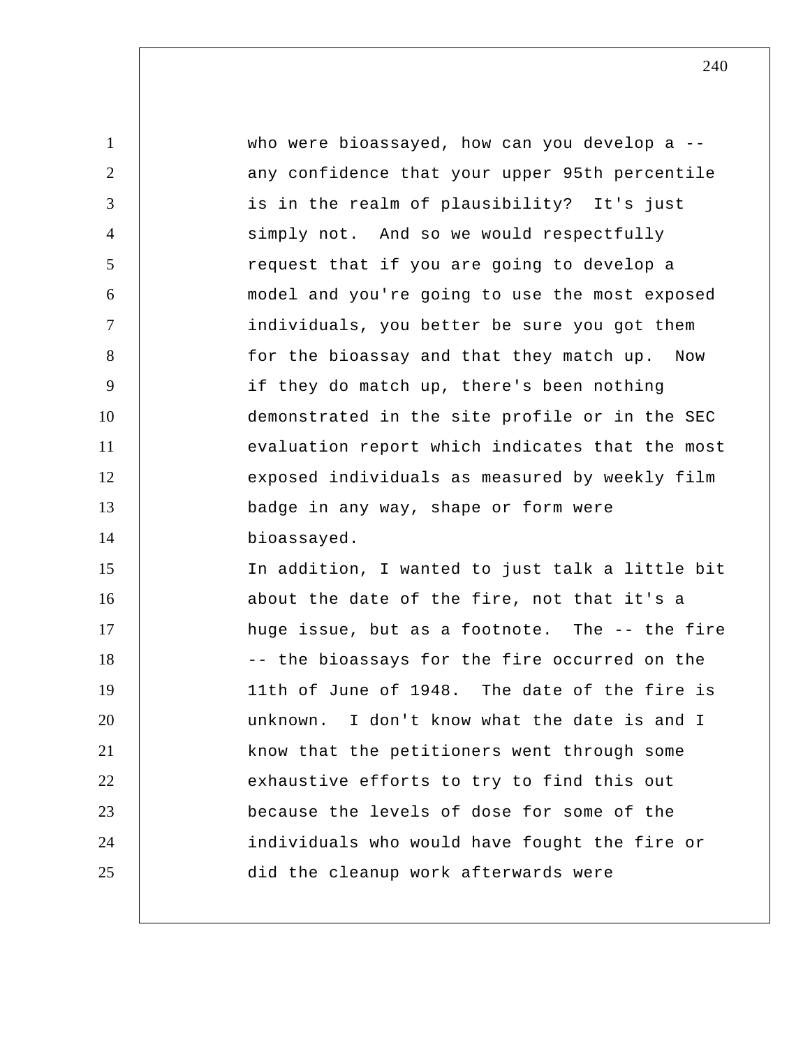who were bioassayed, how can you develop a -- any confidence that your upper 95th percentile is in the realm of plausibility? It's just simply not. And so we would respectfully request that if you are going to develop a model and you're going to use the most exposed individuals, you better be sure you got them for the bioassay and that they match up. Now if they do match up, there's been nothing demonstrated in the site profile or in the SEC evaluation report which indicates that the most exposed individuals as measured by weekly film badge in any way, shape or form were bioassayed.

In addition, I wanted to just talk a little bit about the date of the fire, not that it's a huge issue, but as a footnote. The -- the fire -- the bioassays for the fire occurred on the 11th of June of 1948. The date of the fire is unknown. I don't know what the date is and I know that the petitioners went through some exhaustive efforts to try to find this out because the levels of dose for some of the individuals who would have fought the fire or did the cleanup work afterwards were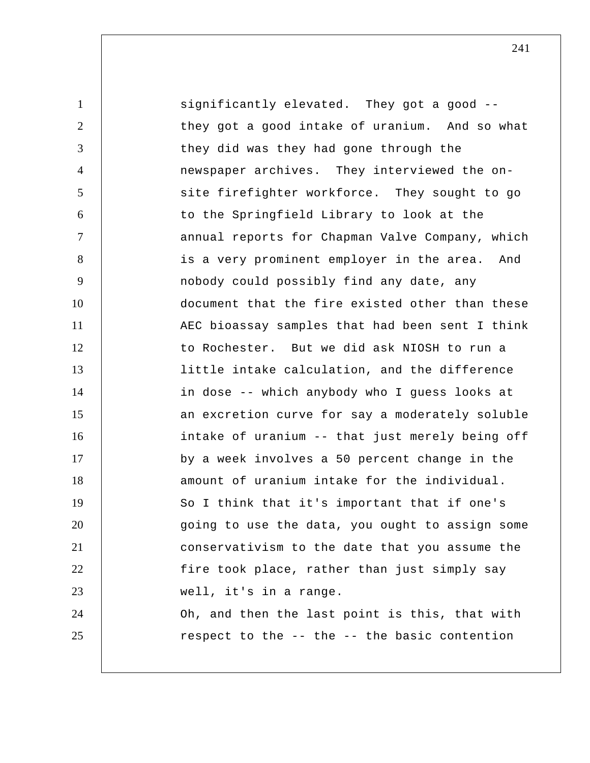significantly elevated. They got a good -- they got a good intake of uranium. And so what they did was they had gone through the newspaper archives. They interviewed the on-site firefighter workforce. They sought to go to the Springfield Library to look at the annual reports for Chapman Valve Company, which is a very prominent employer in the area. And nobody could possibly find any date, any document that the fire existed other than these AEC bioassay samples that had been sent I think to Rochester. But we did ask NIOSH to run a little intake calculation, and the difference in dose -- which anybody who I guess looks at an excretion curve for say a moderately soluble intake of uranium -- that just merely being off by a week involves a 50 percent change in the amount of uranium intake for the individual. So I think that it's important that if one's going to use the data, you ought to assign some conservativism to the date that you assume the fire took place, rather than just simply say well, it's in a range.

Oh, and then the last point is this, that with respect to the -- the -- the basic contention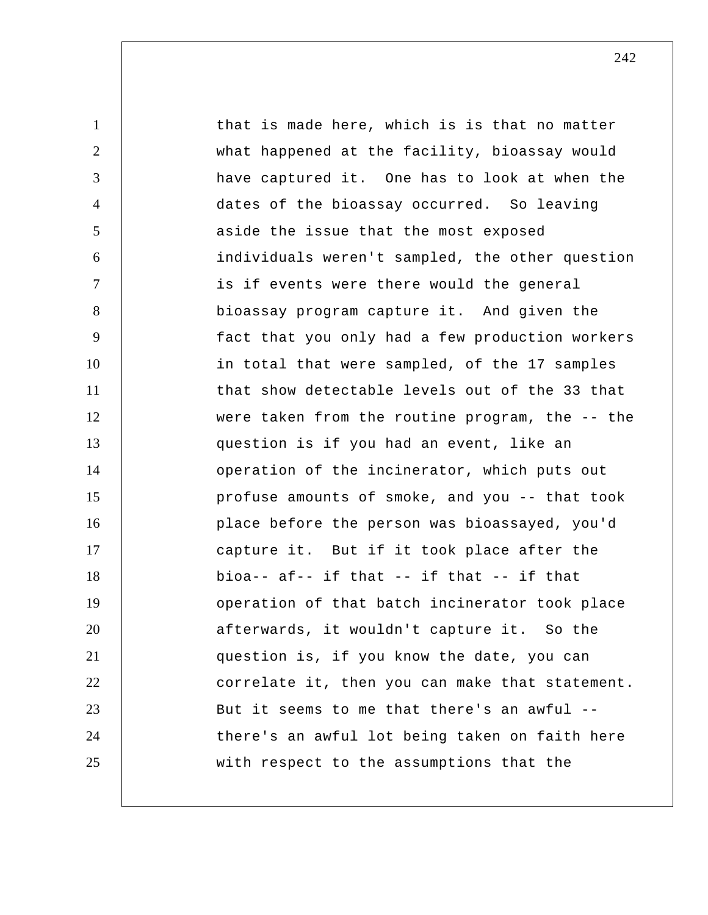that is made here, which is is that no matter what happened at the facility, bioassay would have captured it. One has to look at when the dates of the bioassay occurred. So leaving aside the issue that the most exposed individuals weren't sampled, the other question is if events were there would the general bioassay program capture it. And given the fact that you only had a few production workers in total that were sampled, of the 17 samples that show detectable levels out of the 33 that were taken from the routine program, the -- the question is if you had an event, like an operation of the incinerator, which puts out profuse amounts of smoke, and you -- that took place before the person was bioassayed, you'd capture it. But if it took place after the bioa-- af-- if that -- if that -- if that operation of that batch incinerator took place afterwards, it wouldn't capture it. So the question is, if you know the date, you can correlate it, then you can make that statement. But it seems to me that there's an awful -- there's an awful lot being taken on faith here with respect to the assumptions that the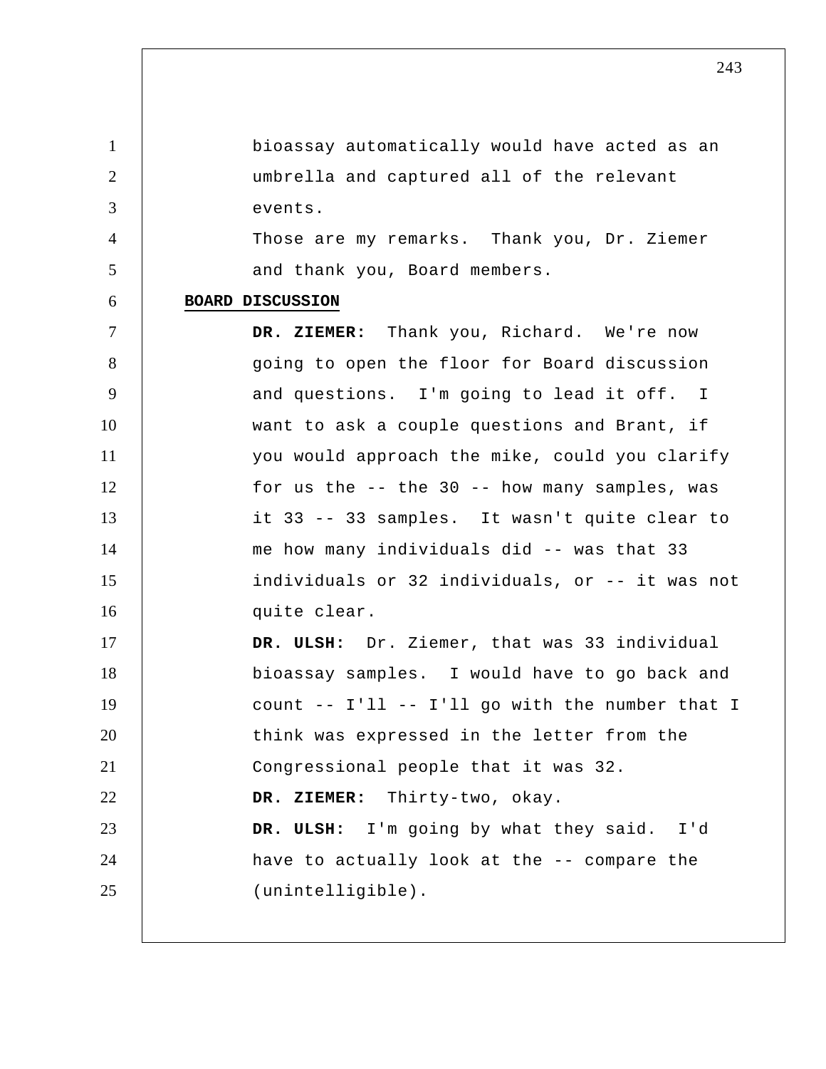bioassay automatically would have acted as an umbrella and captured all of the relevant events.

Those are my remarks. Thank you, Dr. Ziemer and thank you, Board members.

## BOARD DISCUSSION

**DR. ZIEMER:** Thank you, Richard. We're now going to open the floor for Board discussion and questions. I'm going to lead it off. I want to ask a couple questions and Brant, if you would approach the mike, could you clarify for us the -- the 30 -- how many samples, was it 33 -- 33 samples. It wasn't quite clear to me how many individuals did -- was that 33 individuals or 32 individuals, or -- it was not quite clear.

**DR. ULSH:** Dr. Ziemer, that was 33 individual bioassay samples. I would have to go back and count -- I'll -- I'll go with the number that I think was expressed in the letter from the Congressional people that it was 32.

**DR. ZIEMER:** Thirty-two, okay.

**DR. ULSH:** I'm going by what they said. I'd have to actually look at the -- compare the (unintelligible).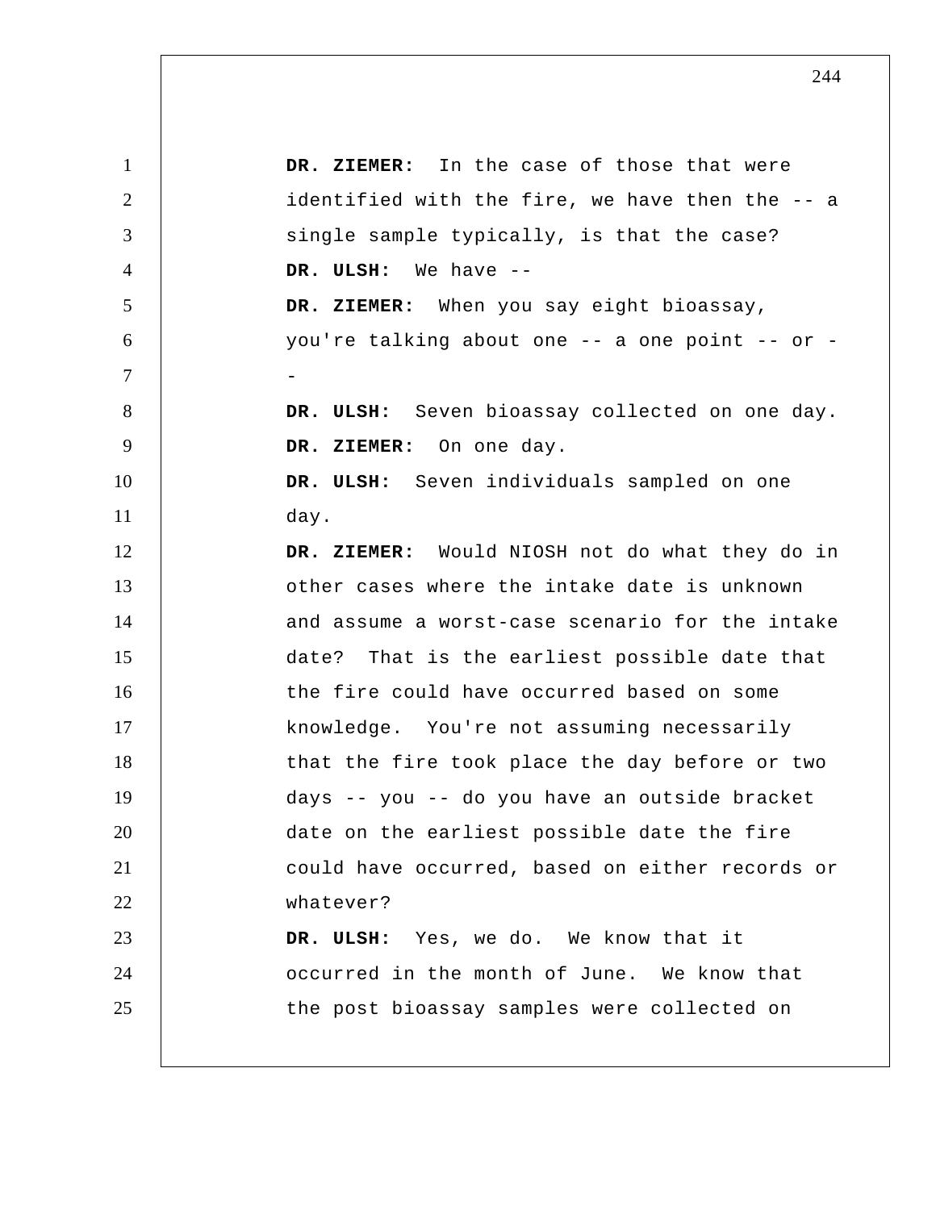**DR. ZIEMER:** In the case of those that were identified with the fire, we have then the -- a single sample typically, is that the case?

**DR. ULSH:** We have --

**DR. ZIEMER:** When you say eight bioassay, you're talking about one -- a one point -- or --

**DR. ULSH:** Seven bioassay collected on one day.

**DR. ZIEMER:** On one day.

**DR. ULSH:** Seven individuals sampled on one day.

**DR. ZIEMER:** Would NIOSH not do what they do in other cases where the intake date is unknown and assume a worst-case scenario for the intake date? That is the earliest possible date that the fire could have occurred based on some knowledge. You're not assuming necessarily that the fire took place the day before or two days -- you -- do you have an outside bracket date on the earliest possible date the fire could have occurred, based on either records or whatever?

**DR. ULSH:** Yes, we do. We know that it occurred in the month of June. We know that the post bioassay samples were collected on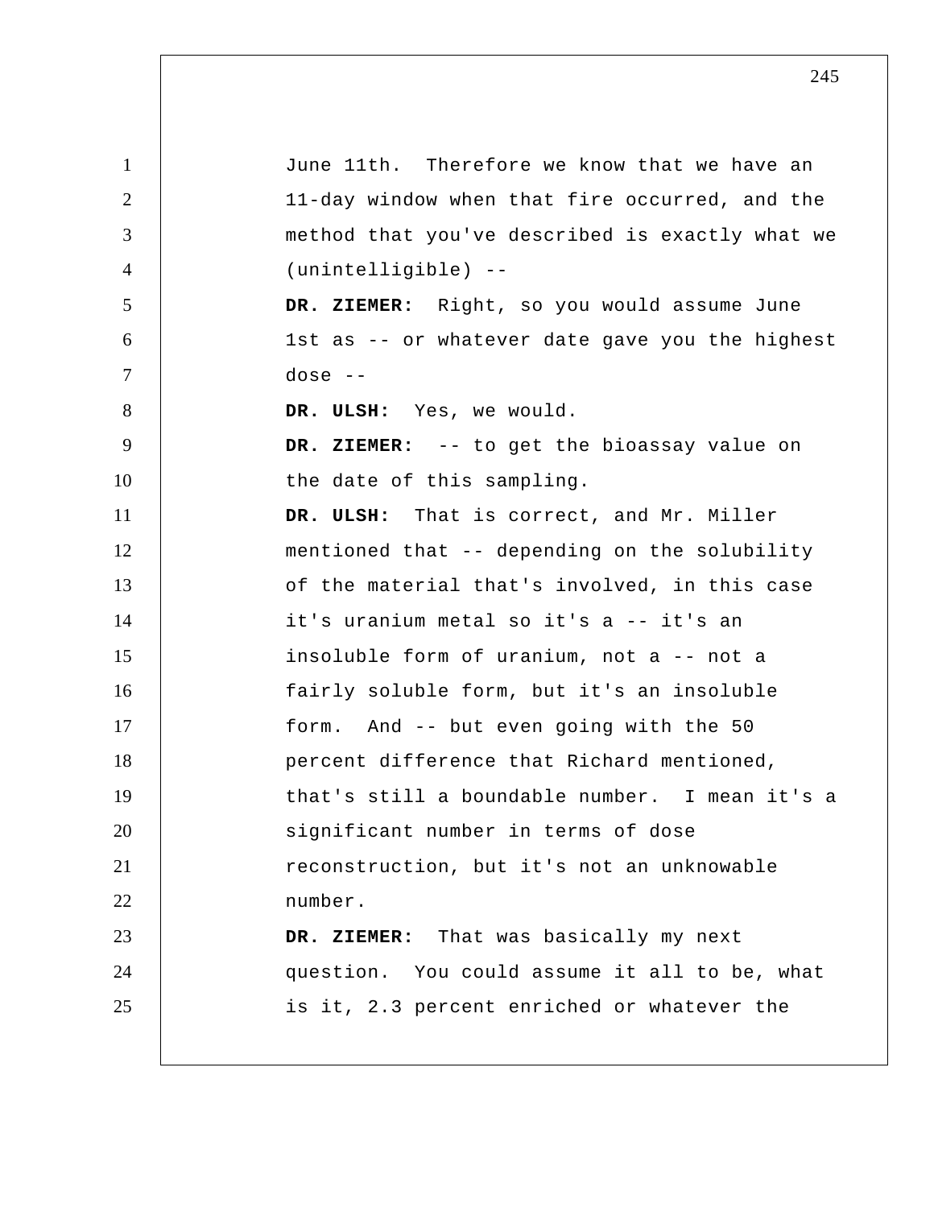June 11th. Therefore we know that we have an 11-day window when that fire occurred, and the method that you've described is exactly what we (unintelligible) --

**DR. ZIEMER:** Right, so you would assume June 1st as -- or whatever date gave you the highest dose --

**DR. ULSH:** Yes, we would.

**DR. ZIEMER:** -- to get the bioassay value on the date of this sampling.

**DR. ULSH:** That is correct, and Mr. Miller mentioned that -- depending on the solubility of the material that's involved, in this case it's uranium metal so it's a -- it's an insoluble form of uranium, not a -- not a fairly soluble form, but it's an insoluble form. And -- but even going with the 50 percent difference that Richard mentioned, that's still a boundable number. I mean it's a significant number in terms of dose reconstruction, but it's not an unknowable number.

**DR. ZIEMER:** That was basically my next question. You could assume it all to be, what is it, 2.3 percent enriched or whatever the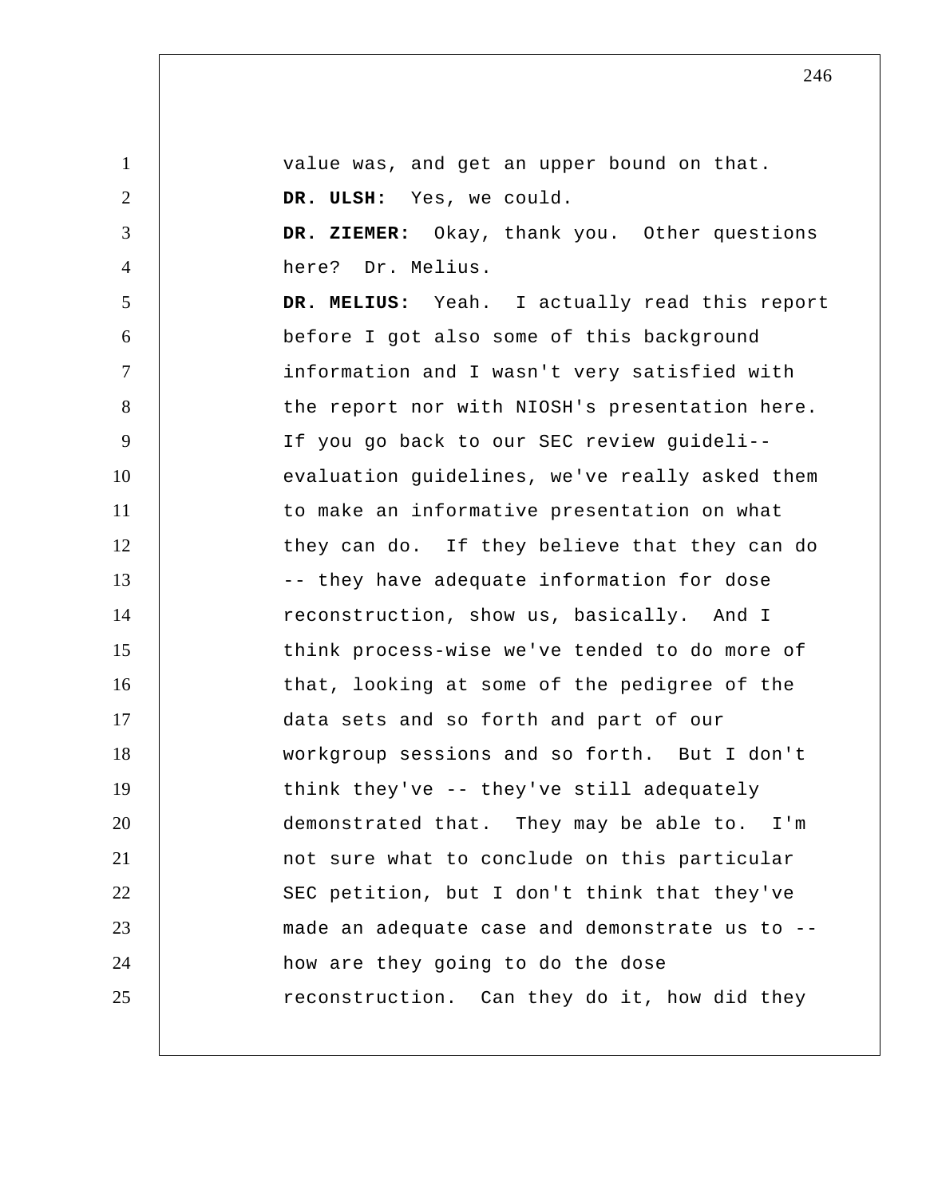value was, and get an upper bound on that.

**DR. ULSH:** Yes, we could.

**DR. ZIEMER:** Okay, thank you. Other questions here? Dr. Melius.

**DR. MELIUS:** Yeah. I actually read this report before I got also some of this background information and I wasn't very satisfied with the report nor with NIOSH's presentation here. If you go back to our SEC review guideli-- evaluation guidelines, we've really asked them to make an informative presentation on what they can do. If they believe that they can do -- they have adequate information for dose reconstruction, show us, basically. And I think process-wise we've tended to do more of that, looking at some of the pedigree of the data sets and so forth and part of our workgroup sessions and so forth. But I don't think they've -- they've still adequately demonstrated that. They may be able to. I'm not sure what to conclude on this particular SEC petition, but I don't think that they've made an adequate case and demonstrate us to -- how are they going to do the dose reconstruction. Can they do it, how did they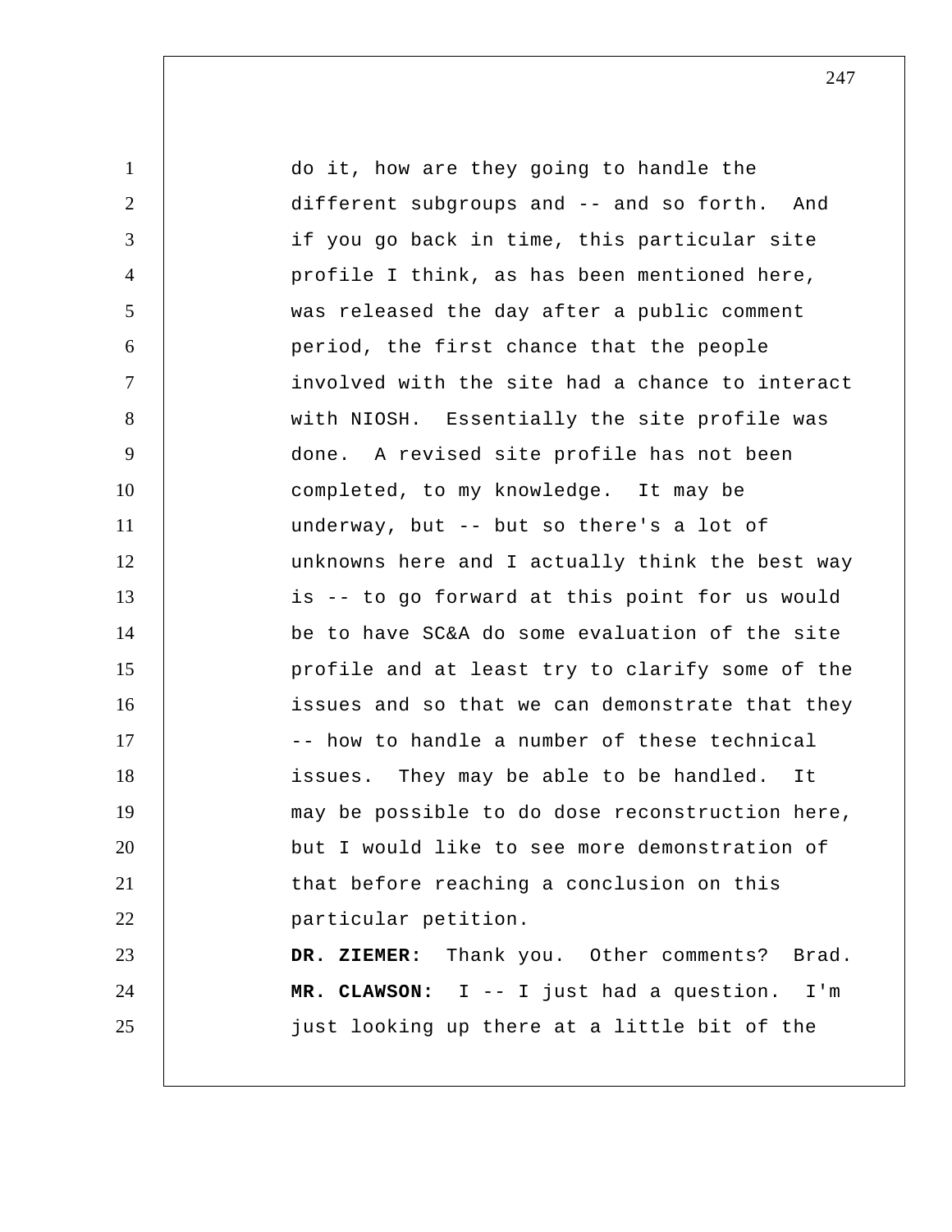do it, how are they going to handle the different subgroups and -- and so forth. And if you go back in time, this particular site profile I think, as has been mentioned here, was released the day after a public comment period, the first chance that the people involved with the site had a chance to interact with NIOSH. Essentially the site profile was done. A revised site profile has not been completed, to my knowledge. It may be underway, but -- but so there's a lot of unknowns here and I actually think the best way is -- to go forward at this point for us would be to have SC&A do some evaluation of the site profile and at least try to clarify some of the issues and so that we can demonstrate that they -- how to handle a number of these technical issues. They may be able to be handled. It may be possible to do dose reconstruction here, but I would like to see more demonstration of that before reaching a conclusion on this particular petition.

**DR. ZIEMER:** Thank you. Other comments? Brad.

**MR. CLAWSON:** I -- I just had a question. I'm just looking up there at a little bit of the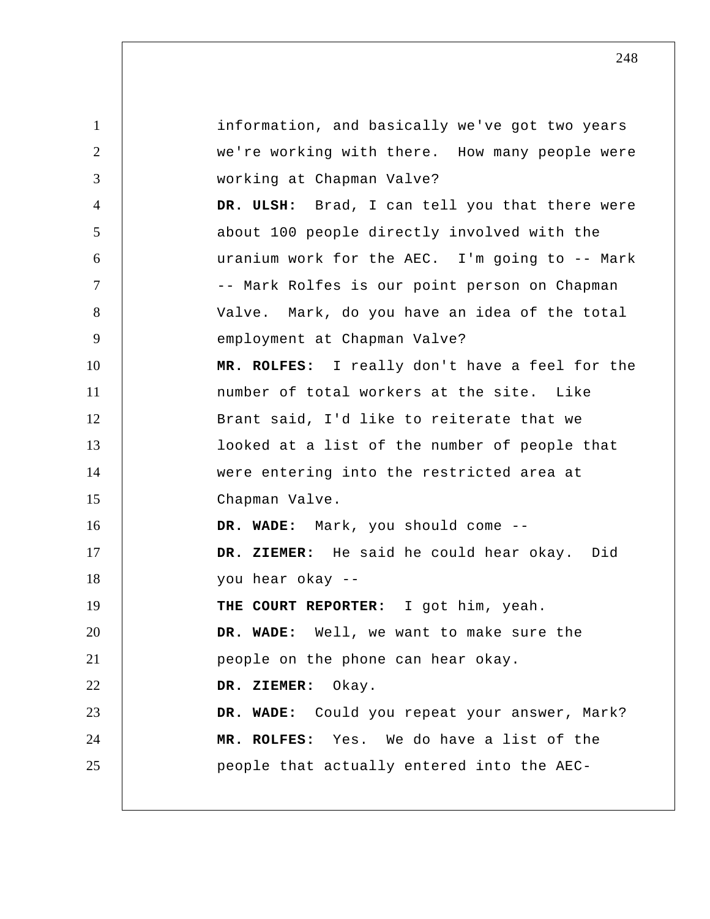information, and basically we've got two years we're working with there. How many people were working at Chapman Valve?

**DR. ULSH:** Brad, I can tell you that there were about 100 people directly involved with the uranium work for the AEC. I'm going to -- Mark -- Mark Rolfes is our point person on Chapman Valve. Mark, do you have an idea of the total employment at Chapman Valve?

**MR. ROLFES:** I really don't have a feel for the number of total workers at the site. Like Brant said, I'd like to reiterate that we looked at a list of the number of people that were entering into the restricted area at Chapman Valve.

**DR. WADE:** Mark, you should come --

**DR. ZIEMER:** He said he could hear okay. Did you hear okay --

**THE COURT REPORTER:** I got him, yeah.

**DR. WADE:** Well, we want to make sure the people on the phone can hear okay.

**DR. ZIEMER:** Okay.

**DR. WADE:** Could you repeat your answer, Mark?

**MR. ROLFES:** Yes. We do have a list of the people that actually entered into the AEC-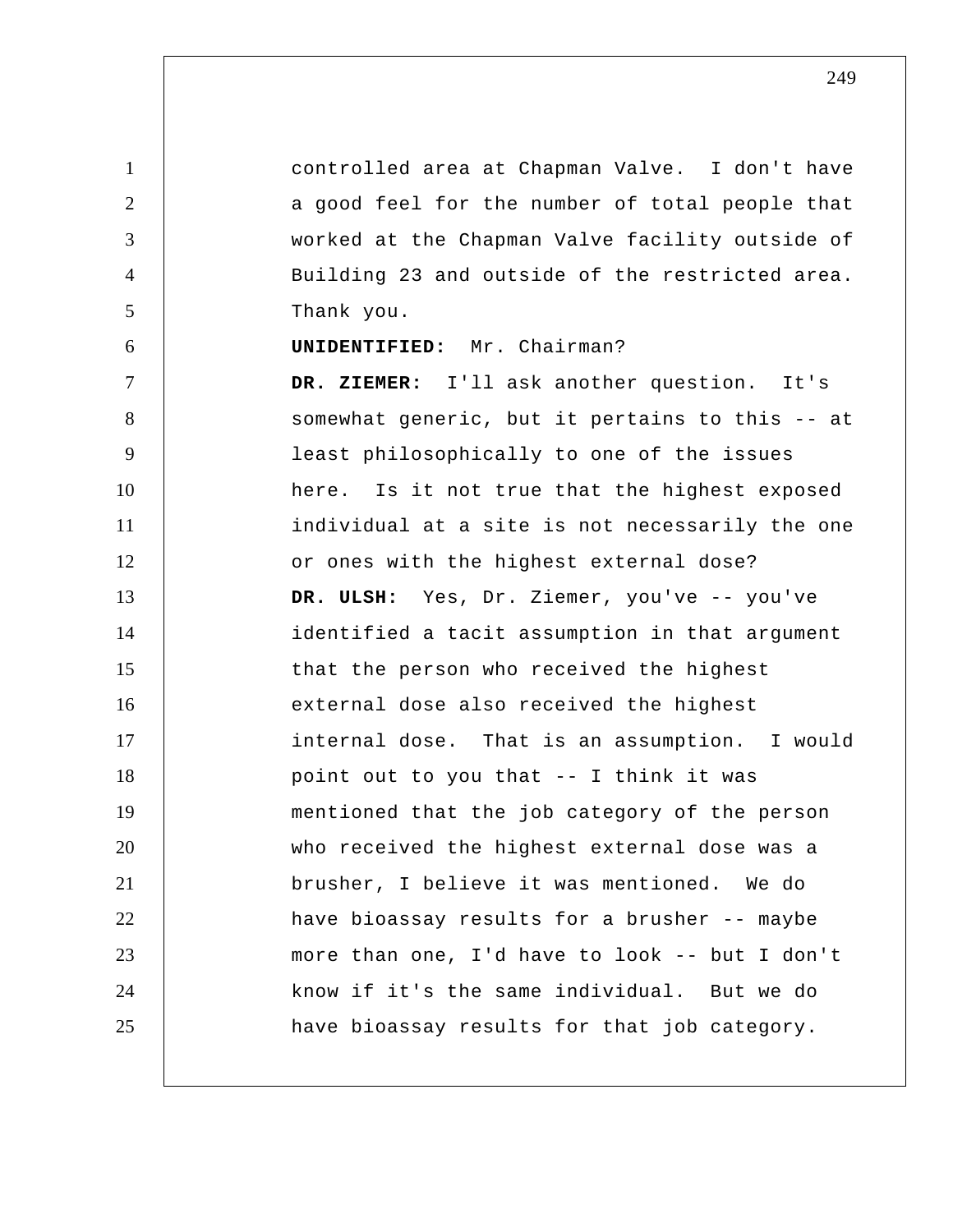controlled area at Chapman Valve. I don't have a good feel for the number of total people that worked at the Chapman Valve facility outside of Building 23 and outside of the restricted area. Thank you.

**UNIDENTIFIED:** Mr. Chairman?

**DR. ZIEMER:** I'll ask another question. It's somewhat generic, but it pertains to this -- at least philosophically to one of the issues here. Is it not true that the highest exposed individual at a site is not necessarily the one or ones with the highest external dose?

**DR. ULSH:** Yes, Dr. Ziemer, you've -- you've identified a tacit assumption in that argument that the person who received the highest external dose also received the highest internal dose. That is an assumption. I would point out to you that -- I think it was mentioned that the job category of the person who received the highest external dose was a brusher, I believe it was mentioned. We do have bioassay results for a brusher -- maybe more than one, I'd have to look -- but I don't know if it's the same individual. But we do have bioassay results for that job category.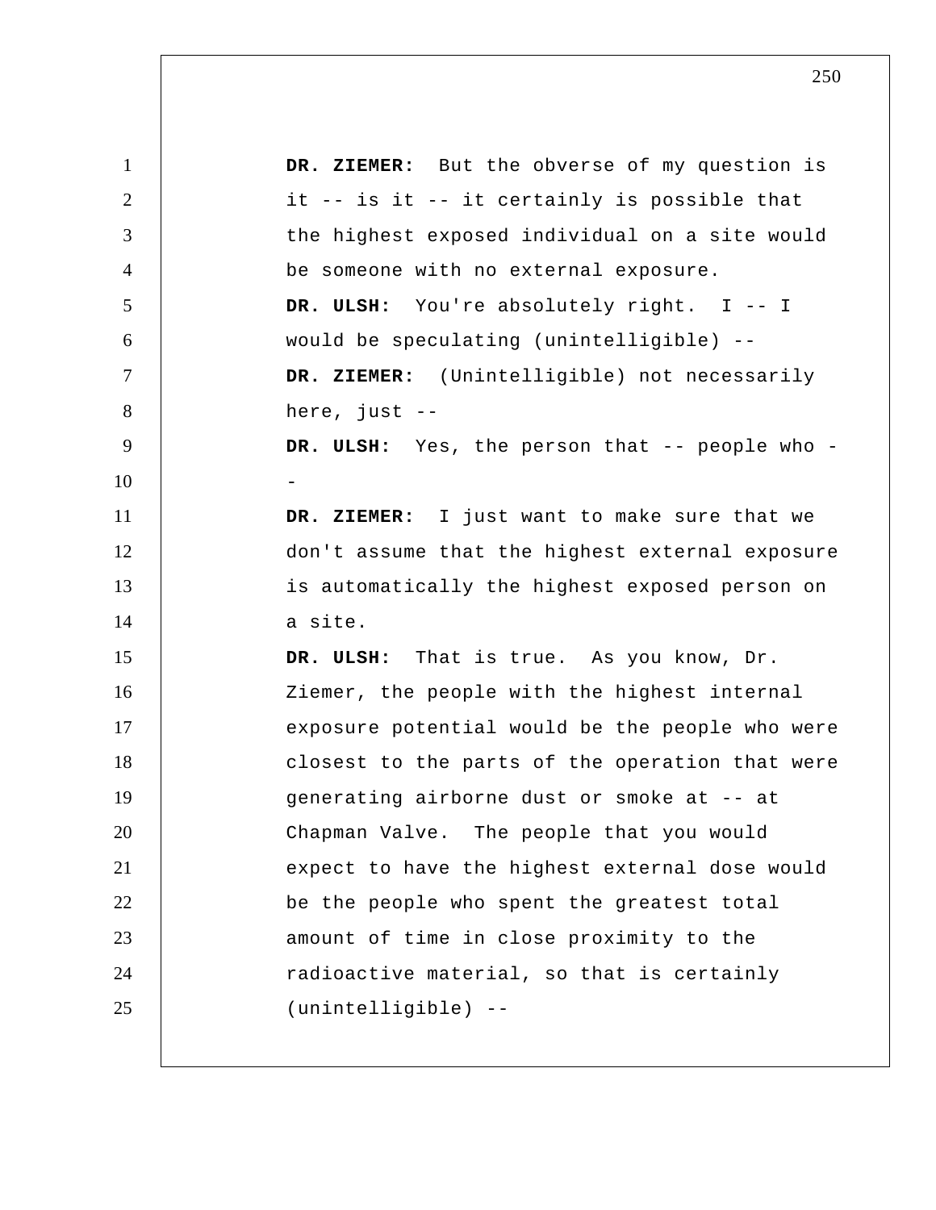**DR. ZIEMER:** But the obverse of my question is it -- is it -- it certainly is possible that the highest exposed individual on a site would be someone with no external exposure.

**DR. ULSH:** You're absolutely right. I -- I would be speculating (unintelligible) --

**DR. ZIEMER:** (Unintelligible) not necessarily here, just --

**DR. ULSH:** Yes, the person that -- people who --

**DR. ZIEMER:** I just want to make sure that we don't assume that the highest external exposure is automatically the highest exposed person on a site.

**DR. ULSH:** That is true. As you know, Dr. Ziemer, the people with the highest internal exposure potential would be the people who were closest to the parts of the operation that were generating airborne dust or smoke at -- at Chapman Valve. The people that you would expect to have the highest external dose would be the people who spent the greatest total amount of time in close proximity to the radioactive material, so that is certainly (unintelligible) --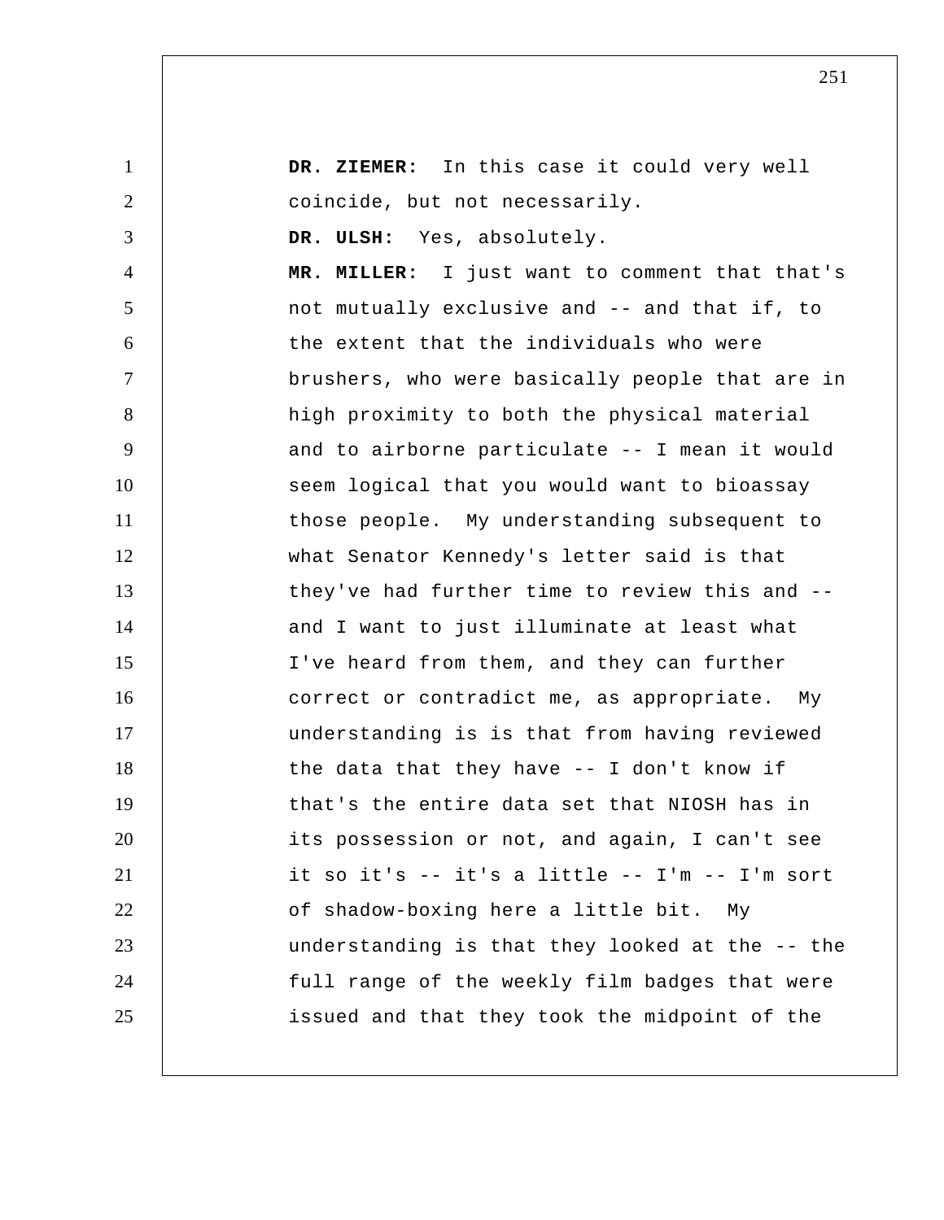**DR. ZIEMER:** In this case it could very well coincide, but not necessarily.

**DR. ULSH:** Yes, absolutely.

**MR. MILLER:** I just want to comment that that's not mutually exclusive and -- and that if, to the extent that the individuals who were brushers, who were basically people that are in high proximity to both the physical material and to airborne particulate -- I mean it would seem logical that you would want to bioassay those people. My understanding subsequent to what Senator Kennedy's letter said is that they've had further time to review this and -- and I want to just illuminate at least what I've heard from them, and they can further correct or contradict me, as appropriate. My understanding is is that from having reviewed the data that they have -- I don't know if that's the entire data set that NIOSH has in its possession or not, and again, I can't see it so it's -- it's a little -- I'm -- I'm sort of shadow-boxing here a little bit. My understanding is that they looked at the -- the full range of the weekly film badges that were issued and that they took the midpoint of the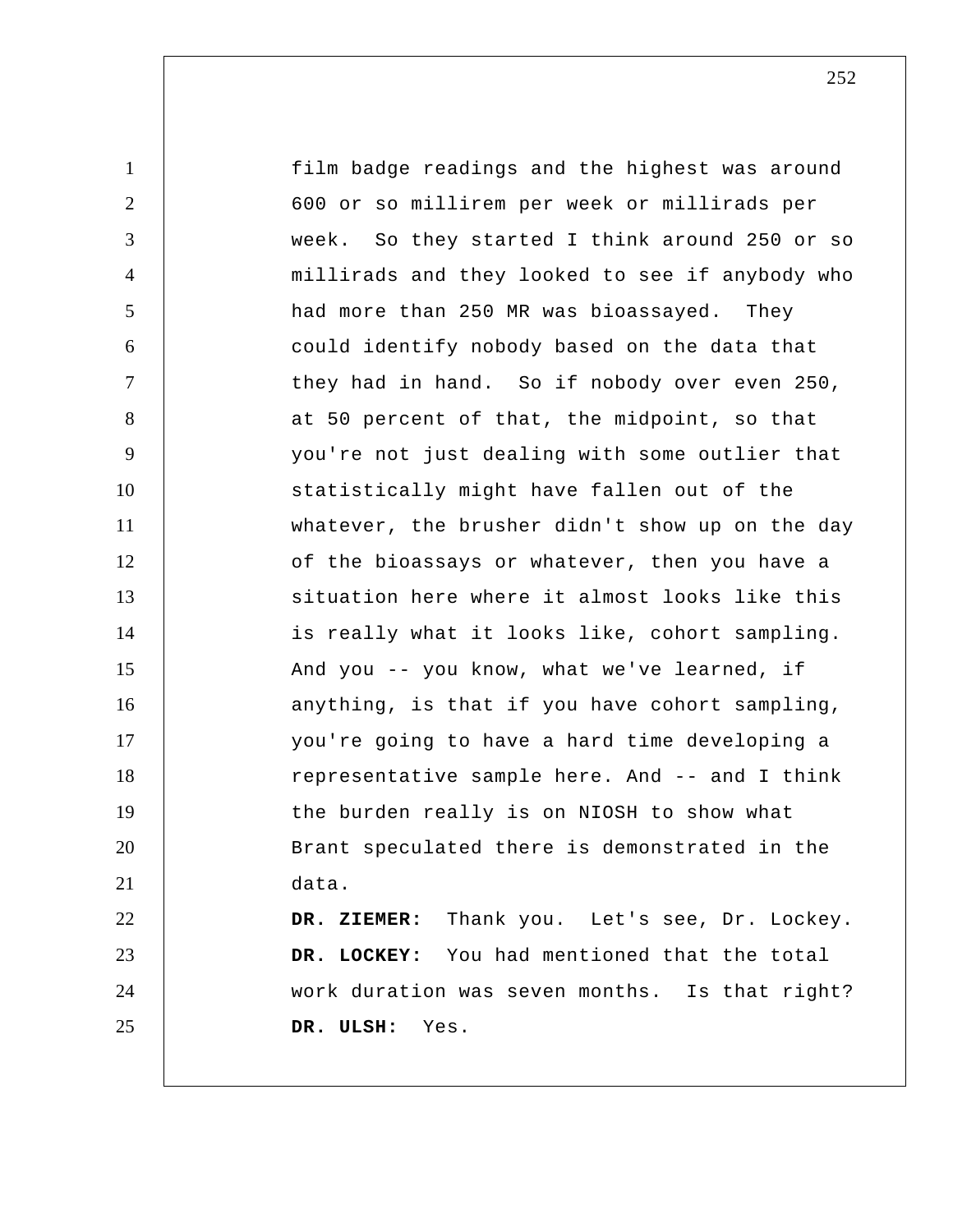film badge readings and the highest was around 600 or so millirem per week or millirads per week. So they started I think around 250 or so millirads and they looked to see if anybody who had more than 250 MR was bioassayed. They could identify nobody based on the data that they had in hand. So if nobody over even 250, at 50 percent of that, the midpoint, so that you're not just dealing with some outlier that statistically might have fallen out of the whatever, the brusher didn't show up on the day of the bioassays or whatever, then you have a situation here where it almost looks like this is really what it looks like, cohort sampling. And you -- you know, what we've learned, if anything, is that if you have cohort sampling, you're going to have a hard time developing a representative sample here. And -- and I think the burden really is on NIOSH to show what Brant speculated there is demonstrated in the data.

**DR. ZIEMER:** Thank you. Let's see, Dr. Lockey.

**DR. LOCKEY:** You had mentioned that the total work duration was seven months. Is that right?

**DR. ULSH:** Yes.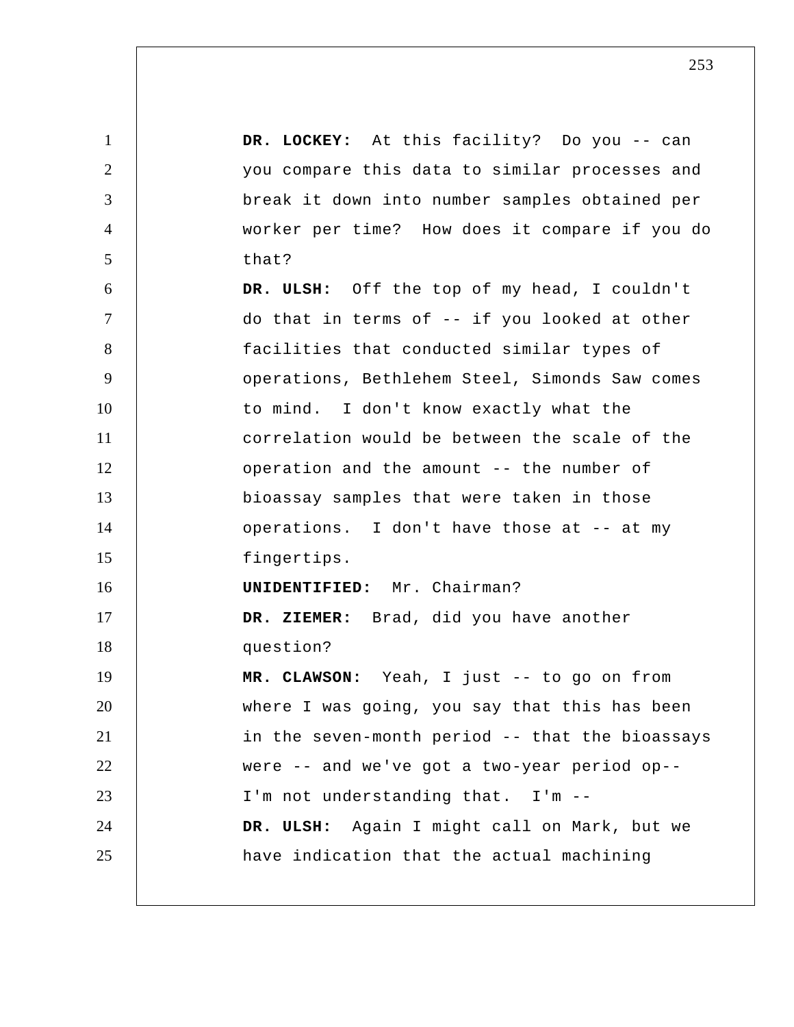**DR. LOCKEY:** At this facility? Do you -- can you compare this data to similar processes and break it down into number samples obtained per worker per time? How does it compare if you do that?

**DR. ULSH:** Off the top of my head, I couldn't do that in terms of -- if you looked at other facilities that conducted similar types of operations, Bethlehem Steel, Simonds Saw comes to mind. I don't know exactly what the correlation would be between the scale of the operation and the amount -- the number of bioassay samples that were taken in those operations. I don't have those at -- at my fingertips.

**UNIDENTIFIED:** Mr. Chairman?

**DR. ZIEMER:** Brad, did you have another question?

**MR. CLAWSON:** Yeah, I just -- to go on from where I was going, you say that this has been in the seven-month period -- that the bioassays were -- and we've got a two-year period op-- I'm not understanding that. I'm --

**DR. ULSH:** Again I might call on Mark, but we have indication that the actual machining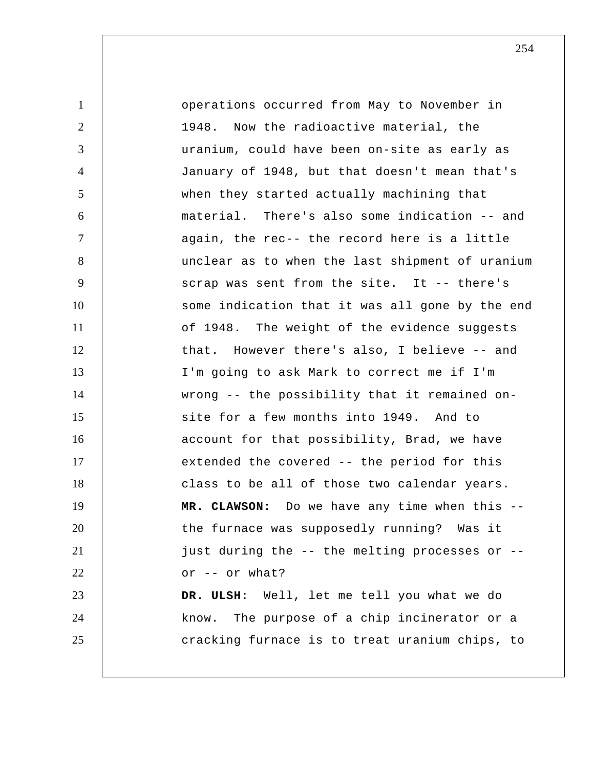operations occurred from May to November in 1948. Now the radioactive material, the uranium, could have been on-site as early as January of 1948, but that doesn't mean that's when they started actually machining that material. There's also some indication -- and again, the rec-- the record here is a little unclear as to when the last shipment of uranium scrap was sent from the site. It -- there's some indication that it was all gone by the end of 1948. The weight of the evidence suggests that. However there's also, I believe -- and I'm going to ask Mark to correct me if I'm wrong -- the possibility that it remained on-site for a few months into 1949. And to account for that possibility, Brad, we have extended the covered -- the period for this class to be all of those two calendar years.

**MR. CLAWSON:** Do we have any time when this -- the furnace was supposedly running? Was it just during the -- the melting processes or -- or -- or what?

**DR. ULSH:** Well, let me tell you what we do know. The purpose of a chip incinerator or a cracking furnace is to treat uranium chips, to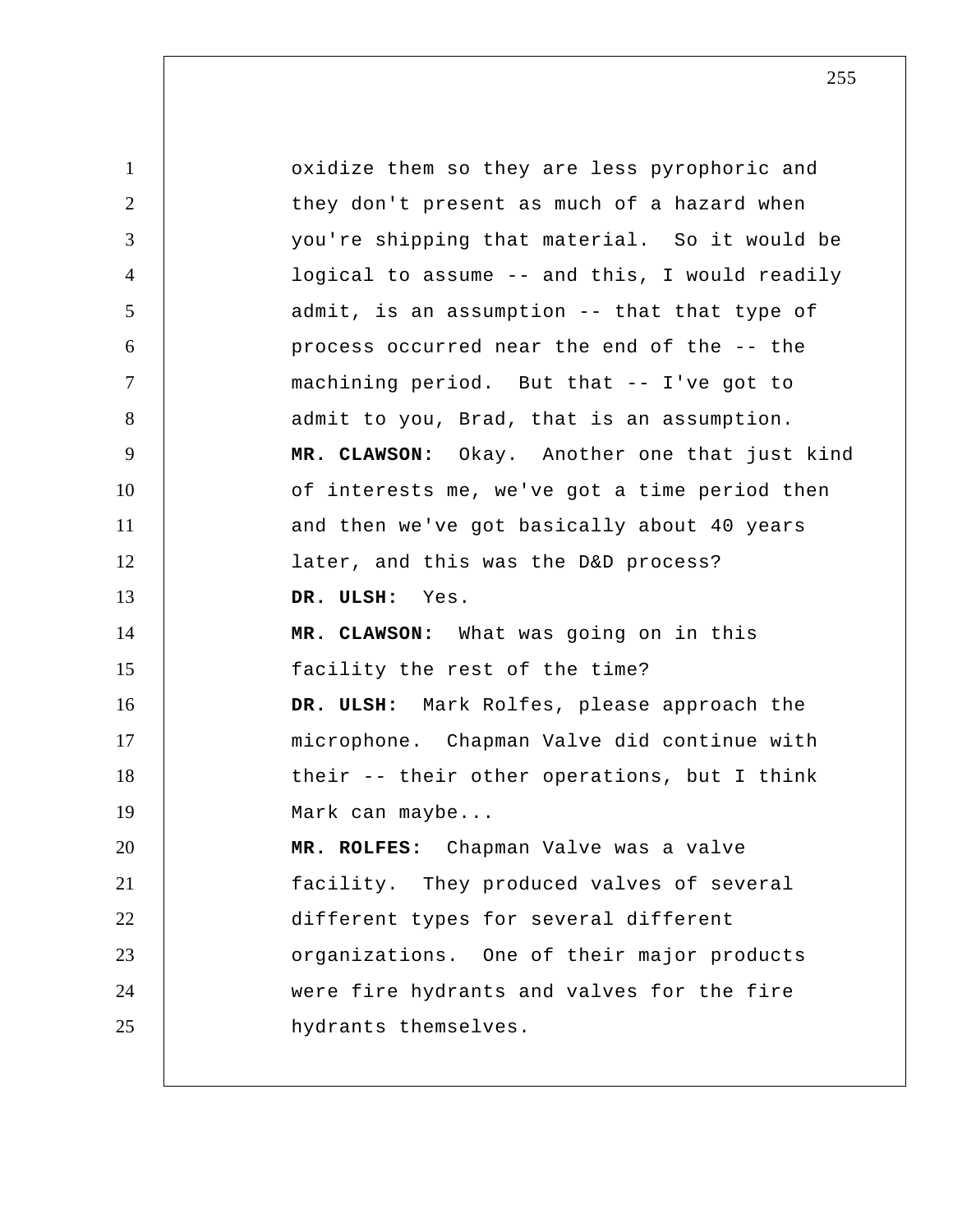oxidize them so they are less pyrophoric and they don't present as much of a hazard when you're shipping that material. So it would be logical to assume -- and this, I would readily admit, is an assumption -- that that type of process occurred near the end of the -- the machining period. But that -- I've got to admit to you, Brad, that is an assumption.

**MR. CLAWSON:** Okay. Another one that just kind of interests me, we've got a time period then and then we've got basically about 40 years later, and this was the D&D process?

**DR. ULSH:** Yes.

**MR. CLAWSON:** What was going on in this facility the rest of the time?

**DR. ULSH:** Mark Rolfes, please approach the microphone. Chapman Valve did continue with their -- their other operations, but I think Mark can maybe...

**MR. ROLFES:** Chapman Valve was a valve facility. They produced valves of several different types for several different organizations. One of their major products were fire hydrants and valves for the fire hydrants themselves.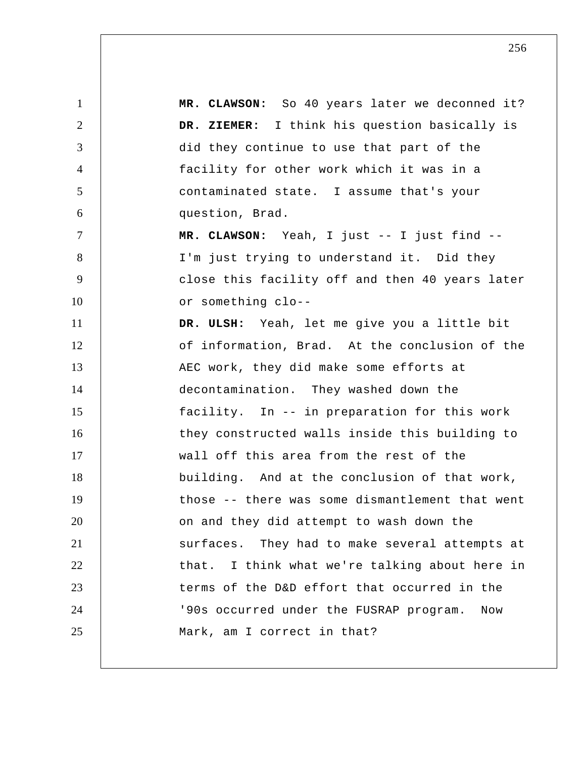**MR. CLAWSON:** So 40 years later we deconned it?

**DR. ZIEMER:** I think his question basically is did they continue to use that part of the facility for other work which it was in a contaminated state. I assume that's your question, Brad.

**MR. CLAWSON:** Yeah, I just -- I just find -- I'm just trying to understand it. Did they close this facility off and then 40 years later or something clo--

**DR. ULSH:** Yeah, let me give you a little bit of information, Brad. At the conclusion of the AEC work, they did make some efforts at decontamination. They washed down the facility. In -- in preparation for this work they constructed walls inside this building to wall off this area from the rest of the building. And at the conclusion of that work, those -- there was some dismantlement that went on and they did attempt to wash down the surfaces. They had to make several attempts at that. I think what we're talking about here in terms of the D&D effort that occurred in the '90s occurred under the FUSRAP program. Now Mark, am I correct in that?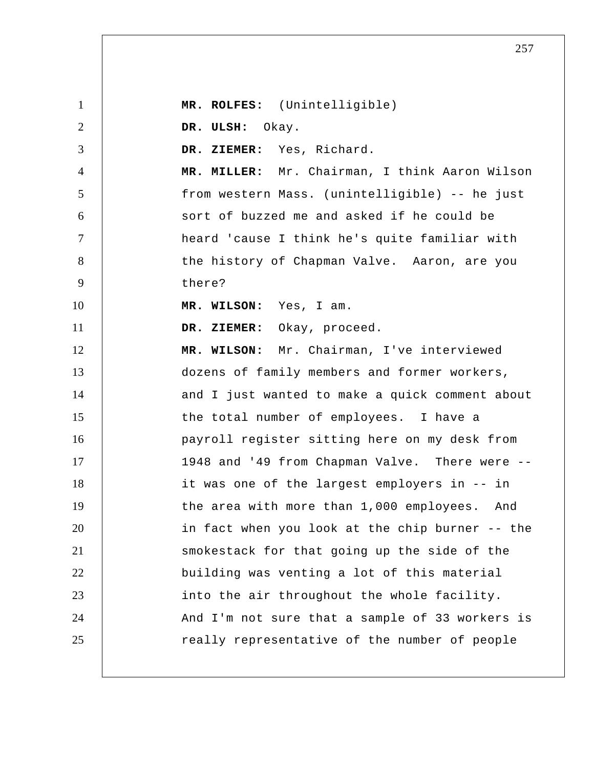**MR. ROLFES:** (Unintelligible)

**DR. ULSH:** Okay.

**DR. ZIEMER:** Yes, Richard.

**MR. MILLER:** Mr. Chairman, I think Aaron Wilson from western Mass. (unintelligible) -- he just sort of buzzed me and asked if he could be heard 'cause I think he's quite familiar with the history of Chapman Valve. Aaron, are you there?

**MR. WILSON:** Yes, I am.

**DR. ZIEMER:** Okay, proceed.

**MR. WILSON:** Mr. Chairman, I've interviewed dozens of family members and former workers, and I just wanted to make a quick comment about the total number of employees. I have a payroll register sitting here on my desk from 1948 and '49 from Chapman Valve. There were -- it was one of the largest employers in -- in the area with more than 1,000 employees. And in fact when you look at the chip burner -- the smokestack for that going up the side of the building was venting a lot of this material into the air throughout the whole facility. And I'm not sure that a sample of 33 workers is really representative of the number of people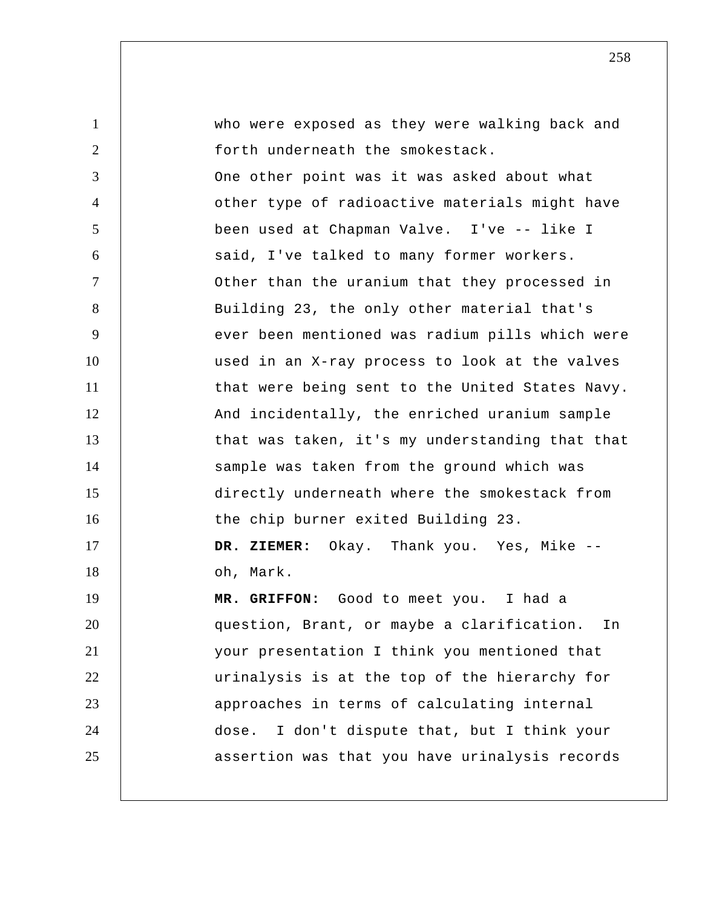who were exposed as they were walking back and forth underneath the smokestack.

One other point was it was asked about what other type of radioactive materials might have been used at Chapman Valve. I've -- like I said, I've talked to many former workers. Other than the uranium that they processed in Building 23, the only other material that's ever been mentioned was radium pills which were used in an X-ray process to look at the valves that were being sent to the United States Navy. And incidentally, the enriched uranium sample that was taken, it's my understanding that that sample was taken from the ground which was directly underneath where the smokestack from the chip burner exited Building 23.

**DR. ZIEMER:** Okay. Thank you. Yes, Mike -- oh, Mark.

**MR. GRIFFON:** Good to meet you. I had a question, Brant, or maybe a clarification. In your presentation I think you mentioned that urinalysis is at the top of the hierarchy for approaches in terms of calculating internal dose. I don't dispute that, but I think your assertion was that you have urinalysis records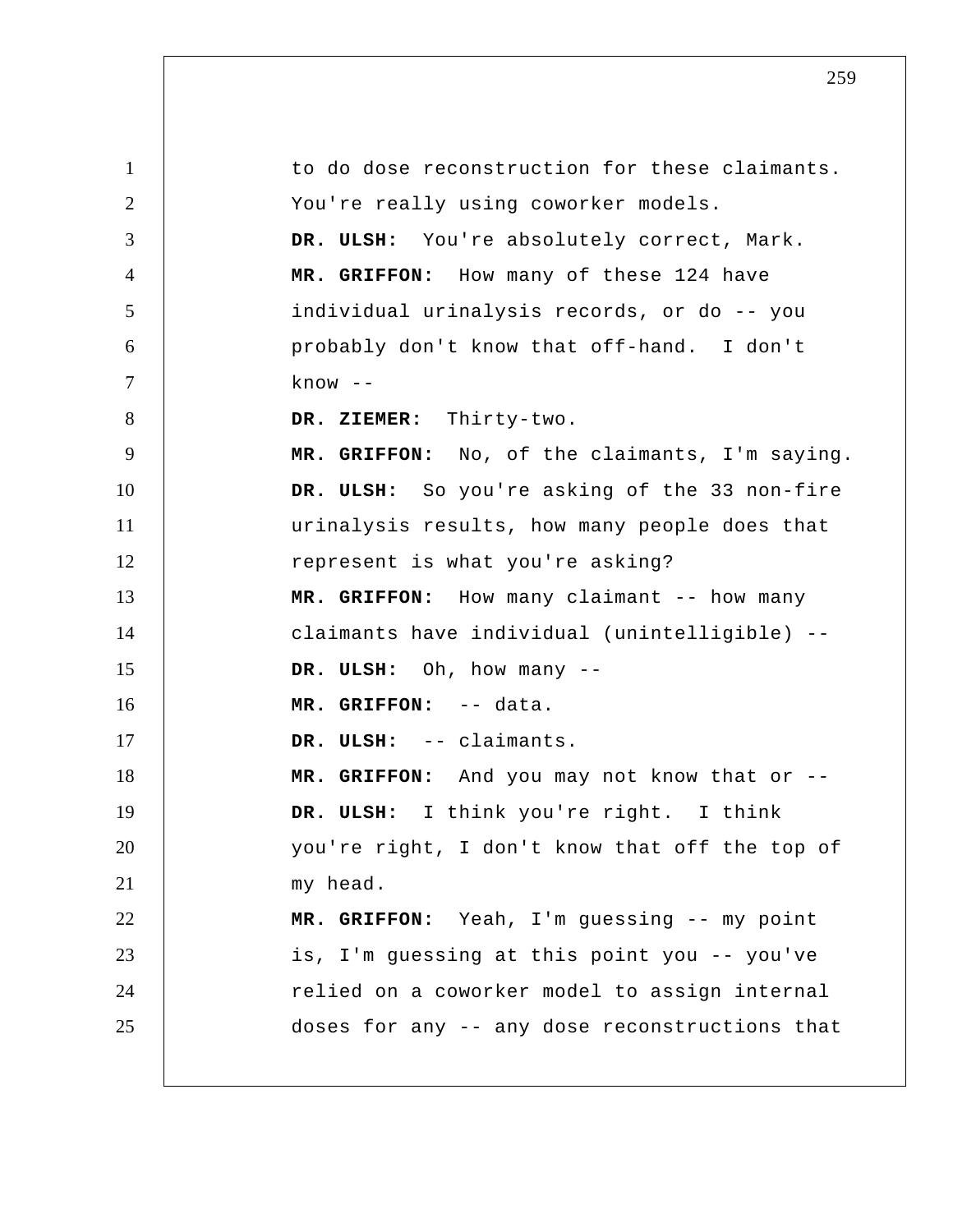to do dose reconstruction for these claimants. You're really using coworker models.

**DR. ULSH:** You're absolutely correct, Mark.

**MR. GRIFFON:** How many of these 124 have individual urinalysis records, or do -- you probably don't know that off-hand. I don't know --

**DR. ZIEMER:** Thirty-two.

**MR. GRIFFON:** No, of the claimants, I'm saying.

**DR. ULSH:** So you're asking of the 33 non-fire urinalysis results, how many people does that represent is what you're asking?

**MR. GRIFFON:** How many claimant -- how many claimants have individual (unintelligible) --

**DR. ULSH:** Oh, how many --

**MR. GRIFFON:** -- data.

**DR. ULSH:** -- claimants.

**MR. GRIFFON:** And you may not know that or --

**DR. ULSH:** I think you're right. I think you're right, I don't know that off the top of my head.

**MR. GRIFFON:** Yeah, I'm guessing -- my point is, I'm guessing at this point you -- you've relied on a coworker model to assign internal doses for any -- any dose reconstructions that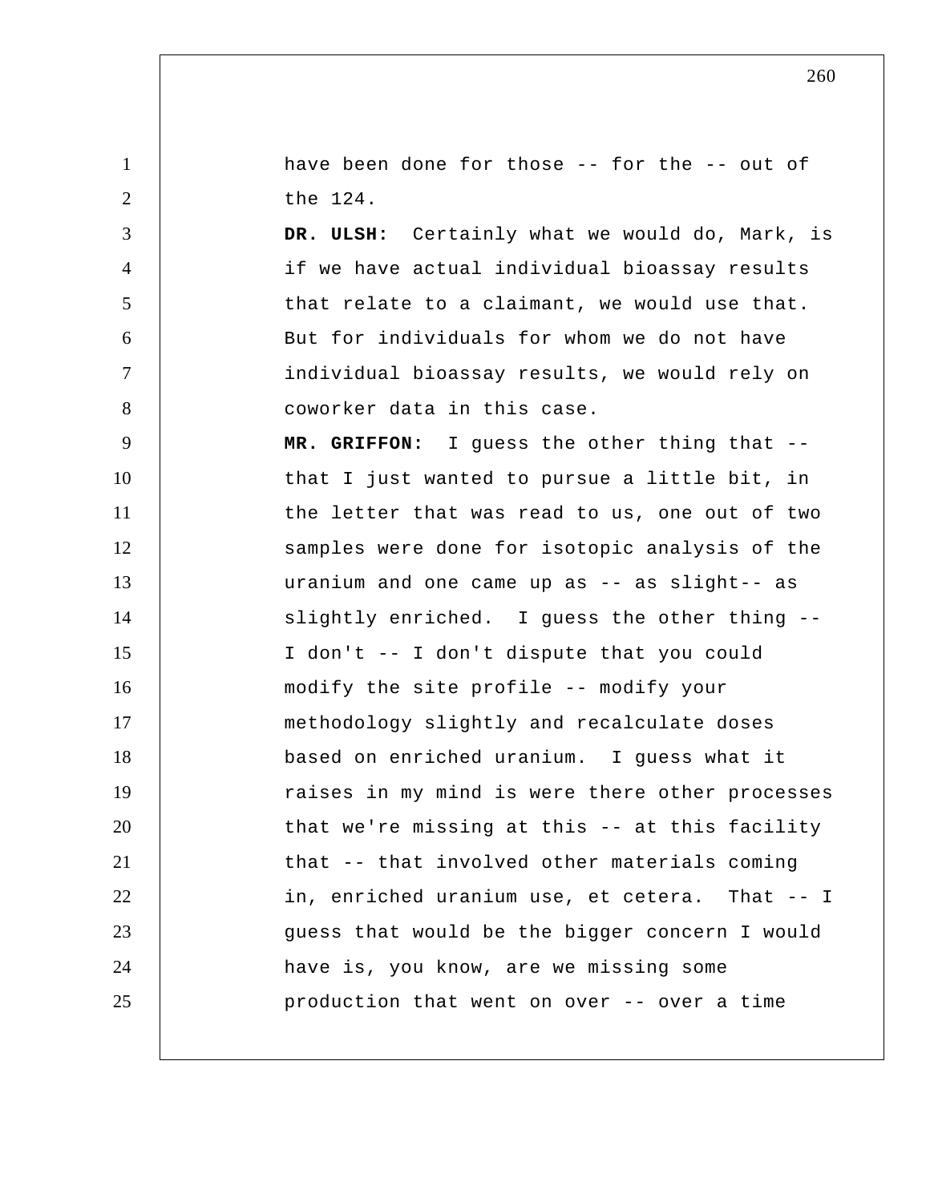have been done for those -- for the -- out of the 124.

**DR. ULSH:** Certainly what we would do, Mark, is if we have actual individual bioassay results that relate to a claimant, we would use that. But for individuals for whom we do not have individual bioassay results, we would rely on coworker data in this case.

**MR. GRIFFON:** I guess the other thing that -- that I just wanted to pursue a little bit, in the letter that was read to us, one out of two samples were done for isotopic analysis of the uranium and one came up as -- as slight-- as slightly enriched. I guess the other thing -- I don't -- I don't dispute that you could modify the site profile -- modify your methodology slightly and recalculate doses based on enriched uranium. I guess what it raises in my mind is were there other processes that we're missing at this -- at this facility that -- that involved other materials coming in, enriched uranium use, et cetera. That -- I guess that would be the bigger concern I would have is, you know, are we missing some production that went on over -- over a time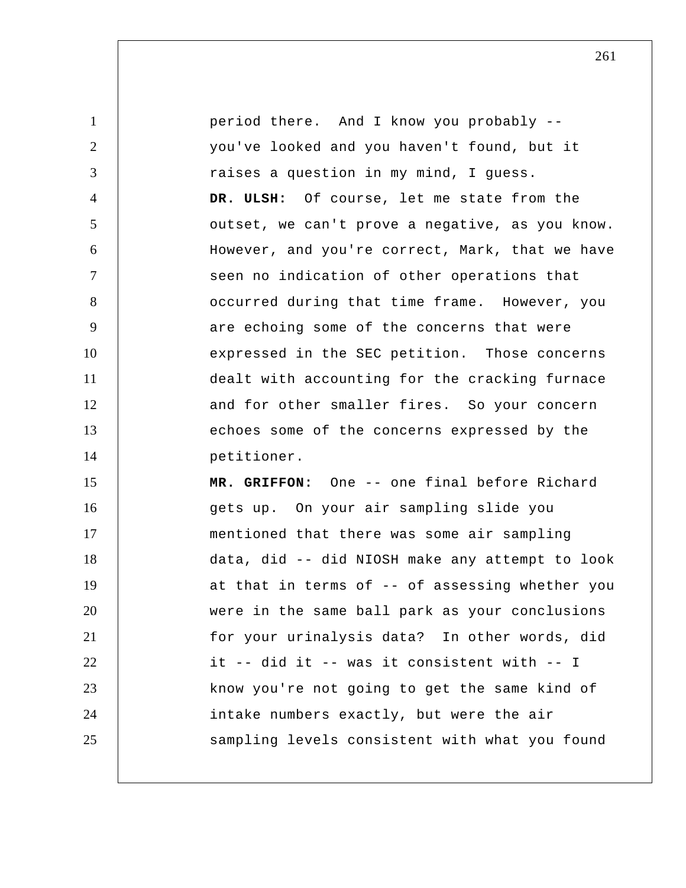period there. And I know you probably -- you've looked and you haven't found, but it raises a question in my mind, I guess.

**DR. ULSH:** Of course, let me state from the outset, we can't prove a negative, as you know. However, and you're correct, Mark, that we have seen no indication of other operations that occurred during that time frame. However, you are echoing some of the concerns that were expressed in the SEC petition. Those concerns dealt with accounting for the cracking furnace and for other smaller fires. So your concern echoes some of the concerns expressed by the petitioner.

**MR. GRIFFON:** One -- one final before Richard gets up. On your air sampling slide you mentioned that there was some air sampling data, did -- did NIOSH make any attempt to look at that in terms of -- of assessing whether you were in the same ball park as your conclusions for your urinalysis data? In other words, did it -- did it -- was it consistent with -- I know you're not going to get the same kind of intake numbers exactly, but were the air sampling levels consistent with what you found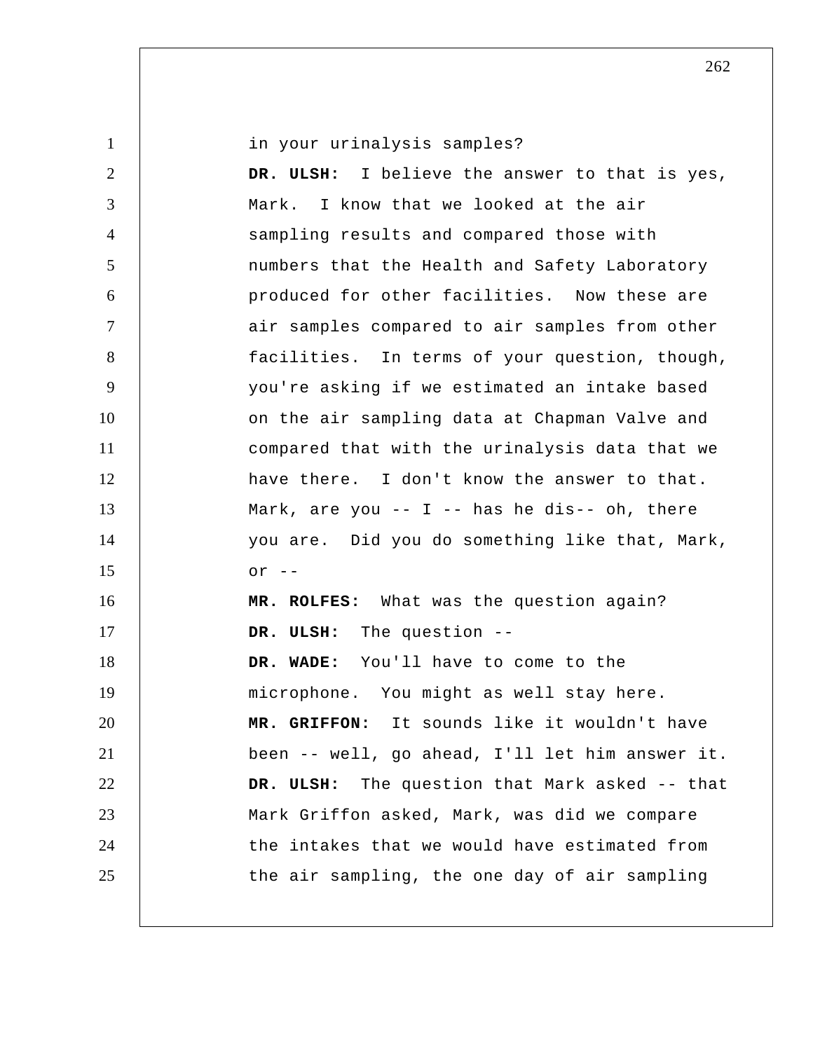in your urinalysis samples?

**DR. ULSH:** I believe the answer to that is yes, Mark. I know that we looked at the air sampling results and compared those with numbers that the Health and Safety Laboratory produced for other facilities. Now these are air samples compared to air samples from other facilities. In terms of your question, though, you're asking if we estimated an intake based on the air sampling data at Chapman Valve and compared that with the urinalysis data that we have there. I don't know the answer to that. Mark, are you -- I -- has he dis-- oh, there you are. Did you do something like that, Mark, or --

**MR. ROLFES:** What was the question again?

**DR. ULSH:** The question --

**DR. WADE:** You'll have to come to the microphone. You might as well stay here.

**MR. GRIFFON:** It sounds like it wouldn't have been -- well, go ahead, I'll let him answer it.

**DR. ULSH:** The question that Mark asked -- that Mark Griffon asked, Mark, was did we compare the intakes that we would have estimated from the air sampling, the one day of air sampling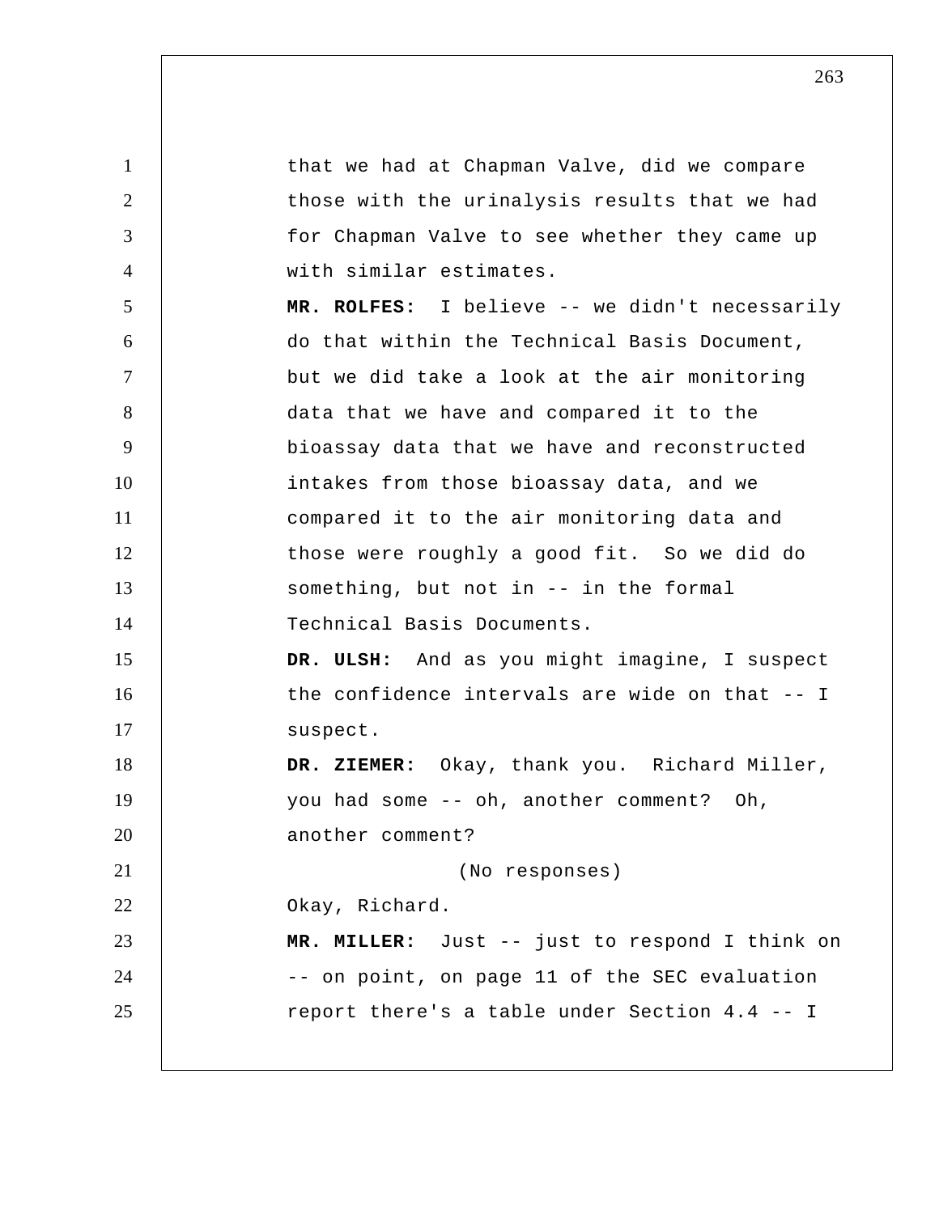that we had at Chapman Valve, did we compare those with the urinalysis results that we had for Chapman Valve to see whether they came up with similar estimates.

**MR. ROLFES:** I believe -- we didn't necessarily do that within the Technical Basis Document, but we did take a look at the air monitoring data that we have and compared it to the bioassay data that we have and reconstructed intakes from those bioassay data, and we compared it to the air monitoring data and those were roughly a good fit. So we did do something, but not in -- in the formal Technical Basis Documents.

**DR. ULSH:** And as you might imagine, I suspect the confidence intervals are wide on that -- I suspect.

**DR. ZIEMER:** Okay, thank you. Richard Miller, you had some -- oh, another comment? Oh, another comment?

(No responses)

Okay, Richard.

**MR. MILLER:** Just -- just to respond I think on -- on point, on page 11 of the SEC evaluation report there's a table under Section 4.4 -- I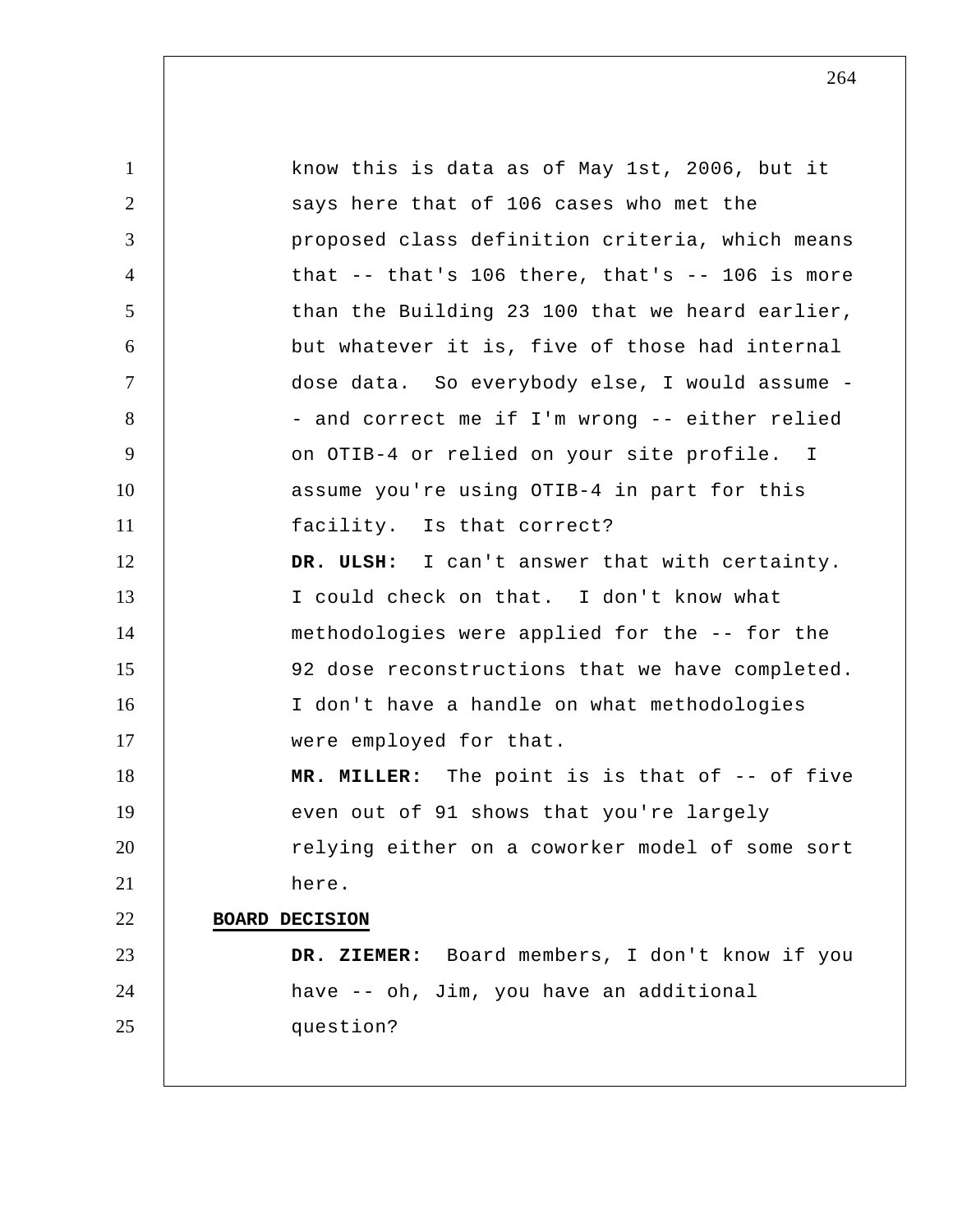know this is data as of May 1st, 2006, but it says here that of 106 cases who met the proposed class definition criteria, which means that -- that's 106 there, that's -- 106 is more than the Building 23 100 that we heard earlier, but whatever it is, five of those had internal dose data. So everybody else, I would assume -- and correct me if I'm wrong -- either relied on OTIB-4 or relied on your site profile. I assume you're using OTIB-4 in part for this facility. Is that correct?

**DR. ULSH:** I can't answer that with certainty. I could check on that. I don't know what methodologies were applied for the -- for the 92 dose reconstructions that we have completed. I don't have a handle on what methodologies were employed for that.

**MR. MILLER:** The point is is that of -- of five even out of 91 shows that you're largely relying either on a coworker model of some sort here.

**BOARD DECISION**

**DR. ZIEMER:** Board members, I don't know if you have -- oh, Jim, you have an additional question?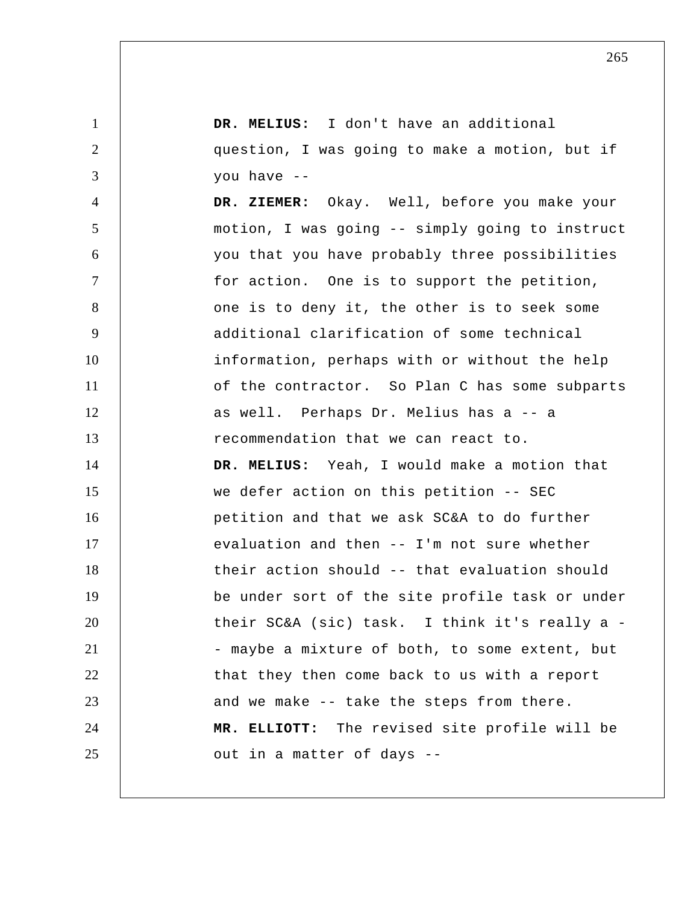**DR. MELIUS:** I don't have an additional question, I was going to make a motion, but if you have --

**DR. ZIEMER:** Okay. Well, before you make your motion, I was going -- simply going to instruct you that you have probably three possibilities for action. One is to support the petition, one is to deny it, the other is to seek some additional clarification of some technical information, perhaps with or without the help of the contractor. So Plan C has some subparts as well. Perhaps Dr. Melius has a -- a recommendation that we can react to.

**DR. MELIUS:** Yeah, I would make a motion that we defer action on this petition -- SEC petition and that we ask SC&A to do further evaluation and then -- I'm not sure whether their action should -- that evaluation should be under sort of the site profile task or under their SC&A (sic) task. I think it's really a -- maybe a mixture of both, to some extent, but that they then come back to us with a report and we make -- take the steps from there.

**MR. ELLIOTT:** The revised site profile will be out in a matter of days --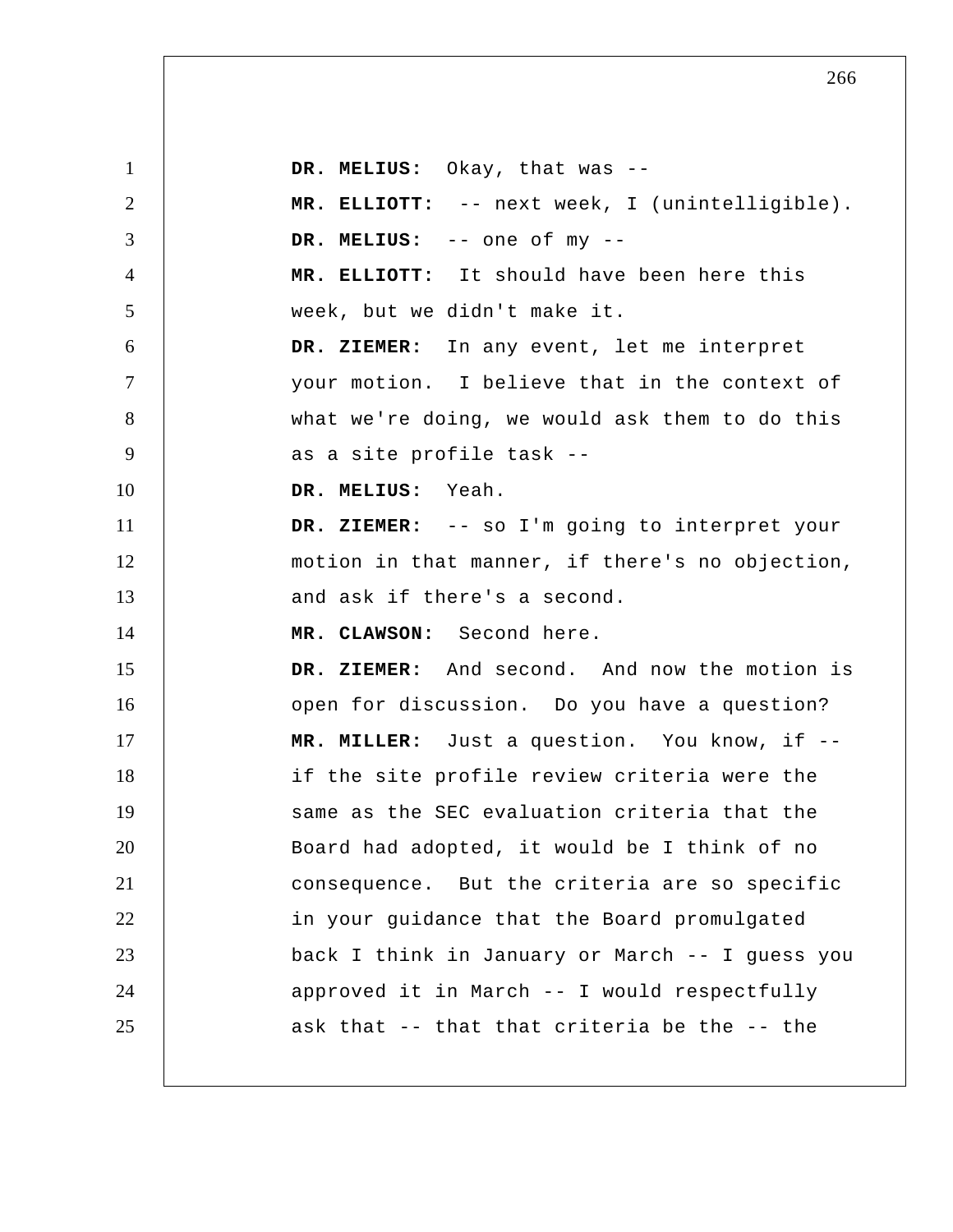**DR. MELIUS:** Okay, that was --

**MR. ELLIOTT:** -- next week, I (unintelligible).

**DR. MELIUS:** -- one of my --

**MR. ELLIOTT:** It should have been here this week, but we didn't make it.

**DR. ZIEMER:** In any event, let me interpret your motion. I believe that in the context of what we're doing, we would ask them to do this as a site profile task --

**DR. MELIUS:** Yeah.

**DR. ZIEMER:** -- so I'm going to interpret your motion in that manner, if there's no objection, and ask if there's a second.

**MR. CLAWSON:** Second here.

**DR. ZIEMER:** And second. And now the motion is open for discussion. Do you have a question?

**MR. MILLER:** Just a question. You know, if -- if the site profile review criteria were the same as the SEC evaluation criteria that the Board had adopted, it would be I think of no consequence. But the criteria are so specific in your guidance that the Board promulgated back I think in January or March -- I guess you approved it in March -- I would respectfully ask that -- that that criteria be the -- the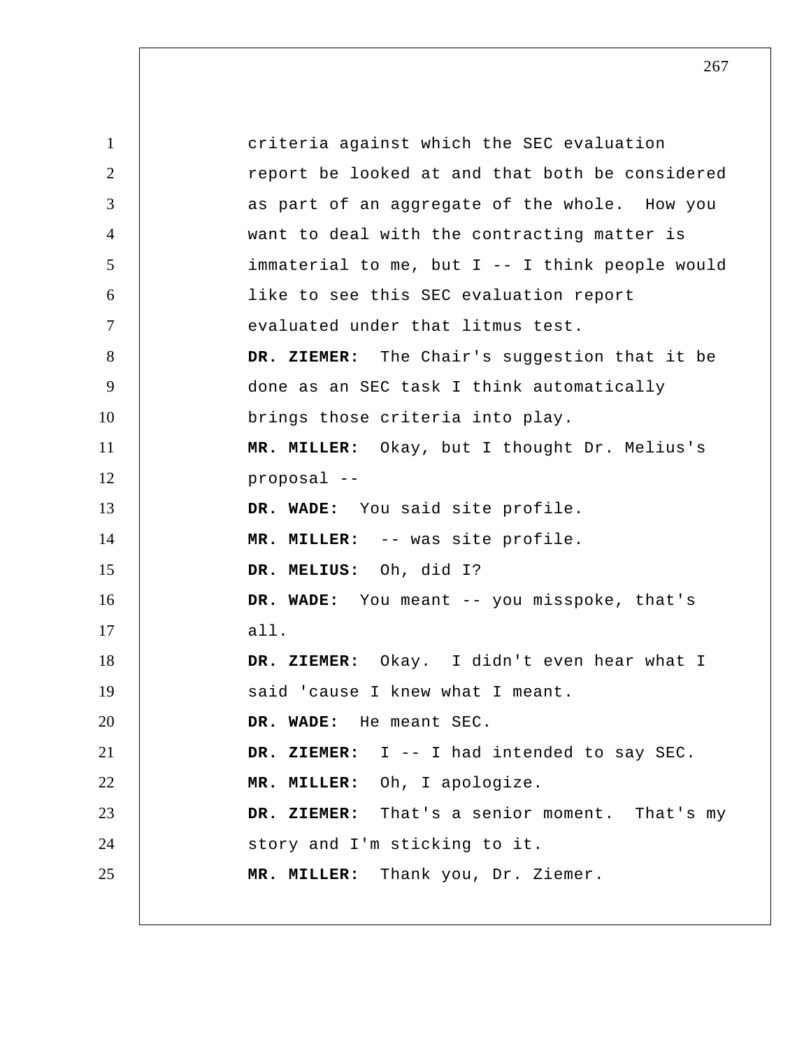criteria against which the SEC evaluation report be looked at and that both be considered as part of an aggregate of the whole. How you want to deal with the contracting matter is immaterial to me, but I -- I think people would like to see this SEC evaluation report evaluated under that litmus test.

**DR. ZIEMER:** The Chair's suggestion that it be done as an SEC task I think automatically brings those criteria into play.

**MR. MILLER:** Okay, but I thought Dr. Melius's proposal --

**DR. WADE:** You said site profile.

**MR. MILLER:** -- was site profile.

**DR. MELIUS:** Oh, did I?

**DR. WADE:** You meant -- you misspoke, that's all.

**DR. ZIEMER:** Okay. I didn't even hear what I said 'cause I knew what I meant.

**DR. WADE:** He meant SEC.

**DR. ZIEMER:** I -- I had intended to say SEC.

**MR. MILLER:** Oh, I apologize.

**DR. ZIEMER:** That's a senior moment. That's my story and I'm sticking to it.

**MR. MILLER:** Thank you, Dr. Ziemer.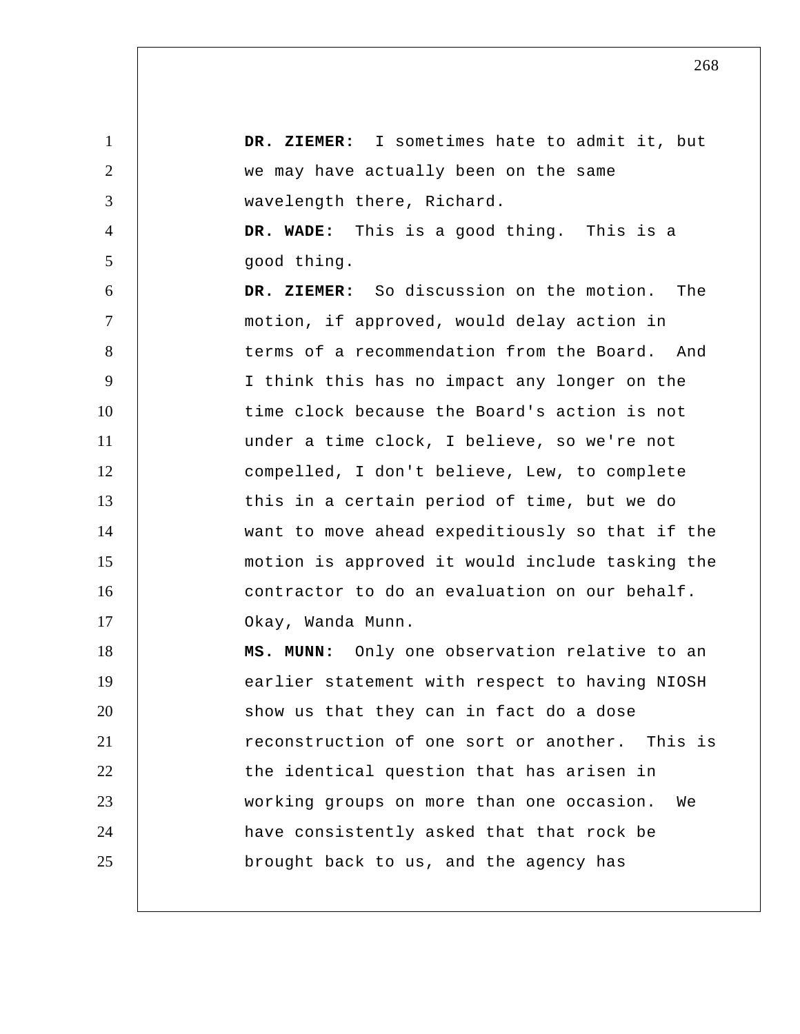**DR. ZIEMER:** I sometimes hate to admit it, but we may have actually been on the same wavelength there, Richard.

**DR. WADE:** This is a good thing. This is a good thing.

**DR. ZIEMER:** So discussion on the motion. The motion, if approved, would delay action in terms of a recommendation from the Board. And I think this has no impact any longer on the time clock because the Board's action is not under a time clock, I believe, so we're not compelled, I don't believe, Lew, to complete this in a certain period of time, but we do want to move ahead expeditiously so that if the motion is approved it would include tasking the contractor to do an evaluation on our behalf. Okay, Wanda Munn.

**MS. MUNN:** Only one observation relative to an earlier statement with respect to having NIOSH show us that they can in fact do a dose reconstruction of one sort or another. This is the identical question that has arisen in working groups on more than one occasion. We have consistently asked that that rock be brought back to us, and the agency has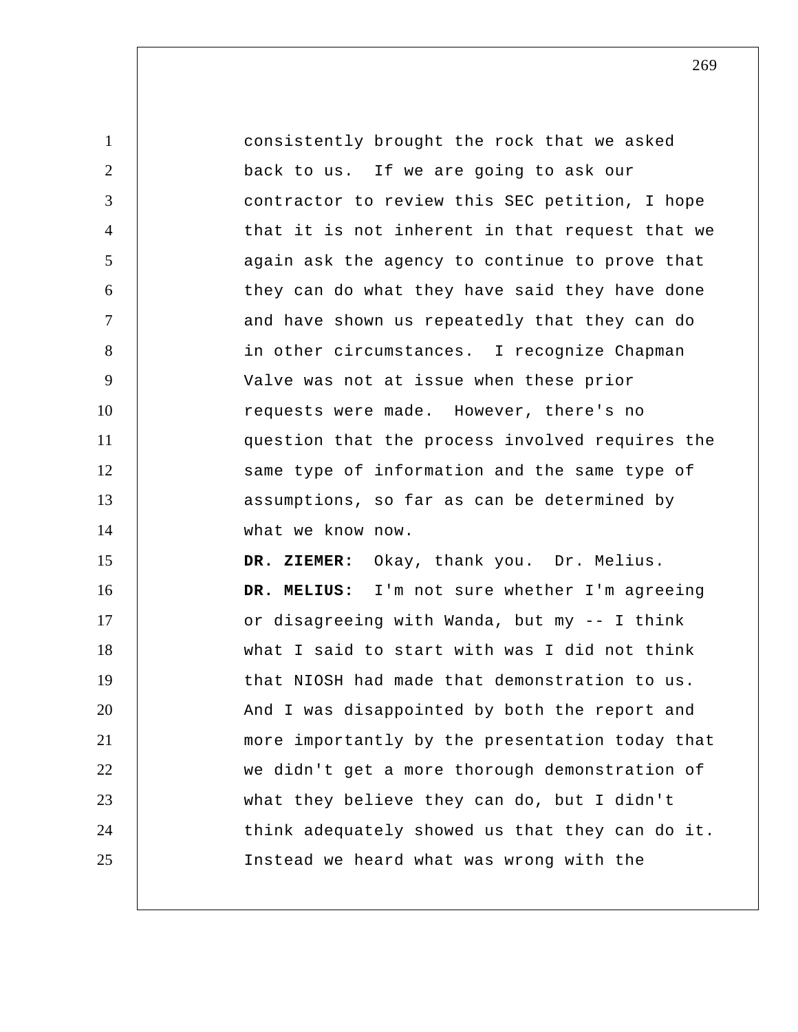consistently brought the rock that we asked back to us. If we are going to ask our contractor to review this SEC petition, I hope that it is not inherent in that request that we again ask the agency to continue to prove that they can do what they have said they have done and have shown us repeatedly that they can do in other circumstances. I recognize Chapman Valve was not at issue when these prior requests were made. However, there's no question that the process involved requires the same type of information and the same type of assumptions, so far as can be determined by what we know now.

**DR. ZIEMER:** Okay, thank you. Dr. Melius.

**DR. MELIUS:** I'm not sure whether I'm agreeing or disagreeing with Wanda, but my -- I think what I said to start with was I did not think that NIOSH had made that demonstration to us. And I was disappointed by both the report and more importantly by the presentation today that we didn't get a more thorough demonstration of what they believe they can do, but I didn't think adequately showed us that they can do it. Instead we heard what was wrong with the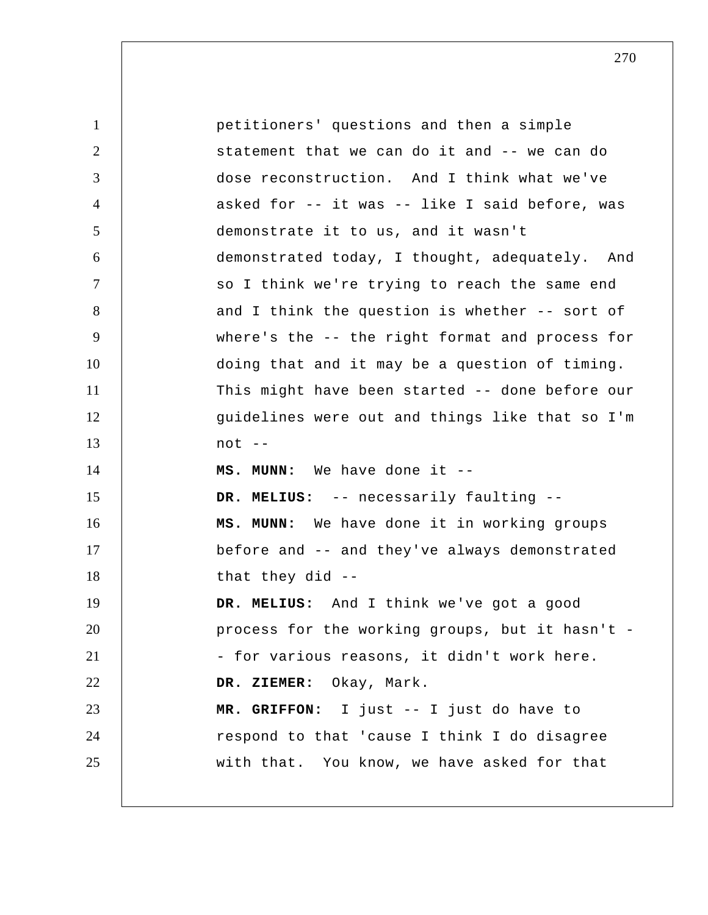petitioners' questions and then a simple statement that we can do it and -- we can do dose reconstruction. And I think what we've asked for -- it was -- like I said before, was demonstrate it to us, and it wasn't demonstrated today, I thought, adequately. And so I think we're trying to reach the same end and I think the question is whether -- sort of where's the -- the right format and process for doing that and it may be a question of timing. This might have been started -- done before our guidelines were out and things like that so I'm not --

**MS. MUNN:** We have done it --

**DR. MELIUS:** -- necessarily faulting --

**MS. MUNN:** We have done it in working groups before and -- and they've always demonstrated that they did --

**DR. MELIUS:** And I think we've got a good process for the working groups, but it hasn't -- for various reasons, it didn't work here.

**DR. ZIEMER:** Okay, Mark.

**MR. GRIFFON:** I just -- I just do have to respond to that 'cause I think I do disagree with that. You know, we have asked for that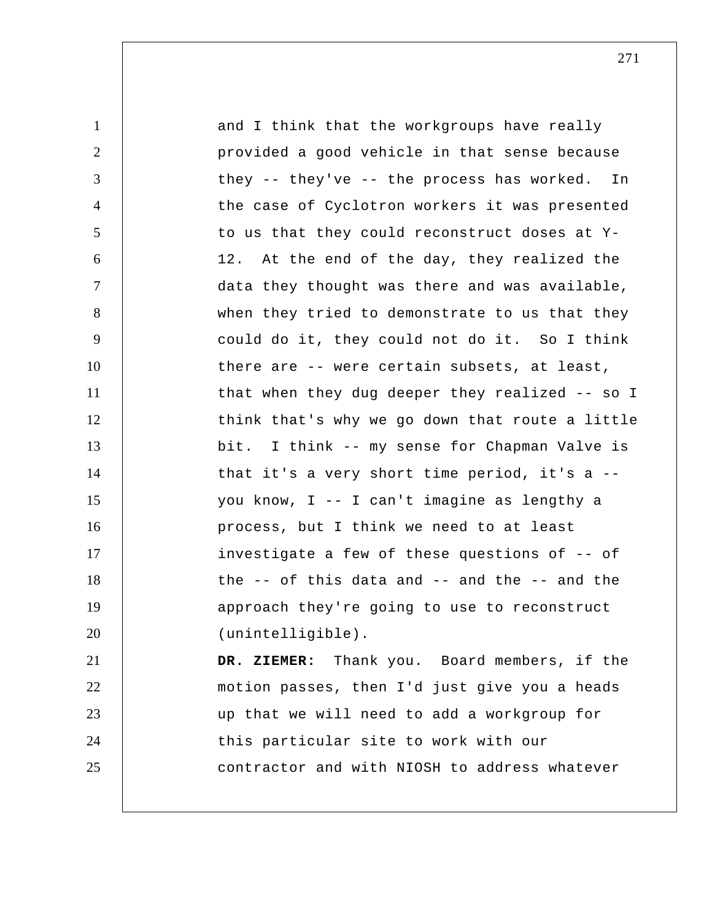and I think that the workgroups have really provided a good vehicle in that sense because they -- they've -- the process has worked. In the case of Cyclotron workers it was presented to us that they could reconstruct doses at Y-12. At the end of the day, they realized the data they thought was there and was available, when they tried to demonstrate to us that they could do it, they could not do it. So I think there are -- were certain subsets, at least, that when they dug deeper they realized -- so I think that's why we go down that route a little bit. I think -- my sense for Chapman Valve is that it's a very short time period, it's a -- you know, I -- I can't imagine as lengthy a process, but I think we need to at least investigate a few of these questions of -- of the -- of this data and -- and the -- and the approach they're going to use to reconstruct (unintelligible).

**DR. ZIEMER:** Thank you. Board members, if the motion passes, then I'd just give you a heads up that we will need to add a workgroup for this particular site to work with our contractor and with NIOSH to address whatever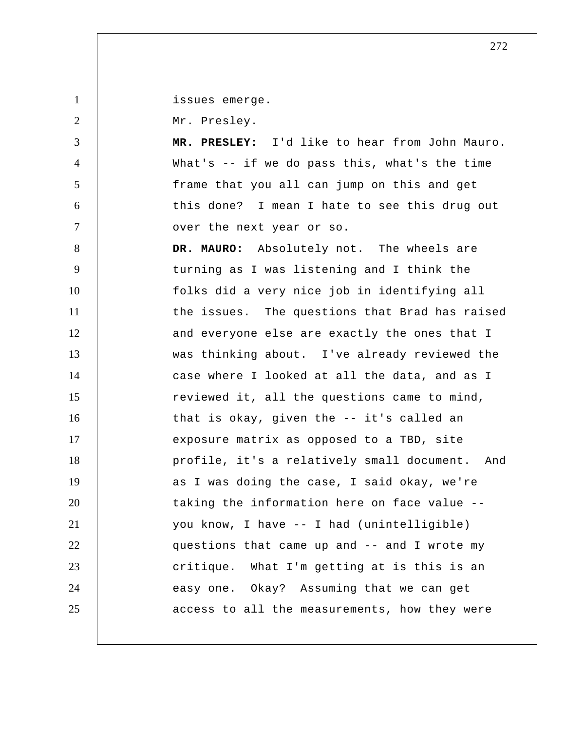issues emerge.

Mr. Presley.

**MR. PRESLEY:** I'd like to hear from John Mauro. What's -- if we do pass this, what's the time frame that you all can jump on this and get this done? I mean I hate to see this drug out over the next year or so.

**DR. MAURO:** Absolutely not. The wheels are turning as I was listening and I think the folks did a very nice job in identifying all the issues. The questions that Brad has raised and everyone else are exactly the ones that I was thinking about. I've already reviewed the case where I looked at all the data, and as I reviewed it, all the questions came to mind, that is okay, given the -- it's called an exposure matrix as opposed to a TBD, site profile, it's a relatively small document. And as I was doing the case, I said okay, we're taking the information here on face value -- you know, I have -- I had (unintelligible) questions that came up and -- and I wrote my critique. What I'm getting at is this is an easy one. Okay? Assuming that we can get access to all the measurements, how they were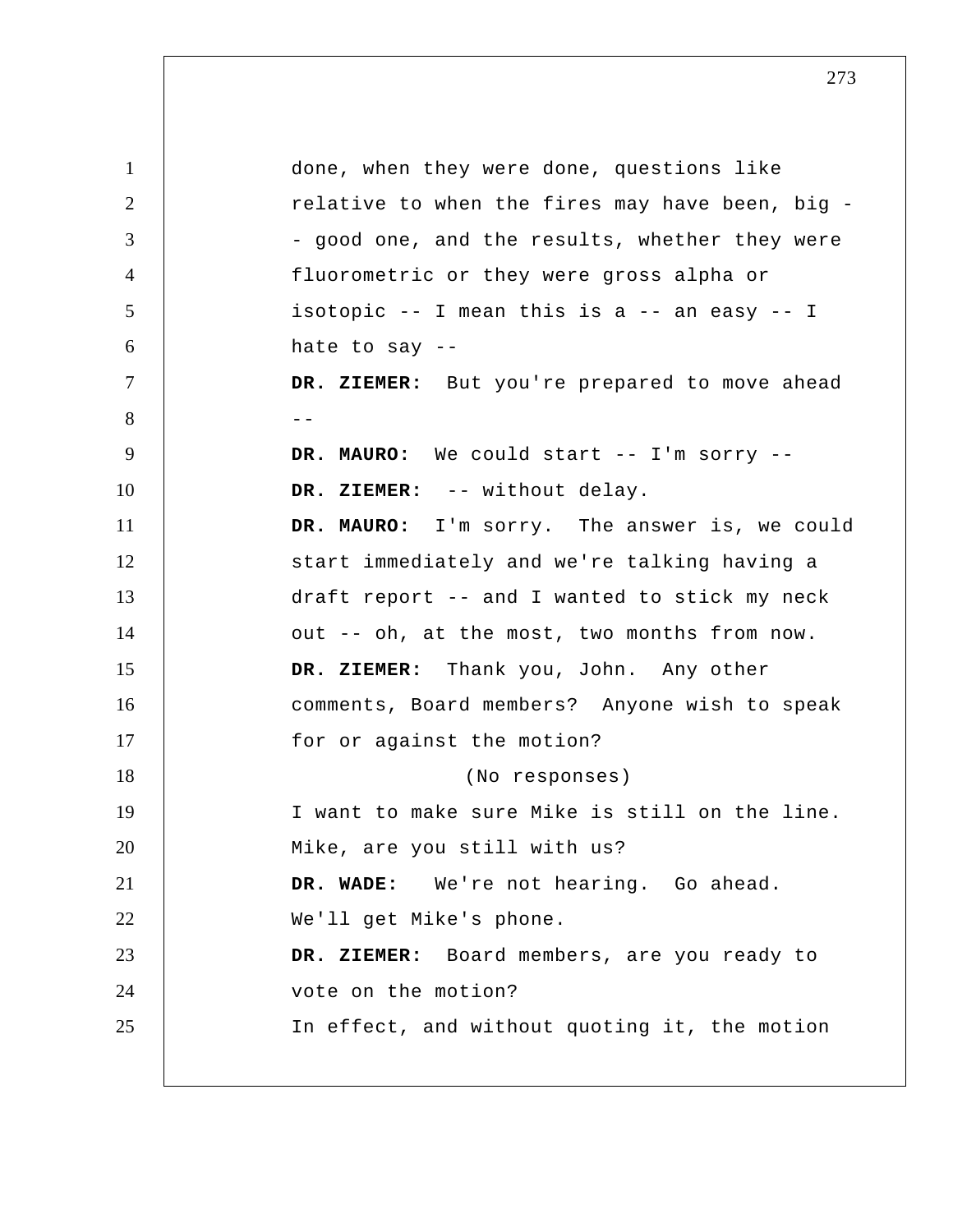done, when they were done, questions like relative to when the fires may have been, big -- good one, and the results, whether they were fluorometric or they were gross alpha or isotopic -- I mean this is a -- an easy -- I hate to say --

**DR. ZIEMER:** But you're prepared to move ahead --

**DR. MAURO:** We could start -- I'm sorry --

**DR. ZIEMER:** -- without delay.

**DR. MAURO:** I'm sorry. The answer is, we could start immediately and we're talking having a draft report -- and I wanted to stick my neck out -- oh, at the most, two months from now.

**DR. ZIEMER:** Thank you, John. Any other comments, Board members? Anyone wish to speak for or against the motion?

(No responses)

I want to make sure Mike is still on the line. Mike, are you still with us?

**DR. WADE:** We're not hearing. Go ahead. We'll get Mike's phone.

**DR. ZIEMER:** Board members, are you ready to vote on the motion?

In effect, and without quoting it, the motion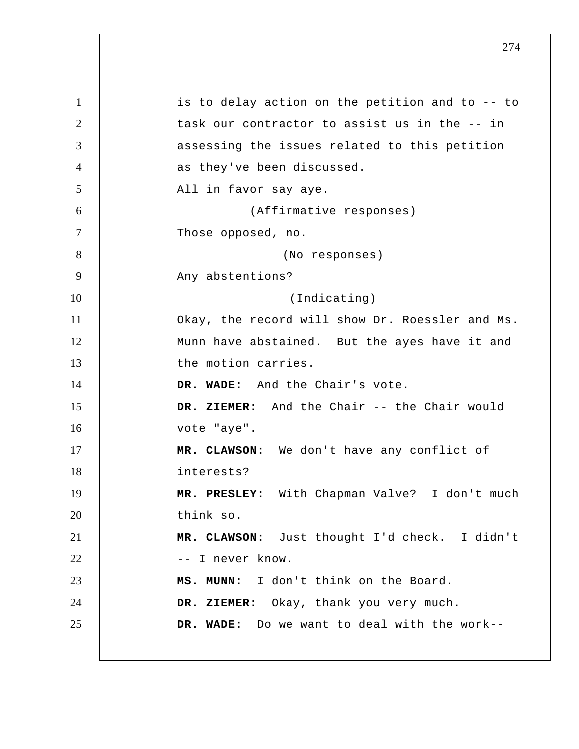is to delay action on the petition and to -- to task our contractor to assist us in the -- in assessing the issues related to this petition as they've been discussed.

All in favor say aye.

(Affirmative responses)

Those opposed, no.

(No responses)

Any abstentions?

(Indicating)

Okay, the record will show Dr. Roessler and Ms. Munn have abstained. But the ayes have it and the motion carries.

**DR. WADE:** And the Chair's vote.

**DR. ZIEMER:** And the Chair -- the Chair would vote "aye".

**MR. CLAWSON:** We don't have any conflict of interests?

**MR. PRESLEY:** With Chapman Valve? I don't much think so.

**MR. CLAWSON:** Just thought I'd check. I didn't -- I never know.

**MS. MUNN:** I don't think on the Board.

**DR. ZIEMER:** Okay, thank you very much.

**DR. WADE:** Do we want to deal with the work--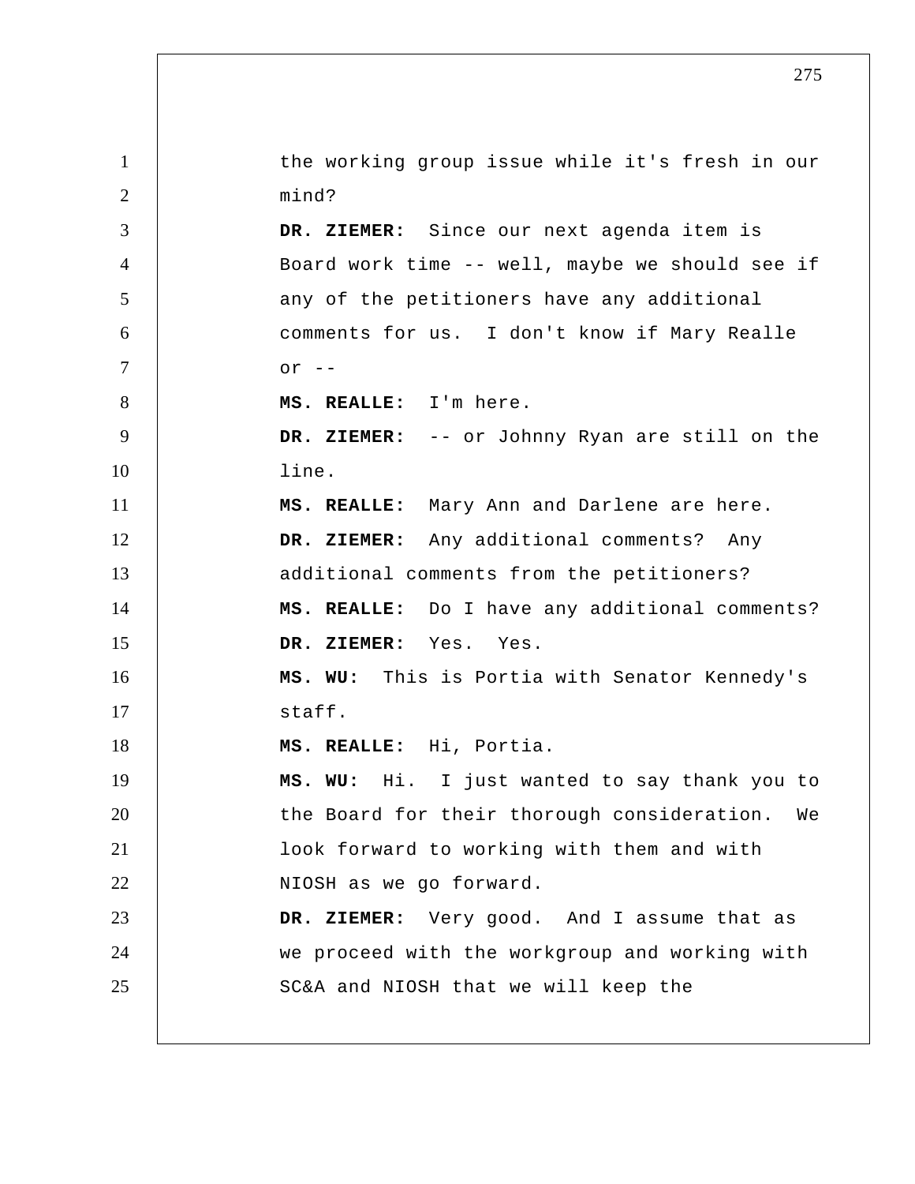the working group issue while it's fresh in our mind?

**DR. ZIEMER:** Since our next agenda item is Board work time -- well, maybe we should see if any of the petitioners have any additional comments for us. I don't know if Mary Realle or --

**MS. REALLE:** I'm here.

**DR. ZIEMER:** -- or Johnny Ryan are still on the line.

**MS. REALLE:** Mary Ann and Darlene are here.

**DR. ZIEMER:** Any additional comments? Any additional comments from the petitioners?

**MS. REALLE:** Do I have any additional comments?

**DR. ZIEMER:** Yes. Yes.

**MS. WU:** This is Portia with Senator Kennedy's staff.

**MS. REALLE:** Hi, Portia.

**MS. WU:** Hi. I just wanted to say thank you to the Board for their thorough consideration. We look forward to working with them and with NIOSH as we go forward.

**DR. ZIEMER:** Very good. And I assume that as we proceed with the workgroup and working with SC&A and NIOSH that we will keep the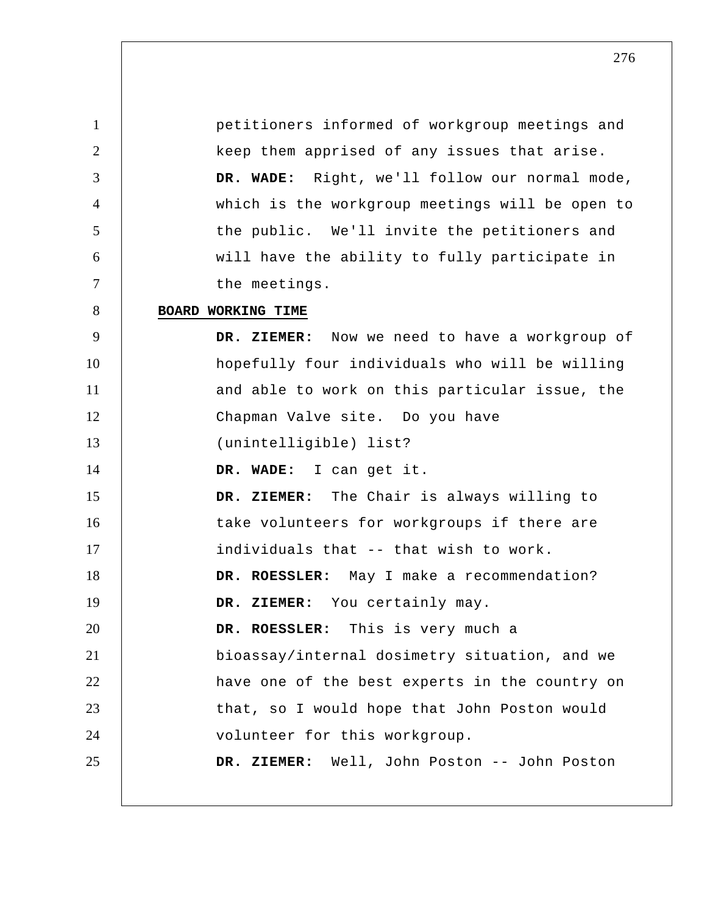petitioners informed of workgroup meetings and keep them apprised of any issues that arise.

**DR. WADE:** Right, we'll follow our normal mode, which is the workgroup meetings will be open to the public. We'll invite the petitioners and will have the ability to fully participate in the meetings.

**BOARD WORKING TIME**

**DR. ZIEMER:** Now we need to have a workgroup of hopefully four individuals who will be willing and able to work on this particular issue, the Chapman Valve site. Do you have (unintelligible) list?

**DR. WADE:** I can get it.

**DR. ZIEMER:** The Chair is always willing to take volunteers for workgroups if there are individuals that -- that wish to work.

**DR. ROESSLER:** May I make a recommendation?

**DR. ZIEMER:** You certainly may.

**DR. ROESSLER:** This is very much a bioassay/internal dosimetry situation, and we have one of the best experts in the country on that, so I would hope that John Poston would volunteer for this workgroup.

**DR. ZIEMER:** Well, John Poston -- John Poston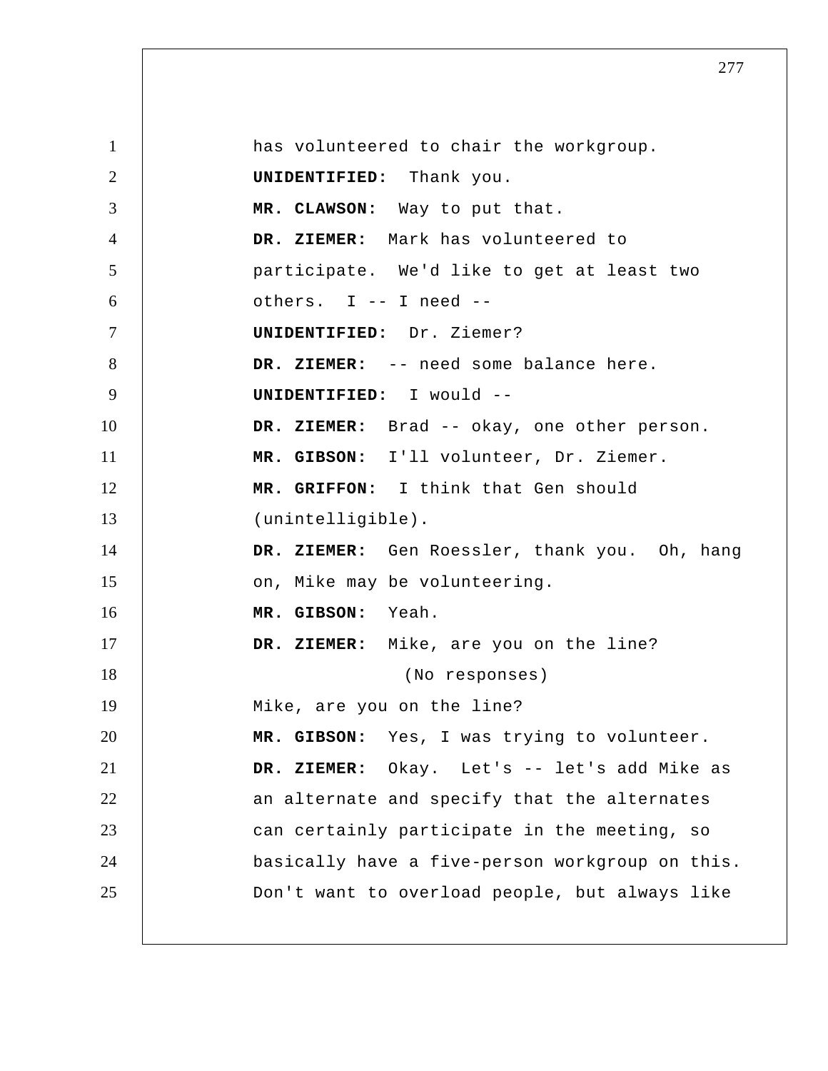has volunteered to chair the workgroup.

**UNIDENTIFIED:** Thank you.

**MR. CLAWSON:** Way to put that.

**DR. ZIEMER:** Mark has volunteered to participate. We'd like to get at least two others. I -- I need --

**UNIDENTIFIED:** Dr. Ziemer?

**DR. ZIEMER:** -- need some balance here.

**UNIDENTIFIED:** I would --

**DR. ZIEMER:** Brad -- okay, one other person.

**MR. GIBSON:** I'll volunteer, Dr. Ziemer.

**MR. GRIFFON:** I think that Gen should (unintelligible).

**DR. ZIEMER:** Gen Roessler, thank you. Oh, hang on, Mike may be volunteering.

**MR. GIBSON:** Yeah.

**DR. ZIEMER:** Mike, are you on the line?

(No responses)

Mike, are you on the line?

**MR. GIBSON:** Yes, I was trying to volunteer.

**DR. ZIEMER:** Okay. Let's -- let's add Mike as an alternate and specify that the alternates can certainly participate in the meeting, so basically have a five-person workgroup on this. Don't want to overload people, but always like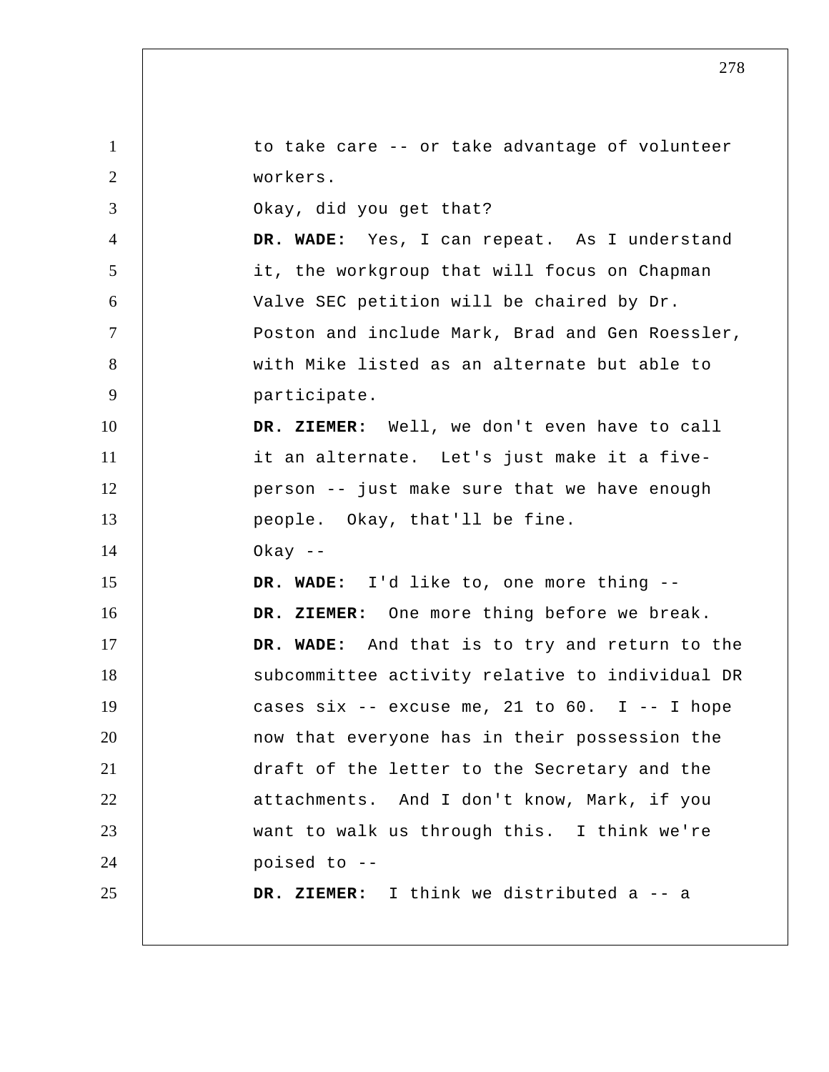to take care -- or take advantage of volunteer workers.

Okay, did you get that?

**DR. WADE:** Yes, I can repeat. As I understand it, the workgroup that will focus on Chapman Valve SEC petition will be chaired by Dr. Poston and include Mark, Brad and Gen Roessler, with Mike listed as an alternate but able to participate.

**DR. ZIEMER:** Well, we don't even have to call it an alternate. Let's just make it a five-person -- just make sure that we have enough people. Okay, that'll be fine.

Okay --

**DR. WADE:** I'd like to, one more thing --

**DR. ZIEMER:** One more thing before we break.

**DR. WADE:** And that is to try and return to the subcommittee activity relative to individual DR cases six -- excuse me, 21 to 60. I -- I hope now that everyone has in their possession the draft of the letter to the Secretary and the attachments. And I don't know, Mark, if you want to walk us through this. I think we're poised to --

**DR. ZIEMER:** I think we distributed a -- a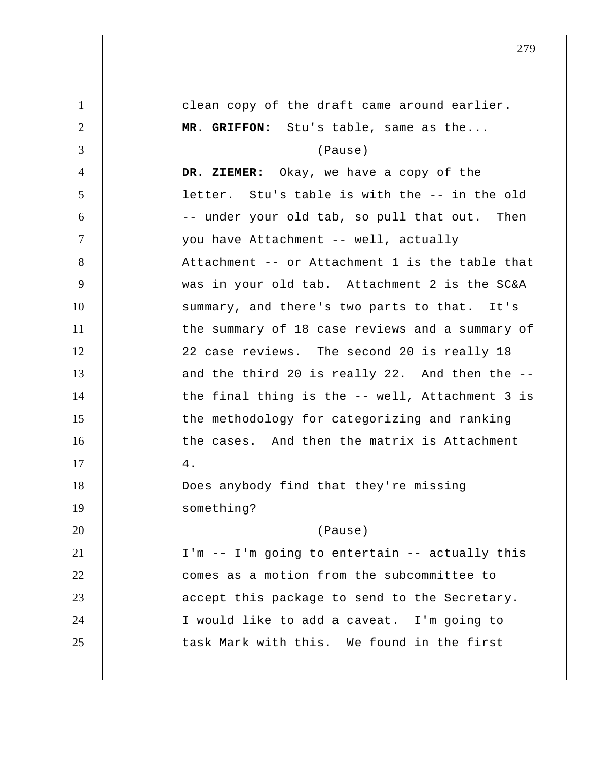clean copy of the draft came around earlier.

**MR. GRIFFON:** Stu's table, same as the...

(Pause)

**DR. ZIEMER:** Okay, we have a copy of the letter. Stu's table is with the -- in the old -- under your old tab, so pull that out. Then you have Attachment -- well, actually Attachment -- or Attachment 1 is the table that was in your old tab. Attachment 2 is the SC&A summary, and there's two parts to that. It's the summary of 18 case reviews and a summary of 22 case reviews. The second 20 is really 18 and the third 20 is really 22. And then the -- the final thing is the -- well, Attachment 3 is the methodology for categorizing and ranking the cases. And then the matrix is Attachment 4.

Does anybody find that they're missing something?

(Pause)

I'm -- I'm going to entertain -- actually this comes as a motion from the subcommittee to accept this package to send to the Secretary. I would like to add a caveat. I'm going to task Mark with this. We found in the first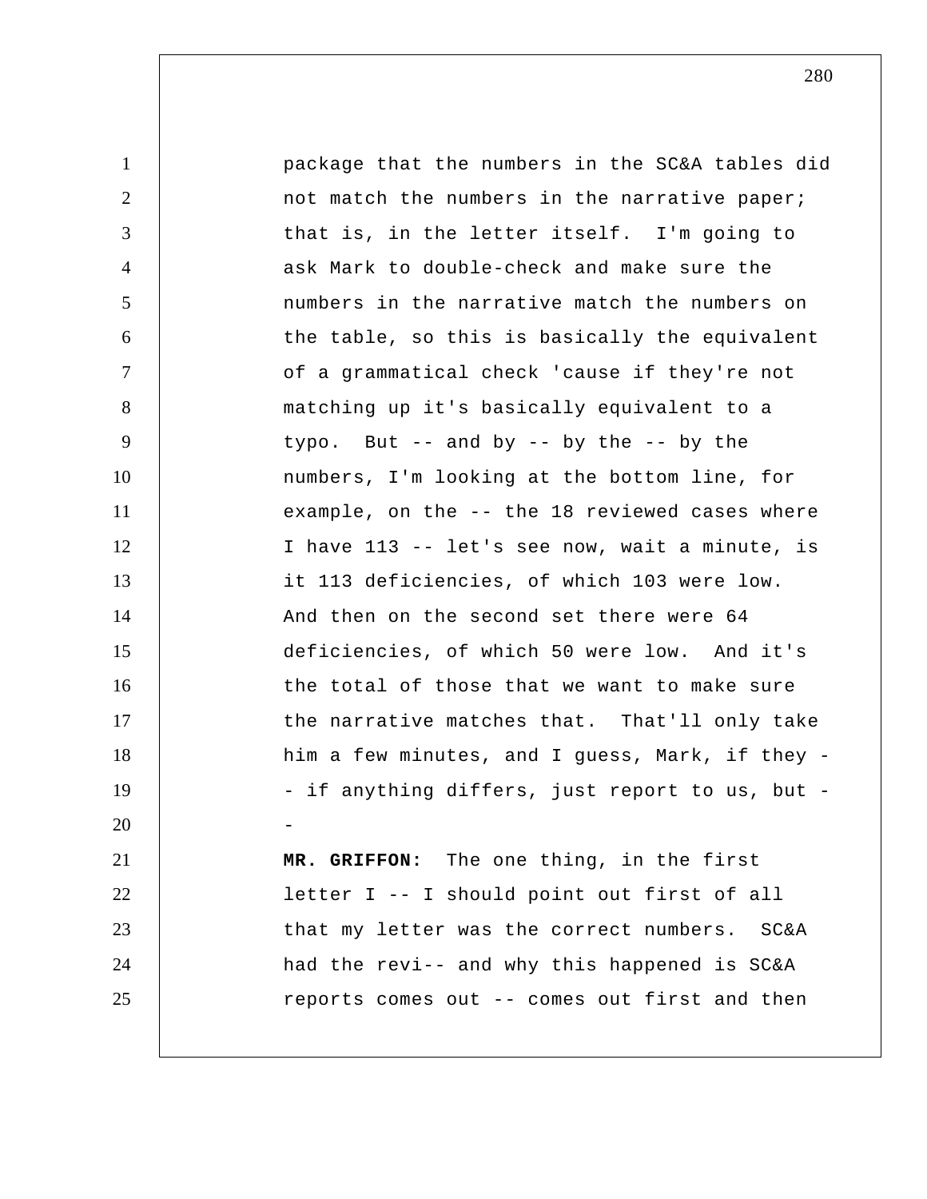package that the numbers in the SC&A tables did not match the numbers in the narrative paper; that is, in the letter itself. I'm going to ask Mark to double-check and make sure the numbers in the narrative match the numbers on the table, so this is basically the equivalent of a grammatical check 'cause if they're not matching up it's basically equivalent to a typo. But -- and by -- by the -- by the numbers, I'm looking at the bottom line, for example, on the -- the 18 reviewed cases where I have 113 -- let's see now, wait a minute, is it 113 deficiencies, of which 103 were low. And then on the second set there were 64 deficiencies, of which 50 were low. And it's the total of those that we want to make sure the narrative matches that. That'll only take him a few minutes, and I guess, Mark, if they -- if anything differs, just report to us, but --

**MR. GRIFFON:** The one thing, in the first letter I -- I should point out first of all that my letter was the correct numbers. SC&A had the revi-- and why this happened is SC&A reports comes out -- comes out first and then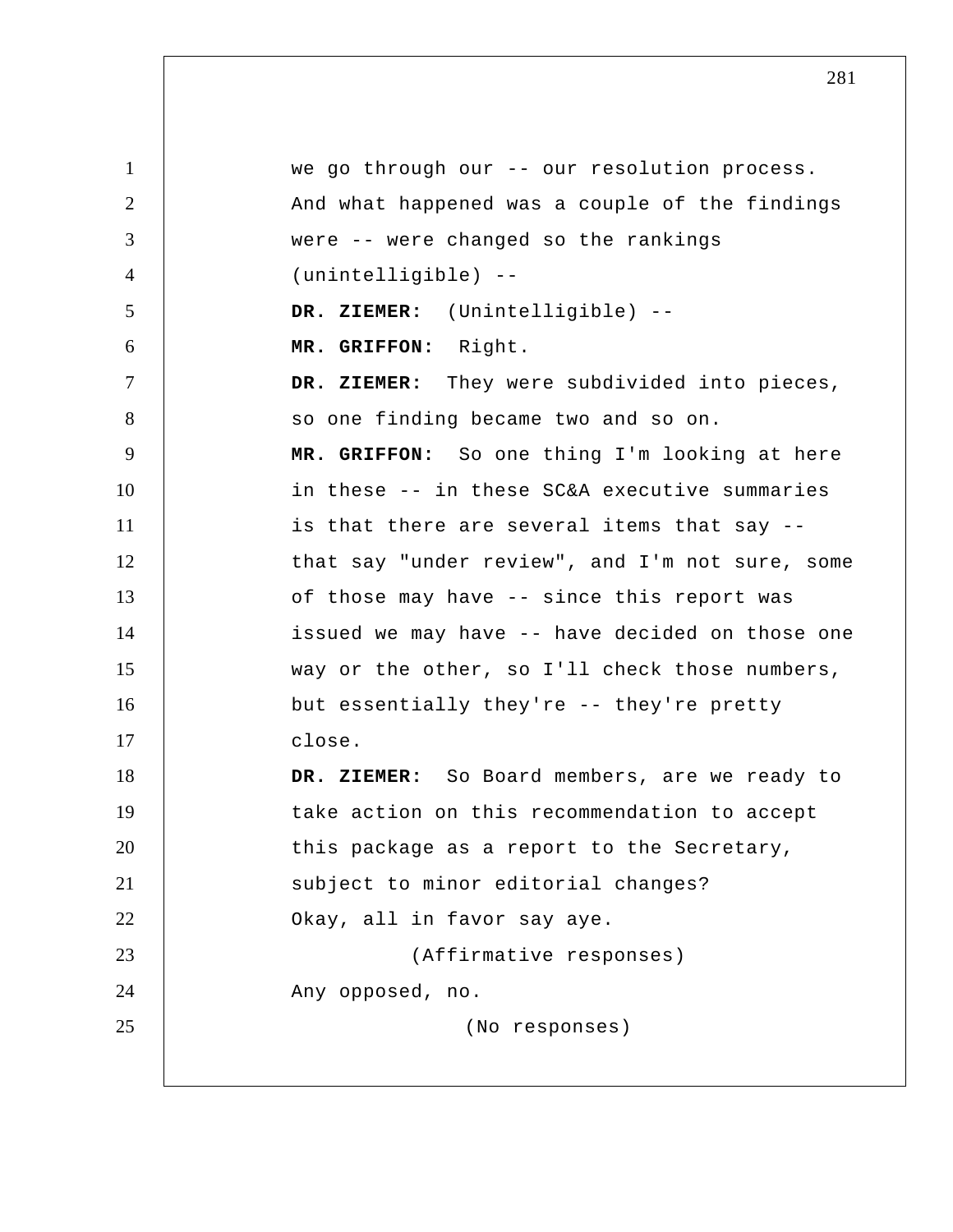we go through our -- our resolution process. And what happened was a couple of the findings were -- were changed so the rankings (unintelligible) --

**DR. ZIEMER:** (Unintelligible) --

**MR. GRIFFON:** Right.

**DR. ZIEMER:** They were subdivided into pieces, so one finding became two and so on.

**MR. GRIFFON:** So one thing I'm looking at here in these -- in these SC&A executive summaries is that there are several items that say -- that say "under review", and I'm not sure, some of those may have -- since this report was issued we may have -- have decided on those one way or the other, so I'll check those numbers, but essentially they're -- they're pretty close.

**DR. ZIEMER:** So Board members, are we ready to take action on this recommendation to accept this package as a report to the Secretary, subject to minor editorial changes?

Okay, all in favor say aye.

(Affirmative responses)

Any opposed, no.

(No responses)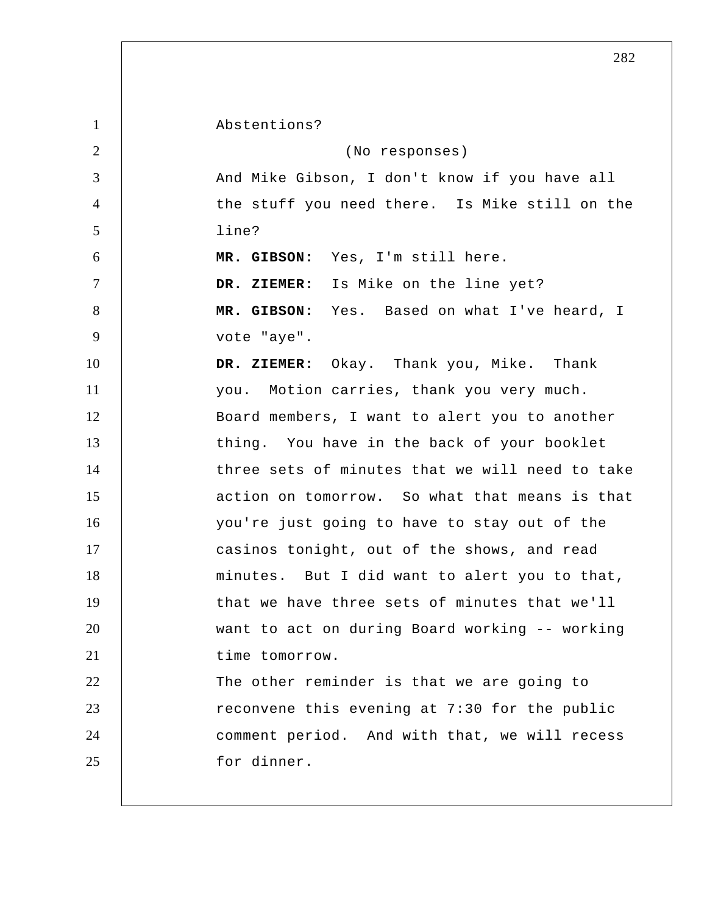Abstentions?

(No responses)

And Mike Gibson, I don't know if you have all the stuff you need there. Is Mike still on the line?

**MR. GIBSON:** Yes, I'm still here.

**DR. ZIEMER:** Is Mike on the line yet?

**MR. GIBSON:** Yes. Based on what I've heard, I vote "aye".

**DR. ZIEMER:** Okay. Thank you, Mike. Thank you. Motion carries, thank you very much.

Board members, I want to alert you to another thing. You have in the back of your booklet three sets of minutes that we will need to take action on tomorrow. So what that means is that you're just going to have to stay out of the casinos tonight, out of the shows, and read minutes. But I did want to alert you to that, that we have three sets of minutes that we'll want to act on during Board working -- working time tomorrow.

The other reminder is that we are going to reconvene this evening at 7:30 for the public comment period. And with that, we will recess for dinner.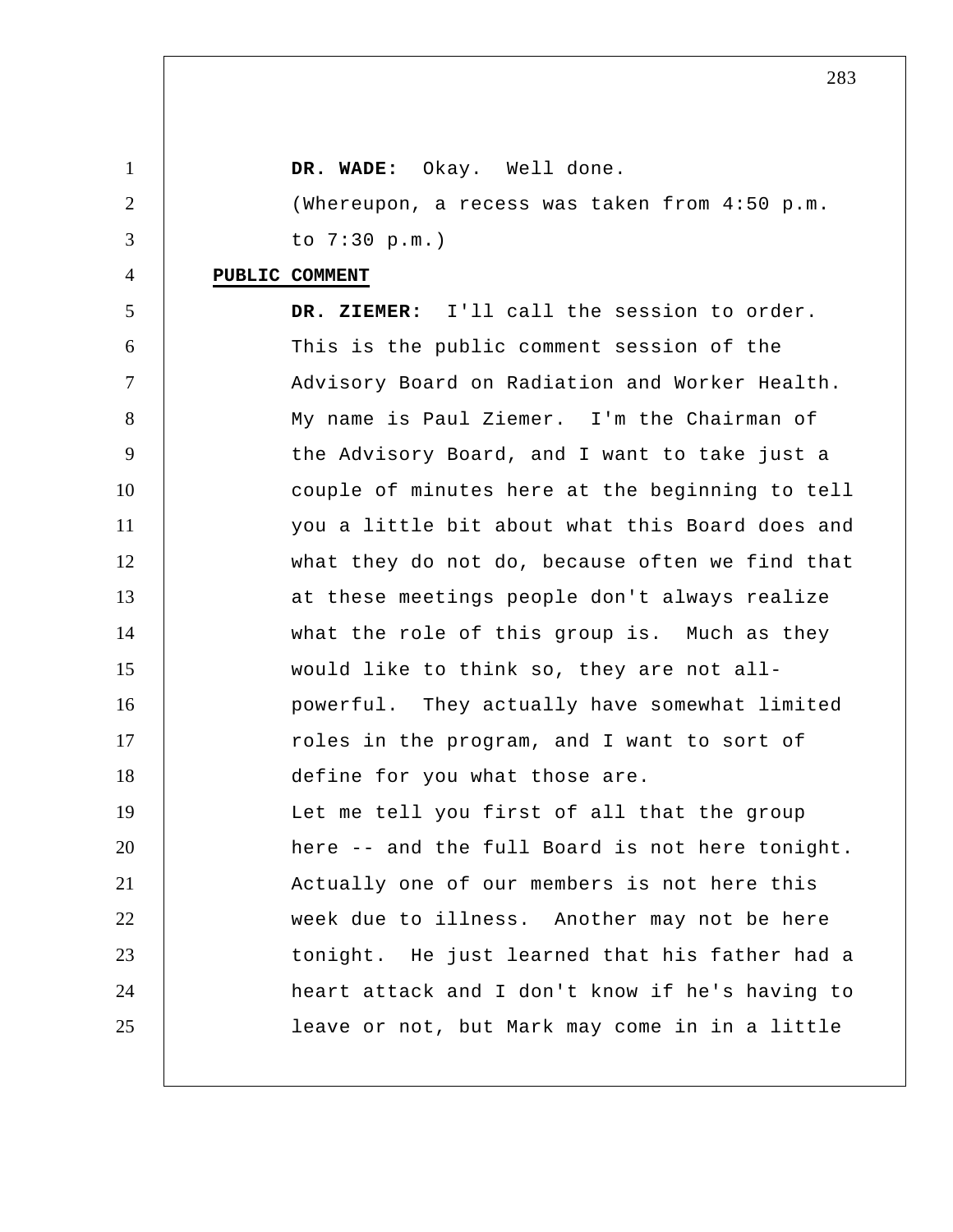**DR. WADE:** Okay. Well done.

(Whereupon, a recess was taken from 4:50 p.m. to 7:30 p.m.)

**PUBLIC COMMENT**

**DR. ZIEMER:** I'll call the session to order. This is the public comment session of the Advisory Board on Radiation and Worker Health. My name is Paul Ziemer. I'm the Chairman of the Advisory Board, and I want to take just a couple of minutes here at the beginning to tell you a little bit about what this Board does and what they do not do, because often we find that at these meetings people don't always realize what the role of this group is. Much as they would like to think so, they are not all-powerful. They actually have somewhat limited roles in the program, and I want to sort of define for you what those are.

Let me tell you first of all that the group here -- and the full Board is not here tonight. Actually one of our members is not here this week due to illness. Another may not be here tonight. He just learned that his father had a heart attack and I don't know if he's having to leave or not, but Mark may come in in a little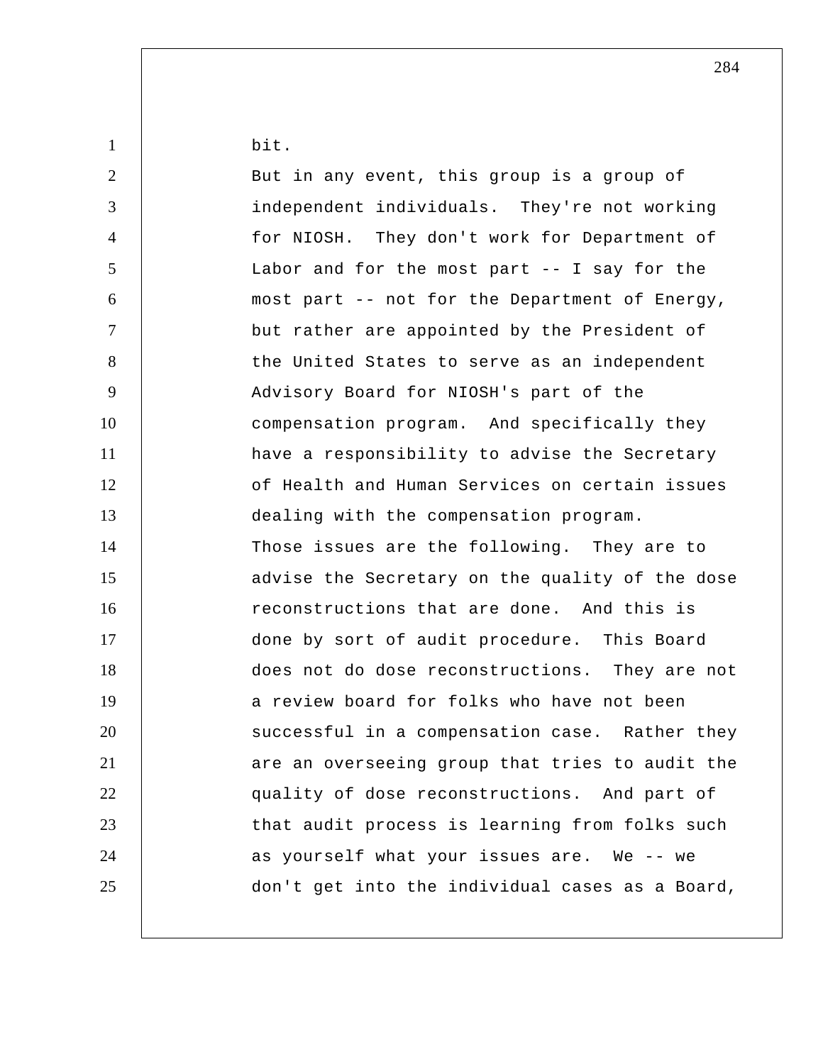bit.

But in any event, this group is a group of independent individuals. They're not working for NIOSH. They don't work for Department of Labor and for the most part -- I say for the most part -- not for the Department of Energy, but rather are appointed by the President of the United States to serve as an independent Advisory Board for NIOSH's part of the compensation program. And specifically they have a responsibility to advise the Secretary of Health and Human Services on certain issues dealing with the compensation program.

Those issues are the following. They are to advise the Secretary on the quality of the dose reconstructions that are done. And this is done by sort of audit procedure. This Board does not do dose reconstructions. They are not a review board for folks who have not been successful in a compensation case. Rather they are an overseeing group that tries to audit the quality of dose reconstructions. And part of that audit process is learning from folks such as yourself what your issues are. We -- we don't get into the individual cases as a Board,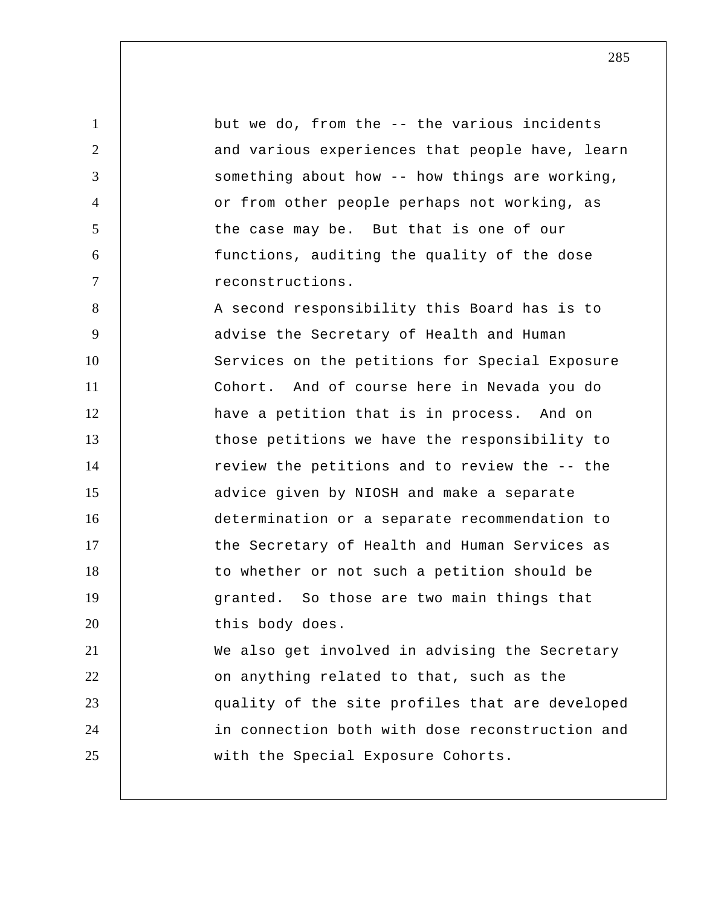but we do, from the -- the various incidents and various experiences that people have, learn something about how -- how things are working, or from other people perhaps not working, as the case may be. But that is one of our functions, auditing the quality of the dose reconstructions.

A second responsibility this Board has is to advise the Secretary of Health and Human Services on the petitions for Special Exposure Cohort. And of course here in Nevada you do have a petition that is in process. And on those petitions we have the responsibility to review the petitions and to review the -- the advice given by NIOSH and make a separate determination or a separate recommendation to the Secretary of Health and Human Services as to whether or not such a petition should be granted. So those are two main things that this body does.

We also get involved in advising the Secretary on anything related to that, such as the quality of the site profiles that are developed in connection both with dose reconstruction and with the Special Exposure Cohorts.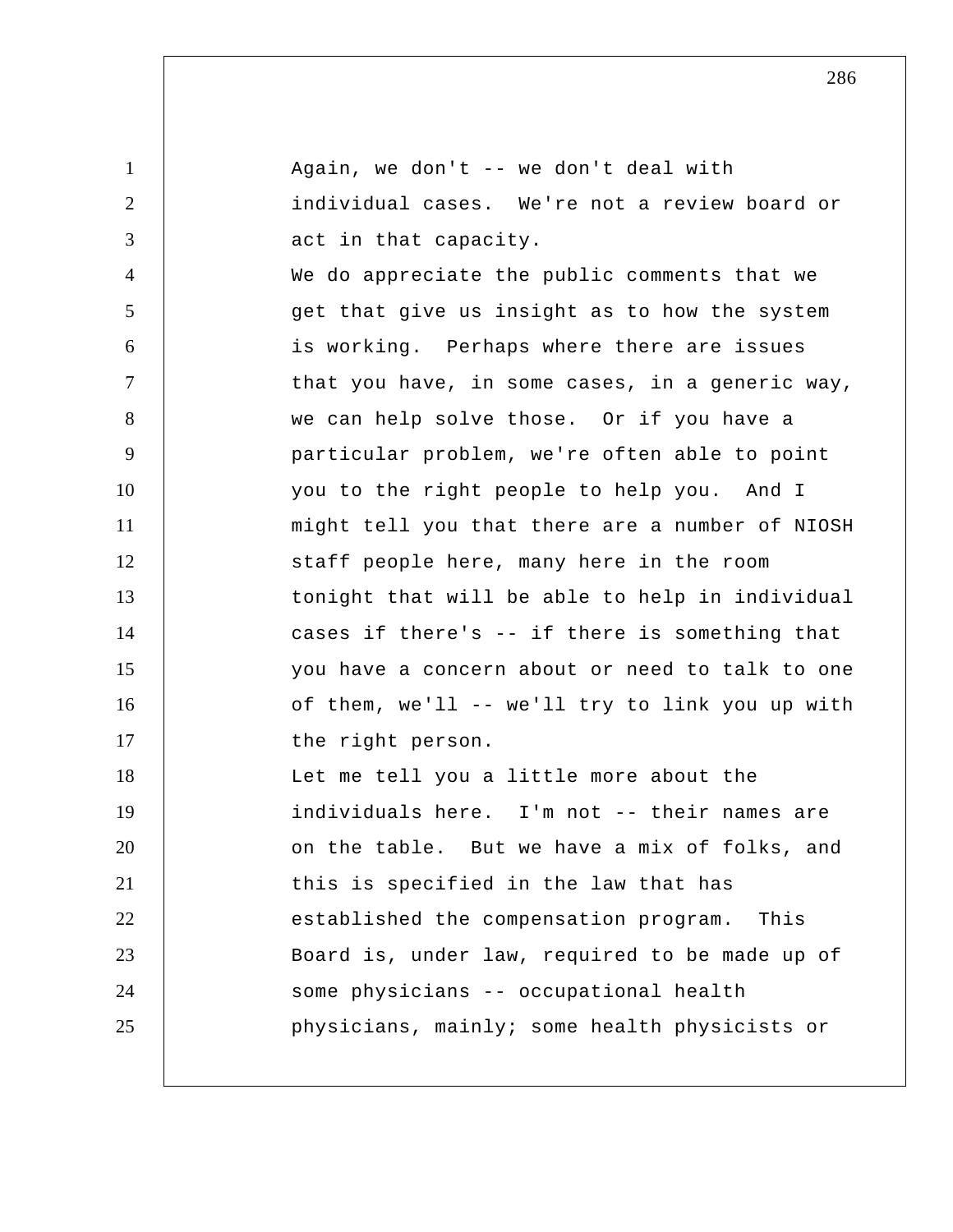Again, we don't -- we don't deal with individual cases. We're not a review board or act in that capacity.

We do appreciate the public comments that we get that give us insight as to how the system is working. Perhaps where there are issues that you have, in some cases, in a generic way, we can help solve those. Or if you have a particular problem, we're often able to point you to the right people to help you. And I might tell you that there are a number of NIOSH staff people here, many here in the room tonight that will be able to help in individual cases if there's -- if there is something that you have a concern about or need to talk to one of them, we'll -- we'll try to link you up with the right person.

Let me tell you a little more about the individuals here. I'm not -- their names are on the table. But we have a mix of folks, and this is specified in the law that has established the compensation program. This Board is, under law, required to be made up of some physicians -- occupational health physicians, mainly; some health physicists or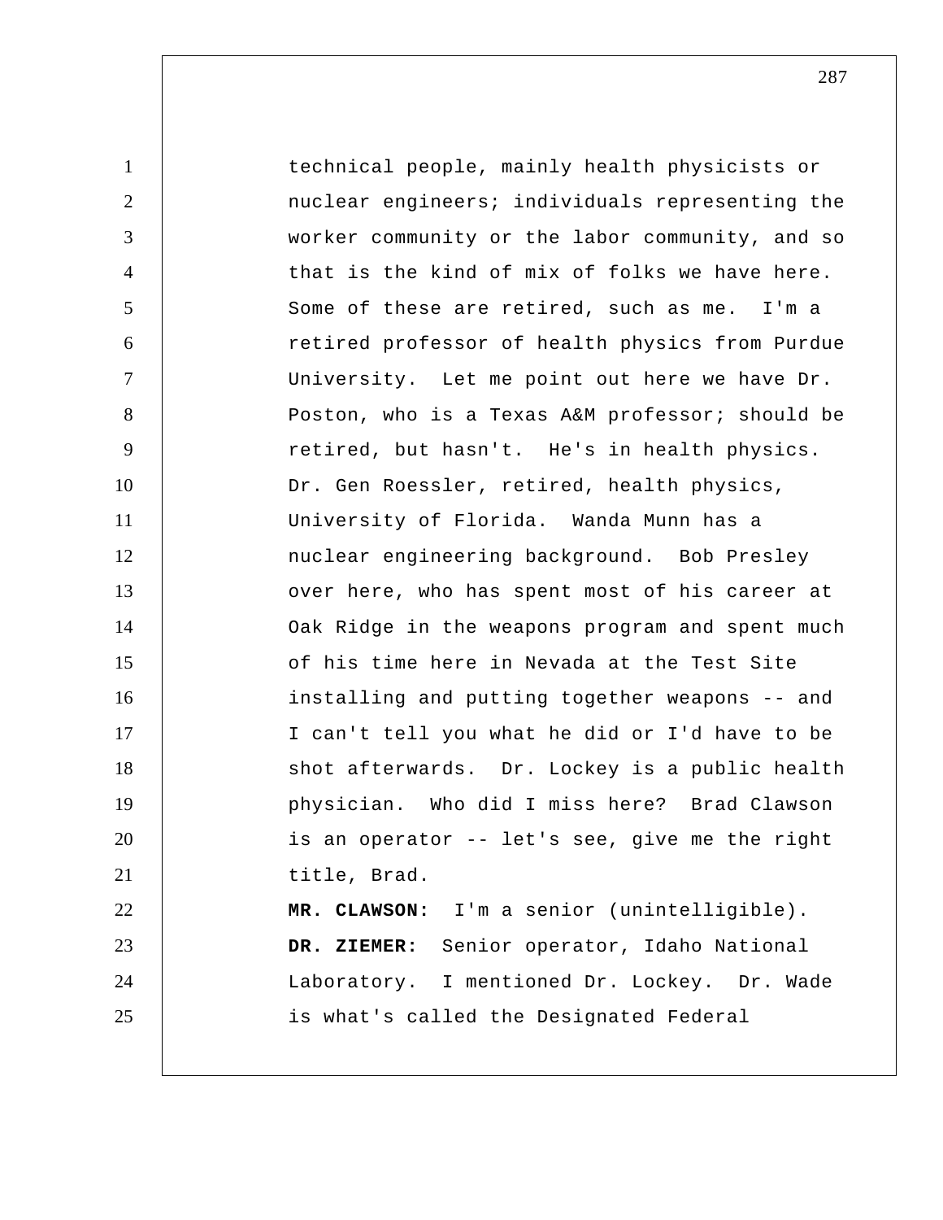technical people, mainly health physicists or nuclear engineers; individuals representing the worker community or the labor community, and so that is the kind of mix of folks we have here. Some of these are retired, such as me. I'm a retired professor of health physics from Purdue University. Let me point out here we have Dr. Poston, who is a Texas A&M professor; should be retired, but hasn't. He's in health physics. Dr. Gen Roessler, retired, health physics, University of Florida. Wanda Munn has a nuclear engineering background. Bob Presley over here, who has spent most of his career at Oak Ridge in the weapons program and spent much of his time here in Nevada at the Test Site installing and putting together weapons -- and I can't tell you what he did or I'd have to be shot afterwards. Dr. Lockey is a public health physician. Who did I miss here? Brad Clawson is an operator -- let's see, give me the right title, Brad.

**MR. CLAWSON:** I'm a senior (unintelligible).

**DR. ZIEMER:** Senior operator, Idaho National Laboratory. I mentioned Dr. Lockey. Dr. Wade is what's called the Designated Federal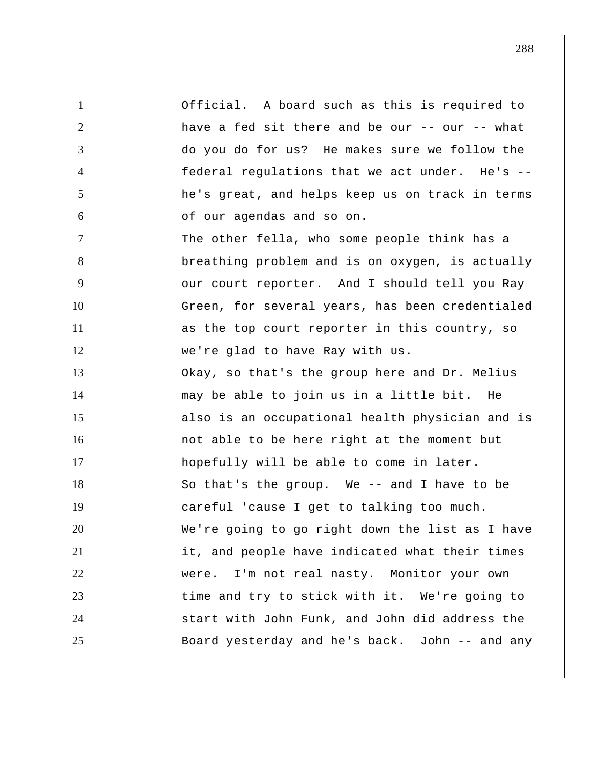Official. A board such as this is required to have a fed sit there and be our -- our -- what do you do for us? He makes sure we follow the federal regulations that we act under. He's -- he's great, and helps keep us on track in terms of our agendas and so on.

The other fella, who some people think has a breathing problem and is on oxygen, is actually our court reporter. And I should tell you Ray Green, for several years, has been credentialed as the top court reporter in this country, so we're glad to have Ray with us.

Okay, so that's the group here and Dr. Melius may be able to join us in a little bit. He also is an occupational health physician and is not able to be here right at the moment but hopefully will be able to come in later.

So that's the group. We -- and I have to be careful 'cause I get to talking too much.

We're going to go right down the list as I have it, and people have indicated what their times were. I'm not real nasty. Monitor your own time and try to stick with it. We're going to start with John Funk, and John did address the Board yesterday and he's back. John -- and any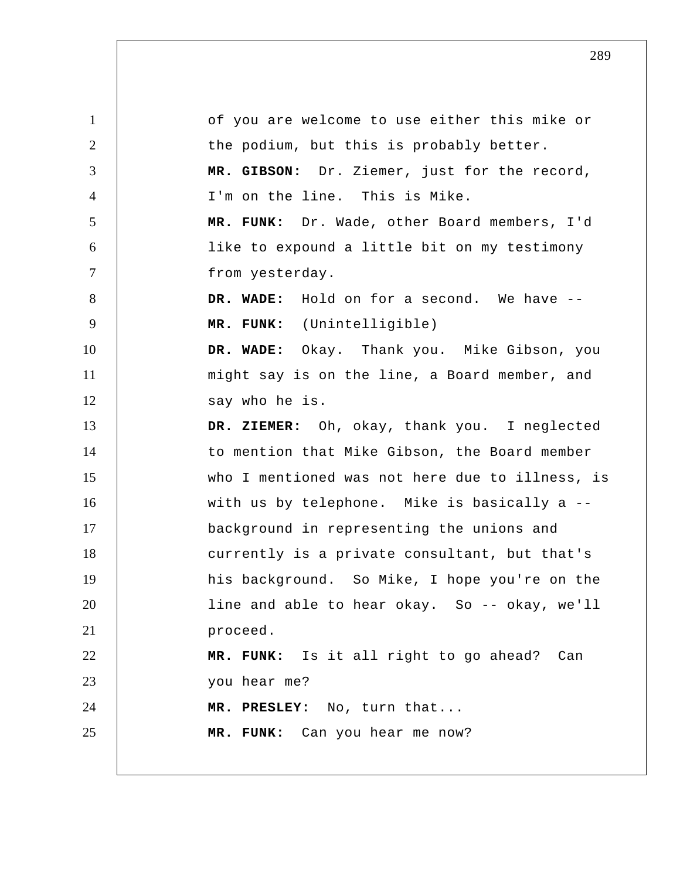of you are welcome to use either this mike or the podium, but this is probably better.

**MR. GIBSON:** Dr. Ziemer, just for the record, I'm on the line. This is Mike.

**MR. FUNK:** Dr. Wade, other Board members, I'd like to expound a little bit on my testimony from yesterday.

**DR. WADE:** Hold on for a second. We have --

**MR. FUNK:** (Unintelligible)

**DR. WADE:** Okay. Thank you. Mike Gibson, you might say is on the line, a Board member, and say who he is.

**DR. ZIEMER:** Oh, okay, thank you. I neglected to mention that Mike Gibson, the Board member who I mentioned was not here due to illness, is with us by telephone. Mike is basically a -- background in representing the unions and currently is a private consultant, but that's his background. So Mike, I hope you're on the line and able to hear okay. So -- okay, we'll proceed.

**MR. FUNK:** Is it all right to go ahead? Can you hear me?

**MR. PRESLEY:** No, turn that...

**MR. FUNK:** Can you hear me now?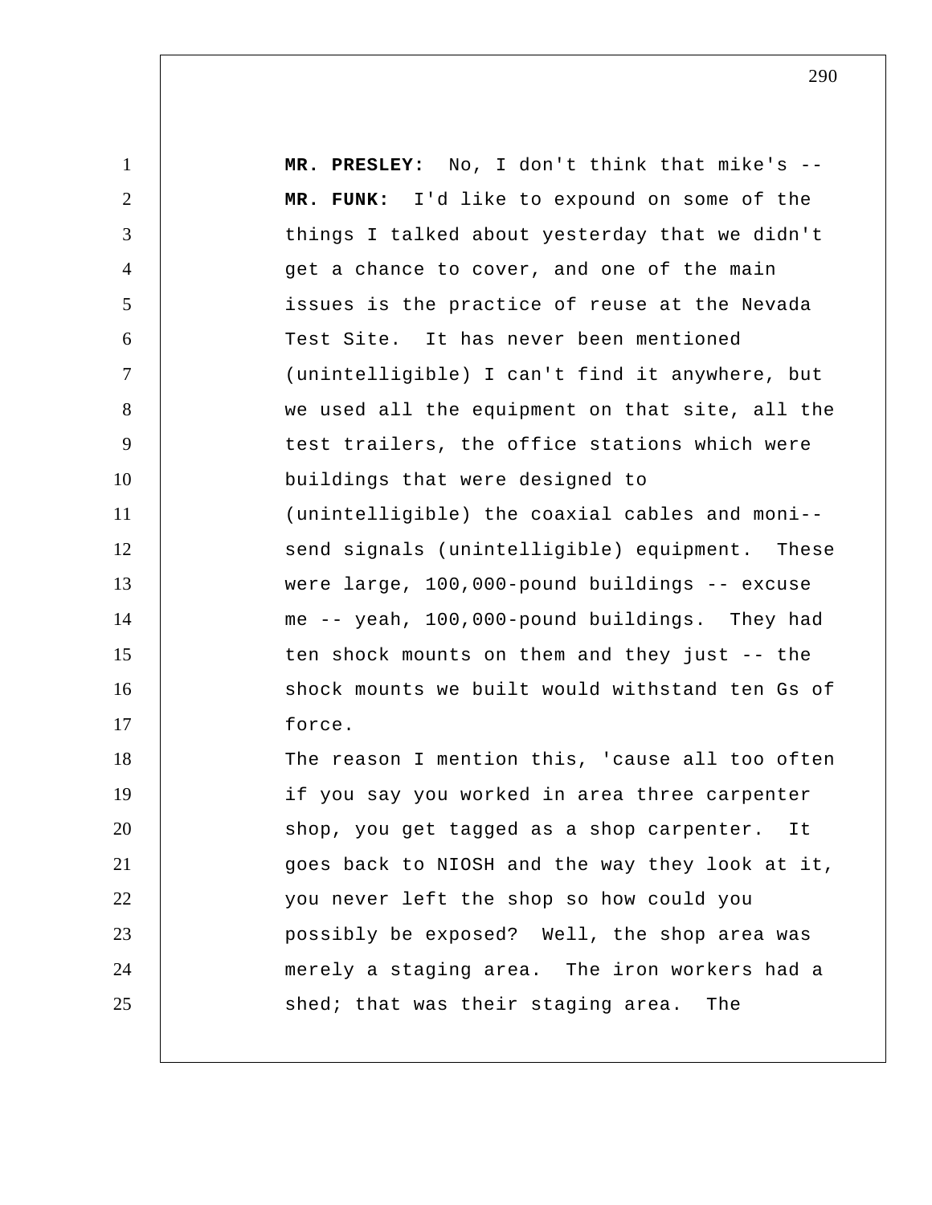**MR. PRESLEY:** No, I don't think that mike's --

**MR. FUNK:** I'd like to expound on some of the things I talked about yesterday that we didn't get a chance to cover, and one of the main issues is the practice of reuse at the Nevada Test Site. It has never been mentioned (unintelligible) I can't find it anywhere, but we used all the equipment on that site, all the test trailers, the office stations which were buildings that were designed to (unintelligible) the coaxial cables and moni-- send signals (unintelligible) equipment. These were large, 100,000-pound buildings -- excuse me -- yeah, 100,000-pound buildings. They had ten shock mounts on them and they just -- the shock mounts we built would withstand ten Gs of force.

The reason I mention this, 'cause all too often if you say you worked in area three carpenter shop, you get tagged as a shop carpenter. It goes back to NIOSH and the way they look at it, you never left the shop so how could you possibly be exposed? Well, the shop area was merely a staging area. The iron workers had a shed; that was their staging area. The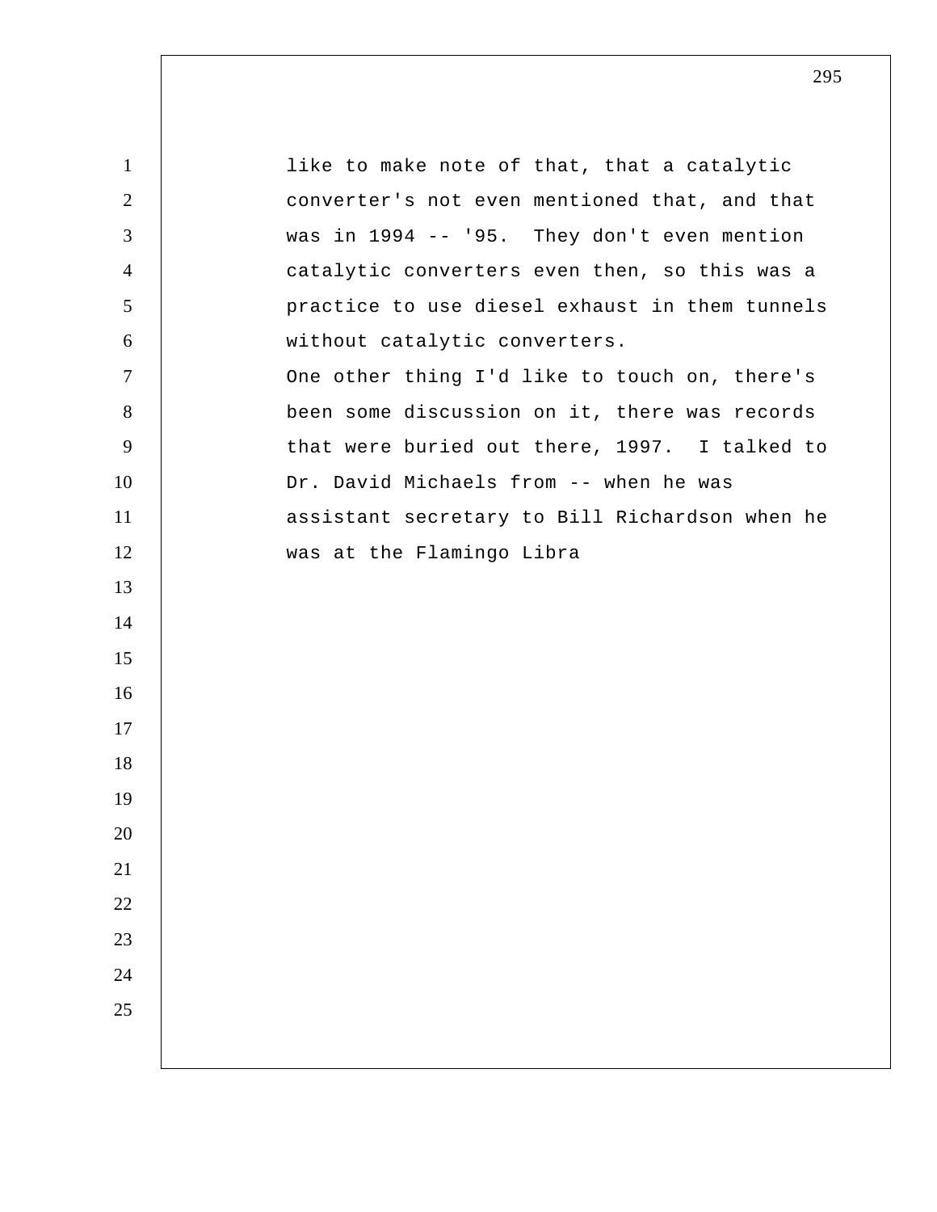like to make note of that, that a catalytic converter's not even mentioned that, and that was in 1994 -- '95. They don't even mention catalytic converters even then, so this was a practice to use diesel exhaust in them tunnels without catalytic converters.

One other thing I'd like to touch on, there's been some discussion on it, there was records that were buried out there, 1997. I talked to Dr. David Michaels from -- when he was assistant secretary to Bill Richardson when he was at the Flamingo Libra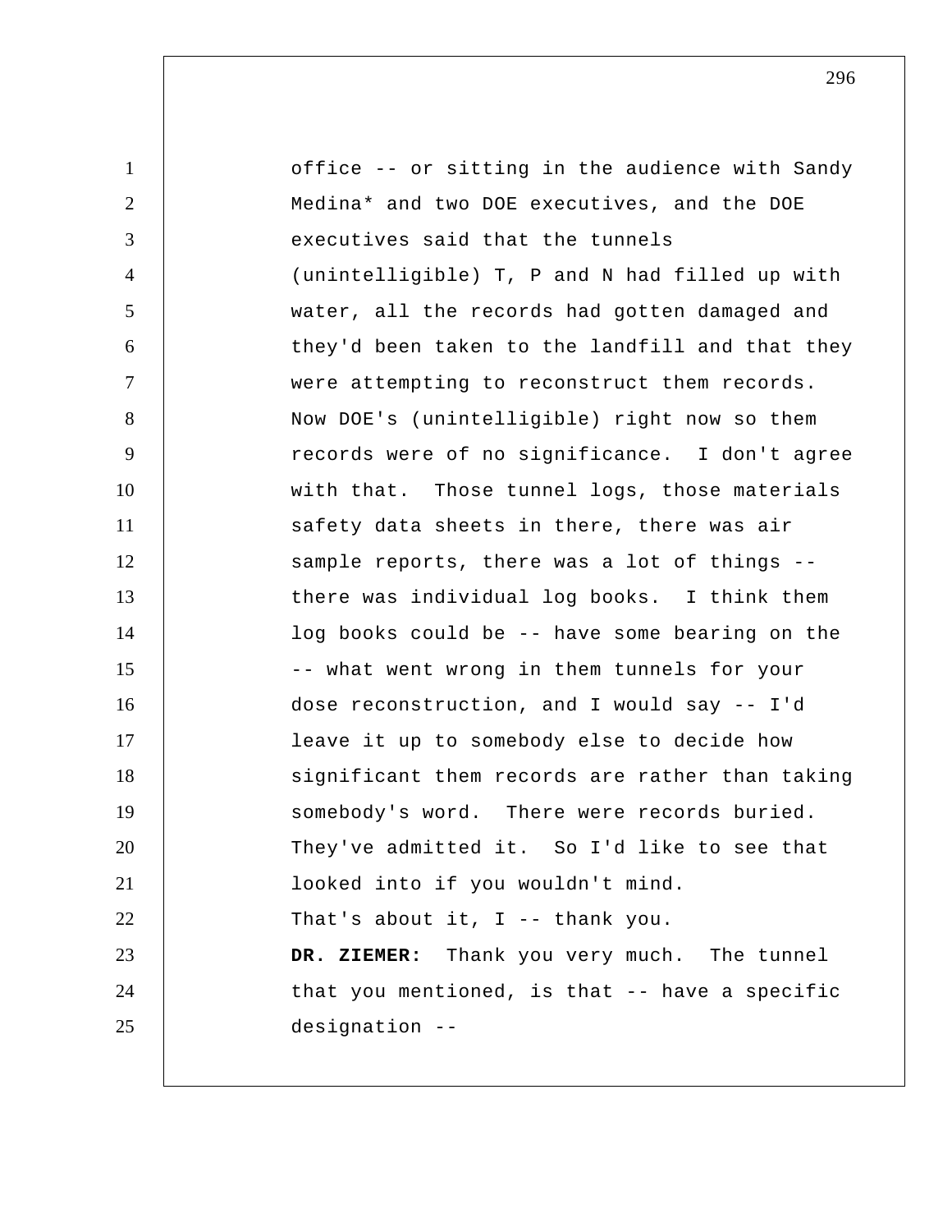office -- or sitting in the audience with Sandy Medina* and two DOE executives, and the DOE executives said that the tunnels (unintelligible) T, P and N had filled up with water, all the records had gotten damaged and they'd been taken to the landfill and that they were attempting to reconstruct them records. Now DOE's (unintelligible) right now so them records were of no significance. I don't agree with that. Those tunnel logs, those materials safety data sheets in there, there was air sample reports, there was a lot of things -- there was individual log books. I think them log books could be -- have some bearing on the -- what went wrong in them tunnels for your dose reconstruction, and I would say -- I'd leave it up to somebody else to decide how significant them records are rather than taking somebody's word. There were records buried. They've admitted it. So I'd like to see that looked into if you wouldn't mind.

That's about it, I -- thank you.

**DR. ZIEMER:** Thank you very much. The tunnel that you mentioned, is that -- have a specific designation --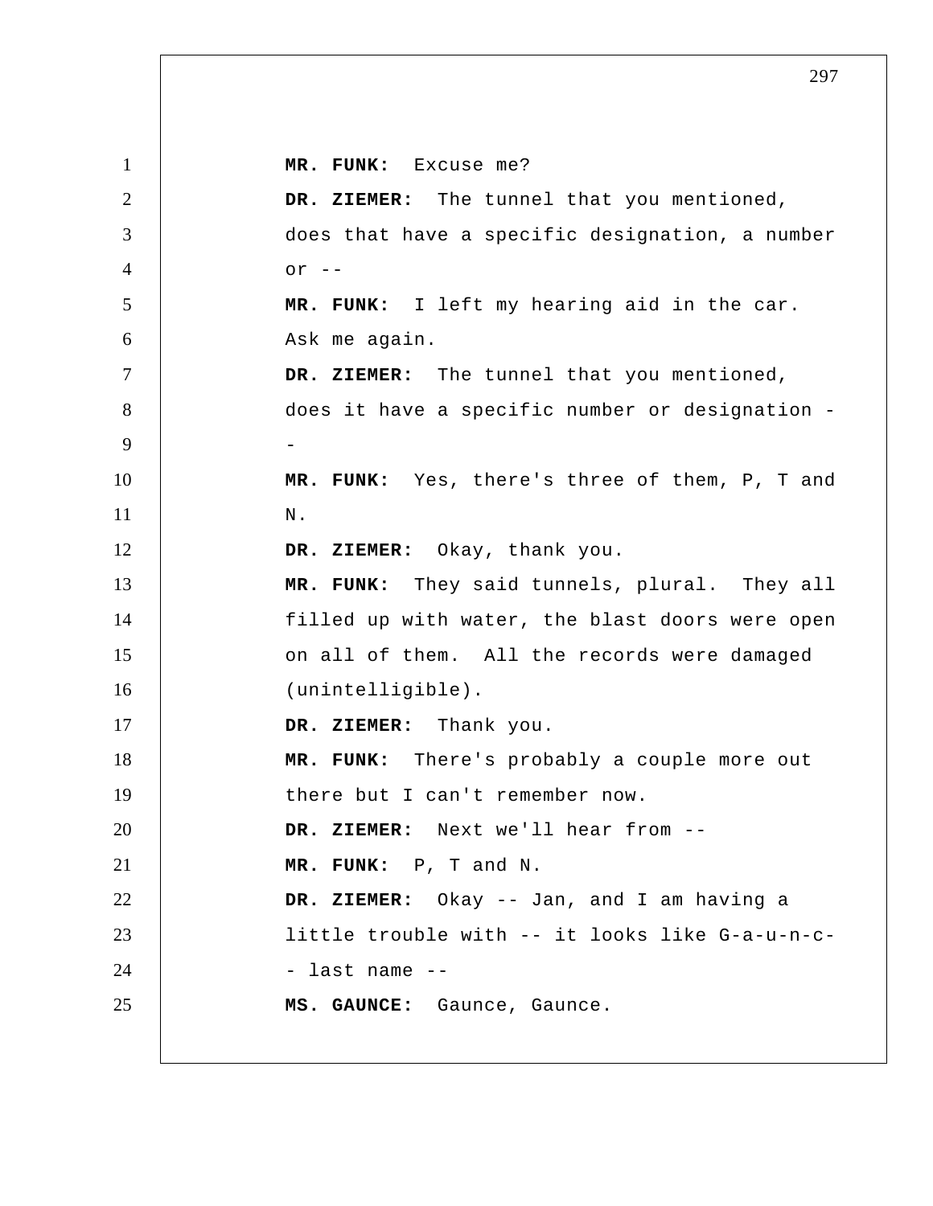**MR. FUNK:** Excuse me?

**DR. ZIEMER:** The tunnel that you mentioned, does that have a specific designation, a number or --

**MR. FUNK:** I left my hearing aid in the car. Ask me again.

**DR. ZIEMER:** The tunnel that you mentioned, does it have a specific number or designation --

**MR. FUNK:** Yes, there's three of them, P, T and N.

**DR. ZIEMER:** Okay, thank you.

**MR. FUNK:** They said tunnels, plural. They all filled up with water, the blast doors were open on all of them. All the records were damaged (unintelligible).

**DR. ZIEMER:** Thank you.

**MR. FUNK:** There's probably a couple more out there but I can't remember now.

**DR. ZIEMER:** Next we'll hear from --

**MR. FUNK:** P, T and N.

**DR. ZIEMER:** Okay -- Jan, and I am having a little trouble with -- it looks like G-a-u-n-c-- last name --

**MS. GAUNCE:** Gaunce, Gaunce.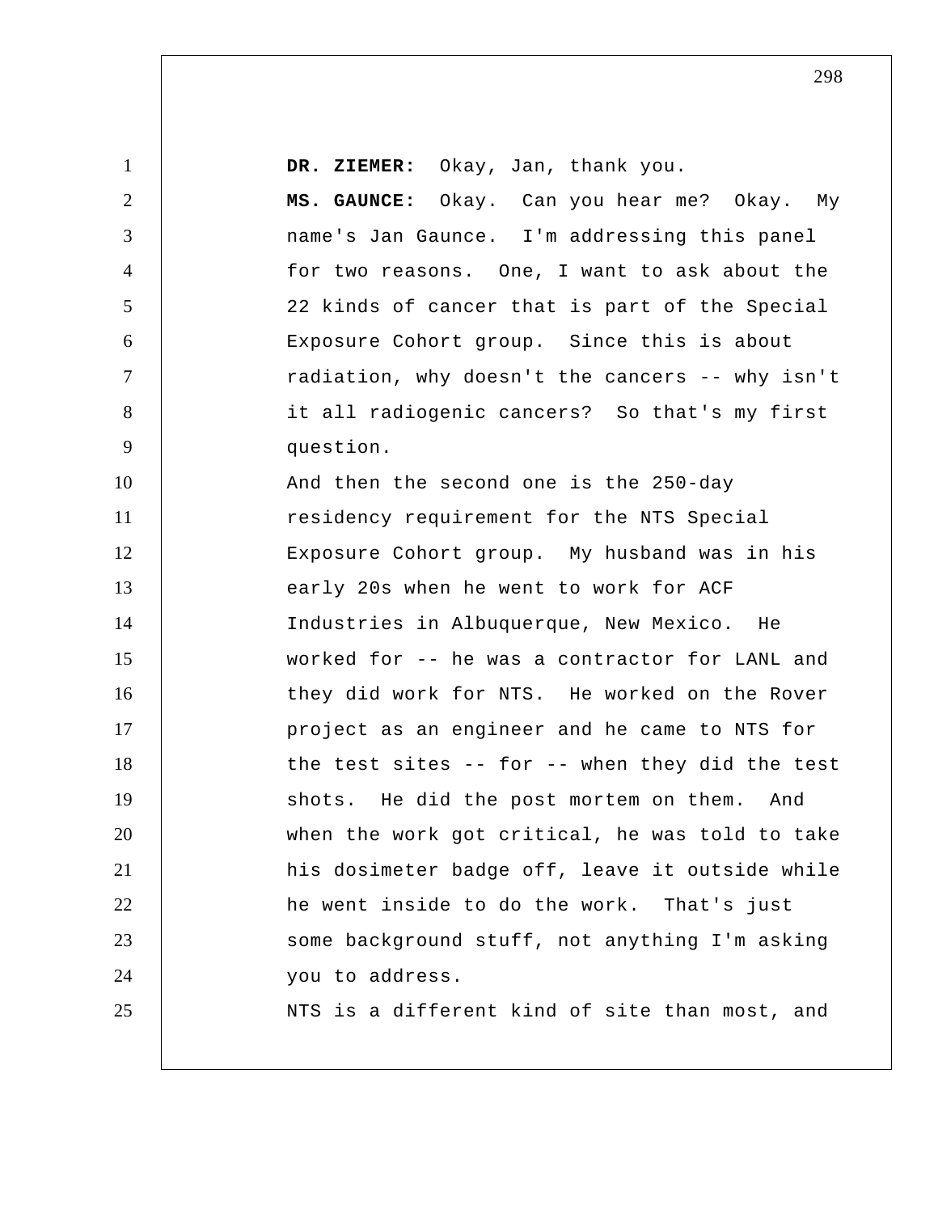**DR. ZIEMER:** Okay, Jan, thank you.

**MS. GAUNCE:** Okay. Can you hear me? Okay. My name's Jan Gaunce. I'm addressing this panel for two reasons. One, I want to ask about the 22 kinds of cancer that is part of the Special Exposure Cohort group. Since this is about radiation, why doesn't the cancers -- why isn't it all radiogenic cancers? So that's my first question.

And then the second one is the 250-day residency requirement for the NTS Special Exposure Cohort group. My husband was in his early 20s when he went to work for ACF Industries in Albuquerque, New Mexico. He worked for -- he was a contractor for LANL and they did work for NTS. He worked on the Rover project as an engineer and he came to NTS for the test sites -- for -- when they did the test shots. He did the post mortem on them. And when the work got critical, he was told to take his dosimeter badge off, leave it outside while he went inside to do the work. That's just some background stuff, not anything I'm asking you to address.

NTS is a different kind of site than most, and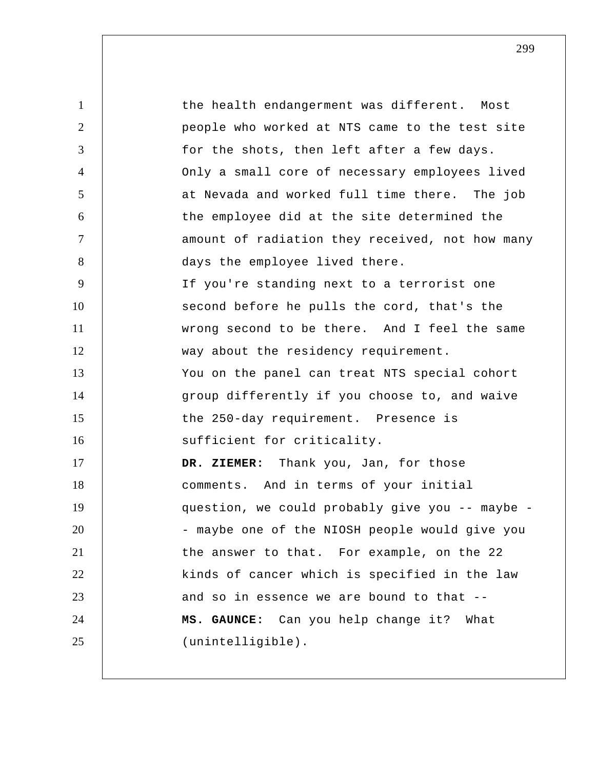the health endangerment was different. Most people who worked at NTS came to the test site for the shots, then left after a few days. Only a small core of necessary employees lived at Nevada and worked full time there. The job the employee did at the site determined the amount of radiation they received, not how many days the employee lived there.

If you're standing next to a terrorist one second before he pulls the cord, that's the wrong second to be there. And I feel the same way about the residency requirement.

You on the panel can treat NTS special cohort group differently if you choose to, and waive the 250-day requirement. Presence is sufficient for criticality.

**DR. ZIEMER:** Thank you, Jan, for those comments. And in terms of your initial question, we could probably give you -- maybe -- maybe one of the NIOSH people would give you the answer to that. For example, on the 22 kinds of cancer which is specified in the law and so in essence we are bound to that --

**MS. GAUNCE:** Can you help change it? What (unintelligible).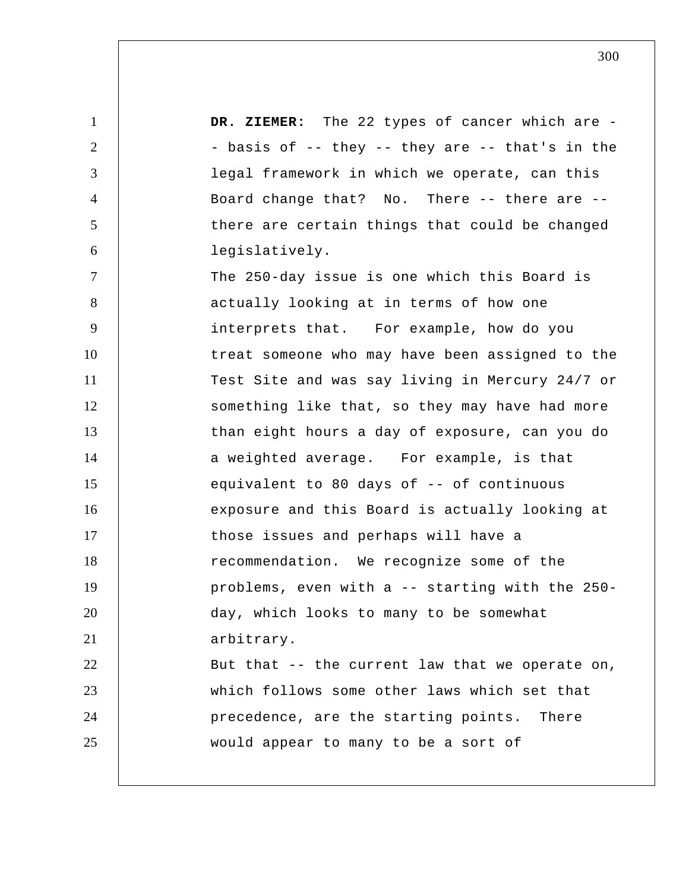**DR. ZIEMER:** The 22 types of cancer which are -- basis of -- they -- they are -- that's in the legal framework in which we operate, can this Board change that? No. There -- there are -- there are certain things that could be changed legislatively.

The 250-day issue is one which this Board is actually looking at in terms of how one interprets that. For example, how do you treat someone who may have been assigned to the Test Site and was say living in Mercury 24/7 or something like that, so they may have had more than eight hours a day of exposure, can you do a weighted average. For example, is that equivalent to 80 days of -- of continuous exposure and this Board is actually looking at those issues and perhaps will have a recommendation. We recognize some of the problems, even with a -- starting with the 250-day, which looks to many to be somewhat arbitrary.

But that -- the current law that we operate on, which follows some other laws which set that precedence, are the starting points. There would appear to many to be a sort of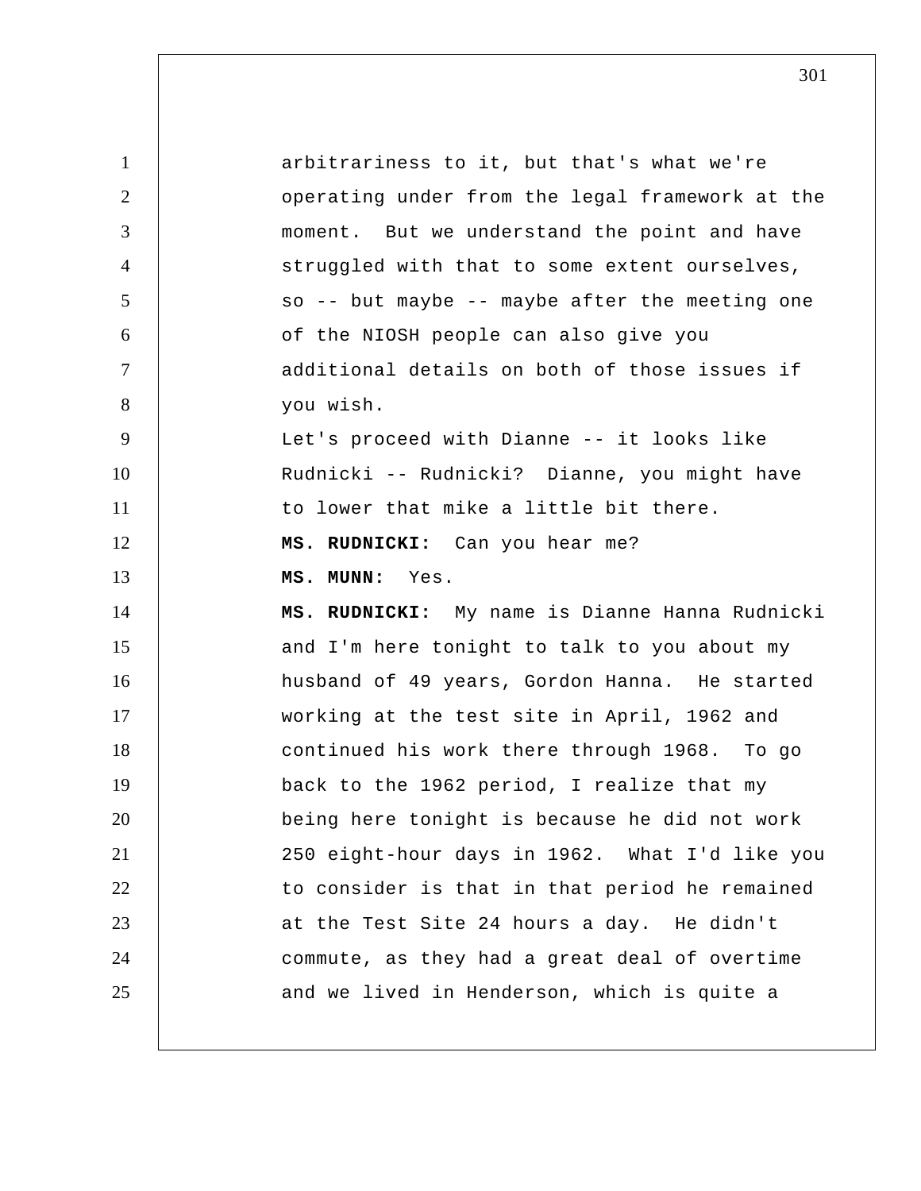arbitrariness to it, but that's what we're operating under from the legal framework at the moment. But we understand the point and have struggled with that to some extent ourselves, so -- but maybe -- maybe after the meeting one of the NIOSH people can also give you additional details on both of those issues if you wish.

Let's proceed with Dianne -- it looks like Rudnicki -- Rudnicki? Dianne, you might have to lower that mike a little bit there.

**MS. RUDNICKI:** Can you hear me?

**MS. MUNN:** Yes.

**MS. RUDNICKI:** My name is Dianne Hanna Rudnicki and I'm here tonight to talk to you about my husband of 49 years, Gordon Hanna. He started working at the test site in April, 1962 and continued his work there through 1968. To go back to the 1962 period, I realize that my being here tonight is because he did not work 250 eight-hour days in 1962. What I'd like you to consider is that in that period he remained at the Test Site 24 hours a day. He didn't commute, as they had a great deal of overtime and we lived in Henderson, which is quite a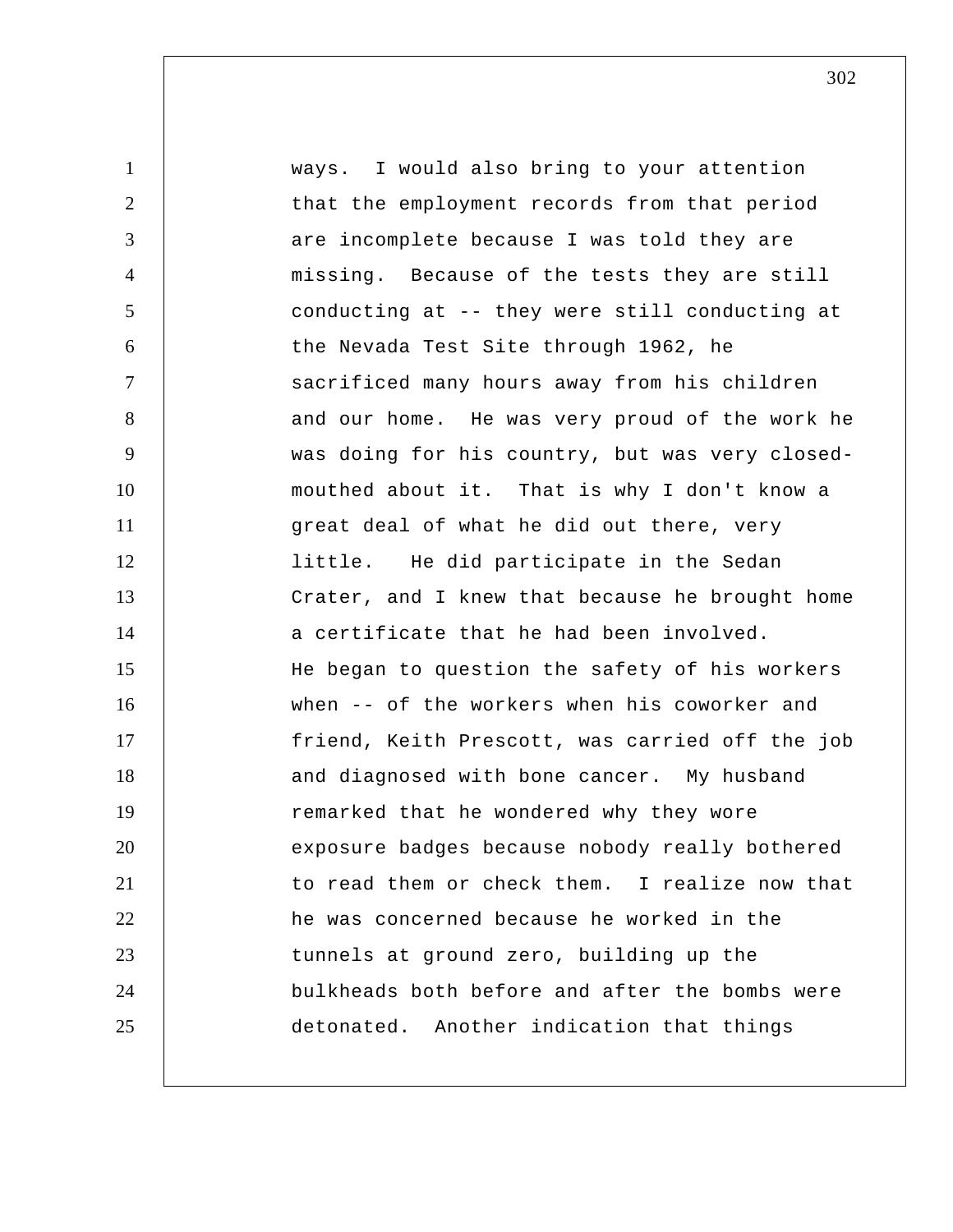ways. I would also bring to your attention that the employment records from that period are incomplete because I was told they are missing. Because of the tests they are still conducting at -- they were still conducting at the Nevada Test Site through 1962, he sacrificed many hours away from his children and our home. He was very proud of the work he was doing for his country, but was very closed-mouthed about it. That is why I don't know a great deal of what he did out there, very little. He did participate in the Sedan Crater, and I knew that because he brought home a certificate that he had been involved.

He began to question the safety of his workers when -- of the workers when his coworker and friend, Keith Prescott, was carried off the job and diagnosed with bone cancer. My husband remarked that he wondered why they wore exposure badges because nobody really bothered to read them or check them. I realize now that he was concerned because he worked in the tunnels at ground zero, building up the bulkheads both before and after the bombs were detonated. Another indication that things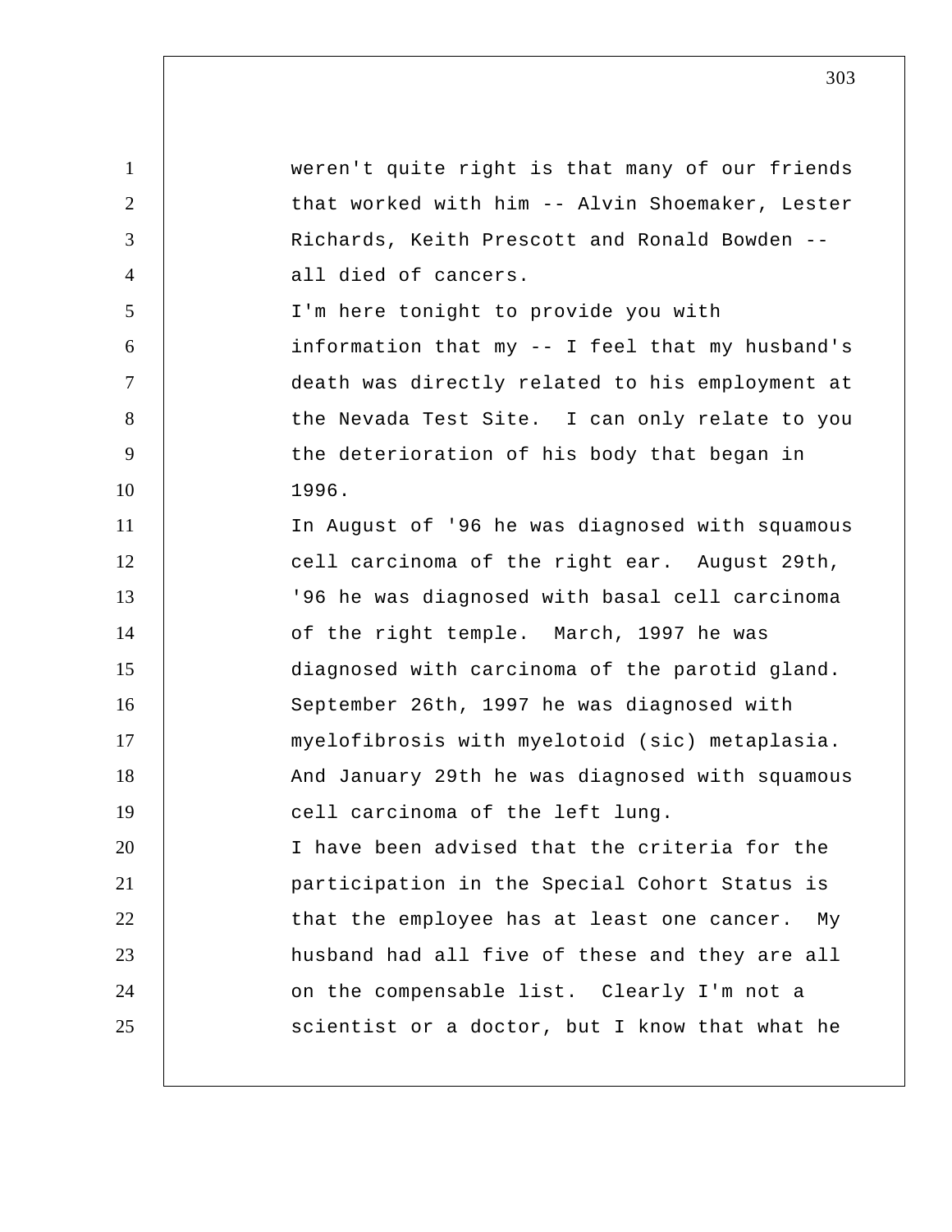weren't quite right is that many of our friends that worked with him -- Alvin Shoemaker, Lester Richards, Keith Prescott and Ronald Bowden -- all died of cancers.

I'm here tonight to provide you with information that my -- I feel that my husband's death was directly related to his employment at the Nevada Test Site. I can only relate to you the deterioration of his body that began in 1996.

In August of '96 he was diagnosed with squamous cell carcinoma of the right ear. August 29th, '96 he was diagnosed with basal cell carcinoma of the right temple. March, 1997 he was diagnosed with carcinoma of the parotid gland. September 26th, 1997 he was diagnosed with myelofibrosis with myelotoid (sic) metaplasia. And January 29th he was diagnosed with squamous cell carcinoma of the left lung.

I have been advised that the criteria for the participation in the Special Cohort Status is that the employee has at least one cancer. My husband had all five of these and they are all on the compensable list. Clearly I'm not a scientist or a doctor, but I know that what he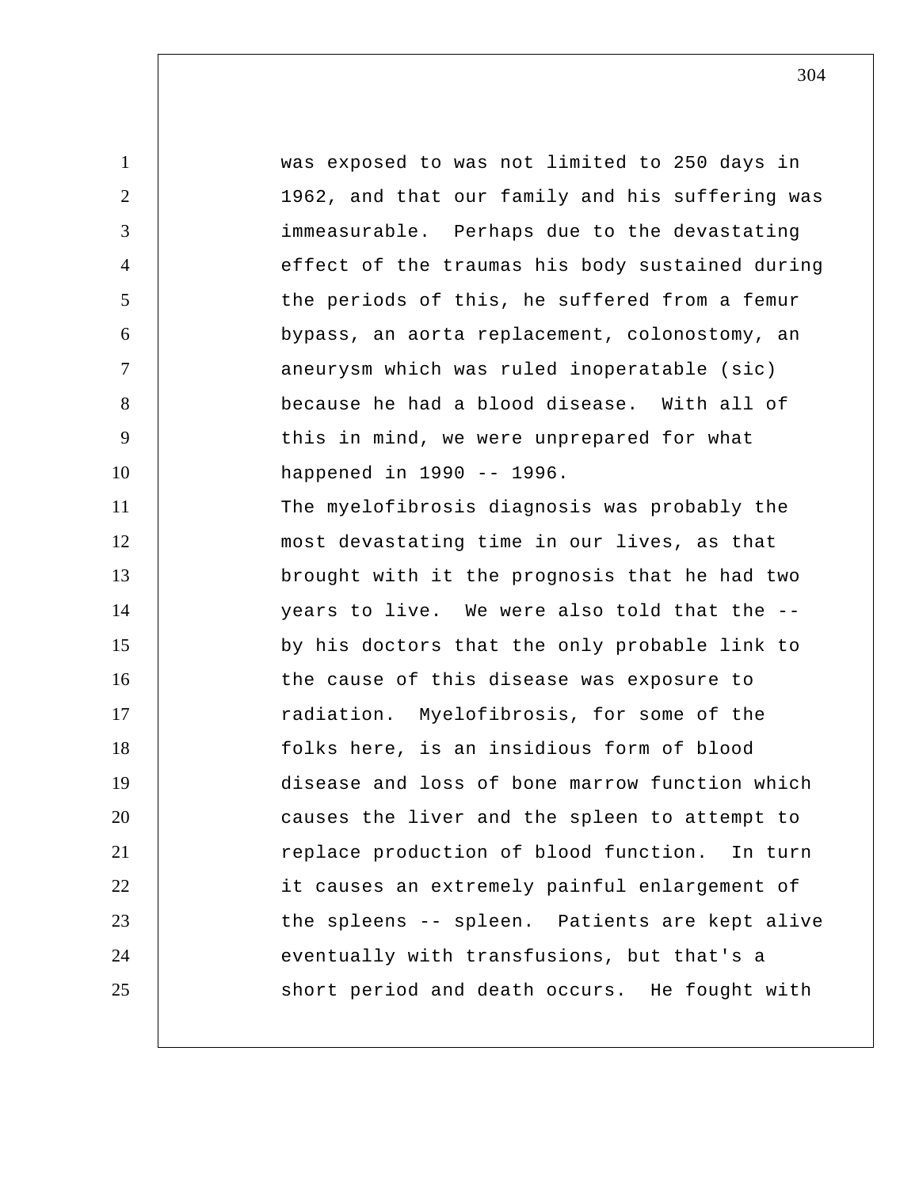was exposed to was not limited to 250 days in 1962, and that our family and his suffering was immeasurable. Perhaps due to the devastating effect of the traumas his body sustained during the periods of this, he suffered from a femur bypass, an aorta replacement, colonostomy, an aneurysm which was ruled inoperatable (sic) because he had a blood disease. With all of this in mind, we were unprepared for what happened in 1990 -- 1996.

The myelofibrosis diagnosis was probably the most devastating time in our lives, as that brought with it the prognosis that he had two years to live. We were also told that the -- by his doctors that the only probable link to the cause of this disease was exposure to radiation. Myelofibrosis, for some of the folks here, is an insidious form of blood disease and loss of bone marrow function which causes the liver and the spleen to attempt to replace production of blood function. In turn it causes an extremely painful enlargement of the spleens -- spleen. Patients are kept alive eventually with transfusions, but that's a short period and death occurs. He fought with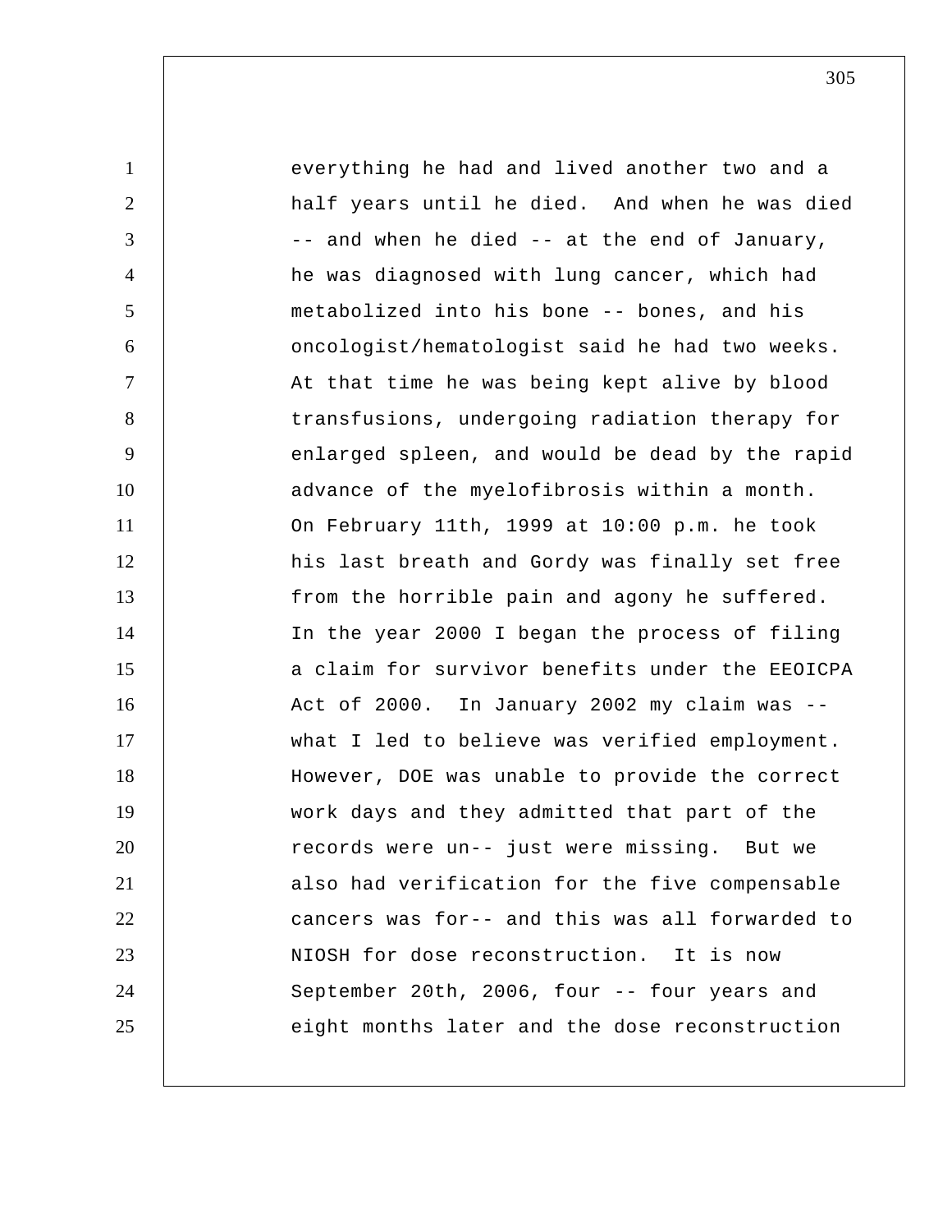everything he had and lived another two and a half years until he died. And when he was died -- and when he died -- at the end of January, he was diagnosed with lung cancer, which had metabolized into his bone -- bones, and his oncologist/hematologist said he had two weeks. At that time he was being kept alive by blood transfusions, undergoing radiation therapy for enlarged spleen, and would be dead by the rapid advance of the myelofibrosis within a month. On February 11th, 1999 at 10:00 p.m. he took his last breath and Gordy was finally set free from the horrible pain and agony he suffered. In the year 2000 I began the process of filing a claim for survivor benefits under the EEOICPA Act of 2000. In January 2002 my claim was -- what I led to believe was verified employment. However, DOE was unable to provide the correct work days and they admitted that part of the records were un-- just were missing. But we also had verification for the five compensable cancers was for-- and this was all forwarded to NIOSH for dose reconstruction. It is now September 20th, 2006, four -- four years and eight months later and the dose reconstruction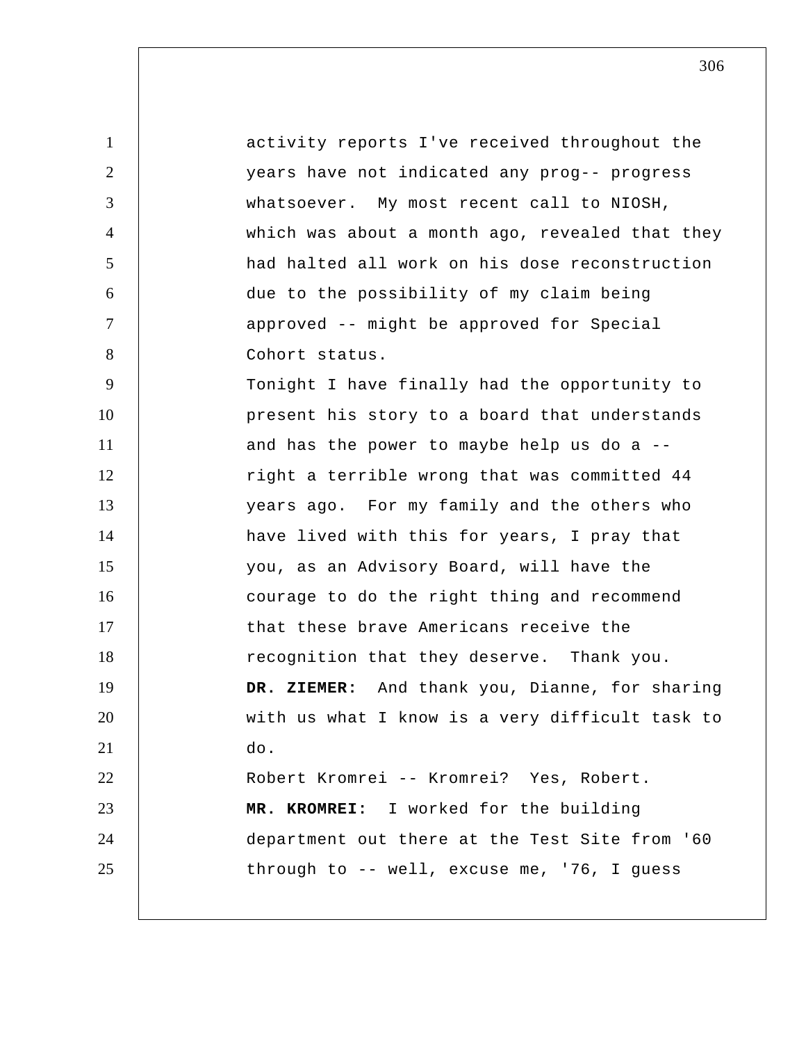activity reports I've received throughout the years have not indicated any prog-- progress whatsoever. My most recent call to NIOSH, which was about a month ago, revealed that they had halted all work on his dose reconstruction due to the possibility of my claim being approved -- might be approved for Special Cohort status.

Tonight I have finally had the opportunity to present his story to a board that understands and has the power to maybe help us do a -- right a terrible wrong that was committed 44 years ago. For my family and the others who have lived with this for years, I pray that you, as an Advisory Board, will have the courage to do the right thing and recommend that these brave Americans receive the recognition that they deserve. Thank you.

**DR. ZIEMER:** And thank you, Dianne, for sharing with us what I know is a very difficult task to do.

Robert Kromrei -- Kromrei? Yes, Robert.

**MR. KROMREI:** I worked for the building department out there at the Test Site from '60 through to -- well, excuse me, '76, I guess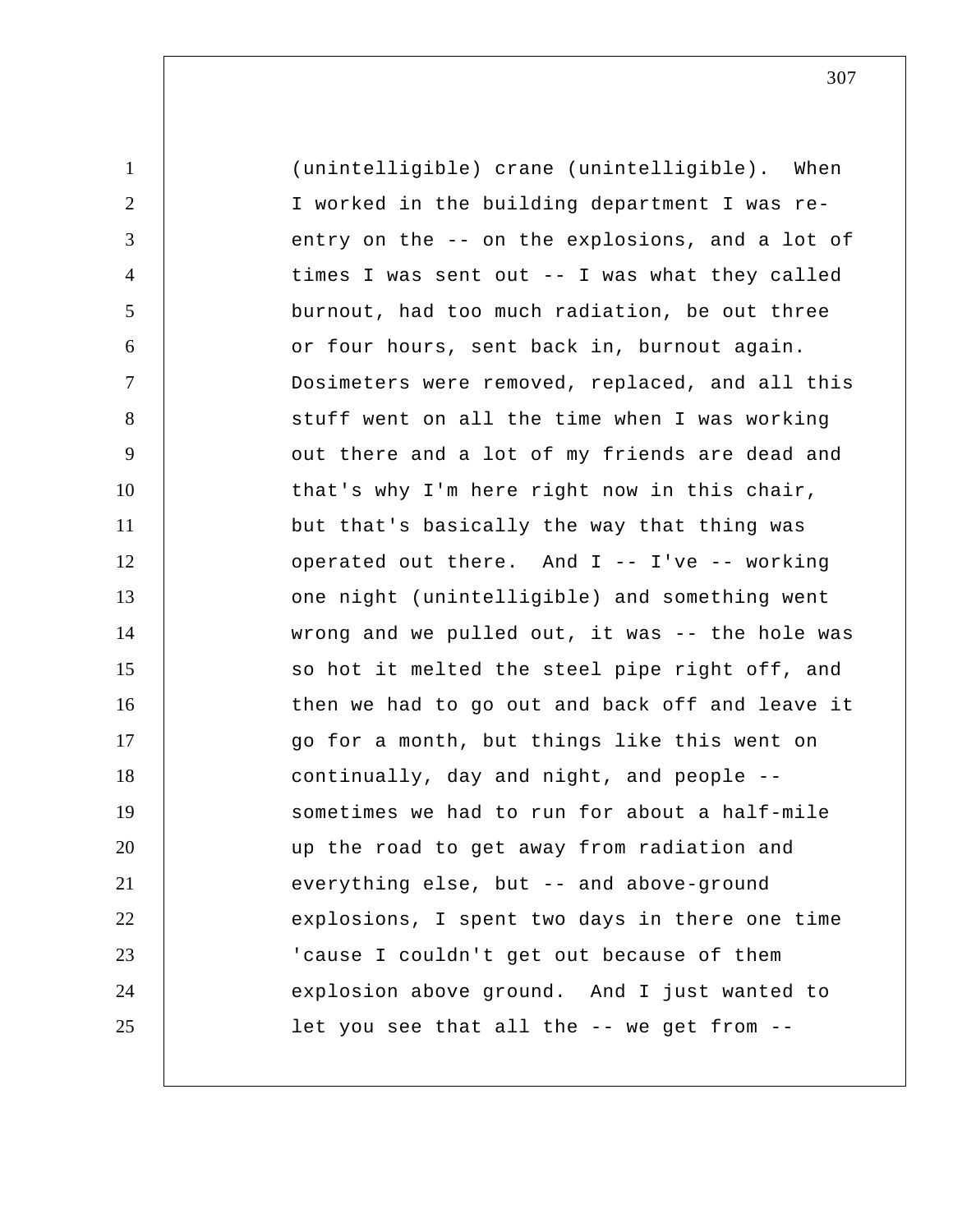(unintelligible) crane (unintelligible). When I worked in the building department I was re-entry on the -- on the explosions, and a lot of times I was sent out -- I was what they called burnout, had too much radiation, be out three or four hours, sent back in, burnout again. Dosimeters were removed, replaced, and all this stuff went on all the time when I was working out there and a lot of my friends are dead and that's why I'm here right now in this chair, but that's basically the way that thing was operated out there. And I -- I've -- working one night (unintelligible) and something went wrong and we pulled out, it was -- the hole was so hot it melted the steel pipe right off, and then we had to go out and back off and leave it go for a month, but things like this went on continually, day and night, and people -- sometimes we had to run for about a half-mile up the road to get away from radiation and everything else, but -- and above-ground explosions, I spent two days in there one time 'cause I couldn't get out because of them explosion above ground. And I just wanted to let you see that all the -- we get from --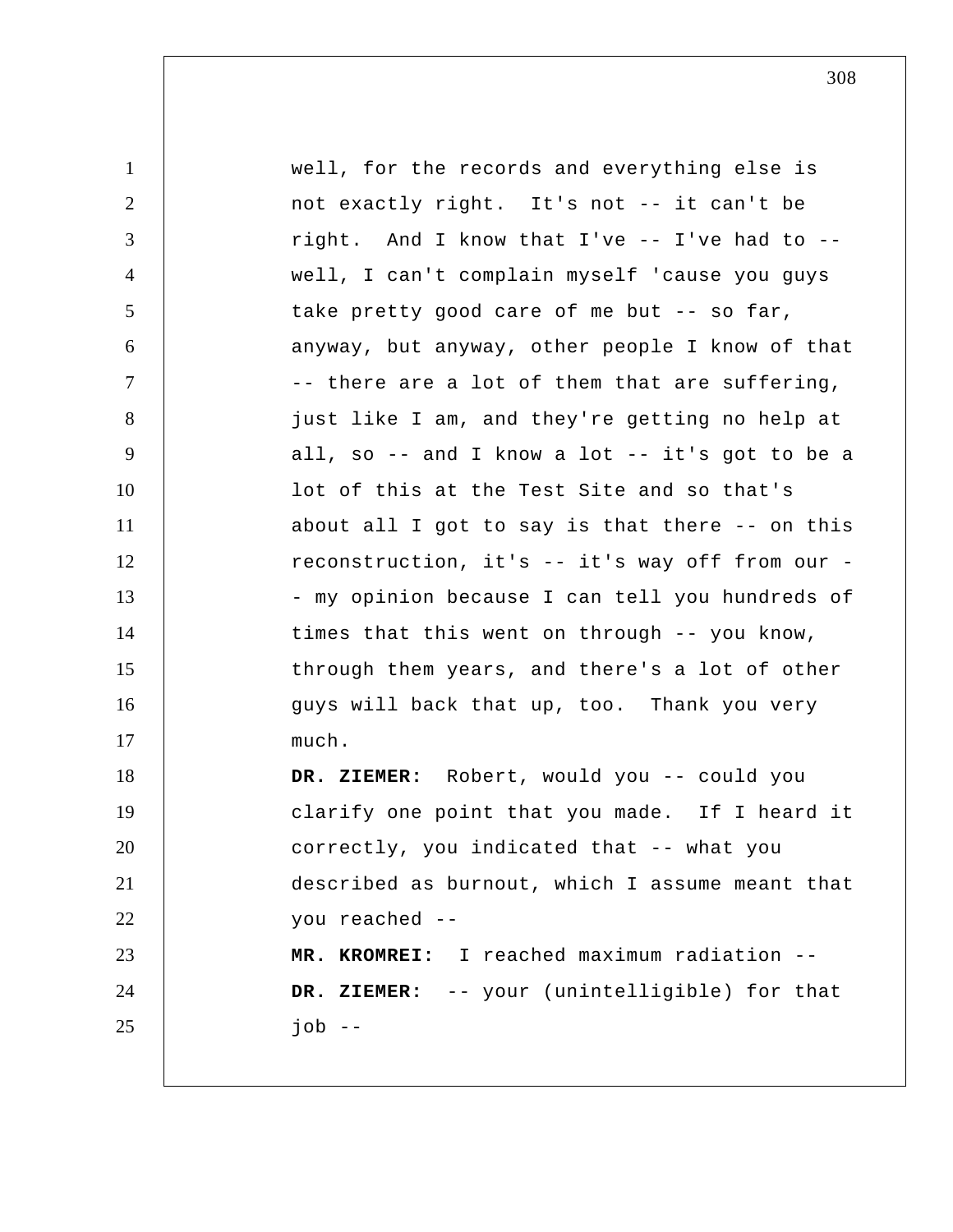well, for the records and everything else is not exactly right. It's not -- it can't be right. And I know that I've -- I've had to -- well, I can't complain myself 'cause you guys take pretty good care of me but -- so far, anyway, but anyway, other people I know of that -- there are a lot of them that are suffering, just like I am, and they're getting no help at all, so -- and I know a lot -- it's got to be a lot of this at the Test Site and so that's about all I got to say is that there -- on this reconstruction, it's -- it's way off from our -- my opinion because I can tell you hundreds of times that this went on through -- you know, through them years, and there's a lot of other guys will back that up, too. Thank you very much.

**DR. ZIEMER:** Robert, would you -- could you clarify one point that you made. If I heard it correctly, you indicated that -- what you described as burnout, which I assume meant that you reached --

**MR. KROMREI:** I reached maximum radiation --

**DR. ZIEMER:** -- your (unintelligible) for that job --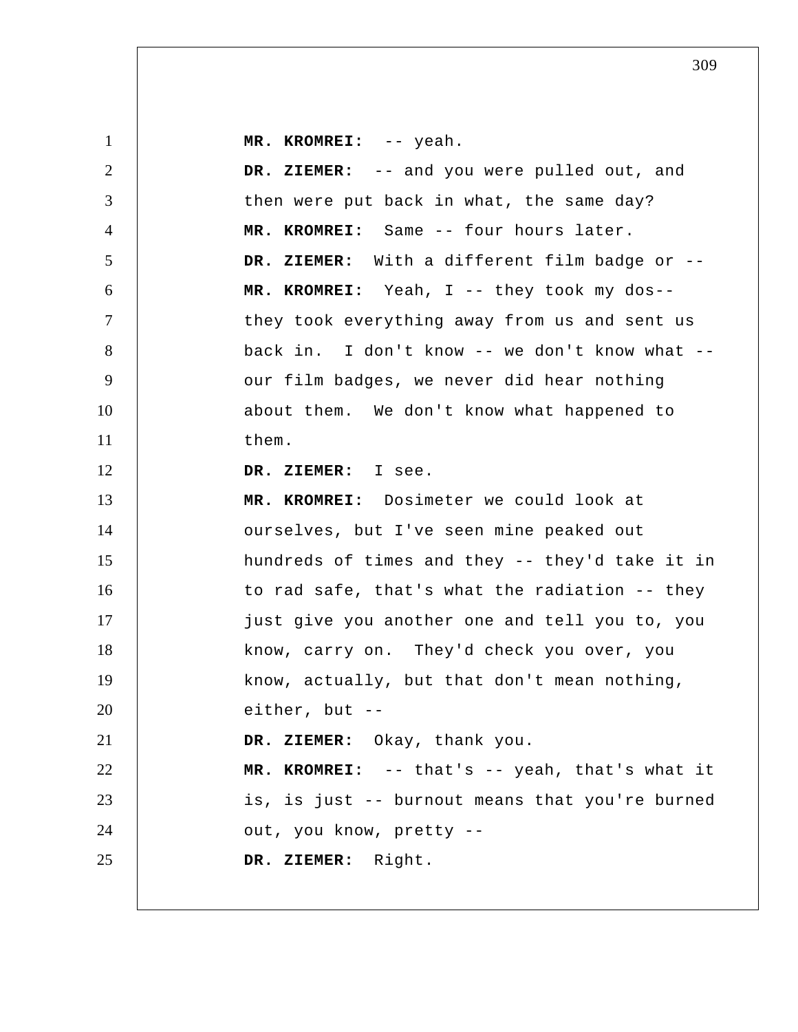**MR. KROMREI:** -- yeah.

**DR. ZIEMER:** -- and you were pulled out, and then were put back in what, the same day?

**MR. KROMREI:** Same -- four hours later.

**DR. ZIEMER:** With a different film badge or --

**MR. KROMREI:** Yeah, I -- they took my dos-- they took everything away from us and sent us back in. I don't know -- we don't know what -- our film badges, we never did hear nothing about them. We don't know what happened to them.

**DR. ZIEMER:** I see.

**MR. KROMREI:** Dosimeter we could look at ourselves, but I've seen mine peaked out hundreds of times and they -- they'd take it in to rad safe, that's what the radiation -- they just give you another one and tell you to, you know, carry on. They'd check you over, you know, actually, but that don't mean nothing, either, but --

**DR. ZIEMER:** Okay, thank you.

**MR. KROMREI:** -- that's -- yeah, that's what it is, is just -- burnout means that you're burned out, you know, pretty --

**DR. ZIEMER:** Right.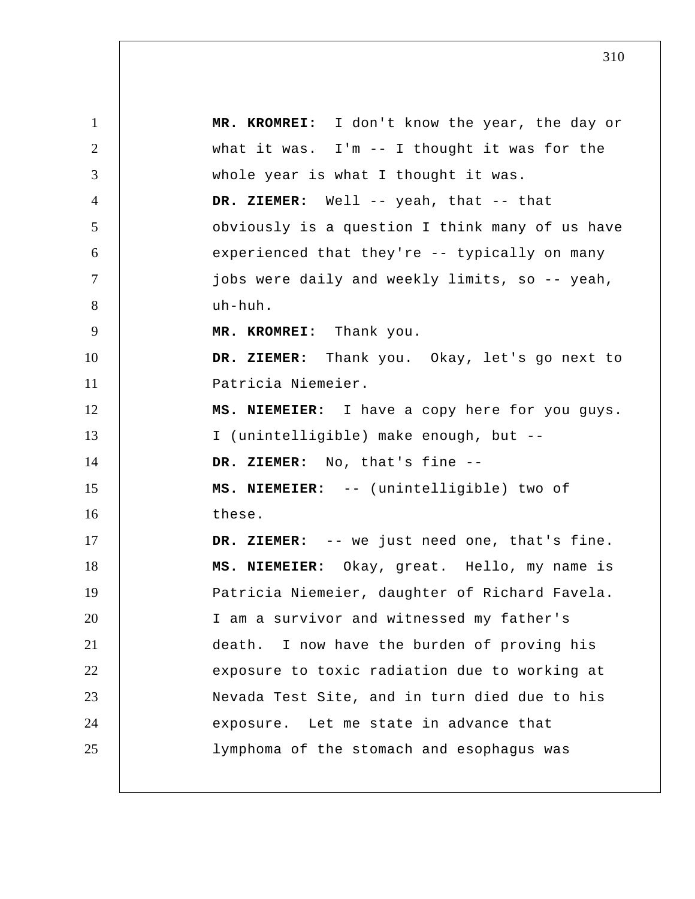**MR. KROMREI:** I don't know the year, the day or what it was. I'm -- I thought it was for the whole year is what I thought it was.

**DR. ZIEMER:** Well -- yeah, that -- that obviously is a question I think many of us have experienced that they're -- typically on many jobs were daily and weekly limits, so -- yeah, uh-huh.

**MR. KROMREI:** Thank you.

**DR. ZIEMER:** Thank you. Okay, let's go next to Patricia Niemeier.

**MS. NIEMEIER:** I have a copy here for you guys. I (unintelligible) make enough, but --

**DR. ZIEMER:** No, that's fine --

**MS. NIEMEIER:** -- (unintelligible) two of these.

**DR. ZIEMER:** -- we just need one, that's fine.

**MS. NIEMEIER:** Okay, great. Hello, my name is Patricia Niemeier, daughter of Richard Favela. I am a survivor and witnessed my father's death. I now have the burden of proving his exposure to toxic radiation due to working at Nevada Test Site, and in turn died due to his exposure. Let me state in advance that lymphoma of the stomach and esophagus was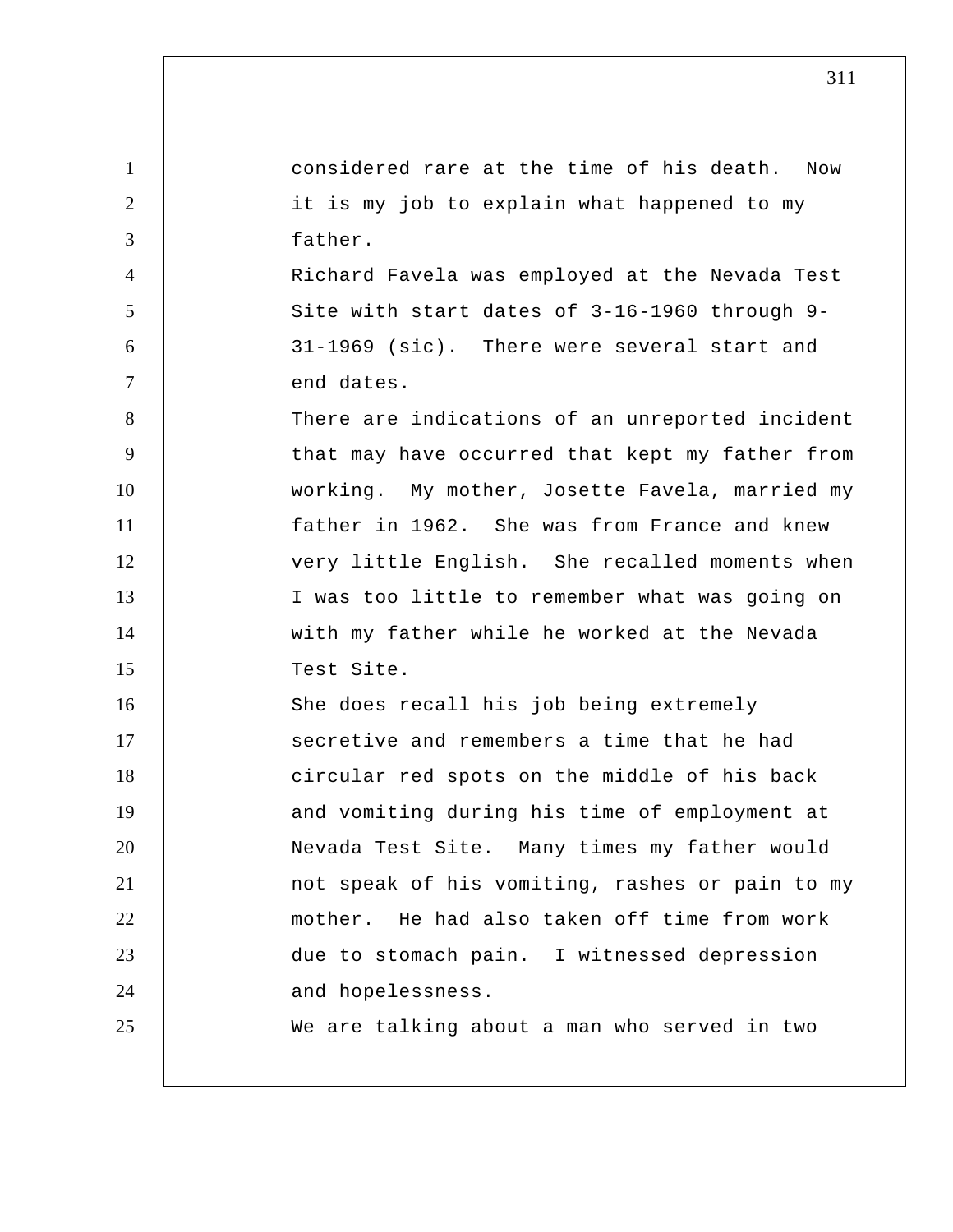considered rare at the time of his death. Now it is my job to explain what happened to my father.

Richard Favela was employed at the Nevada Test Site with start dates of 3-16-1960 through 9-31-1969 (sic). There were several start and end dates.

There are indications of an unreported incident that may have occurred that kept my father from working. My mother, Josette Favela, married my father in 1962. She was from France and knew very little English. She recalled moments when I was too little to remember what was going on with my father while he worked at the Nevada Test Site.

She does recall his job being extremely secretive and remembers a time that he had circular red spots on the middle of his back and vomiting during his time of employment at Nevada Test Site. Many times my father would not speak of his vomiting, rashes or pain to my mother. He had also taken off time from work due to stomach pain. I witnessed depression and hopelessness.

We are talking about a man who served in two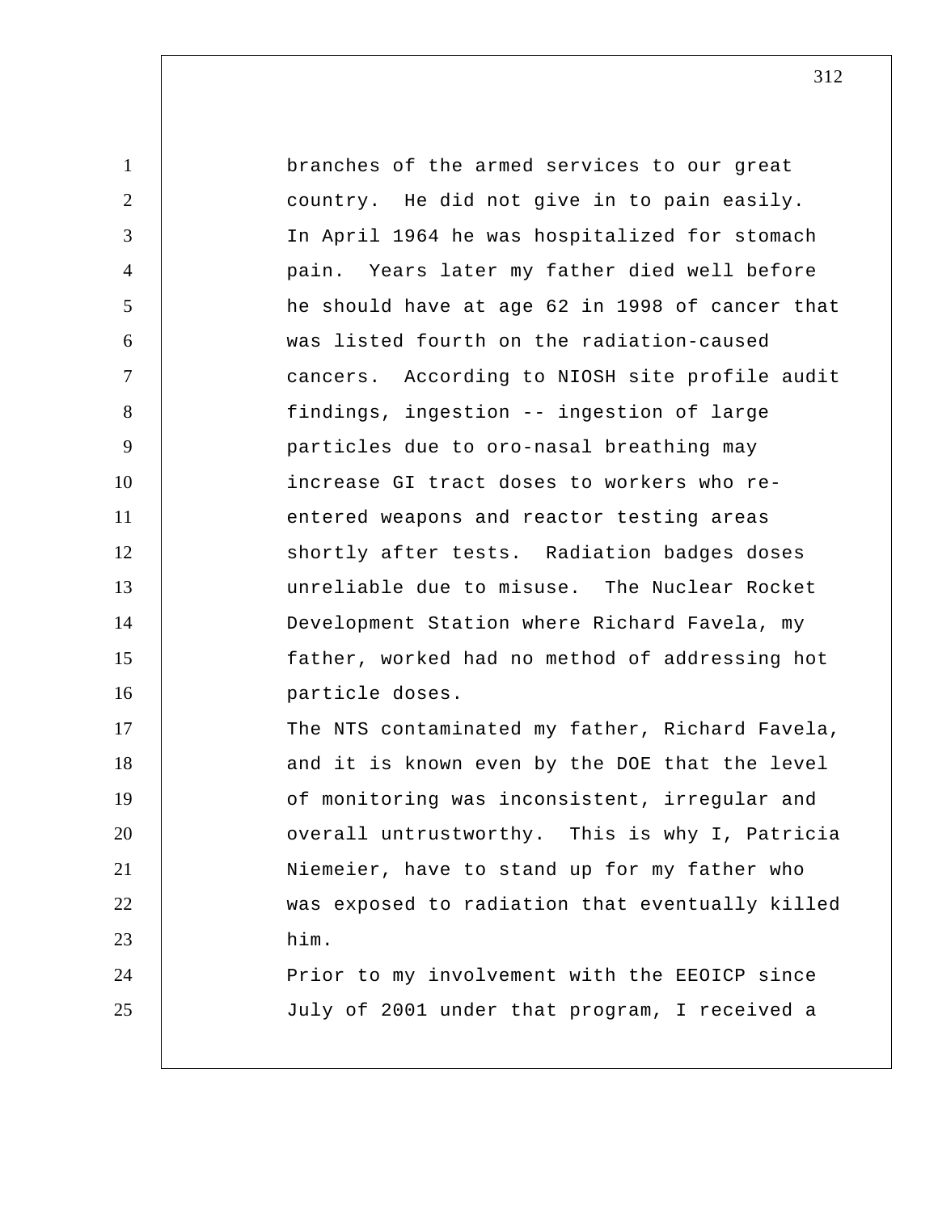branches of the armed services to our great country. He did not give in to pain easily. In April 1964 he was hospitalized for stomach pain. Years later my father died well before he should have at age 62 in 1998 of cancer that was listed fourth on the radiation-caused cancers. According to NIOSH site profile audit findings, ingestion -- ingestion of large particles due to oro-nasal breathing may increase GI tract doses to workers who re-entered weapons and reactor testing areas shortly after tests. Radiation badges doses unreliable due to misuse. The Nuclear Rocket Development Station where Richard Favela, my father, worked had no method of addressing hot particle doses.

The NTS contaminated my father, Richard Favela, and it is known even by the DOE that the level of monitoring was inconsistent, irregular and overall untrustworthy. This is why I, Patricia Niemeier, have to stand up for my father who was exposed to radiation that eventually killed him.

Prior to my involvement with the EEOICP since July of 2001 under that program, I received a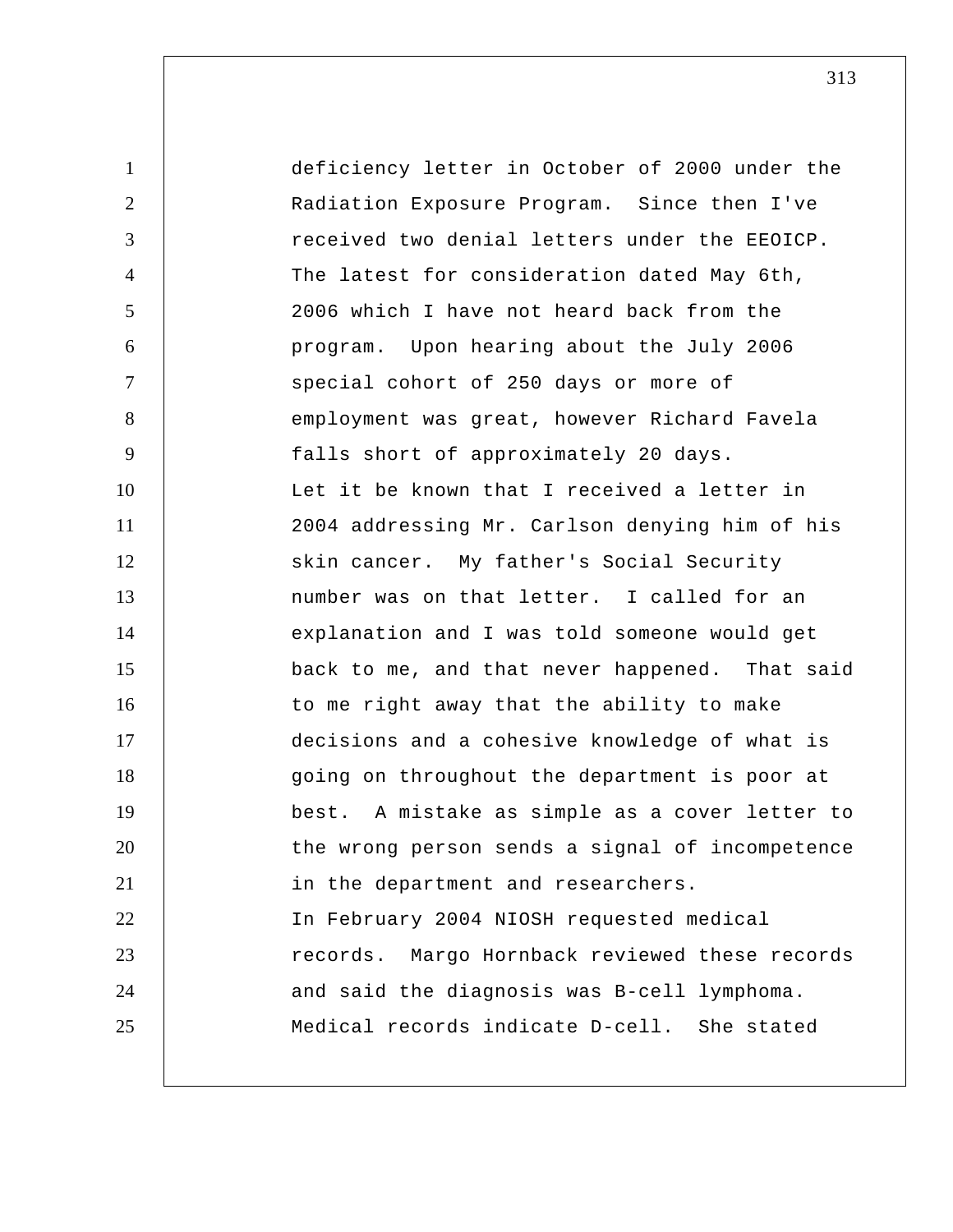deficiency letter in October of 2000 under the Radiation Exposure Program. Since then I've received two denial letters under the EEOICP. The latest for consideration dated May 6th, 2006 which I have not heard back from the program. Upon hearing about the July 2006 special cohort of 250 days or more of employment was great, however Richard Favela falls short of approximately 20 days.

Let it be known that I received a letter in 2004 addressing Mr. Carlson denying him of his skin cancer. My father's Social Security number was on that letter. I called for an explanation and I was told someone would get back to me, and that never happened. That said to me right away that the ability to make decisions and a cohesive knowledge of what is going on throughout the department is poor at best. A mistake as simple as a cover letter to the wrong person sends a signal of incompetence in the department and researchers.

In February 2004 NIOSH requested medical records. Margo Hornback reviewed these records and said the diagnosis was B-cell lymphoma. Medical records indicate D-cell. She stated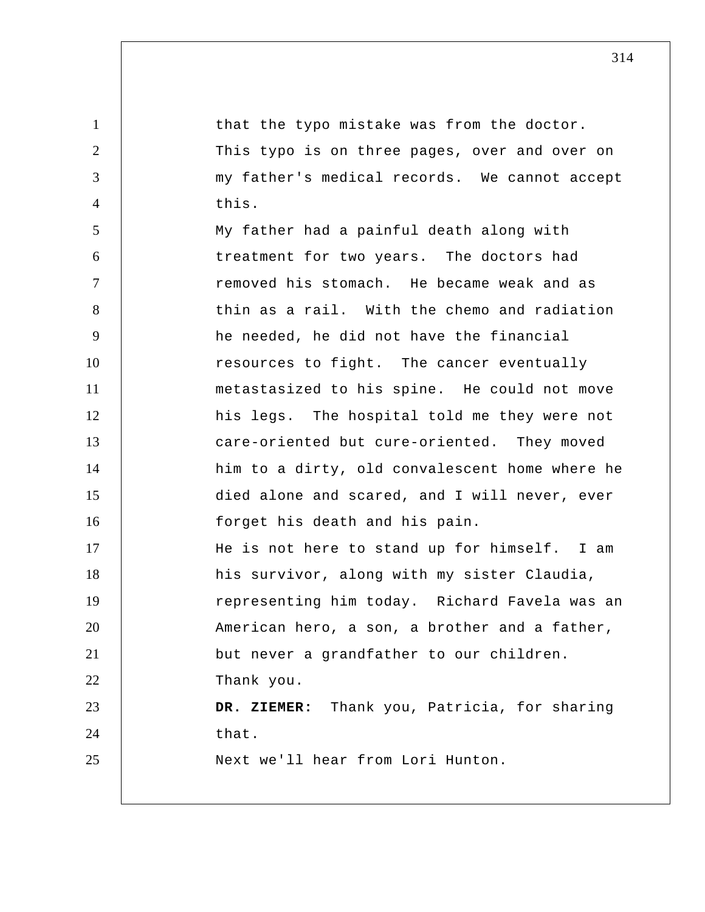that the typo mistake was from the doctor. This typo is on three pages, over and over on my father's medical records. We cannot accept this.

My father had a painful death along with treatment for two years. The doctors had removed his stomach. He became weak and as thin as a rail. With the chemo and radiation he needed, he did not have the financial resources to fight. The cancer eventually metastasized to his spine. He could not move his legs. The hospital told me they were not care-oriented but cure-oriented. They moved him to a dirty, old convalescent home where he died alone and scared, and I will never, ever forget his death and his pain.

He is not here to stand up for himself. I am his survivor, along with my sister Claudia, representing him today. Richard Favela was an American hero, a son, a brother and a father, but never a grandfather to our children.

Thank you.

**DR. ZIEMER:** Thank you, Patricia, for sharing that.

Next we'll hear from Lori Hunton.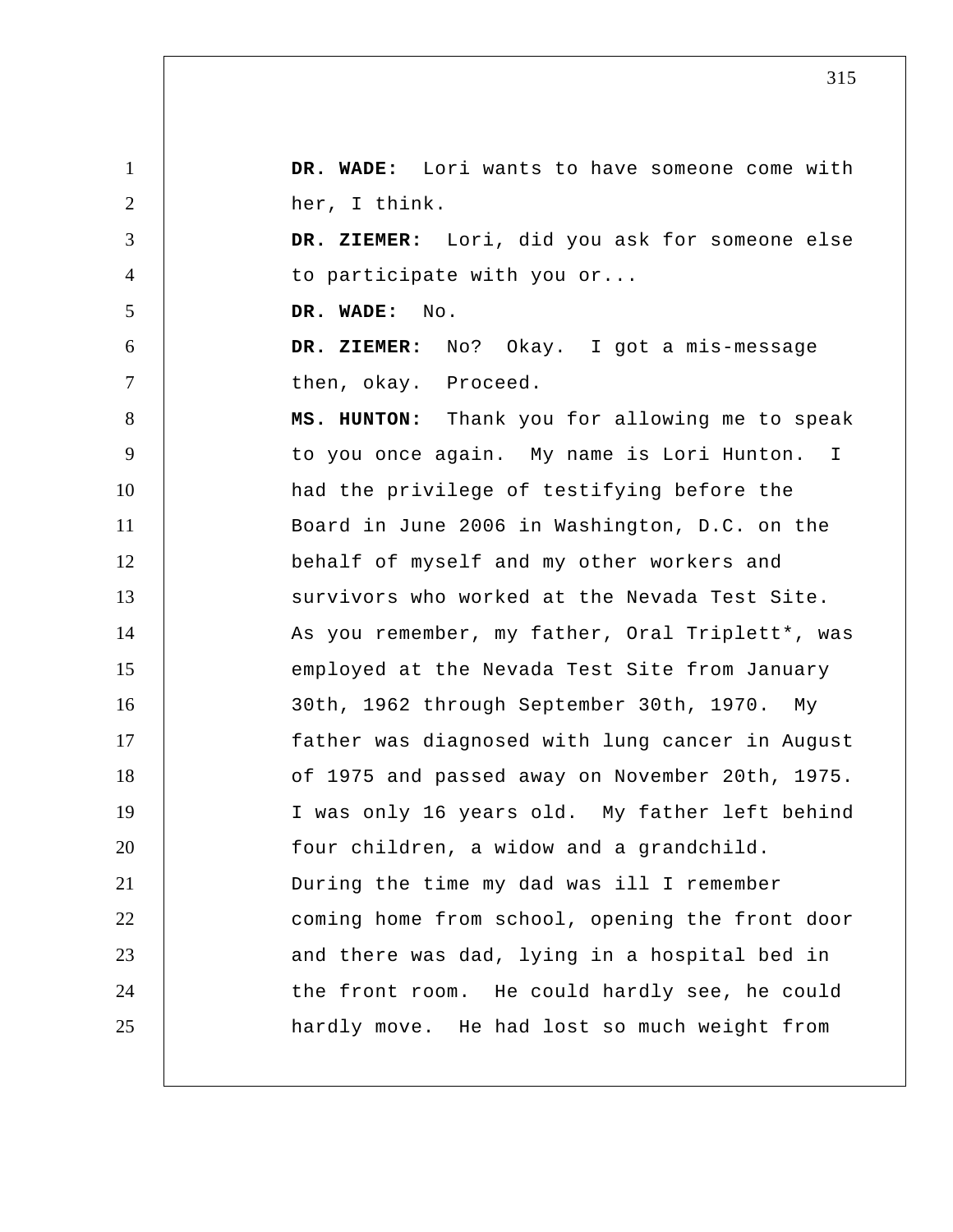**DR. WADE:** Lori wants to have someone come with her, I think.

**DR. ZIEMER:** Lori, did you ask for someone else to participate with you or...

**DR. WADE:** No.

**DR. ZIEMER:** No? Okay. I got a mis-message then, okay. Proceed.

**MS. HUNTON:** Thank you for allowing me to speak to you once again. My name is Lori Hunton. I had the privilege of testifying before the Board in June 2006 in Washington, D.C. on the behalf of myself and my other workers and survivors who worked at the Nevada Test Site. As you remember, my father, Oral Triplett*, was employed at the Nevada Test Site from January 30th, 1962 through September 30th, 1970. My father was diagnosed with lung cancer in August of 1975 and passed away on November 20th, 1975. I was only 16 years old. My father left behind four children, a widow and a grandchild. During the time my dad was ill I remember coming home from school, opening the front door and there was dad, lying in a hospital bed in the front room. He could hardly see, he could hardly move. He had lost so much weight from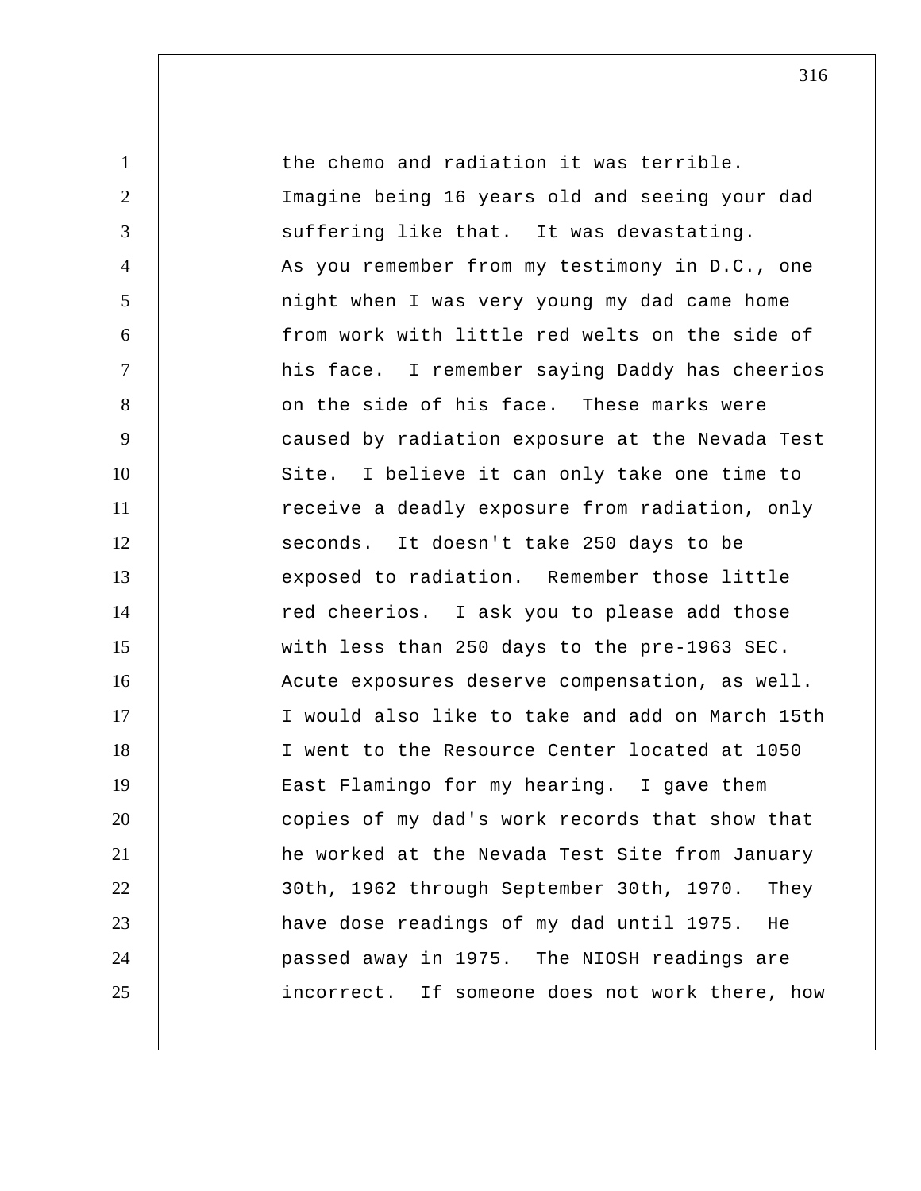the chemo and radiation it was terrible. Imagine being 16 years old and seeing your dad suffering like that. It was devastating.

As you remember from my testimony in D.C., one night when I was very young my dad came home from work with little red welts on the side of his face. I remember saying Daddy has cheerios on the side of his face. These marks were caused by radiation exposure at the Nevada Test Site. I believe it can only take one time to receive a deadly exposure from radiation, only seconds. It doesn't take 250 days to be exposed to radiation. Remember those little red cheerios. I ask you to please add those with less than 250 days to the pre-1963 SEC. Acute exposures deserve compensation, as well.

I would also like to take and add on March 15th I went to the Resource Center located at 1050 East Flamingo for my hearing. I gave them copies of my dad's work records that show that he worked at the Nevada Test Site from January 30th, 1962 through September 30th, 1970. They have dose readings of my dad until 1975. He passed away in 1975. The NIOSH readings are incorrect. If someone does not work there, how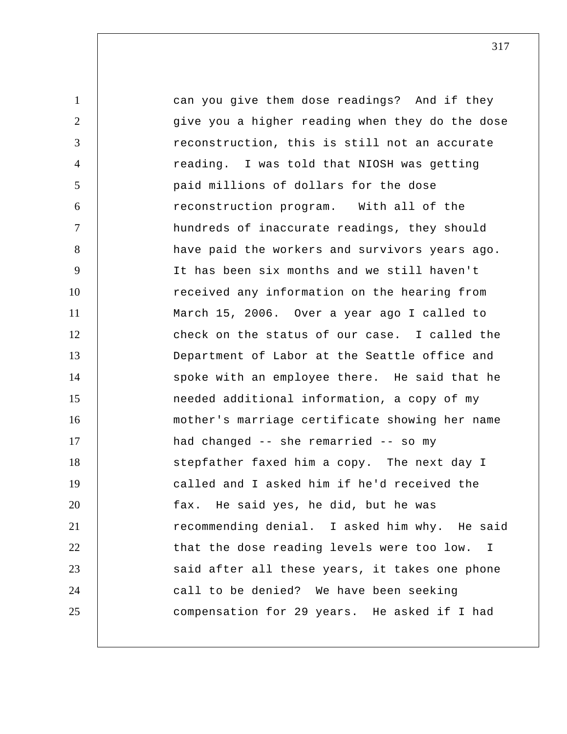can you give them dose readings? And if they give you a higher reading when they do the dose reconstruction, this is still not an accurate reading. I was told that NIOSH was getting paid millions of dollars for the dose reconstruction program. With all of the hundreds of inaccurate readings, they should have paid the workers and survivors years ago. It has been six months and we still haven't received any information on the hearing from March 15, 2006. Over a year ago I called to check on the status of our case. I called the Department of Labor at the Seattle office and spoke with an employee there. He said that he needed additional information, a copy of my mother's marriage certificate showing her name had changed -- she remarried -- so my stepfather faxed him a copy. The next day I called and I asked him if he'd received the fax. He said yes, he did, but he was recommending denial. I asked him why. He said that the dose reading levels were too low. I said after all these years, it takes one phone call to be denied? We have been seeking compensation for 29 years. He asked if I had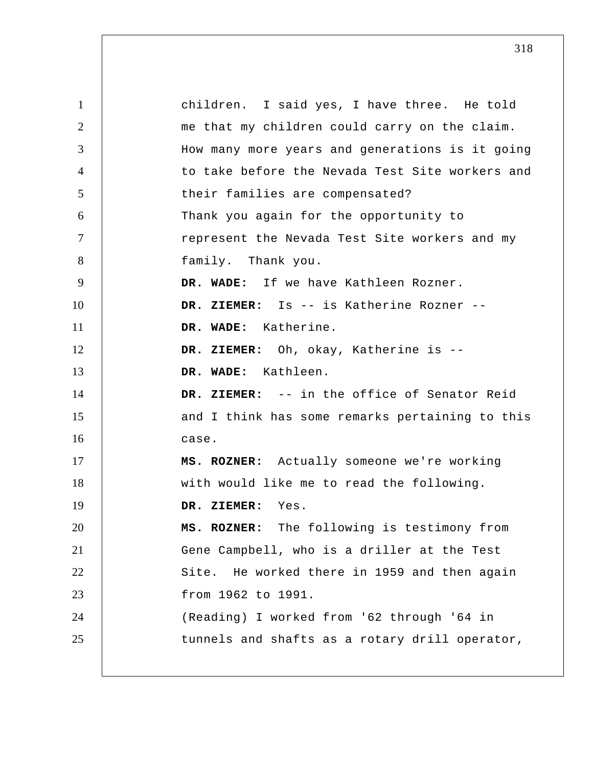children. I said yes, I have three. He told me that my children could carry on the claim. How many more years and generations is it going to take before the Nevada Test Site workers and their families are compensated?

Thank you again for the opportunity to represent the Nevada Test Site workers and my family. Thank you.

**DR. WADE:** If we have Kathleen Rozner.

**DR. ZIEMER:** Is -- is Katherine Rozner --

**DR. WADE:** Katherine.

**DR. ZIEMER:** Oh, okay, Katherine is --

**DR. WADE:** Kathleen.

**DR. ZIEMER:** -- in the office of Senator Reid and I think has some remarks pertaining to this case.

**MS. ROZNER:** Actually someone we're working with would like me to read the following.

**DR. ZIEMER:** Yes.

**MS. ROZNER:** The following is testimony from Gene Campbell, who is a driller at the Test Site. He worked there in 1959 and then again from 1962 to 1991.

(Reading) I worked from '62 through '64 in tunnels and shafts as a rotary drill operator,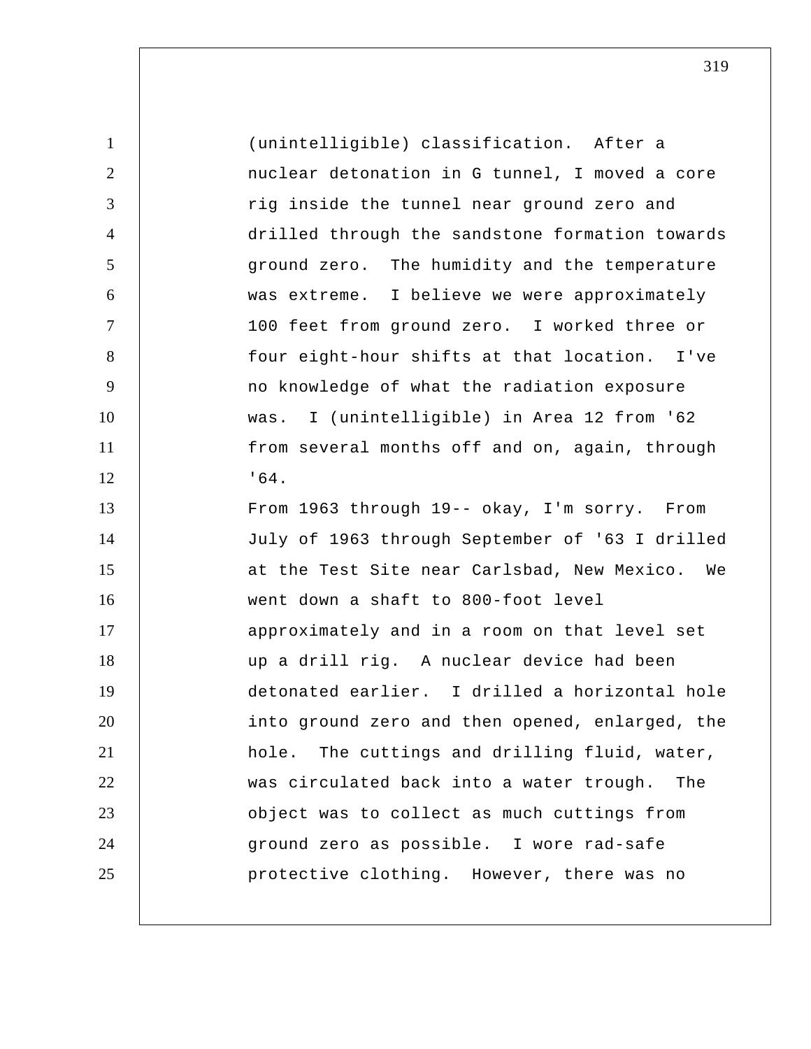(unintelligible) classification. After a nuclear detonation in G tunnel, I moved a core rig inside the tunnel near ground zero and drilled through the sandstone formation towards ground zero. The humidity and the temperature was extreme. I believe we were approximately 100 feet from ground zero. I worked three or four eight-hour shifts at that location. I've no knowledge of what the radiation exposure was. I (unintelligible) in Area 12 from '62 from several months off and on, again, through '64.

From 1963 through 19-- okay, I'm sorry. From July of 1963 through September of '63 I drilled at the Test Site near Carlsbad, New Mexico. We went down a shaft to 800-foot level approximately and in a room on that level set up a drill rig. A nuclear device had been detonated earlier. I drilled a horizontal hole into ground zero and then opened, enlarged, the hole. The cuttings and drilling fluid, water, was circulated back into a water trough. The object was to collect as much cuttings from ground zero as possible. I wore rad-safe protective clothing. However, there was no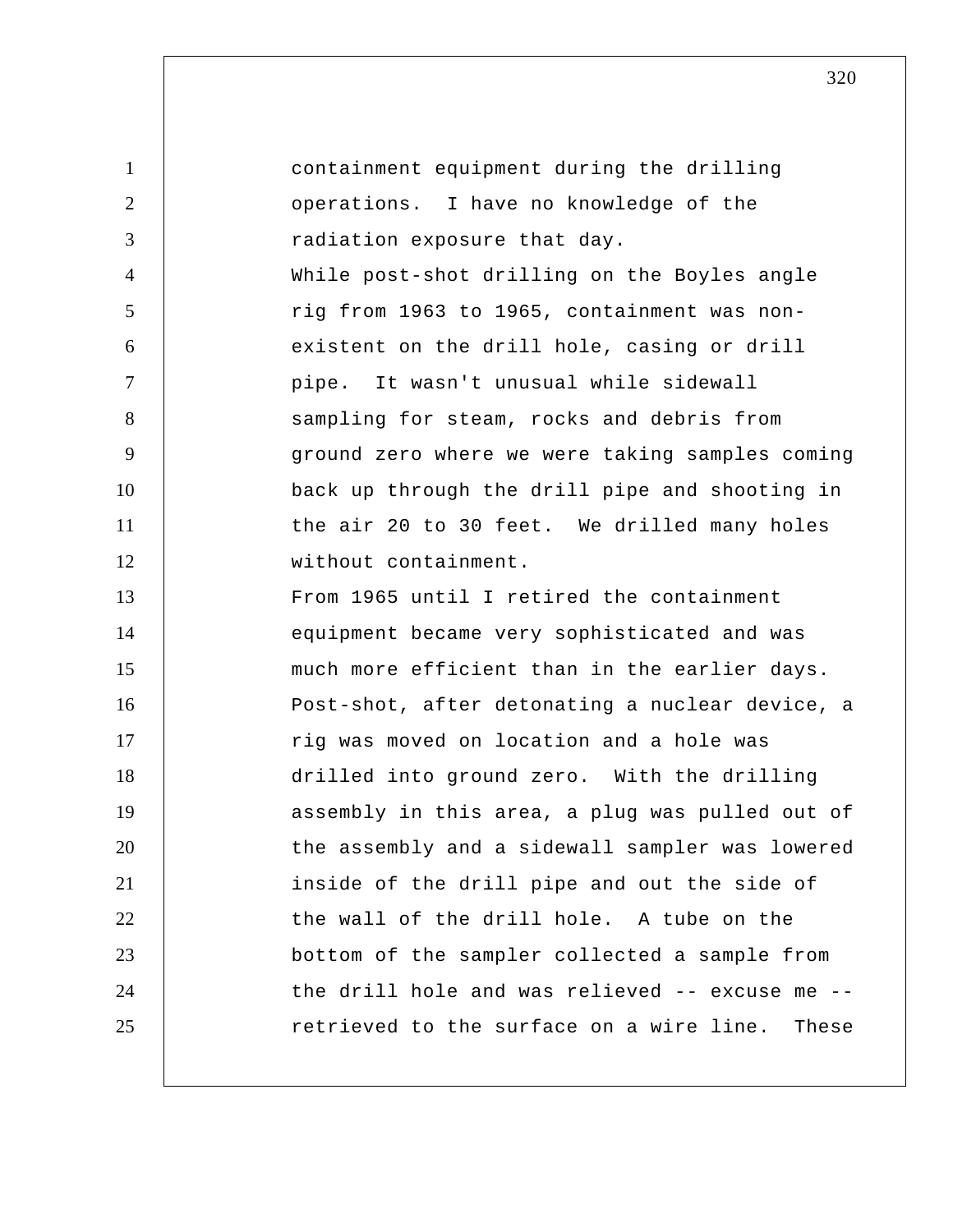containment equipment during the drilling operations. I have no knowledge of the radiation exposure that day.

While post-shot drilling on the Boyles angle rig from 1963 to 1965, containment was non-existent on the drill hole, casing or drill pipe. It wasn't unusual while sidewall sampling for steam, rocks and debris from ground zero where we were taking samples coming back up through the drill pipe and shooting in the air 20 to 30 feet. We drilled many holes without containment.

From 1965 until I retired the containment equipment became very sophisticated and was much more efficient than in the earlier days. Post-shot, after detonating a nuclear device, a rig was moved on location and a hole was drilled into ground zero. With the drilling assembly in this area, a plug was pulled out of the assembly and a sidewall sampler was lowered inside of the drill pipe and out the side of the wall of the drill hole. A tube on the bottom of the sampler collected a sample from the drill hole and was relieved -- excuse me -- retrieved to the surface on a wire line. These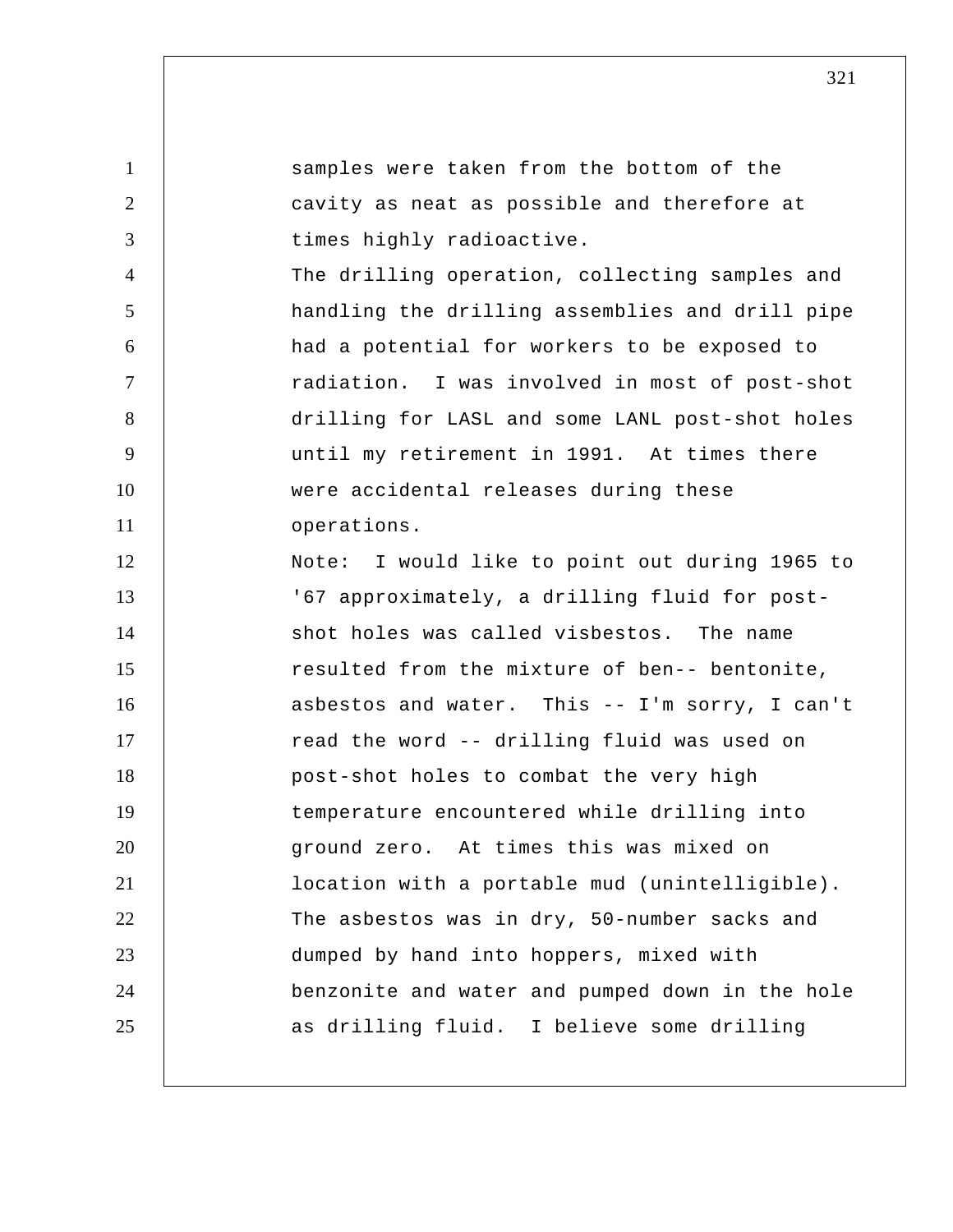samples were taken from the bottom of the cavity as neat as possible and therefore at times highly radioactive.

The drilling operation, collecting samples and handling the drilling assemblies and drill pipe had a potential for workers to be exposed to radiation. I was involved in most of post-shot drilling for LASL and some LANL post-shot holes until my retirement in 1991. At times there were accidental releases during these operations.

Note: I would like to point out during 1965 to '67 approximately, a drilling fluid for post-shot holes was called visbestos. The name resulted from the mixture of ben-- bentonite, asbestos and water. This -- I'm sorry, I can't read the word -- drilling fluid was used on post-shot holes to combat the very high temperature encountered while drilling into ground zero. At times this was mixed on location with a portable mud (unintelligible). The asbestos was in dry, 50-number sacks and dumped by hand into hoppers, mixed with benzonite and water and pumped down in the hole as drilling fluid. I believe some drilling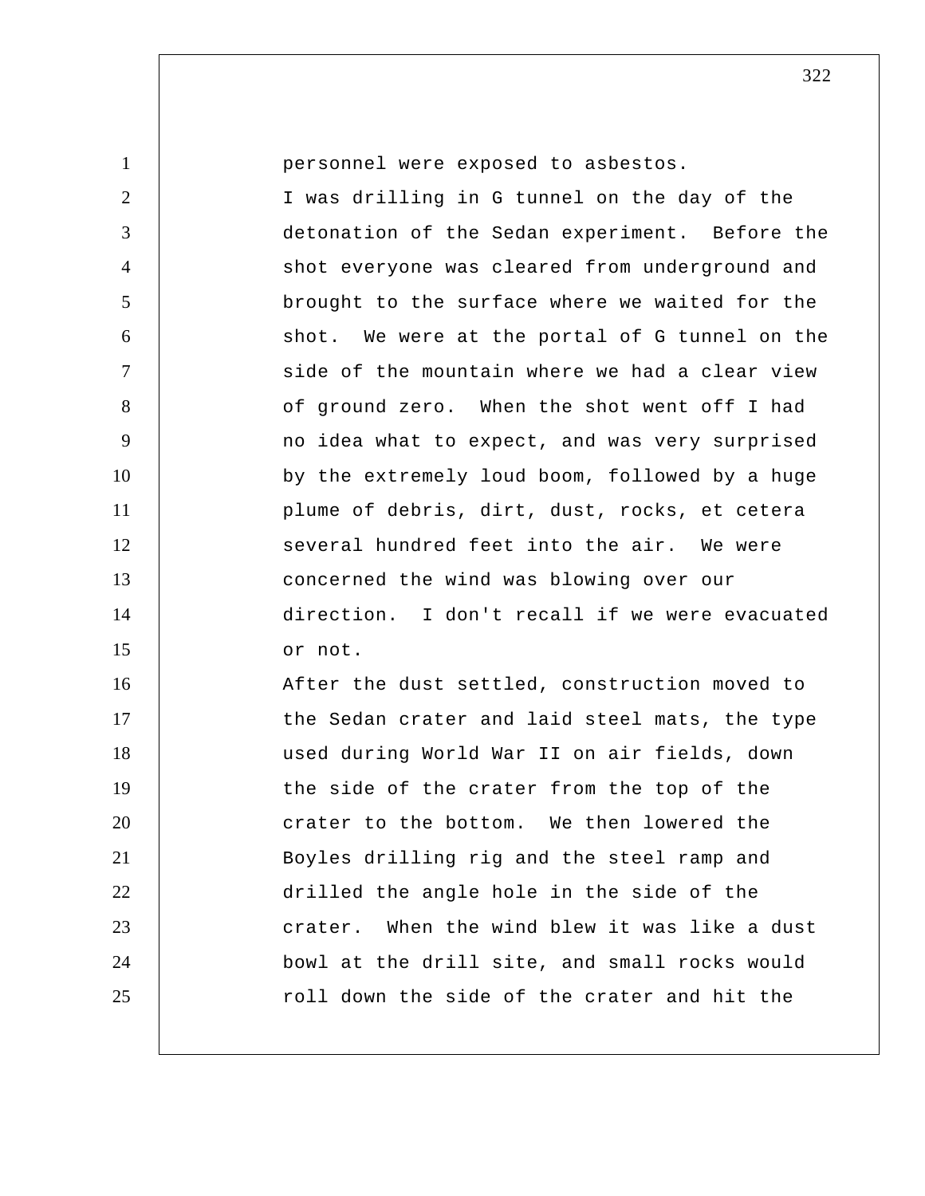personnel were exposed to asbestos.

I was drilling in G tunnel on the day of the detonation of the Sedan experiment. Before the shot everyone was cleared from underground and brought to the surface where we waited for the shot. We were at the portal of G tunnel on the side of the mountain where we had a clear view of ground zero. When the shot went off I had no idea what to expect, and was very surprised by the extremely loud boom, followed by a huge plume of debris, dirt, dust, rocks, et cetera several hundred feet into the air. We were concerned the wind was blowing over our direction. I don't recall if we were evacuated or not.

After the dust settled, construction moved to the Sedan crater and laid steel mats, the type used during World War II on air fields, down the side of the crater from the top of the crater to the bottom. We then lowered the Boyles drilling rig and the steel ramp and drilled the angle hole in the side of the crater. When the wind blew it was like a dust bowl at the drill site, and small rocks would roll down the side of the crater and hit the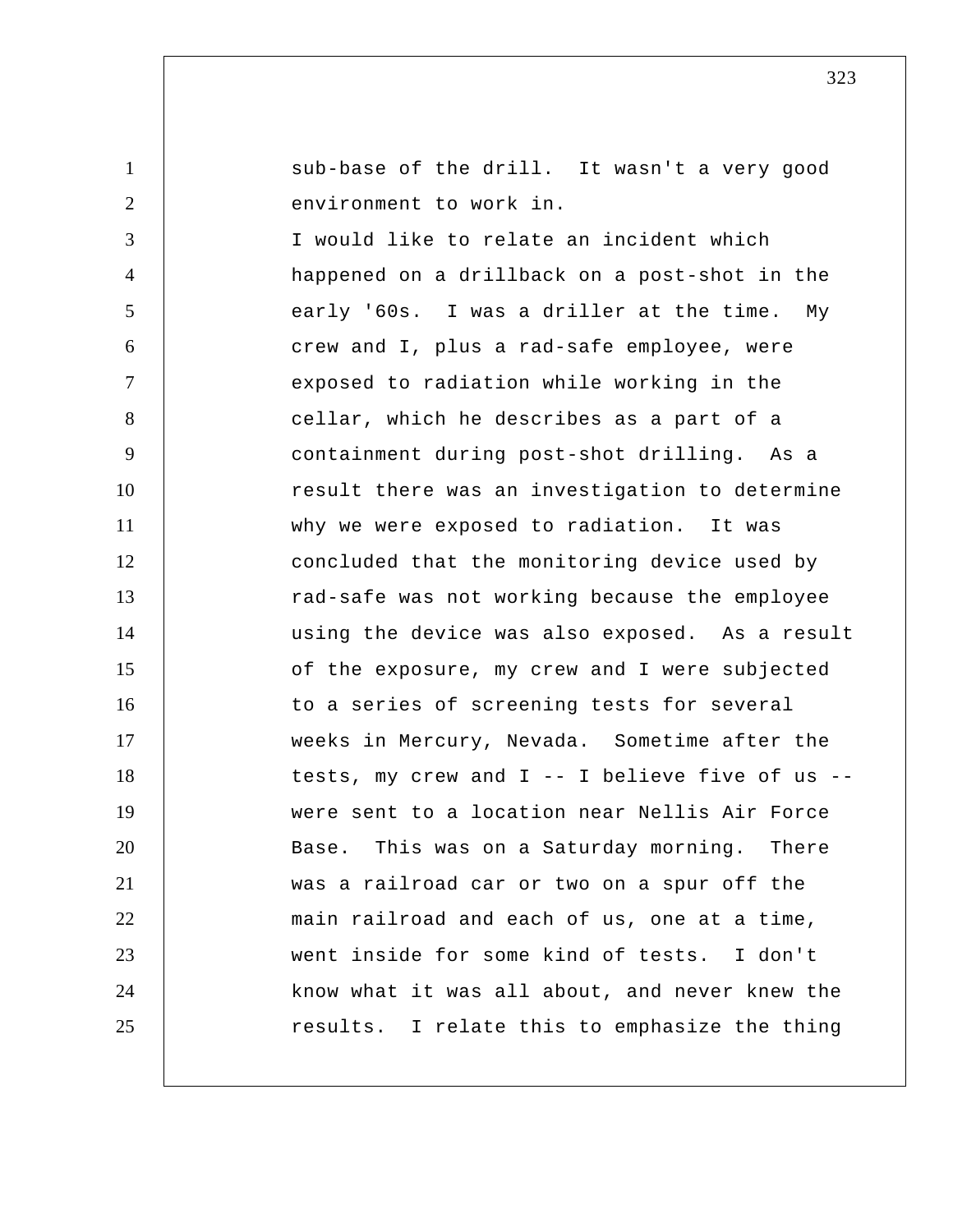sub-base of the drill. It wasn't a very good environment to work in.

I would like to relate an incident which happened on a drillback on a post-shot in the early '60s. I was a driller at the time. My crew and I, plus a rad-safe employee, were exposed to radiation while working in the cellar, which he describes as a part of a containment during post-shot drilling. As a result there was an investigation to determine why we were exposed to radiation. It was concluded that the monitoring device used by rad-safe was not working because the employee using the device was also exposed. As a result of the exposure, my crew and I were subjected to a series of screening tests for several weeks in Mercury, Nevada. Sometime after the tests, my crew and I -- I believe five of us -- were sent to a location near Nellis Air Force Base. This was on a Saturday morning. There was a railroad car or two on a spur off the main railroad and each of us, one at a time, went inside for some kind of tests. I don't know what it was all about, and never knew the results. I relate this to emphasize the thing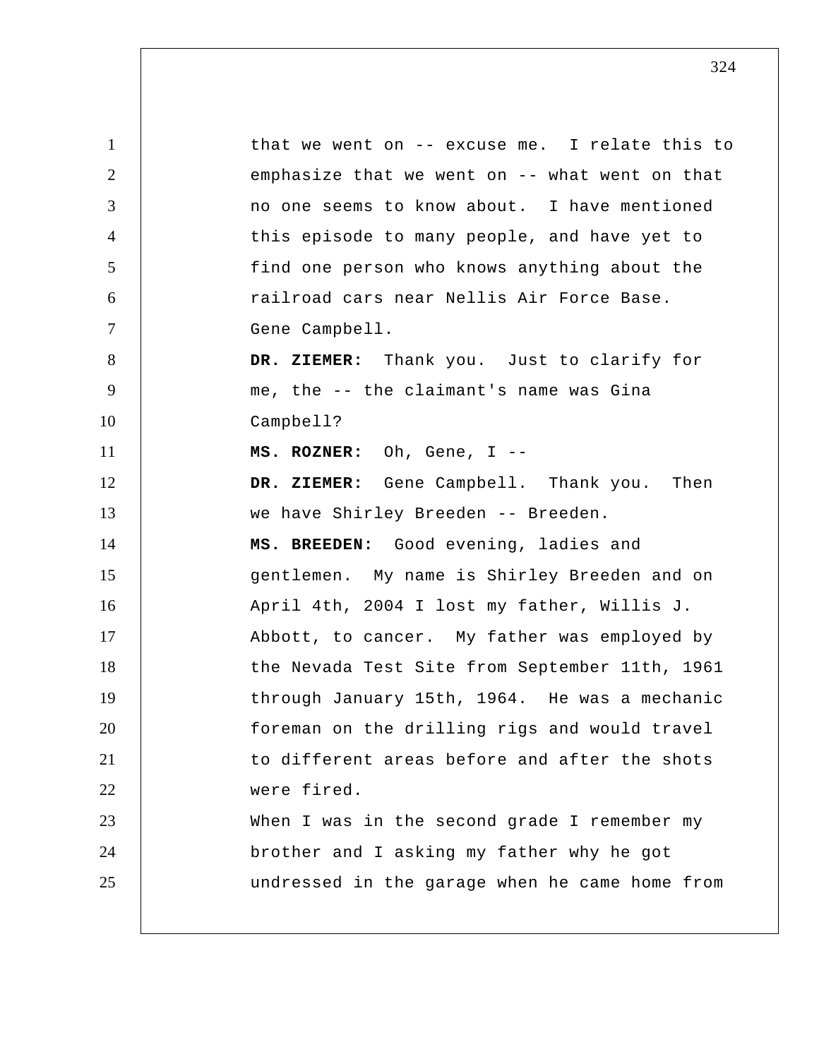that we went on -- excuse me. I relate this to emphasize that we went on -- what went on that no one seems to know about. I have mentioned this episode to many people, and have yet to find one person who knows anything about the railroad cars near Nellis Air Force Base.

Gene Campbell.

**DR. ZIEMER:** Thank you. Just to clarify for me, the -- the claimant's name was Gina Campbell?

**MS. ROZNER:** Oh, Gene, I --

**DR. ZIEMER:** Gene Campbell. Thank you. Then we have Shirley Breeden -- Breeden.

**MS. BREEDEN:** Good evening, ladies and gentlemen. My name is Shirley Breeden and on April 4th, 2004 I lost my father, Willis J. Abbott, to cancer. My father was employed by the Nevada Test Site from September 11th, 1961 through January 15th, 1964. He was a mechanic foreman on the drilling rigs and would travel to different areas before and after the shots were fired.

When I was in the second grade I remember my brother and I asking my father why he got undressed in the garage when he came home from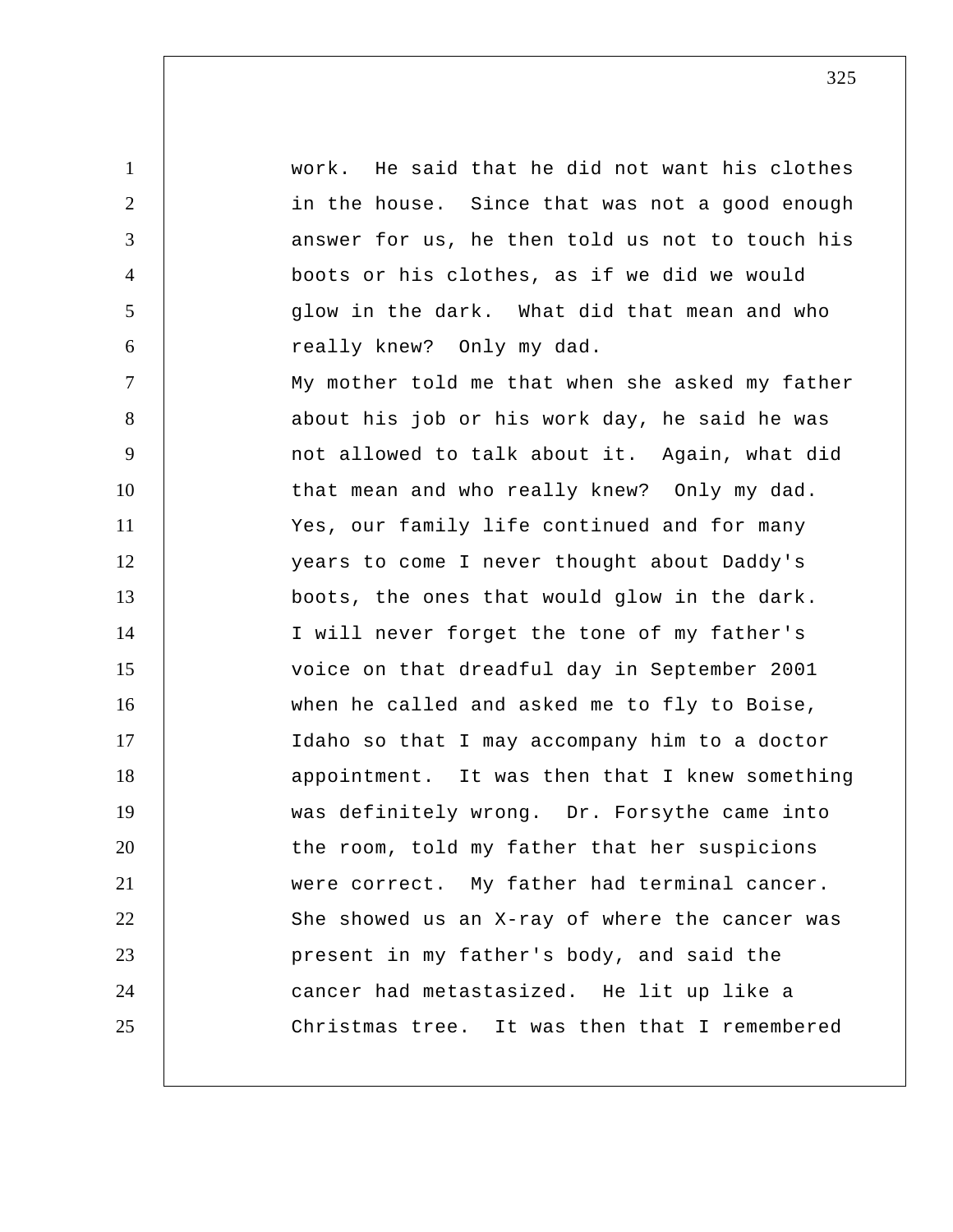work. He said that he did not want his clothes in the house. Since that was not a good enough answer for us, he then told us not to touch his boots or his clothes, as if we did we would glow in the dark. What did that mean and who really knew? Only my dad.

My mother told me that when she asked my father about his job or his work day, he said he was not allowed to talk about it. Again, what did that mean and who really knew? Only my dad.

Yes, our family life continued and for many years to come I never thought about Daddy's boots, the ones that would glow in the dark.

I will never forget the tone of my father's voice on that dreadful day in September 2001 when he called and asked me to fly to Boise, Idaho so that I may accompany him to a doctor appointment. It was then that I knew something was definitely wrong. Dr. Forsythe came into the room, told my father that her suspicions were correct. My father had terminal cancer. She showed us an X-ray of where the cancer was present in my father's body, and said the cancer had metastasized. He lit up like a Christmas tree. It was then that I remembered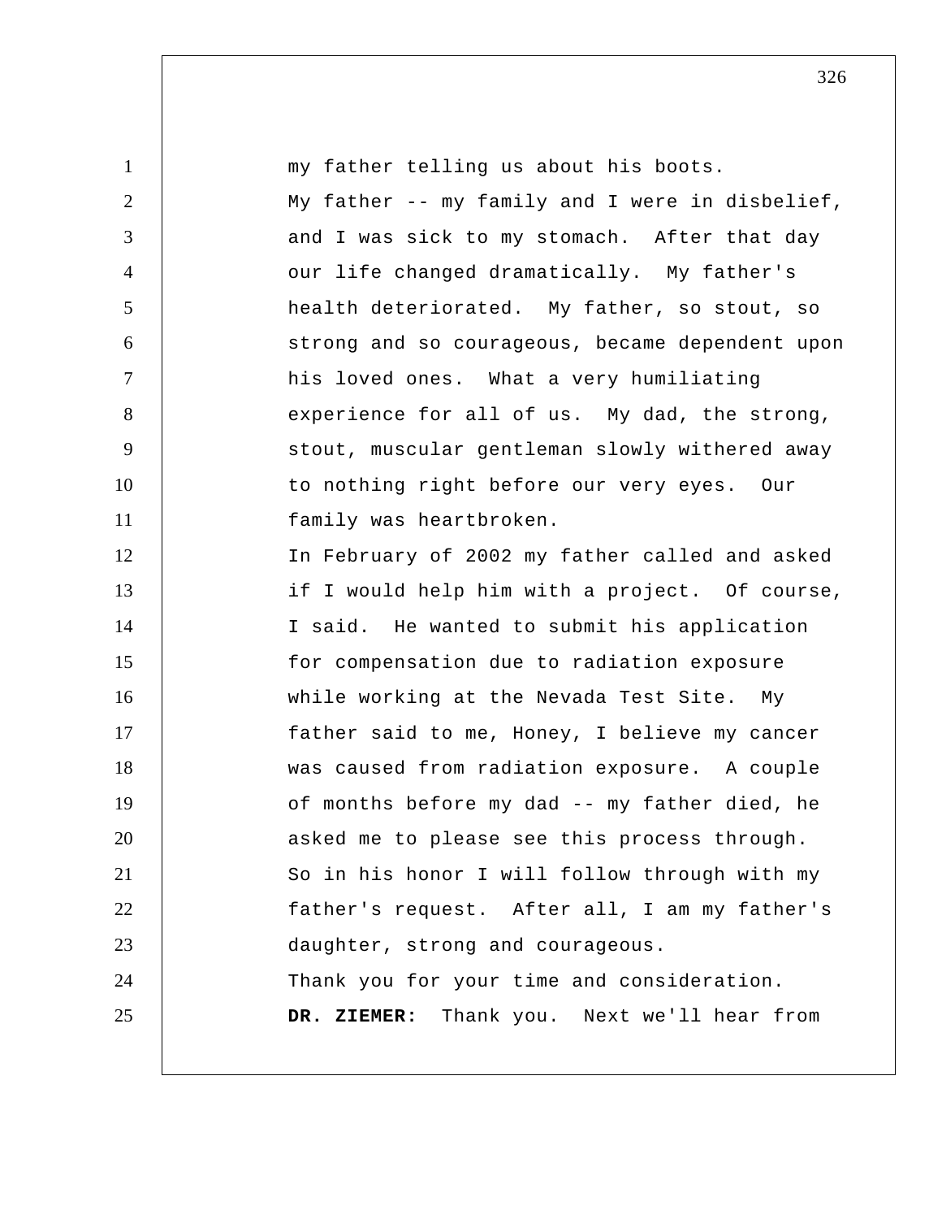my father telling us about his boots.

My father -- my family and I were in disbelief, and I was sick to my stomach. After that day our life changed dramatically. My father's health deteriorated. My father, so stout, so strong and so courageous, became dependent upon his loved ones. What a very humiliating experience for all of us. My dad, the strong, stout, muscular gentleman slowly withered away to nothing right before our very eyes. Our family was heartbroken.

In February of 2002 my father called and asked if I would help him with a project. Of course, I said. He wanted to submit his application for compensation due to radiation exposure while working at the Nevada Test Site. My father said to me, Honey, I believe my cancer was caused from radiation exposure. A couple of months before my dad -- my father died, he asked me to please see this process through.

So in his honor I will follow through with my father's request. After all, I am my father's daughter, strong and courageous.

Thank you for your time and consideration.

**DR. ZIEMER:** Thank you. Next we'll hear from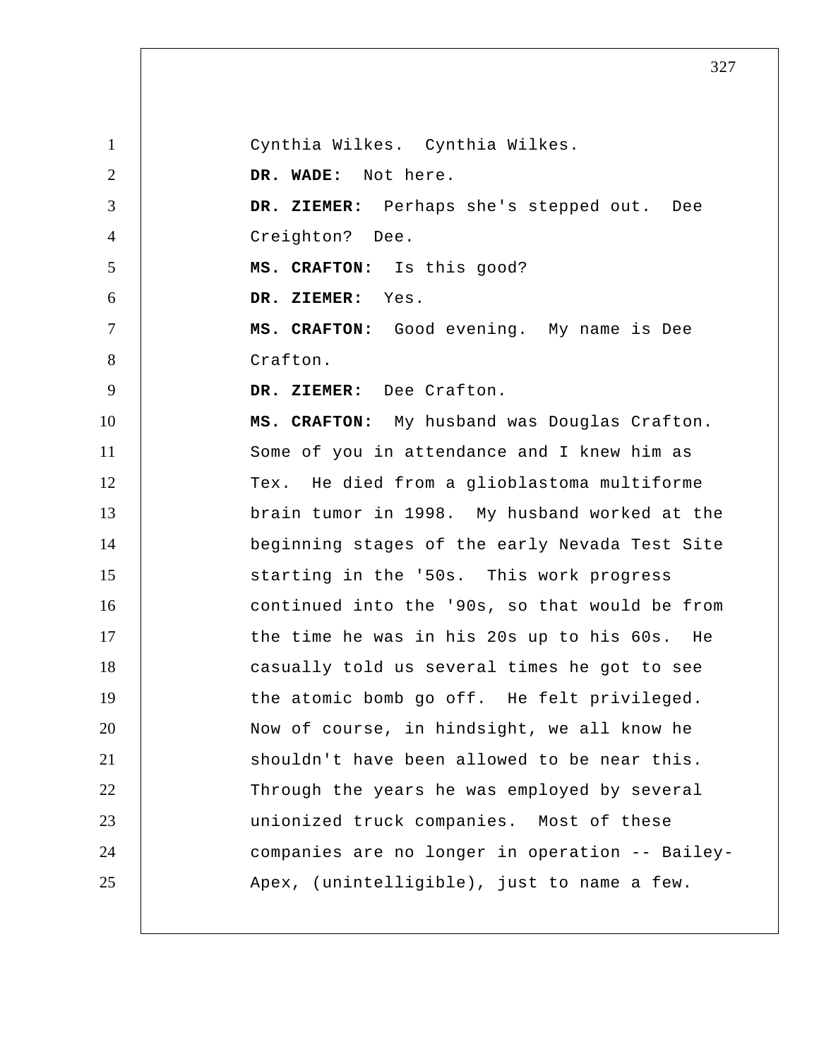Cynthia Wilkes. Cynthia Wilkes.

**DR. WADE:** Not here.

**DR. ZIEMER:** Perhaps she's stepped out. Dee Creighton? Dee.

**MS. CRAFTON:** Is this good?

**DR. ZIEMER:** Yes.

**MS. CRAFTON:** Good evening. My name is Dee Crafton.

**DR. ZIEMER:** Dee Crafton.

**MS. CRAFTON:** My husband was Douglas Crafton. Some of you in attendance and I knew him as Tex. He died from a glioblastoma multiforme brain tumor in 1998. My husband worked at the beginning stages of the early Nevada Test Site starting in the '50s. This work progress continued into the '90s, so that would be from the time he was in his 20s up to his 60s. He casually told us several times he got to see the atomic bomb go off. He felt privileged. Now of course, in hindsight, we all know he shouldn't have been allowed to be near this. Through the years he was employed by several unionized truck companies. Most of these companies are no longer in operation -- Bailey-Apex, (unintelligible), just to name a few.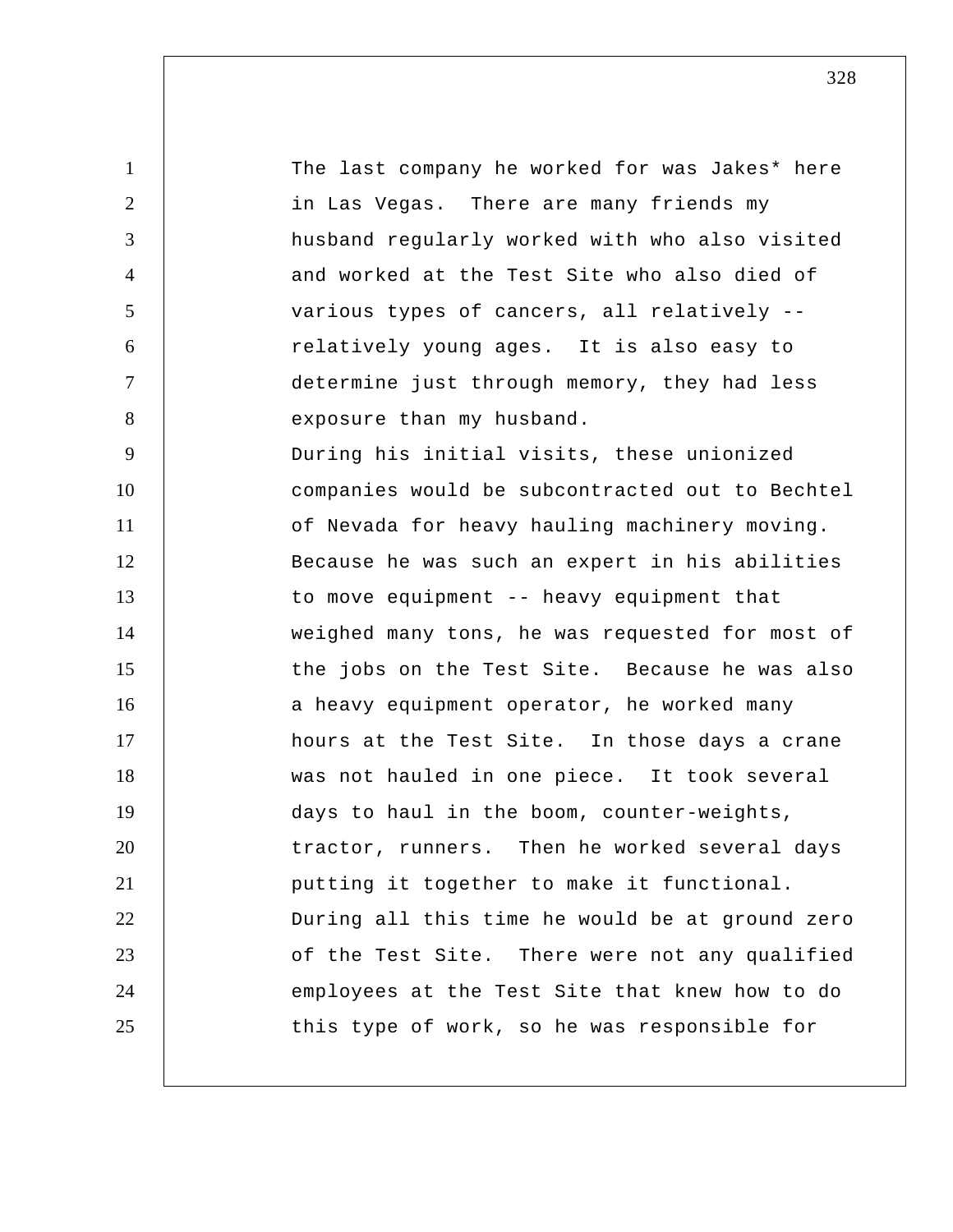The last company he worked for was Jakes* here in Las Vegas. There are many friends my husband regularly worked with who also visited and worked at the Test Site who also died of various types of cancers, all relatively -- relatively young ages. It is also easy to determine just through memory, they had less exposure than my husband.

During his initial visits, these unionized companies would be subcontracted out to Bechtel of Nevada for heavy hauling machinery moving. Because he was such an expert in his abilities to move equipment -- heavy equipment that weighed many tons, he was requested for most of the jobs on the Test Site. Because he was also a heavy equipment operator, he worked many hours at the Test Site. In those days a crane was not hauled in one piece. It took several days to haul in the boom, counter-weights, tractor, runners. Then he worked several days putting it together to make it functional. During all this time he would be at ground zero of the Test Site. There were not any qualified employees at the Test Site that knew how to do this type of work, so he was responsible for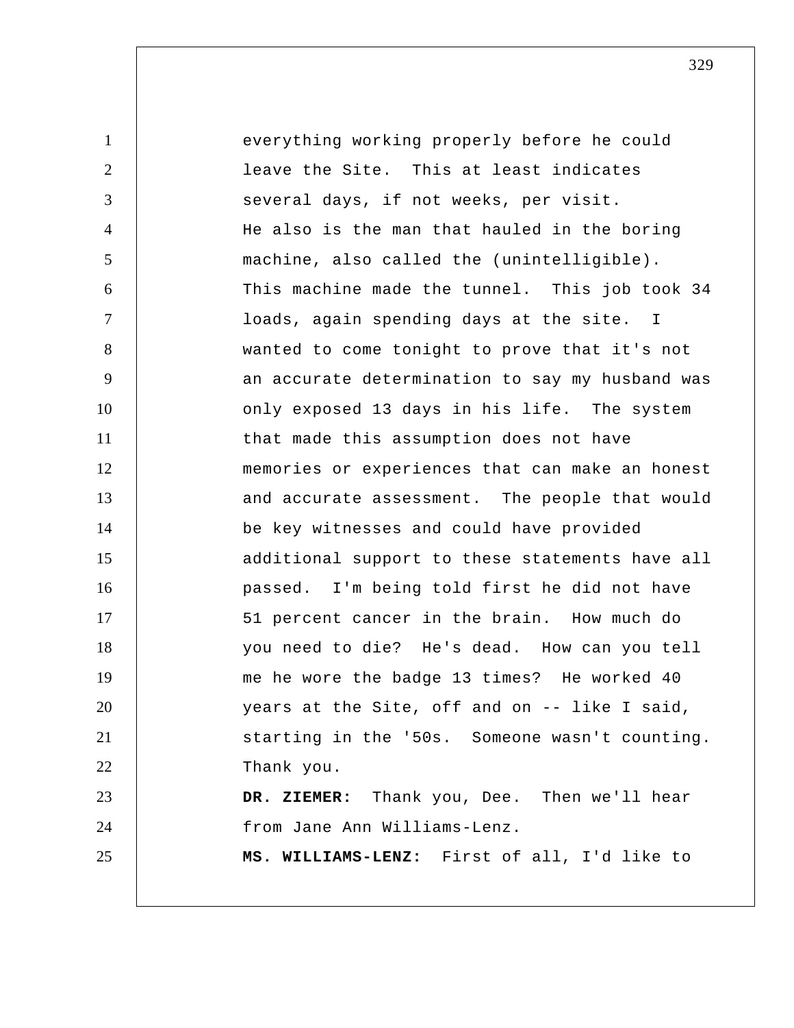everything working properly before he could leave the Site. This at least indicates several days, if not weeks, per visit. He also is the man that hauled in the boring machine, also called the (unintelligible). This machine made the tunnel. This job took 34 loads, again spending days at the site. I wanted to come tonight to prove that it's not an accurate determination to say my husband was only exposed 13 days in his life. The system that made this assumption does not have memories or experiences that can make an honest and accurate assessment. The people that would be key witnesses and could have provided additional support to these statements have all passed. I'm being told first he did not have 51 percent cancer in the brain. How much do you need to die? He's dead. How can you tell me he wore the badge 13 times? He worked 40 years at the Site, off and on -- like I said, starting in the '50s. Someone wasn't counting. Thank you.

**DR. ZIEMER:** Thank you, Dee. Then we'll hear from Jane Ann Williams-Lenz.

**MS. WILLIAMS-LENZ:** First of all, I'd like to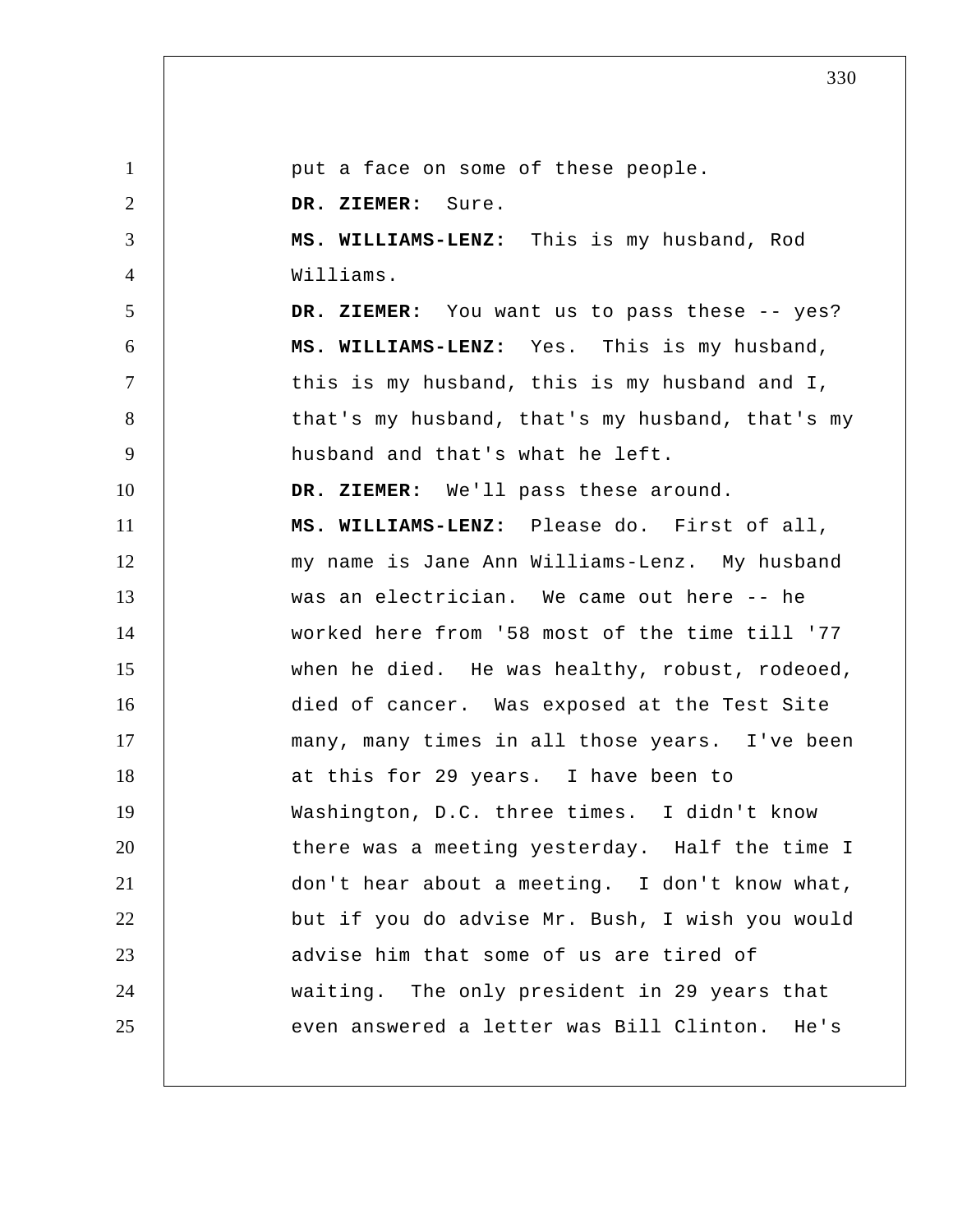put a face on some of these people.

**DR. ZIEMER:** Sure.

**MS. WILLIAMS-LENZ:** This is my husband, Rod Williams.

**DR. ZIEMER:** You want us to pass these -- yes?

**MS. WILLIAMS-LENZ:** Yes. This is my husband, this is my husband, this is my husband and I, that's my husband, that's my husband, that's my husband and that's what he left.

**DR. ZIEMER:** We'll pass these around.

**MS. WILLIAMS-LENZ:** Please do. First of all, my name is Jane Ann Williams-Lenz. My husband was an electrician. We came out here -- he worked here from '58 most of the time till '77 when he died. He was healthy, robust, rodeoed, died of cancer. Was exposed at the Test Site many, many times in all those years. I've been at this for 29 years. I have been to Washington, D.C. three times. I didn't know there was a meeting yesterday. Half the time I don't hear about a meeting. I don't know what, but if you do advise Mr. Bush, I wish you would advise him that some of us are tired of waiting. The only president in 29 years that even answered a letter was Bill Clinton. He's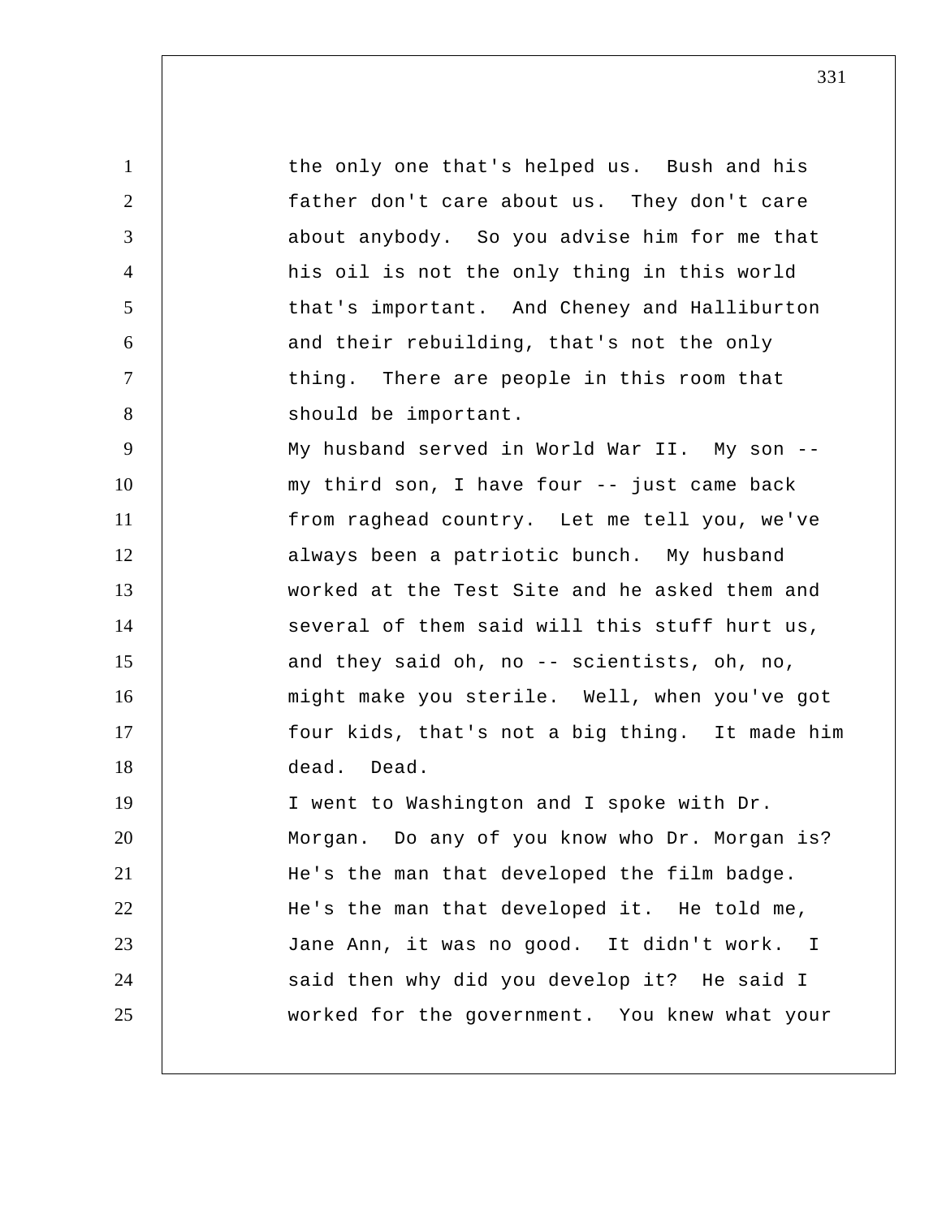the only one that's helped us. Bush and his father don't care about us. They don't care about anybody. So you advise him for me that his oil is not the only thing in this world that's important. And Cheney and Halliburton and their rebuilding, that's not the only thing. There are people in this room that should be important.

My husband served in World War II. My son -- my third son, I have four -- just came back from raghead country. Let me tell you, we've always been a patriotic bunch. My husband worked at the Test Site and he asked them and several of them said will this stuff hurt us, and they said oh, no -- scientists, oh, no, might make you sterile. Well, when you've got four kids, that's not a big thing. It made him dead. Dead.

I went to Washington and I spoke with Dr. Morgan. Do any of you know who Dr. Morgan is? He's the man that developed the film badge. He's the man that developed it. He told me, Jane Ann, it was no good. It didn't work. I said then why did you develop it? He said I worked for the government. You knew what your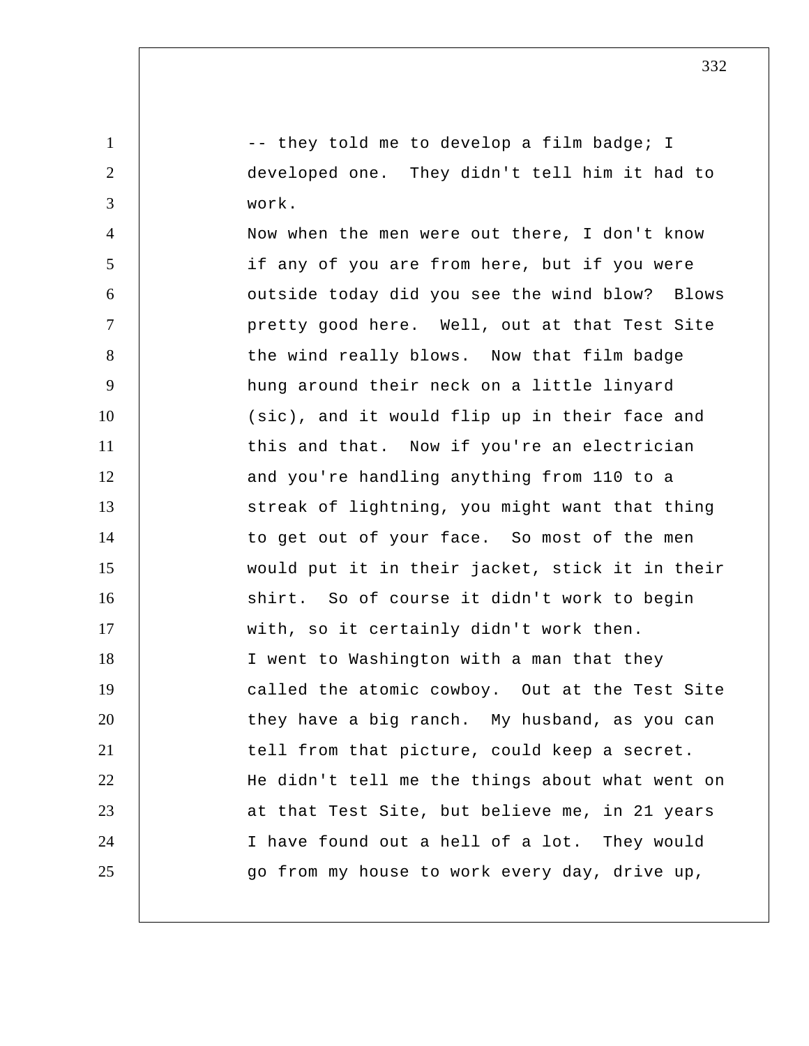-- they told me to develop a film badge; I developed one. They didn't tell him it had to work.

Now when the men were out there, I don't know if any of you are from here, but if you were outside today did you see the wind blow? Blows pretty good here. Well, out at that Test Site the wind really blows. Now that film badge hung around their neck on a little linyard (sic), and it would flip up in their face and this and that. Now if you're an electrician and you're handling anything from 110 to a streak of lightning, you might want that thing to get out of your face. So most of the men would put it in their jacket, stick it in their shirt. So of course it didn't work to begin with, so it certainly didn't work then.

I went to Washington with a man that they called the atomic cowboy. Out at the Test Site they have a big ranch. My husband, as you can tell from that picture, could keep a secret. He didn't tell me the things about what went on at that Test Site, but believe me, in 21 years I have found out a hell of a lot. They would go from my house to work every day, drive up,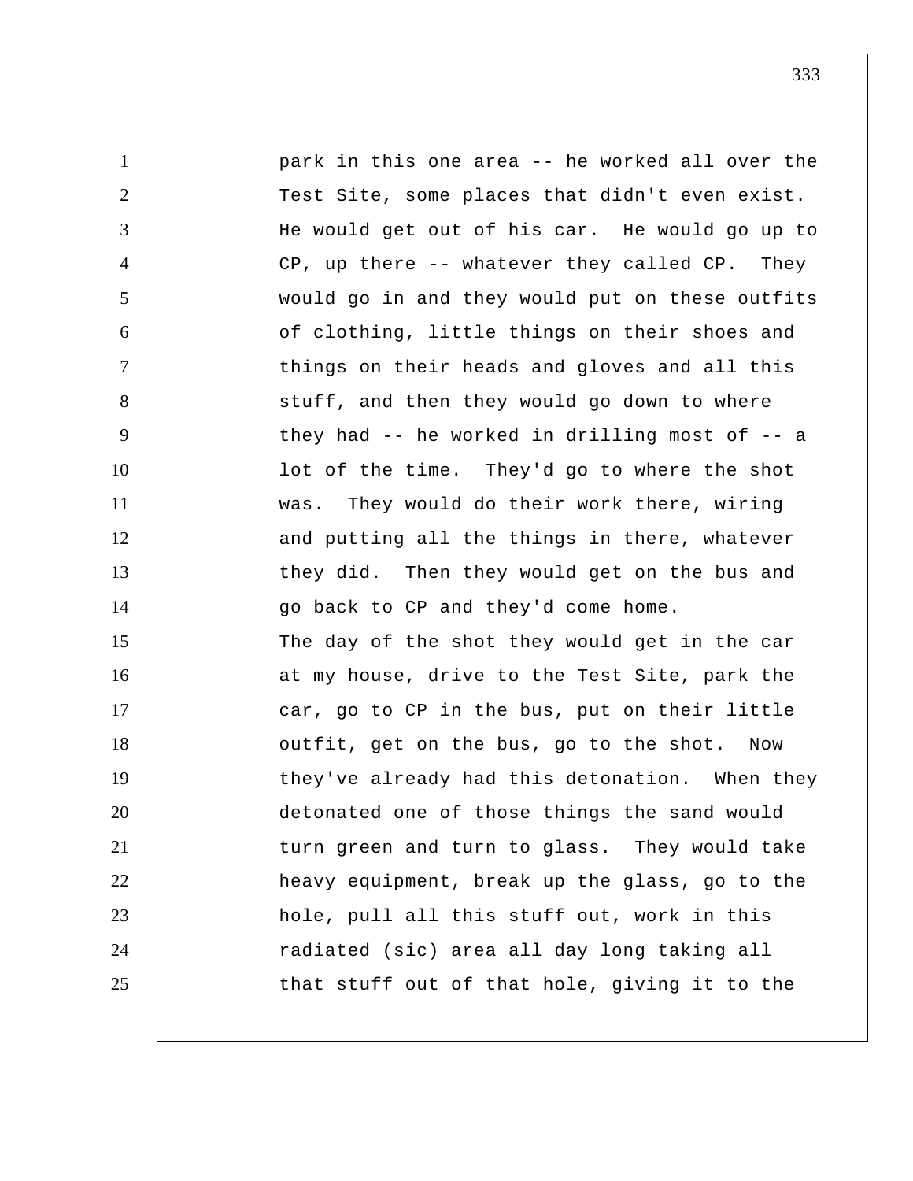park in this one area -- he worked all over the Test Site, some places that didn't even exist. He would get out of his car. He would go up to CP, up there -- whatever they called CP. They would go in and they would put on these outfits of clothing, little things on their shoes and things on their heads and gloves and all this stuff, and then they would go down to where they had -- he worked in drilling most of -- a lot of the time. They'd go to where the shot was. They would do their work there, wiring and putting all the things in there, whatever they did. Then they would get on the bus and go back to CP and they'd come home.

The day of the shot they would get in the car at my house, drive to the Test Site, park the car, go to CP in the bus, put on their little outfit, get on the bus, go to the shot. Now they've already had this detonation. When they detonated one of those things the sand would turn green and turn to glass. They would take heavy equipment, break up the glass, go to the hole, pull all this stuff out, work in this radiated (sic) area all day long taking all that stuff out of that hole, giving it to the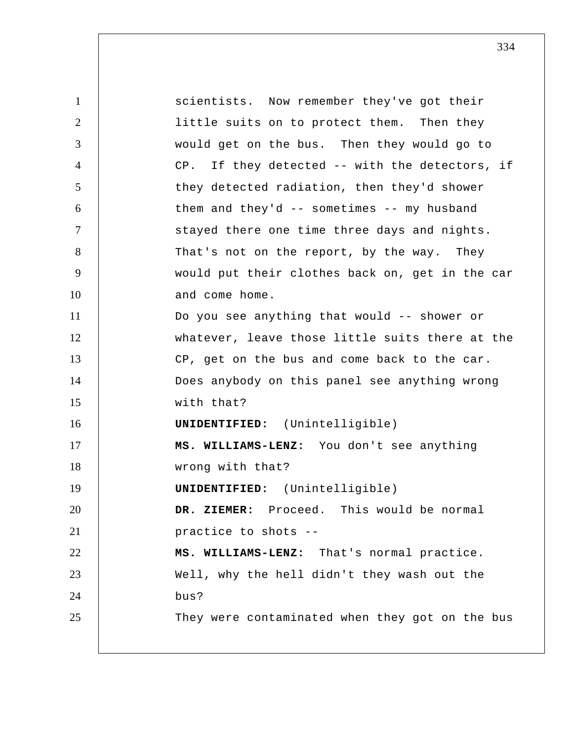scientists. Now remember they've got their little suits on to protect them. Then they would get on the bus. Then they would go to CP. If they detected -- with the detectors, if they detected radiation, then they'd shower them and they'd -- sometimes -- my husband stayed there one time three days and nights. That's not on the report, by the way. They would put their clothes back on, get in the car and come home.

Do you see anything that would -- shower or whatever, leave those little suits there at the CP, get on the bus and come back to the car. Does anybody on this panel see anything wrong with that?

**UNIDENTIFIED:** (Unintelligible)

**MS. WILLIAMS-LENZ:** You don't see anything wrong with that?

**UNIDENTIFIED:** (Unintelligible)

**DR. ZIEMER:** Proceed. This would be normal practice to shots --

**MS. WILLIAMS-LENZ:** That's normal practice. Well, why the hell didn't they wash out the bus?

They were contaminated when they got on the bus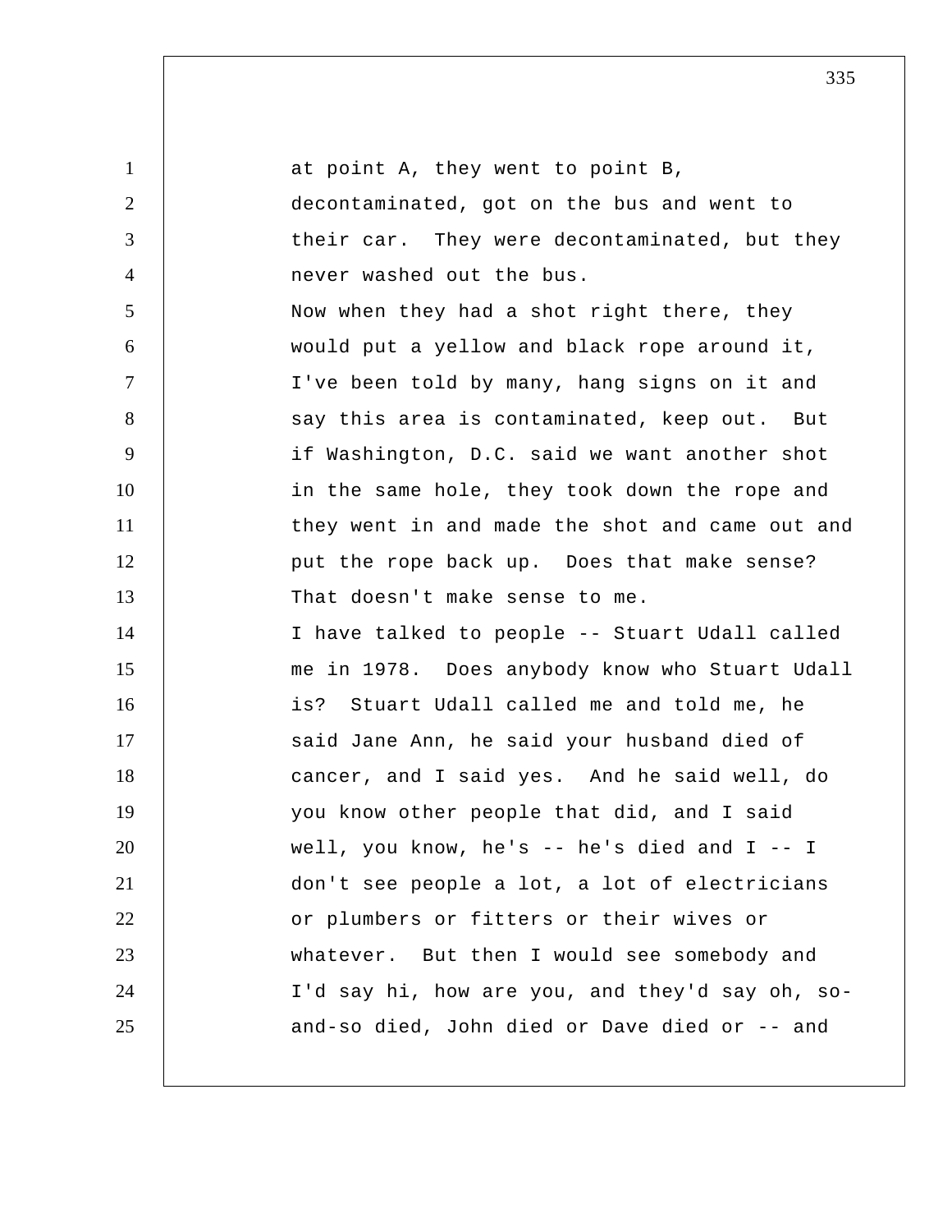at point A, they went to point B, decontaminated, got on the bus and went to their car. They were decontaminated, but they never washed out the bus.

Now when they had a shot right there, they would put a yellow and black rope around it, I've been told by many, hang signs on it and say this area is contaminated, keep out. But if Washington, D.C. said we want another shot in the same hole, they took down the rope and they went in and made the shot and came out and put the rope back up. Does that make sense? That doesn't make sense to me.

I have talked to people -- Stuart Udall called me in 1978. Does anybody know who Stuart Udall is? Stuart Udall called me and told me, he said Jane Ann, he said your husband died of cancer, and I said yes. And he said well, do you know other people that did, and I said well, you know, he's -- he's died and I -- I don't see people a lot, a lot of electricians or plumbers or fitters or their wives or whatever. But then I would see somebody and I'd say hi, how are you, and they'd say oh, so-and-so died, John died or Dave died or -- and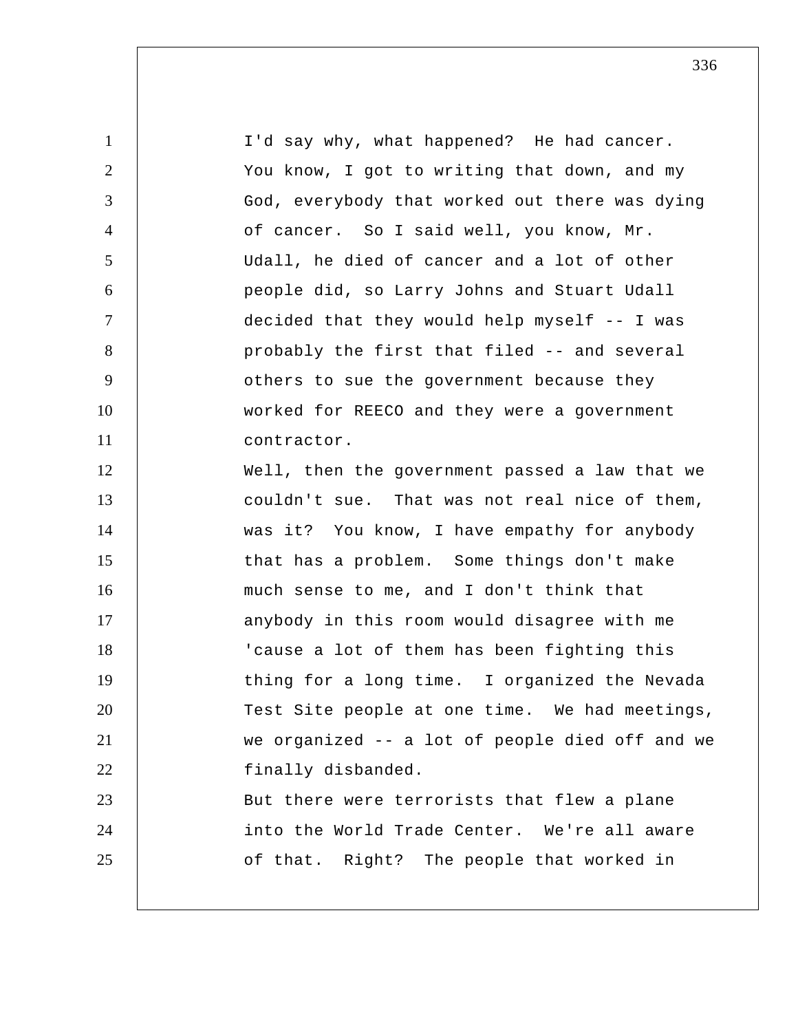I'd say why, what happened? He had cancer. You know, I got to writing that down, and my God, everybody that worked out there was dying of cancer. So I said well, you know, Mr. Udall, he died of cancer and a lot of other people did, so Larry Johns and Stuart Udall decided that they would help myself -- I was probably the first that filed -- and several others to sue the government because they worked for REECO and they were a government contractor.

Well, then the government passed a law that we couldn't sue. That was not real nice of them, was it? You know, I have empathy for anybody that has a problem. Some things don't make much sense to me, and I don't think that anybody in this room would disagree with me 'cause a lot of them has been fighting this thing for a long time. I organized the Nevada Test Site people at one time. We had meetings, we organized -- a lot of people died off and we finally disbanded.

But there were terrorists that flew a plane into the World Trade Center. We're all aware of that. Right? The people that worked in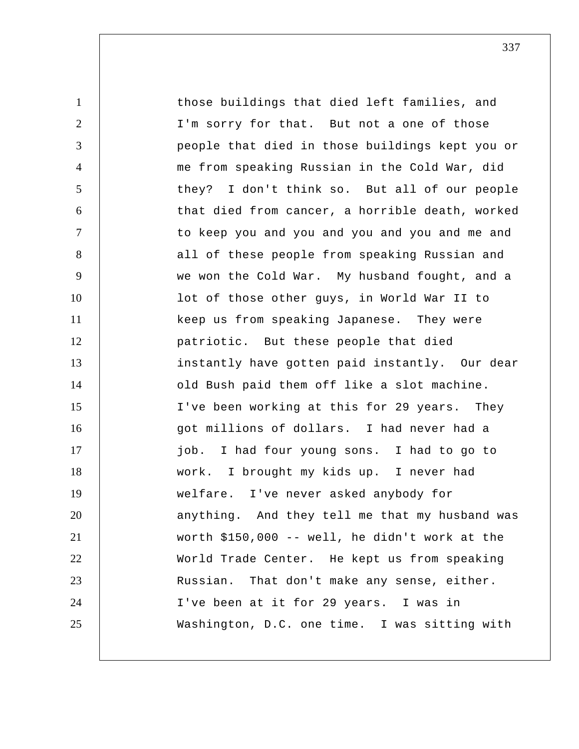those buildings that died left families, and I'm sorry for that. But not a one of those people that died in those buildings kept you or me from speaking Russian in the Cold War, did they? I don't think so. But all of our people that died from cancer, a horrible death, worked to keep you and you and you and you and me and all of these people from speaking Russian and we won the Cold War. My husband fought, and a lot of those other guys, in World War II to keep us from speaking Japanese. They were patriotic. But these people that died instantly have gotten paid instantly. Our dear old Bush paid them off like a slot machine. I've been working at this for 29 years. They got millions of dollars. I had never had a job. I had four young sons. I had to go to work. I brought my kids up. I never had welfare. I've never asked anybody for anything. And they tell me that my husband was worth $150,000 -- well, he didn't work at the World Trade Center. He kept us from speaking Russian. That don't make any sense, either. I've been at it for 29 years. I was in Washington, D.C. one time. I was sitting with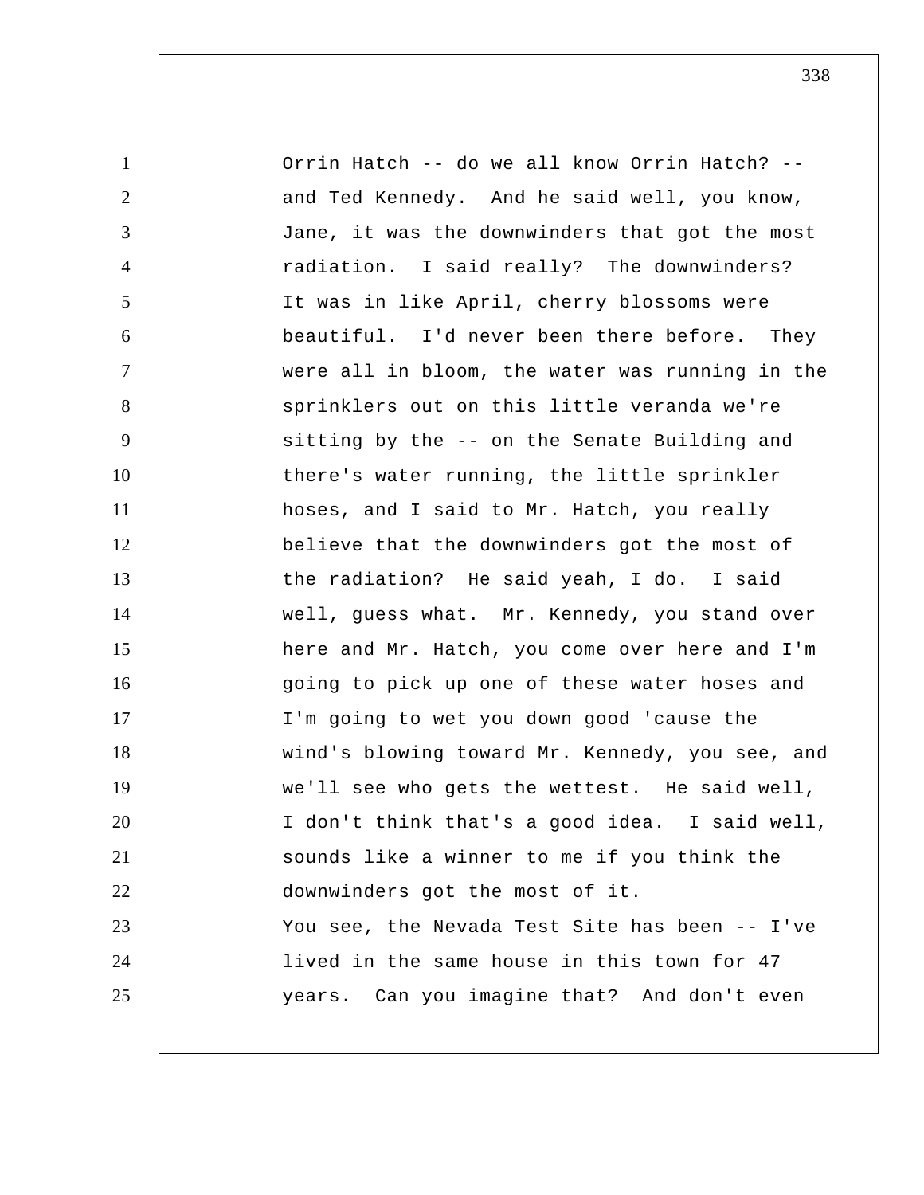Orrin Hatch -- do we all know Orrin Hatch? -- and Ted Kennedy. And he said well, you know, Jane, it was the downwinders that got the most radiation. I said really? The downwinders? It was in like April, cherry blossoms were beautiful. I'd never been there before. They were all in bloom, the water was running in the sprinklers out on this little veranda we're sitting by the -- on the Senate Building and there's water running, the little sprinkler hoses, and I said to Mr. Hatch, you really believe that the downwinders got the most of the radiation? He said yeah, I do. I said well, guess what. Mr. Kennedy, you stand over here and Mr. Hatch, you come over here and I'm going to pick up one of these water hoses and I'm going to wet you down good 'cause the wind's blowing toward Mr. Kennedy, you see, and we'll see who gets the wettest. He said well, I don't think that's a good idea. I said well, sounds like a winner to me if you think the downwinders got the most of it.

You see, the Nevada Test Site has been -- I've lived in the same house in this town for 47 years. Can you imagine that? And don't even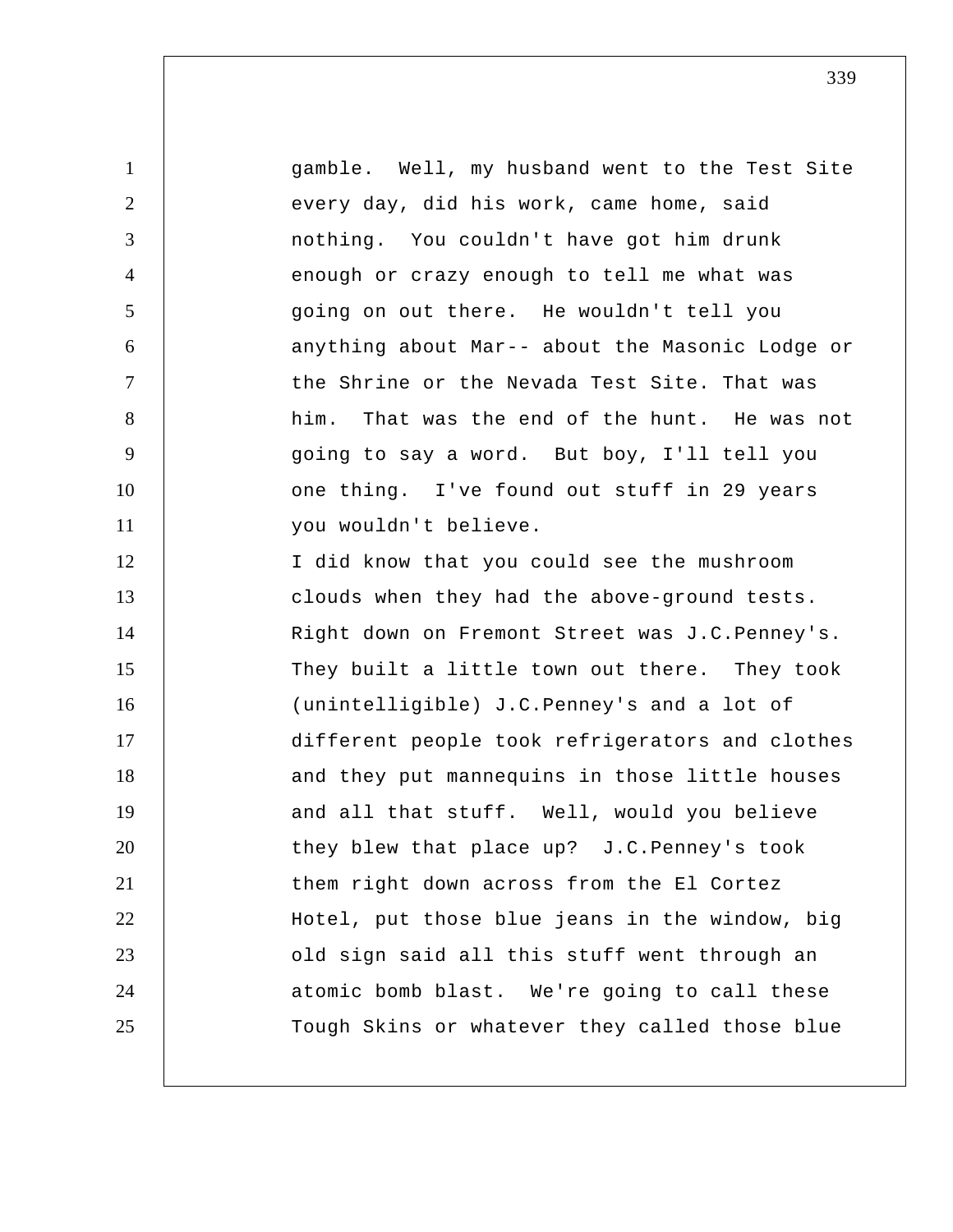gamble. Well, my husband went to the Test Site every day, did his work, came home, said nothing. You couldn't have got him drunk enough or crazy enough to tell me what was going on out there. He wouldn't tell you anything about Mar-- about the Masonic Lodge or the Shrine or the Nevada Test Site. That was him. That was the end of the hunt. He was not going to say a word. But boy, I'll tell you one thing. I've found out stuff in 29 years you wouldn't believe.

I did know that you could see the mushroom clouds when they had the above-ground tests. Right down on Fremont Street was J.C.Penney's. They built a little town out there. They took (unintelligible) J.C.Penney's and a lot of different people took refrigerators and clothes and they put mannequins in those little houses and all that stuff. Well, would you believe they blew that place up? J.C.Penney's took them right down across from the El Cortez Hotel, put those blue jeans in the window, big old sign said all this stuff went through an atomic bomb blast. We're going to call these Tough Skins or whatever they called those blue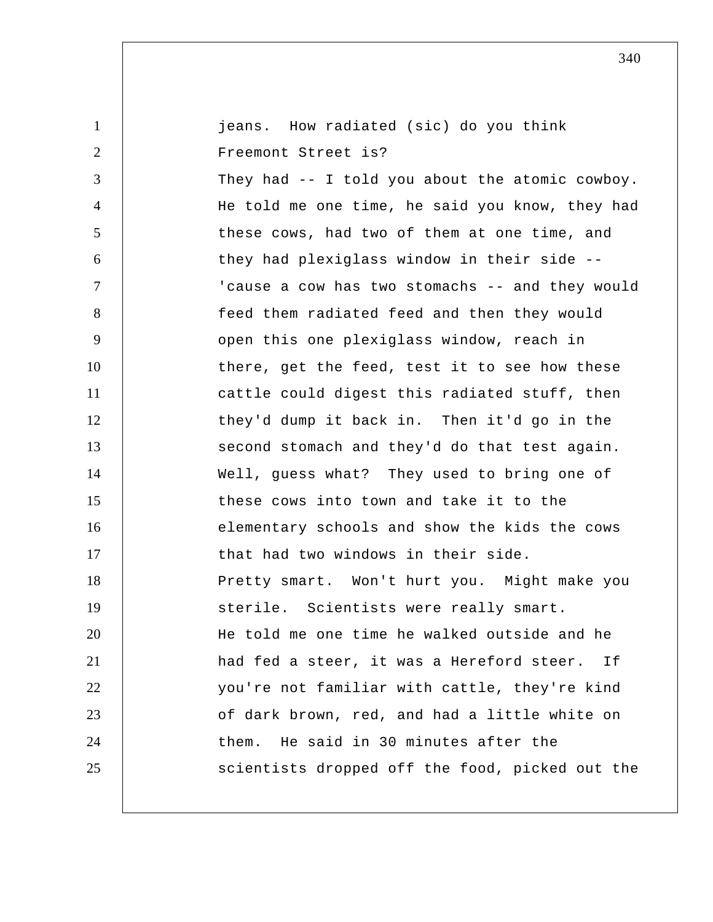jeans. How radiated (sic) do you think Freemont Street is?

They had -- I told you about the atomic cowboy. He told me one time, he said you know, they had these cows, had two of them at one time, and they had plexiglass window in their side -- 'cause a cow has two stomachs -- and they would feed them radiated feed and then they would open this one plexiglass window, reach in there, get the feed, test it to see how these cattle could digest this radiated stuff, then they'd dump it back in. Then it'd go in the second stomach and they'd do that test again. Well, guess what? They used to bring one of these cows into town and take it to the elementary schools and show the kids the cows that had two windows in their side.

Pretty smart. Won't hurt you. Might make you sterile. Scientists were really smart.

He told me one time he walked outside and he had fed a steer, it was a Hereford steer. If you're not familiar with cattle, they're kind of dark brown, red, and had a little white on them. He said in 30 minutes after the scientists dropped off the food, picked out the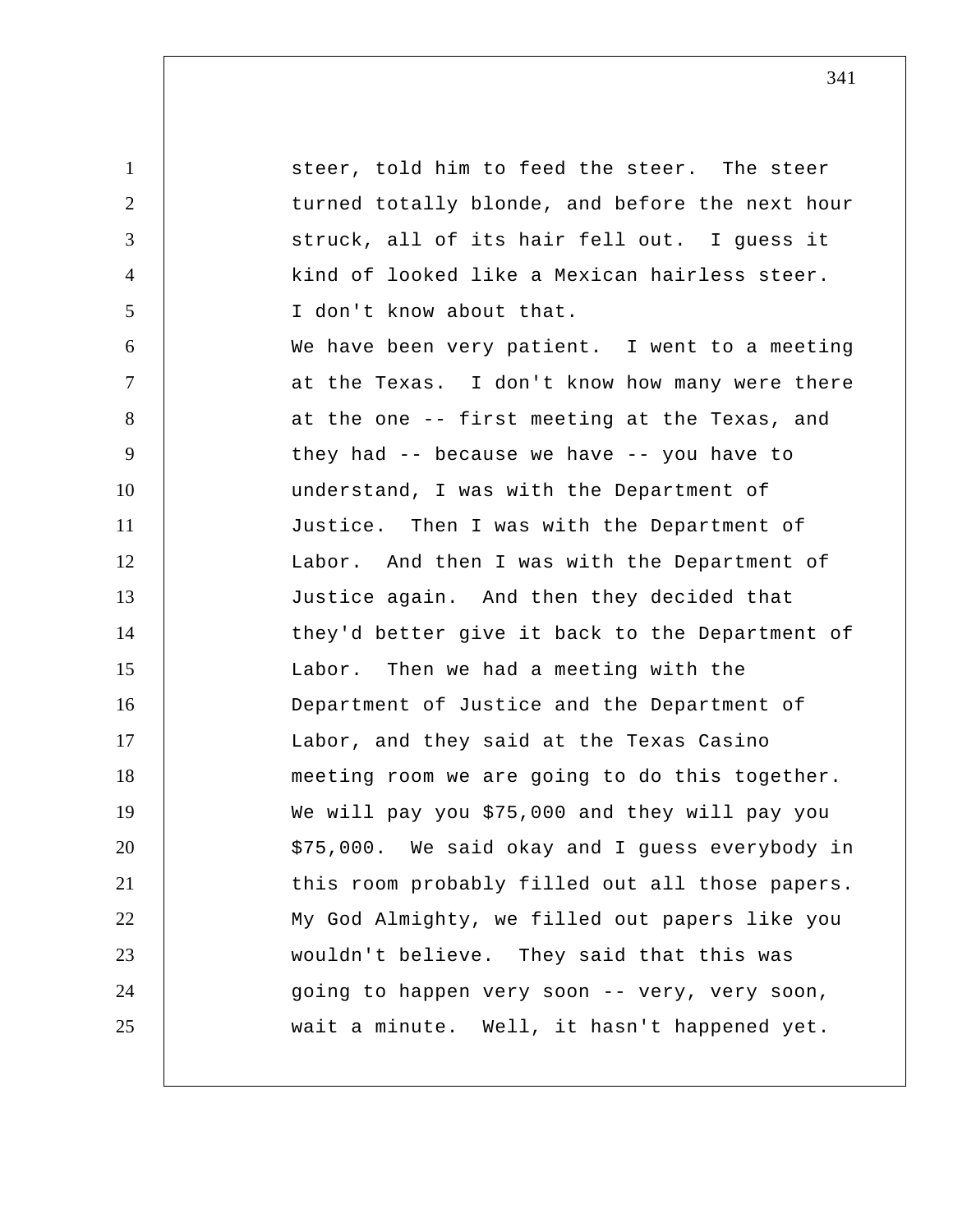steer, told him to feed the steer. The steer turned totally blonde, and before the next hour struck, all of its hair fell out. I guess it kind of looked like a Mexican hairless steer. I don't know about that.

We have been very patient. I went to a meeting at the Texas. I don't know how many were there at the one -- first meeting at the Texas, and they had -- because we have -- you have to understand, I was with the Department of Justice. Then I was with the Department of Labor. And then I was with the Department of Justice again. And then they decided that they'd better give it back to the Department of Labor. Then we had a meeting with the Department of Justice and the Department of Labor, and they said at the Texas Casino meeting room we are going to do this together. We will pay you $75,000 and they will pay you $75,000. We said okay and I guess everybody in this room probably filled out all those papers. My God Almighty, we filled out papers like you wouldn't believe. They said that this was going to happen very soon -- very, very soon, wait a minute. Well, it hasn't happened yet.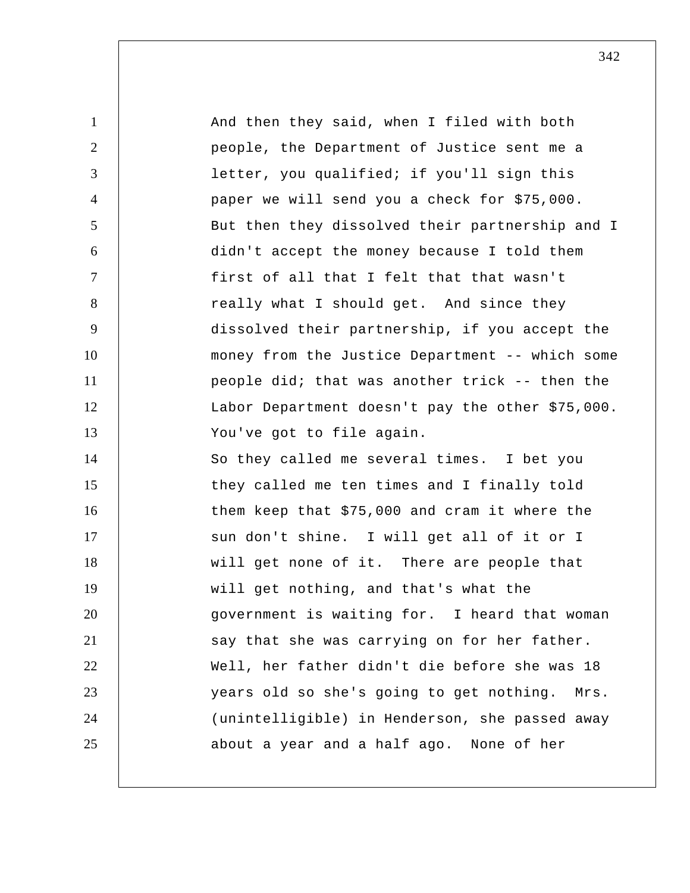And then they said, when I filed with both people, the Department of Justice sent me a letter, you qualified; if you'll sign this paper we will send you a check for $75,000. But then they dissolved their partnership and I didn't accept the money because I told them first of all that I felt that that wasn't really what I should get. And since they dissolved their partnership, if you accept the money from the Justice Department -- which some people did; that was another trick -- then the Labor Department doesn't pay the other $75,000. You've got to file again.

So they called me several times. I bet you they called me ten times and I finally told them keep that $75,000 and cram it where the sun don't shine. I will get all of it or I will get none of it. There are people that will get nothing, and that's what the government is waiting for. I heard that woman say that she was carrying on for her father. Well, her father didn't die before she was 18 years old so she's going to get nothing. Mrs. (unintelligible) in Henderson, she passed away about a year and a half ago. None of her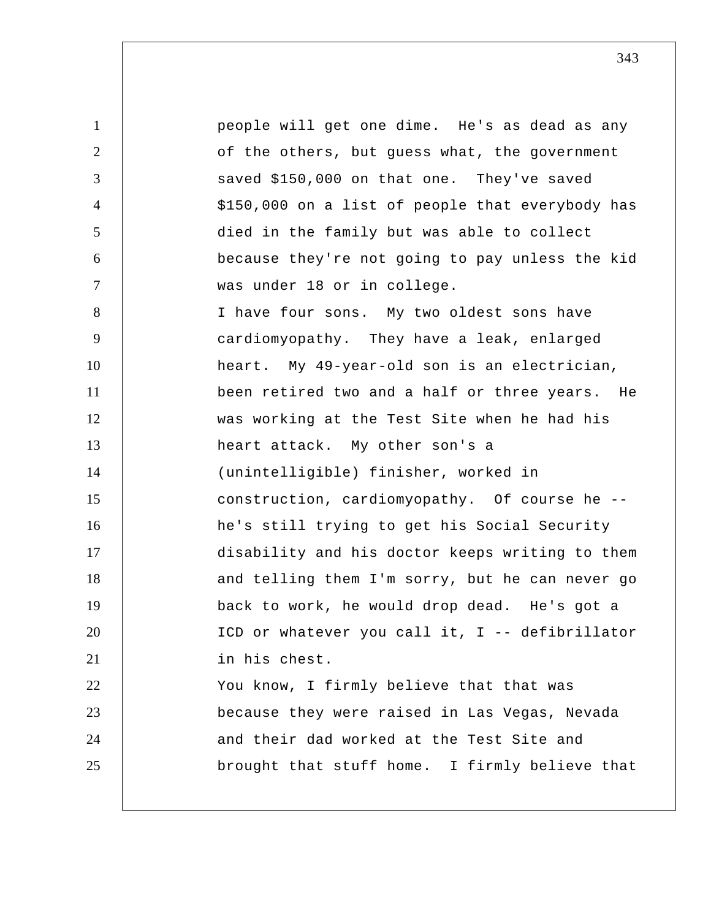people will get one dime. He's as dead as any of the others, but guess what, the government saved $150,000 on that one. They've saved $150,000 on a list of people that everybody has died in the family but was able to collect because they're not going to pay unless the kid was under 18 or in college.

I have four sons. My two oldest sons have cardiomyopathy. They have a leak, enlarged heart. My 49-year-old son is an electrician, been retired two and a half or three years. He was working at the Test Site when he had his heart attack. My other son's a (unintelligible) finisher, worked in construction, cardiomyopathy. Of course he -- he's still trying to get his Social Security disability and his doctor keeps writing to them and telling them I'm sorry, but he can never go back to work, he would drop dead. He's got a ICD or whatever you call it, I -- defibrillator in his chest.

You know, I firmly believe that that was because they were raised in Las Vegas, Nevada and their dad worked at the Test Site and brought that stuff home. I firmly believe that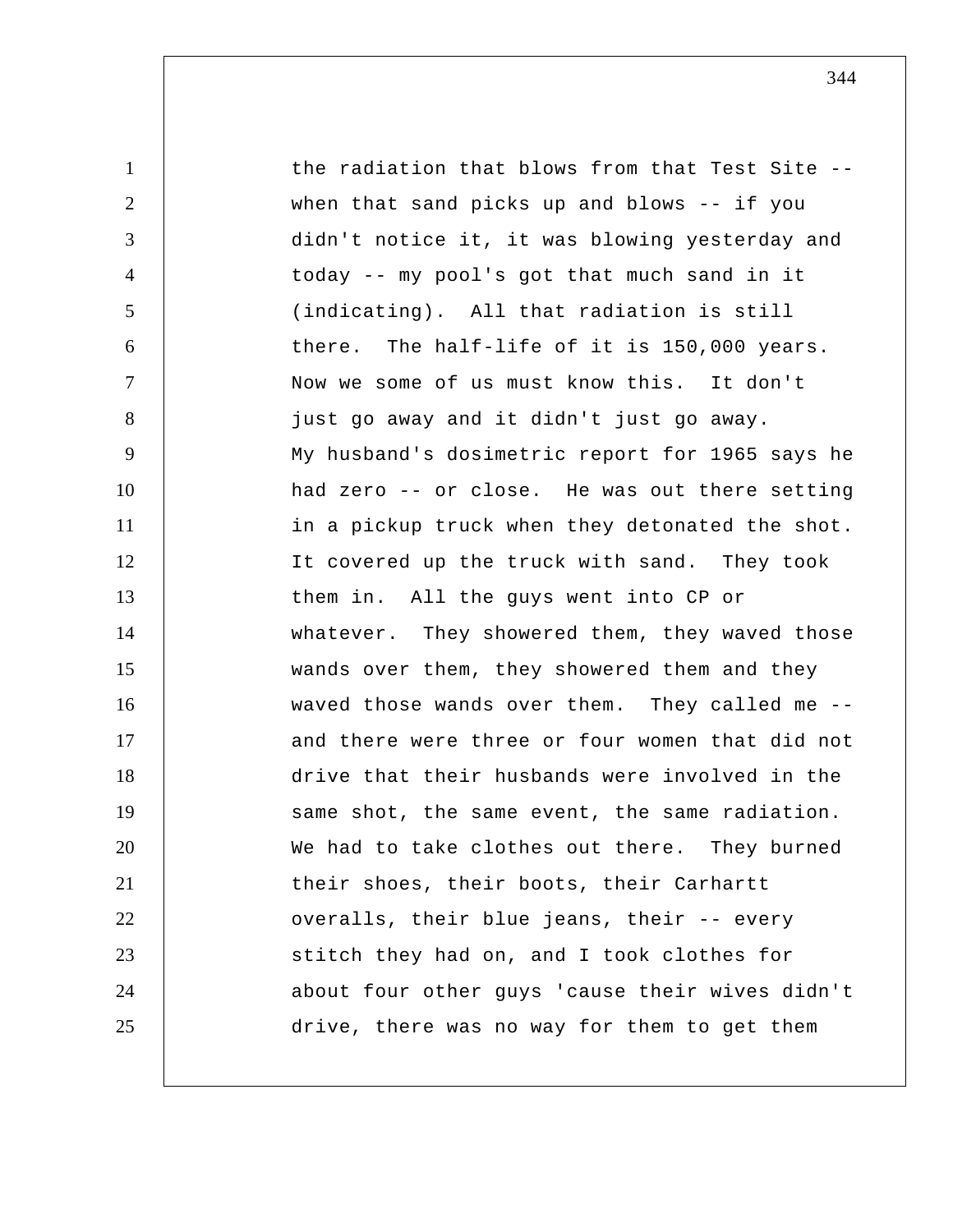the radiation that blows from that Test Site -- when that sand picks up and blows -- if you didn't notice it, it was blowing yesterday and today -- my pool's got that much sand in it (indicating). All that radiation is still there. The half-life of it is 150,000 years. Now we some of us must know this. It don't just go away and it didn't just go away.

My husband's dosimetric report for 1965 says he had zero -- or close. He was out there setting in a pickup truck when they detonated the shot. It covered up the truck with sand. They took them in. All the guys went into CP or whatever. They showered them, they waved those wands over them, they showered them and they waved those wands over them. They called me -- and there were three or four women that did not drive that their husbands were involved in the same shot, the same event, the same radiation. We had to take clothes out there. They burned their shoes, their boots, their Carhartt overalls, their blue jeans, their -- every stitch they had on, and I took clothes for about four other guys 'cause their wives didn't drive, there was no way for them to get them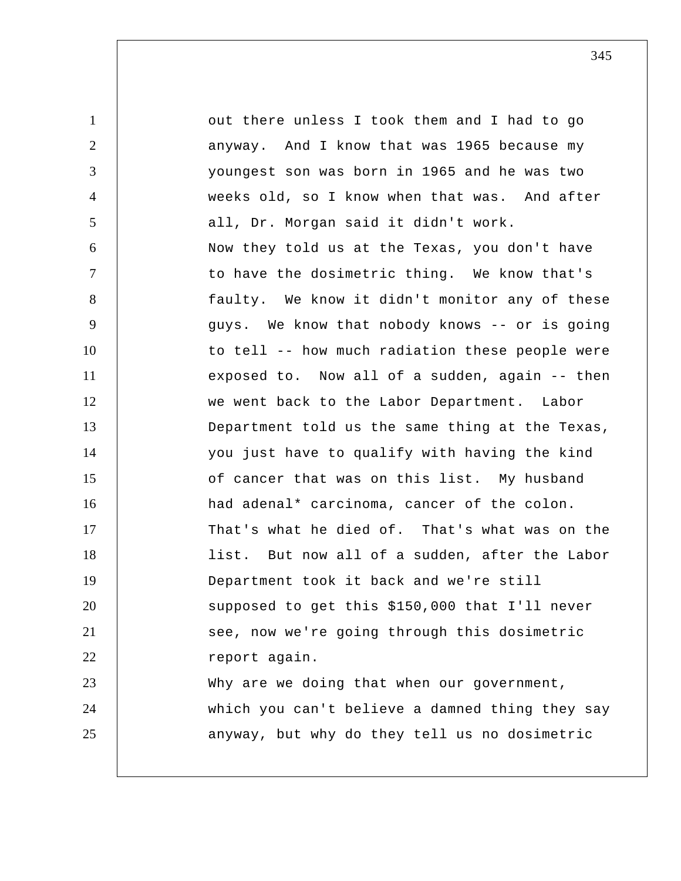out there unless I took them and I had to go anyway. And I know that was 1965 because my youngest son was born in 1965 and he was two weeks old, so I know when that was. And after all, Dr. Morgan said it didn't work.

Now they told us at the Texas, you don't have to have the dosimetric thing. We know that's faulty. We know it didn't monitor any of these guys. We know that nobody knows -- or is going to tell -- how much radiation these people were exposed to. Now all of a sudden, again -- then we went back to the Labor Department. Labor Department told us the same thing at the Texas, you just have to qualify with having the kind of cancer that was on this list. My husband had adenal* carcinoma, cancer of the colon. That's what he died of. That's what was on the list. But now all of a sudden, after the Labor Department took it back and we're still supposed to get this $150,000 that I'll never see, now we're going through this dosimetric report again.

Why are we doing that when our government, which you can't believe a damned thing they say anyway, but why do they tell us no dosimetric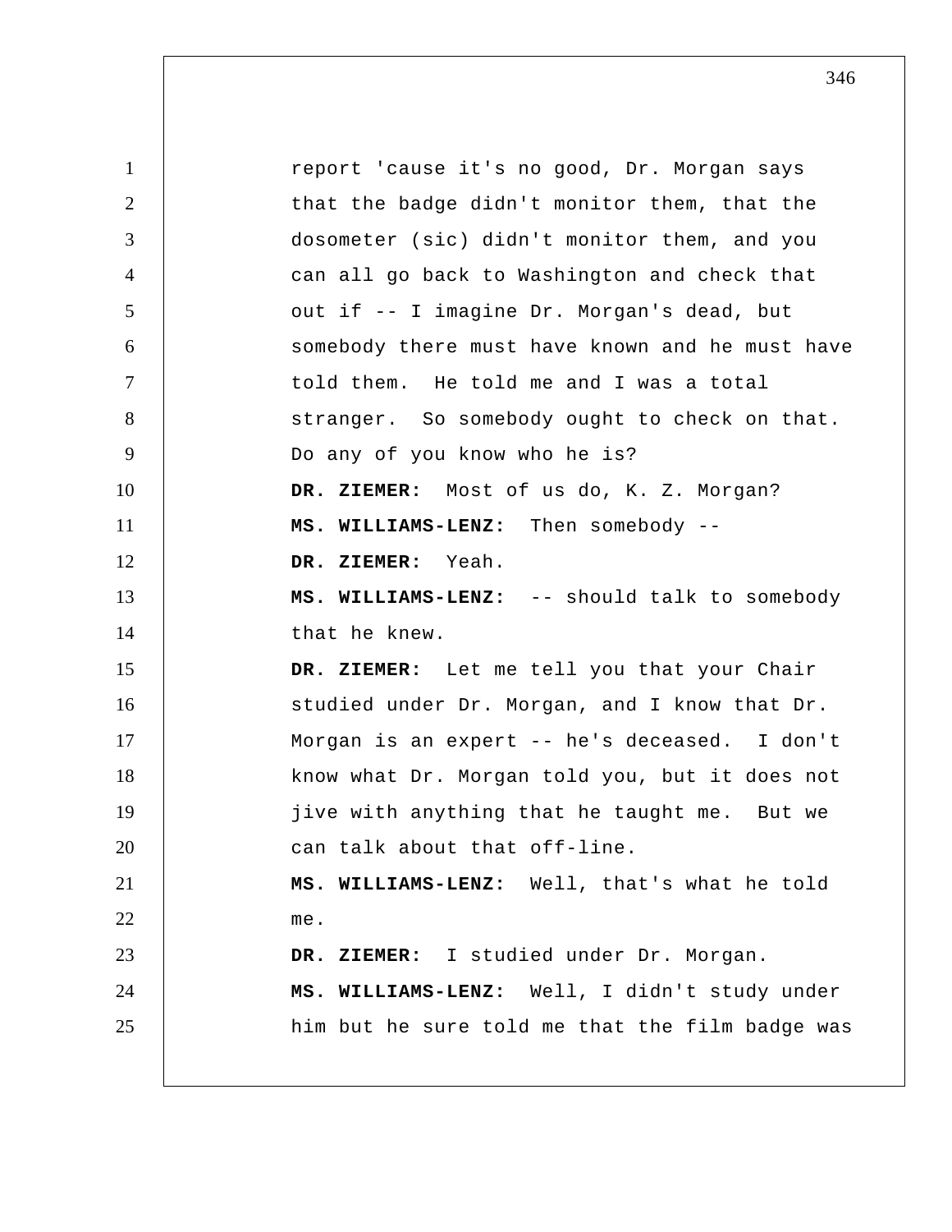report 'cause it's no good, Dr. Morgan says that the badge didn't monitor them, that the dosometer (sic) didn't monitor them, and you can all go back to Washington and check that out if -- I imagine Dr. Morgan's dead, but somebody there must have known and he must have told them. He told me and I was a total stranger. So somebody ought to check on that. Do any of you know who he is?

**DR. ZIEMER:** Most of us do, K. Z. Morgan?

**MS. WILLIAMS-LENZ:** Then somebody --

**DR. ZIEMER:** Yeah.

**MS. WILLIAMS-LENZ:** -- should talk to somebody that he knew.

**DR. ZIEMER:** Let me tell you that your Chair studied under Dr. Morgan, and I know that Dr. Morgan is an expert -- he's deceased. I don't know what Dr. Morgan told you, but it does not jive with anything that he taught me. But we can talk about that off-line.

**MS. WILLIAMS-LENZ:** Well, that's what he told me.

**DR. ZIEMER:** I studied under Dr. Morgan.

**MS. WILLIAMS-LENZ:** Well, I didn't study under him but he sure told me that the film badge was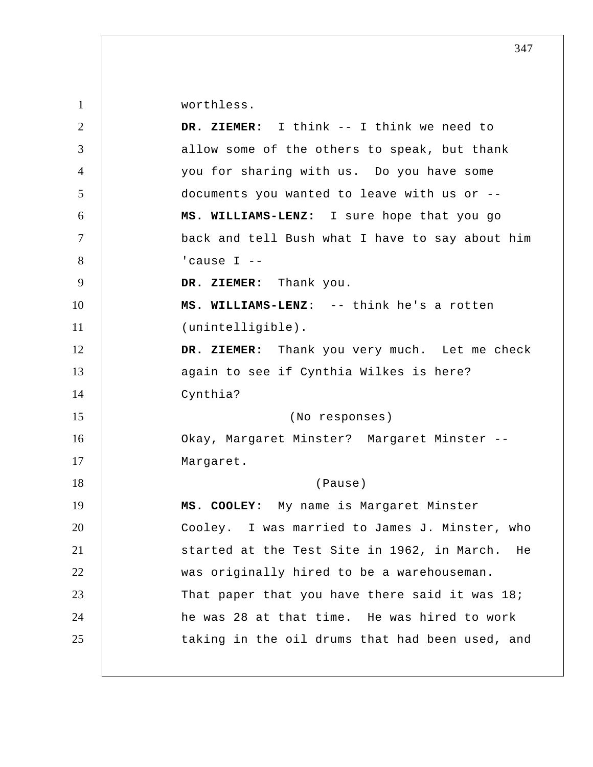worthless.

**DR. ZIEMER:** I think -- I think we need to allow some of the others to speak, but thank you for sharing with us. Do you have some documents you wanted to leave with us or --

**MS. WILLIAMS-LENZ:** I sure hope that you go back and tell Bush what I have to say about him 'cause I --

**DR. ZIEMER:** Thank you.

**MS. WILLIAMS-LENZ:** -- think he's a rotten (unintelligible).

**DR. ZIEMER:** Thank you very much. Let me check again to see if Cynthia Wilkes is here? Cynthia?

(No responses)

Okay, Margaret Minster? Margaret Minster -- Margaret.

(Pause)

**MS. COOLEY:** My name is Margaret Minster Cooley. I was married to James J. Minster, who started at the Test Site in 1962, in March. He was originally hired to be a warehouseman. That paper that you have there said it was 18; he was 28 at that time. He was hired to work taking in the oil drums that had been used, and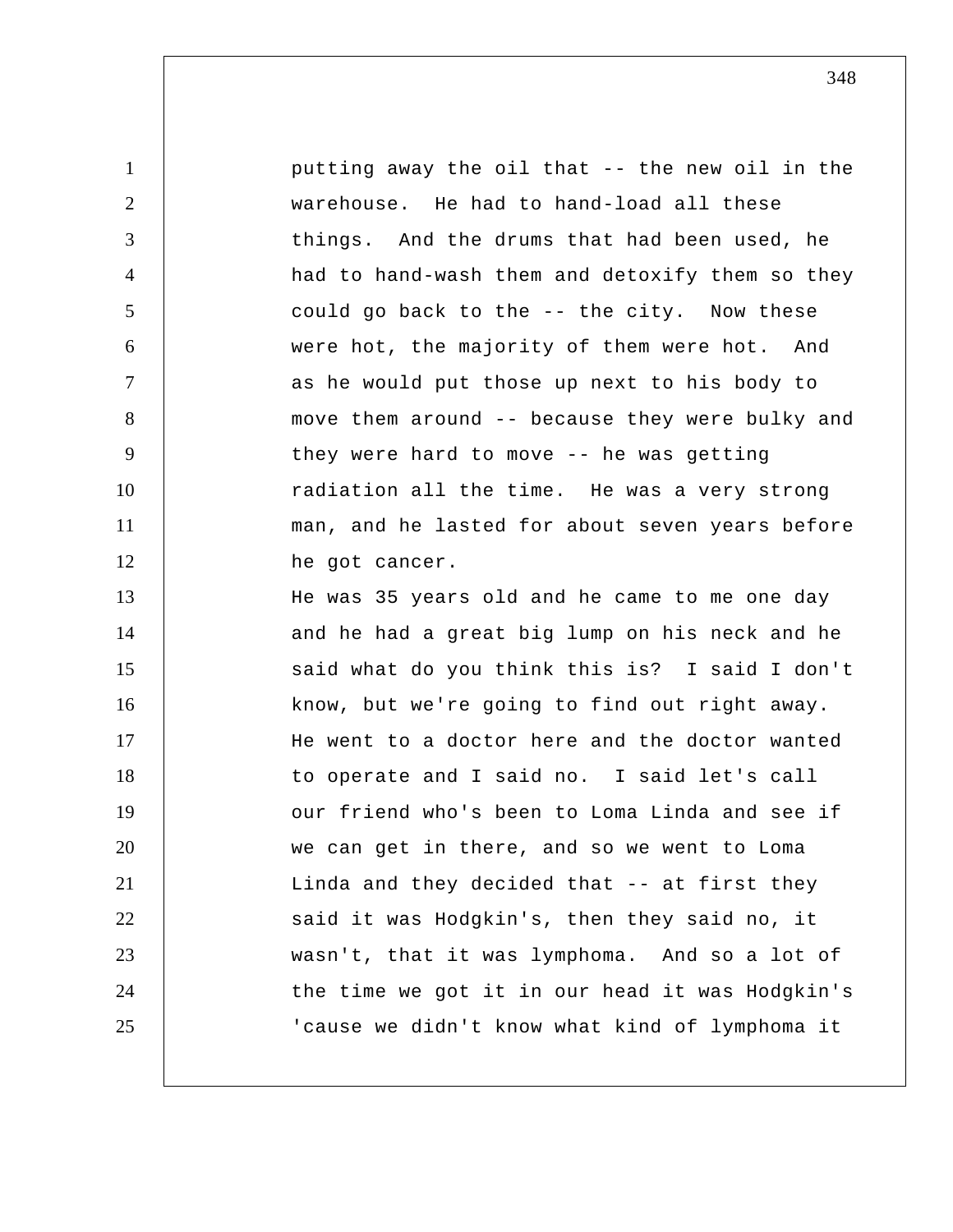putting away the oil that -- the new oil in the warehouse. He had to hand-load all these things. And the drums that had been used, he had to hand-wash them and detoxify them so they could go back to the -- the city. Now these were hot, the majority of them were hot. And as he would put those up next to his body to move them around -- because they were bulky and they were hard to move -- he was getting radiation all the time. He was a very strong man, and he lasted for about seven years before he got cancer.

He was 35 years old and he came to me one day and he had a great big lump on his neck and he said what do you think this is? I said I don't know, but we're going to find out right away. He went to a doctor here and the doctor wanted to operate and I said no. I said let's call our friend who's been to Loma Linda and see if we can get in there, and so we went to Loma Linda and they decided that -- at first they said it was Hodgkin's, then they said no, it wasn't, that it was lymphoma. And so a lot of the time we got it in our head it was Hodgkin's 'cause we didn't know what kind of lymphoma it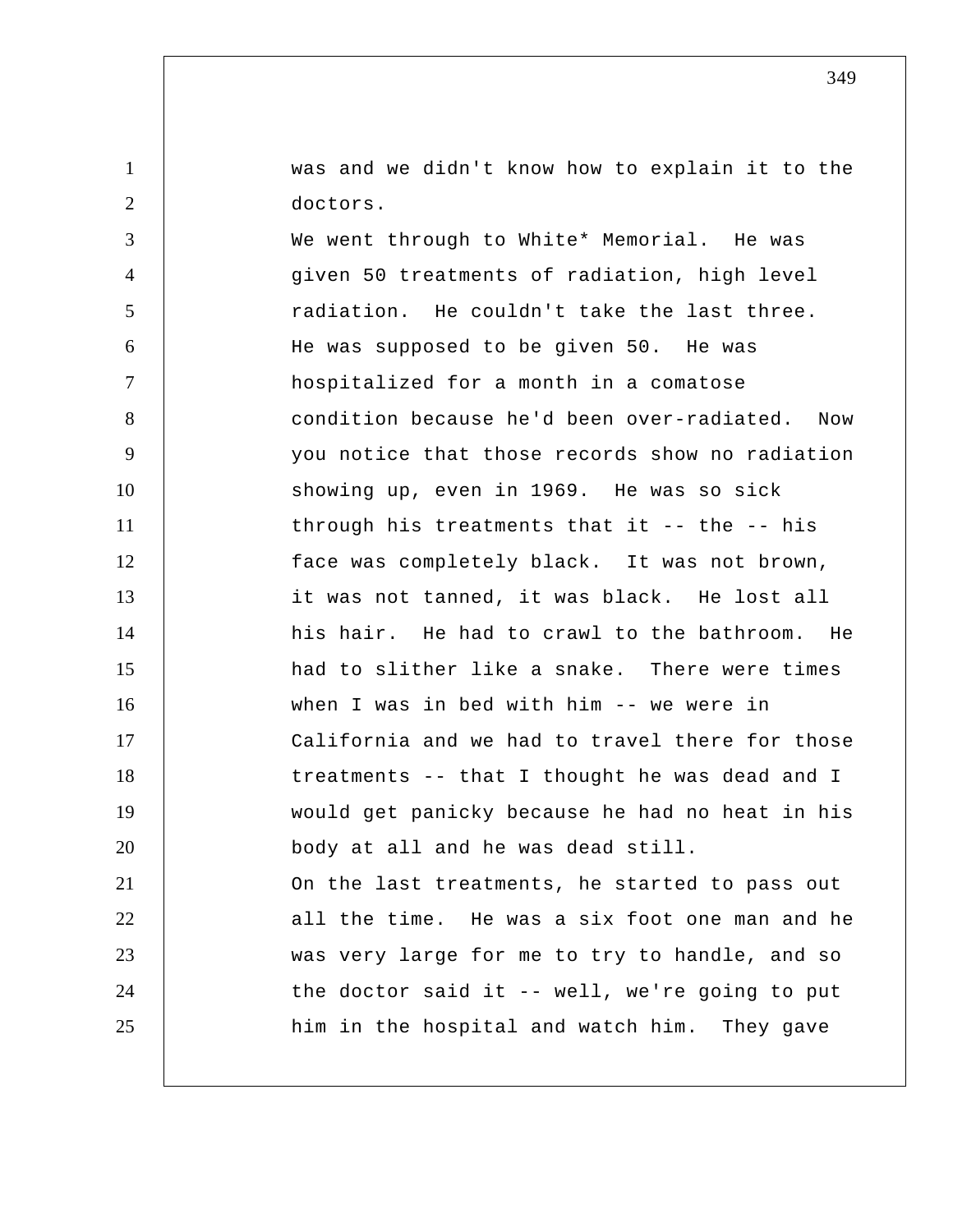was and we didn't know how to explain it to the doctors.

We went through to White* Memorial. He was given 50 treatments of radiation, high level radiation. He couldn't take the last three. He was supposed to be given 50. He was hospitalized for a month in a comatose condition because he'd been over-radiated. Now you notice that those records show no radiation showing up, even in 1969. He was so sick through his treatments that it -- the -- his face was completely black. It was not brown, it was not tanned, it was black. He lost all his hair. He had to crawl to the bathroom. He had to slither like a snake. There were times when I was in bed with him -- we were in California and we had to travel there for those treatments -- that I thought he was dead and I would get panicky because he had no heat in his body at all and he was dead still.

On the last treatments, he started to pass out all the time. He was a six foot one man and he was very large for me to try to handle, and so the doctor said it -- well, we're going to put him in the hospital and watch him. They gave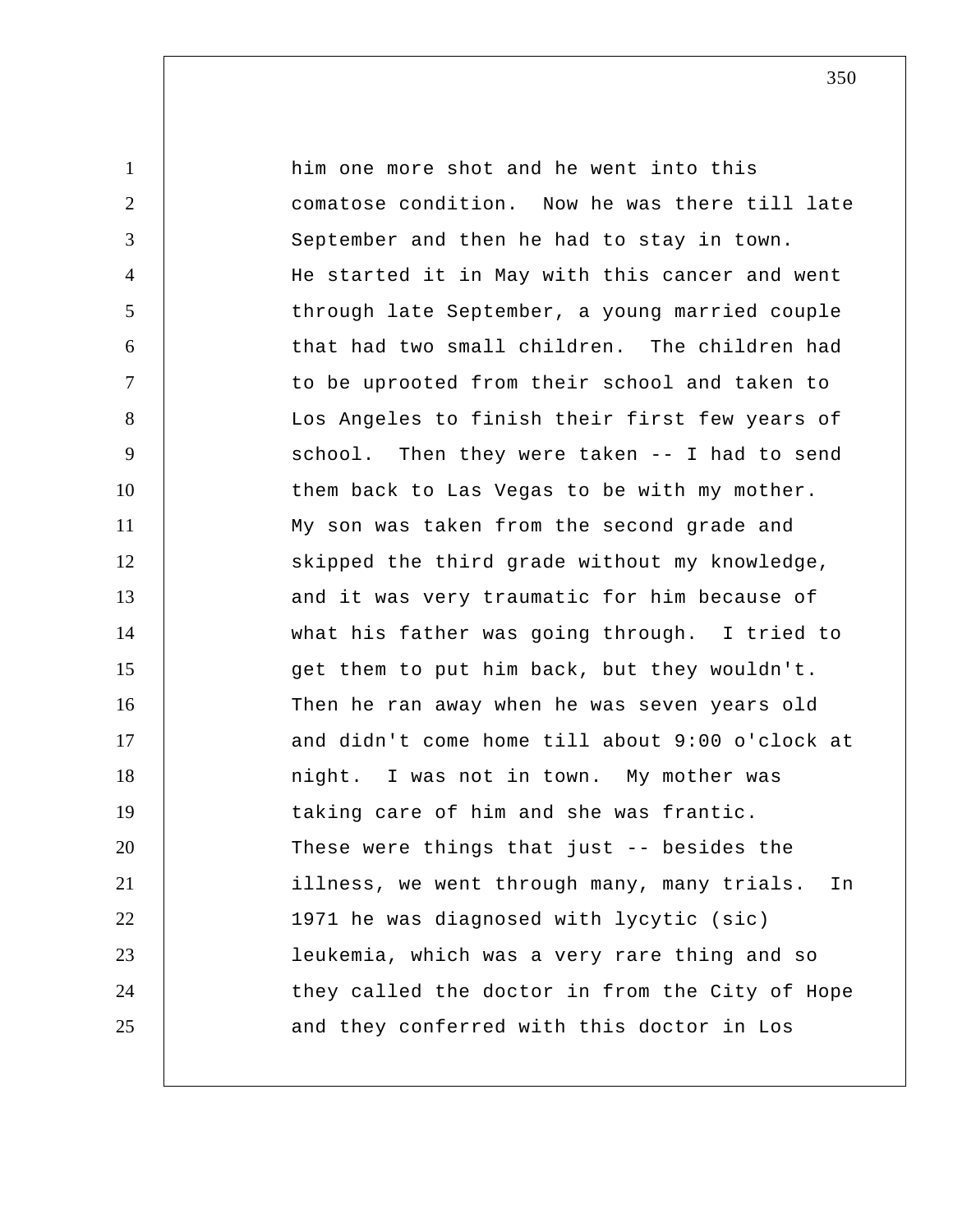him one more shot and he went into this comatose condition. Now he was there till late September and then he had to stay in town. He started it in May with this cancer and went through late September, a young married couple that had two small children. The children had to be uprooted from their school and taken to Los Angeles to finish their first few years of school. Then they were taken -- I had to send them back to Las Vegas to be with my mother. My son was taken from the second grade and skipped the third grade without my knowledge, and it was very traumatic for him because of what his father was going through. I tried to get them to put him back, but they wouldn't. Then he ran away when he was seven years old and didn't come home till about 9:00 o'clock at night. I was not in town. My mother was taking care of him and she was frantic. These were things that just -- besides the illness, we went through many, many trials. In 1971 he was diagnosed with lycytic (sic) leukemia, which was a very rare thing and so they called the doctor in from the City of Hope and they conferred with this doctor in Los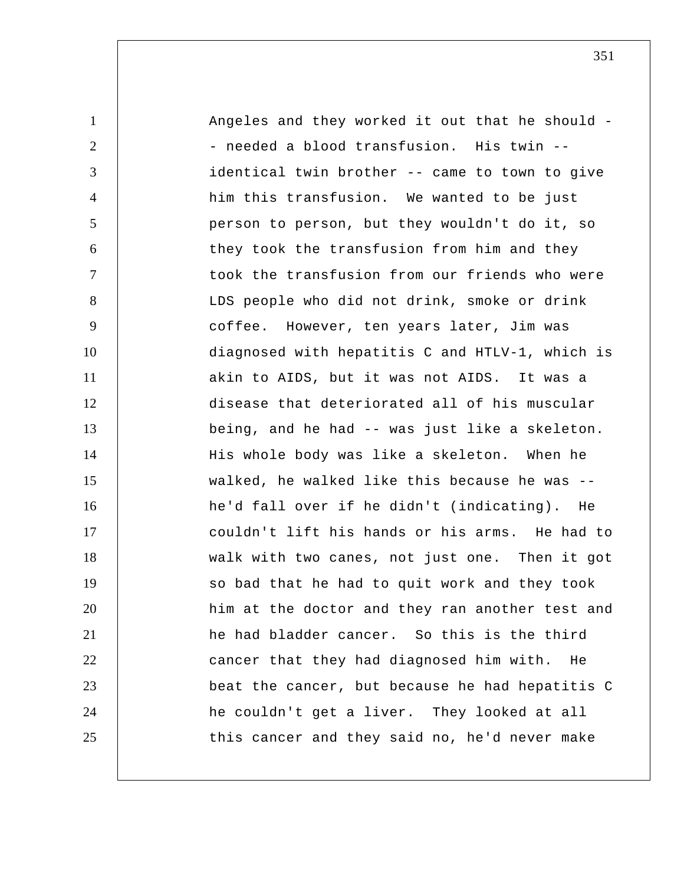Angeles and they worked it out that he should -- needed a blood transfusion. His twin -- identical twin brother -- came to town to give him this transfusion. We wanted to be just person to person, but they wouldn't do it, so they took the transfusion from him and they took the transfusion from our friends who were LDS people who did not drink, smoke or drink coffee. However, ten years later, Jim was diagnosed with hepatitis C and HTLV-1, which is akin to AIDS, but it was not AIDS. It was a disease that deteriorated all of his muscular being, and he had -- was just like a skeleton. His whole body was like a skeleton. When he walked, he walked like this because he was -- he'd fall over if he didn't (indicating). He couldn't lift his hands or his arms. He had to walk with two canes, not just one. Then it got so bad that he had to quit work and they took him at the doctor and they ran another test and he had bladder cancer. So this is the third cancer that they had diagnosed him with. He beat the cancer, but because he had hepatitis C he couldn't get a liver. They looked at all this cancer and they said no, he'd never make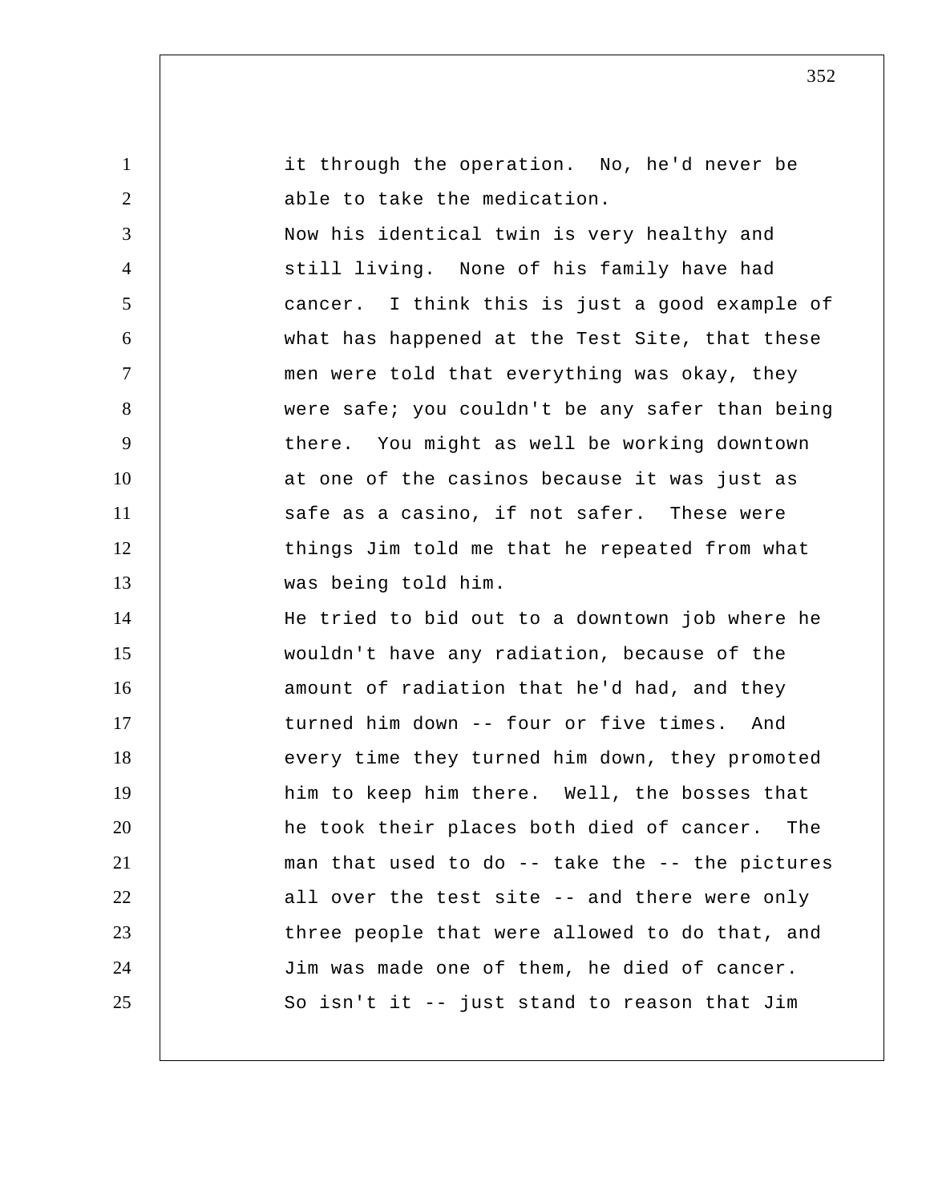it through the operation. No, he'd never be able to take the medication.

Now his identical twin is very healthy and still living. None of his family have had cancer. I think this is just a good example of what has happened at the Test Site, that these men were told that everything was okay, they were safe; you couldn't be any safer than being there. You might as well be working downtown at one of the casinos because it was just as safe as a casino, if not safer. These were things Jim told me that he repeated from what was being told him.

He tried to bid out to a downtown job where he wouldn't have any radiation, because of the amount of radiation that he'd had, and they turned him down -- four or five times. And every time they turned him down, they promoted him to keep him there. Well, the bosses that he took their places both died of cancer. The man that used to do -- take the -- the pictures all over the test site -- and there were only three people that were allowed to do that, and Jim was made one of them, he died of cancer. So isn't it -- just stand to reason that Jim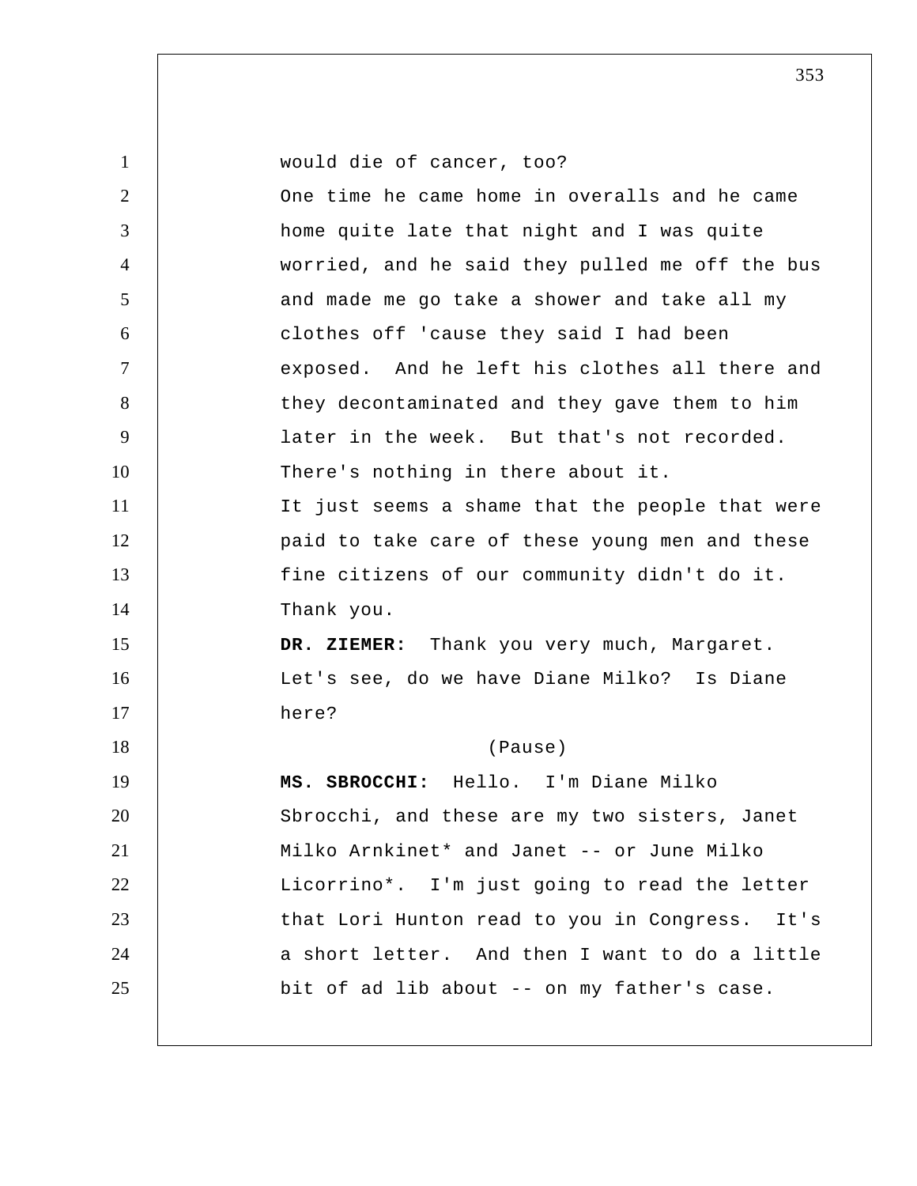would die of cancer, too?

One time he came home in overalls and he came home quite late that night and I was quite worried, and he said they pulled me off the bus and made me go take a shower and take all my clothes off 'cause they said I had been exposed. And he left his clothes all there and they decontaminated and they gave them to him later in the week. But that's not recorded. There's nothing in there about it.

It just seems a shame that the people that were paid to take care of these young men and these fine citizens of our community didn't do it. Thank you.

**DR. ZIEMER:** Thank you very much, Margaret. Let's see, do we have Diane Milko? Is Diane here?

(Pause)

**MS. SBROCCHI:** Hello. I'm Diane Milko Sbrocchi, and these are my two sisters, Janet Milko Arnkinet* and Janet -- or June Milko Licorrino*. I'm just going to read the letter that Lori Hunton read to you in Congress. It's a short letter. And then I want to do a little bit of ad lib about -- on my father's case.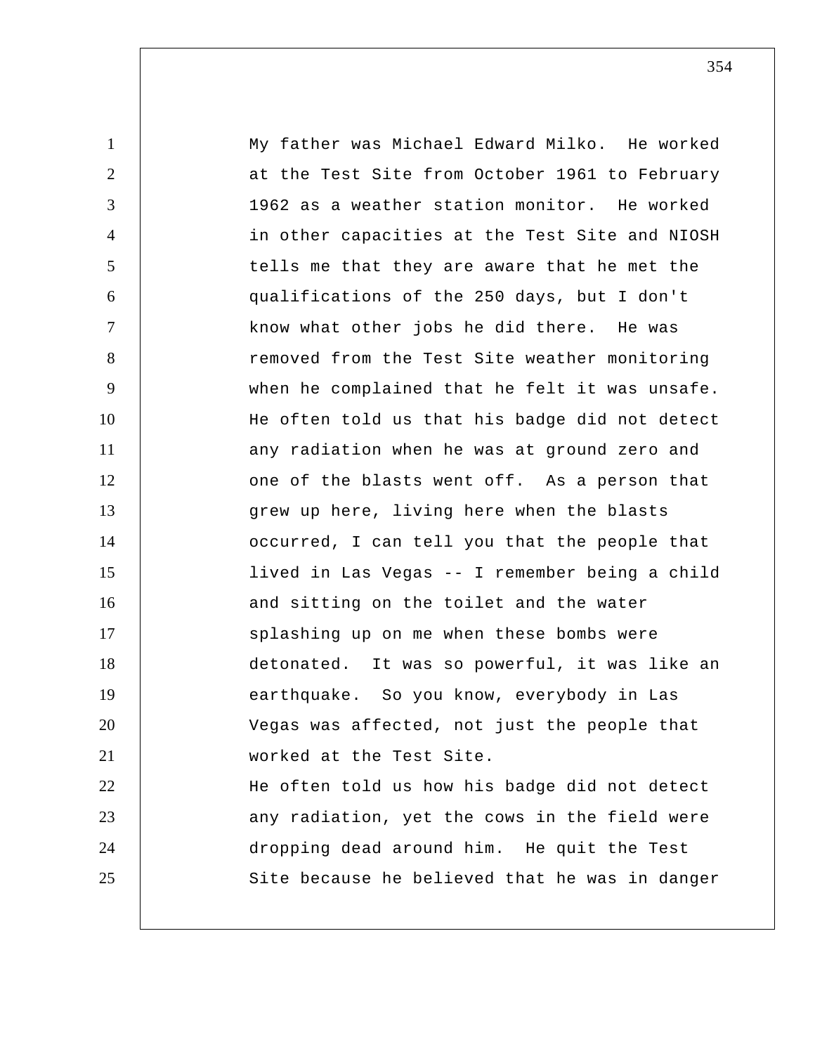My father was Michael Edward Milko. He worked at the Test Site from October 1961 to February 1962 as a weather station monitor. He worked in other capacities at the Test Site and NIOSH tells me that they are aware that he met the qualifications of the 250 days, but I don't know what other jobs he did there. He was removed from the Test Site weather monitoring when he complained that he felt it was unsafe. He often told us that his badge did not detect any radiation when he was at ground zero and one of the blasts went off. As a person that grew up here, living here when the blasts occurred, I can tell you that the people that lived in Las Vegas -- I remember being a child and sitting on the toilet and the water splashing up on me when these bombs were detonated. It was so powerful, it was like an earthquake. So you know, everybody in Las Vegas was affected, not just the people that worked at the Test Site.

He often told us how his badge did not detect any radiation, yet the cows in the field were dropping dead around him. He quit the Test Site because he believed that he was in danger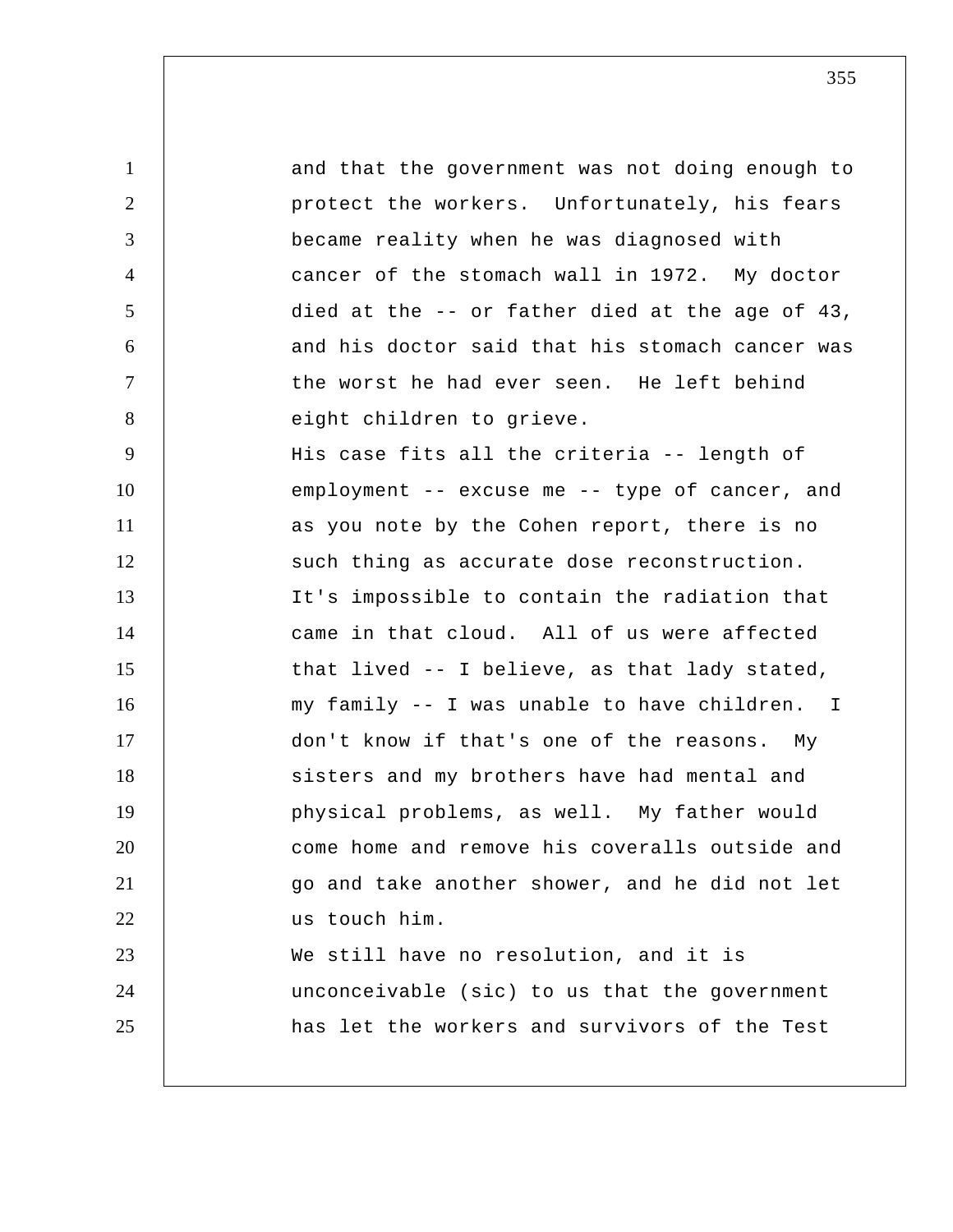and that the government was not doing enough to protect the workers. Unfortunately, his fears became reality when he was diagnosed with cancer of the stomach wall in 1972. My doctor died at the -- or father died at the age of 43, and his doctor said that his stomach cancer was the worst he had ever seen. He left behind eight children to grieve.

His case fits all the criteria -- length of employment -- excuse me -- type of cancer, and as you note by the Cohen report, there is no such thing as accurate dose reconstruction. It's impossible to contain the radiation that came in that cloud. All of us were affected that lived -- I believe, as that lady stated, my family -- I was unable to have children. I don't know if that's one of the reasons. My sisters and my brothers have had mental and physical problems, as well. My father would come home and remove his coveralls outside and go and take another shower, and he did not let us touch him.

We still have no resolution, and it is unconceivable (sic) to us that the government has let the workers and survivors of the Test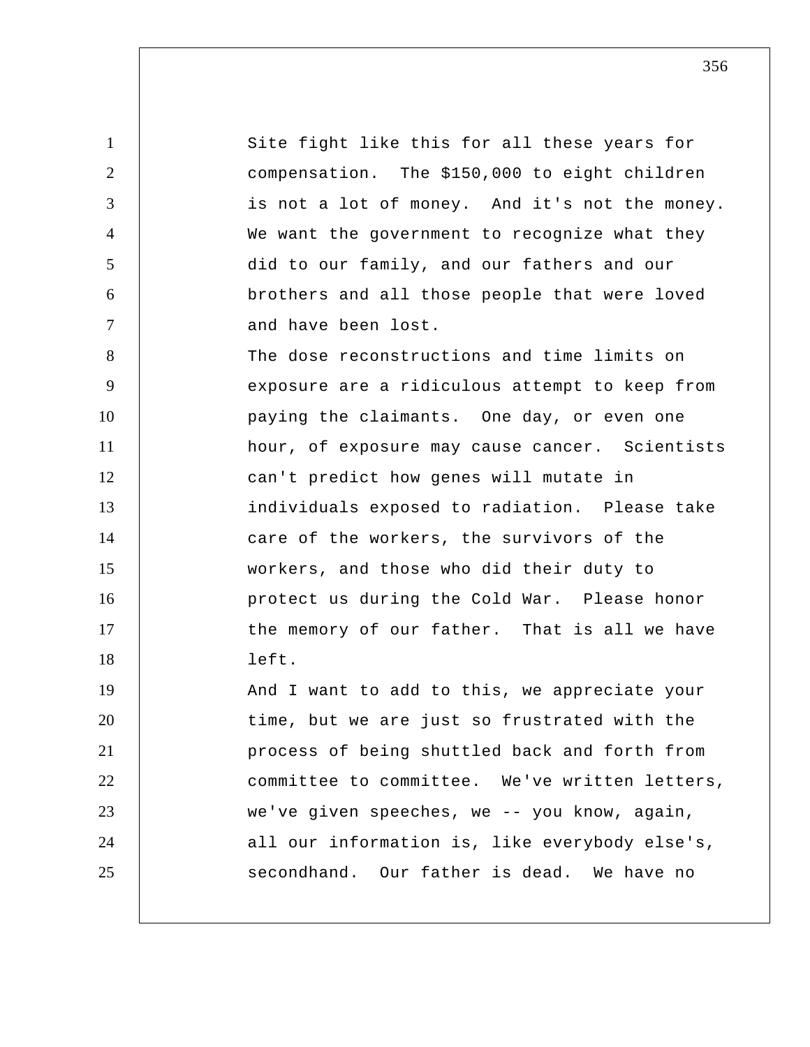Site fight like this for all these years for compensation. The $150,000 to eight children is not a lot of money. And it's not the money. We want the government to recognize what they did to our family, and our fathers and our brothers and all those people that were loved and have been lost.

The dose reconstructions and time limits on exposure are a ridiculous attempt to keep from paying the claimants. One day, or even one hour, of exposure may cause cancer. Scientists can't predict how genes will mutate in individuals exposed to radiation. Please take care of the workers, the survivors of the workers, and those who did their duty to protect us during the Cold War. Please honor the memory of our father. That is all we have left.

And I want to add to this, we appreciate your time, but we are just so frustrated with the process of being shuttled back and forth from committee to committee. We've written letters, we've given speeches, we -- you know, again, all our information is, like everybody else's, secondhand. Our father is dead. We have no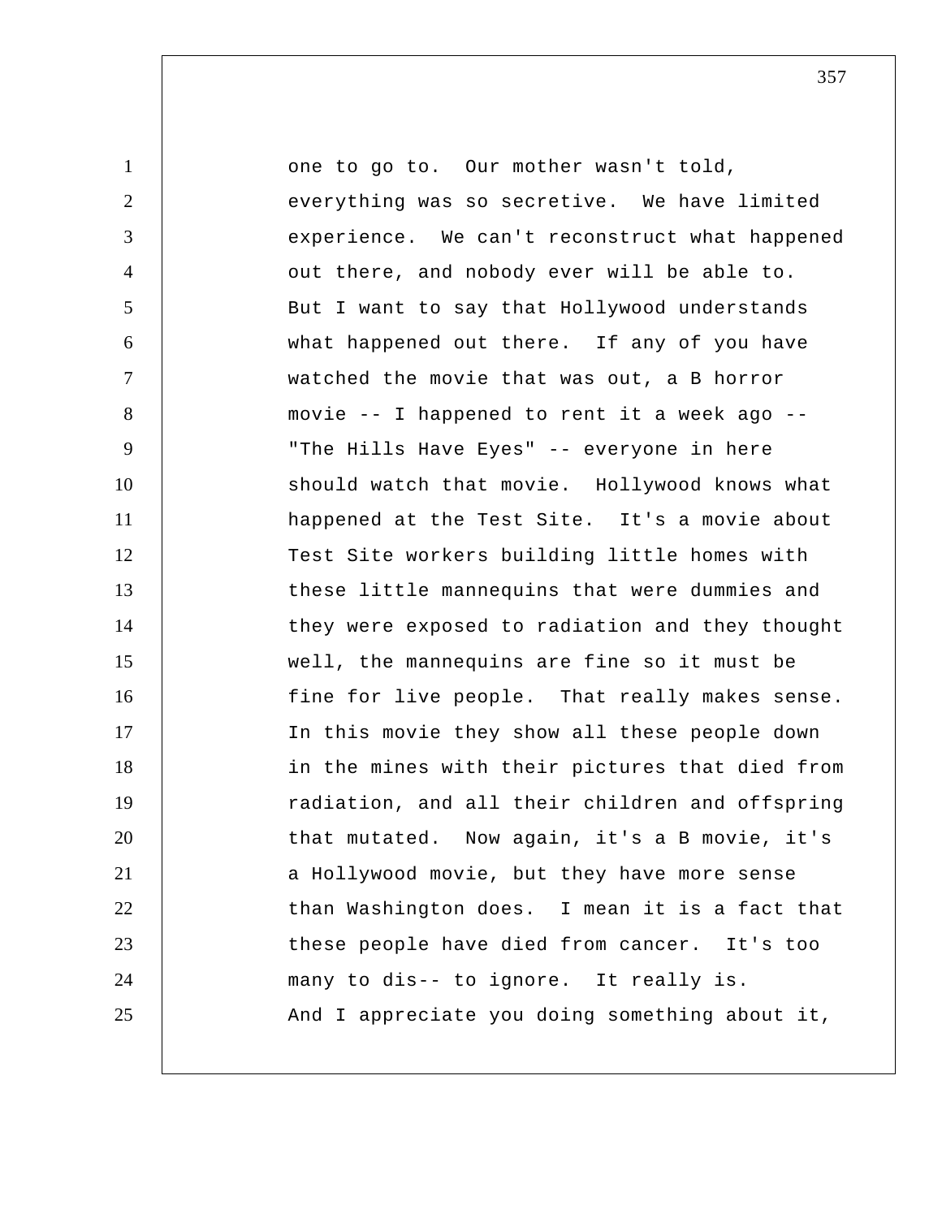one to go to. Our mother wasn't told, everything was so secretive. We have limited experience. We can't reconstruct what happened out there, and nobody ever will be able to. But I want to say that Hollywood understands what happened out there. If any of you have watched the movie that was out, a B horror movie -- I happened to rent it a week ago -- "The Hills Have Eyes" -- everyone in here should watch that movie. Hollywood knows what happened at the Test Site. It's a movie about Test Site workers building little homes with these little mannequins that were dummies and they were exposed to radiation and they thought well, the mannequins are fine so it must be fine for live people. That really makes sense. In this movie they show all these people down in the mines with their pictures that died from radiation, and all their children and offspring that mutated. Now again, it's a B movie, it's a Hollywood movie, but they have more sense than Washington does. I mean it is a fact that these people have died from cancer. It's too many to dis-- to ignore. It really is. And I appreciate you doing something about it,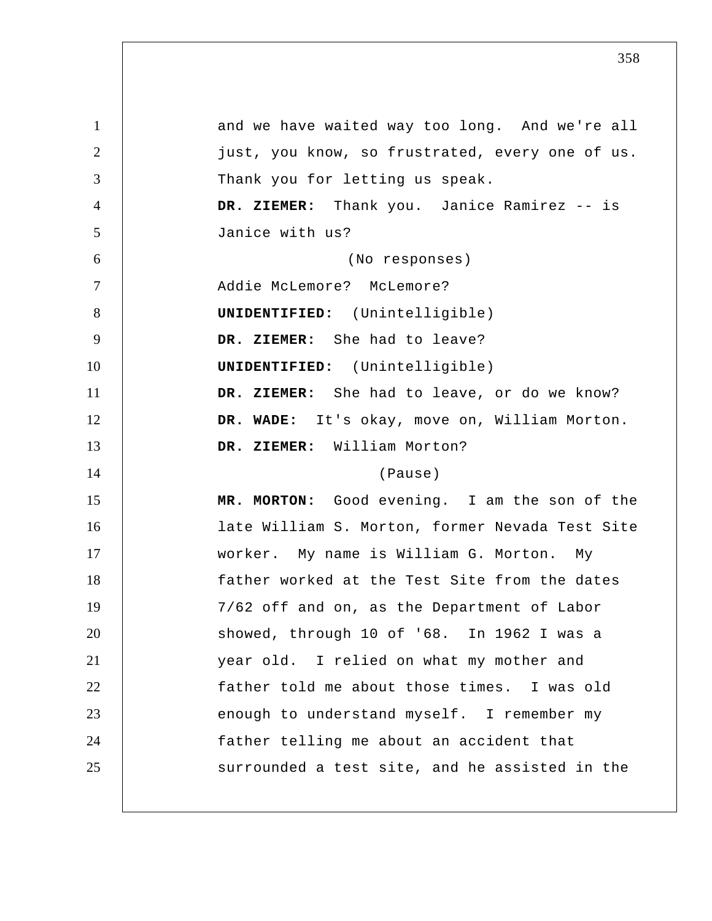and we have waited way too long. And we're all just, you know, so frustrated, every one of us. Thank you for letting us speak.

**DR. ZIEMER:** Thank you. Janice Ramirez -- is Janice with us?

(No responses)

Addie McLemore? McLemore?

**UNIDENTIFIED:** (Unintelligible)

**DR. ZIEMER:** She had to leave?

**UNIDENTIFIED:** (Unintelligible)

**DR. ZIEMER:** She had to leave, or do we know?

**DR. WADE:** It's okay, move on, William Morton.

**DR. ZIEMER:** William Morton?

(Pause)

**MR. MORTON:** Good evening. I am the son of the late William S. Morton, former Nevada Test Site worker. My name is William G. Morton. My father worked at the Test Site from the dates 7/62 off and on, as the Department of Labor showed, through 10 of '68. In 1962 I was a year old. I relied on what my mother and father told me about those times. I was old enough to understand myself. I remember my father telling me about an accident that surrounded a test site, and he assisted in the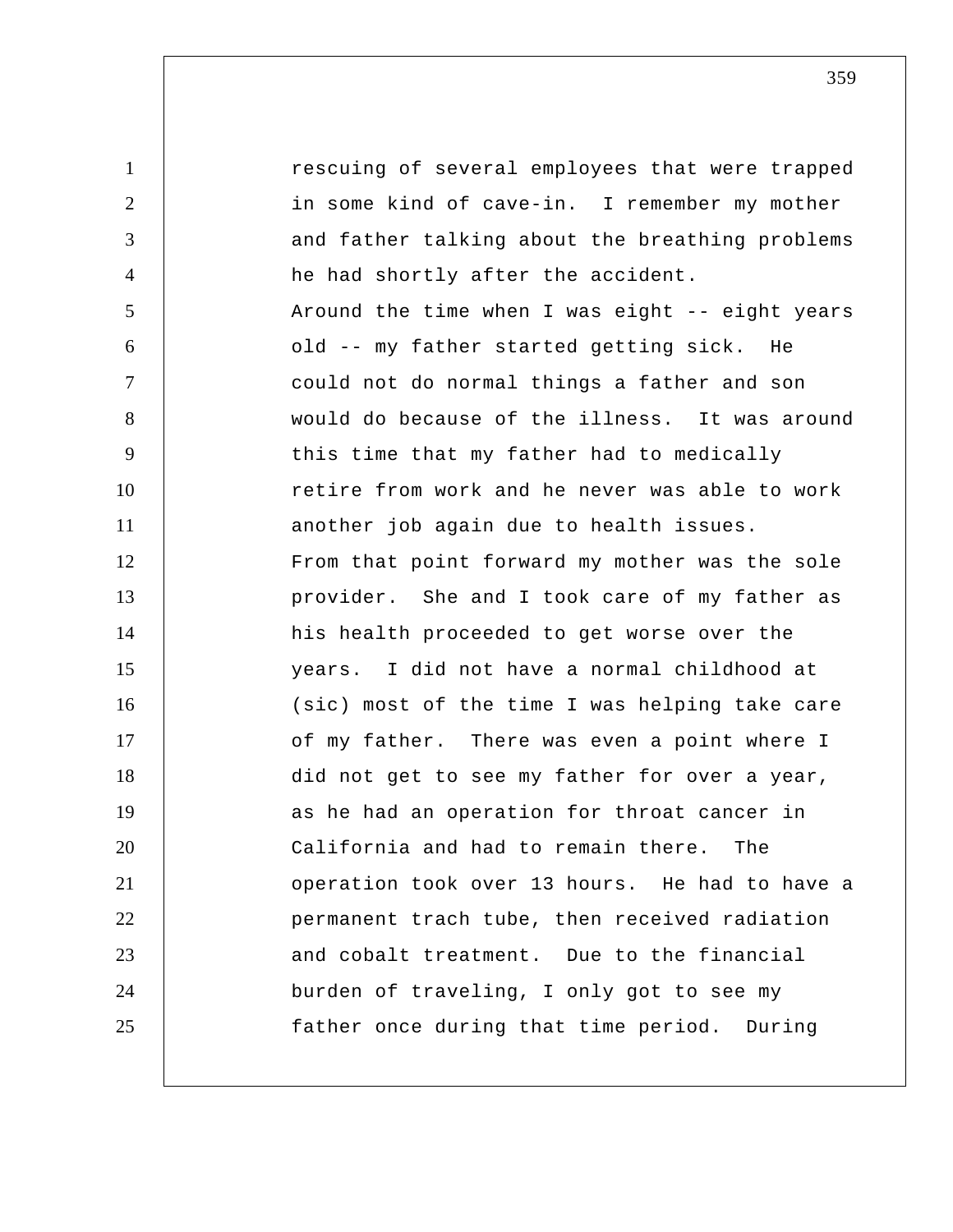rescuing of several employees that were trapped in some kind of cave-in. I remember my mother and father talking about the breathing problems he had shortly after the accident.

Around the time when I was eight -- eight years old -- my father started getting sick. He could not do normal things a father and son would do because of the illness. It was around this time that my father had to medically retire from work and he never was able to work another job again due to health issues.

From that point forward my mother was the sole provider. She and I took care of my father as his health proceeded to get worse over the years. I did not have a normal childhood at (sic) most of the time I was helping take care of my father. There was even a point where I did not get to see my father for over a year, as he had an operation for throat cancer in California and had to remain there. The operation took over 13 hours. He had to have a permanent trach tube, then received radiation and cobalt treatment. Due to the financial burden of traveling, I only got to see my father once during that time period. During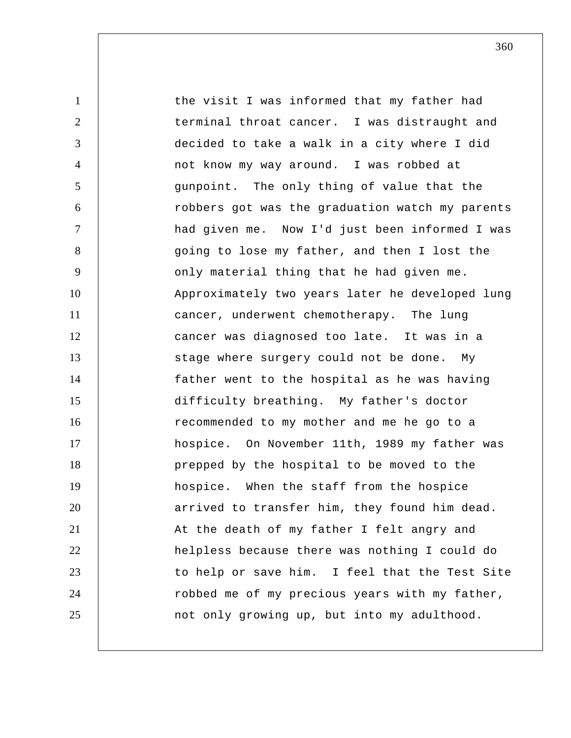the visit I was informed that my father had terminal throat cancer. I was distraught and decided to take a walk in a city where I did not know my way around. I was robbed at gunpoint. The only thing of value that the robbers got was the graduation watch my parents had given me. Now I'd just been informed I was going to lose my father, and then I lost the only material thing that he had given me. Approximately two years later he developed lung cancer, underwent chemotherapy. The lung cancer was diagnosed too late. It was in a stage where surgery could not be done. My father went to the hospital as he was having difficulty breathing. My father's doctor recommended to my mother and me he go to a hospice. On November 11th, 1989 my father was prepped by the hospital to be moved to the hospice. When the staff from the hospice arrived to transfer him, they found him dead. At the death of my father I felt angry and helpless because there was nothing I could do to help or save him. I feel that the Test Site robbed me of my precious years with my father, not only growing up, but into my adulthood.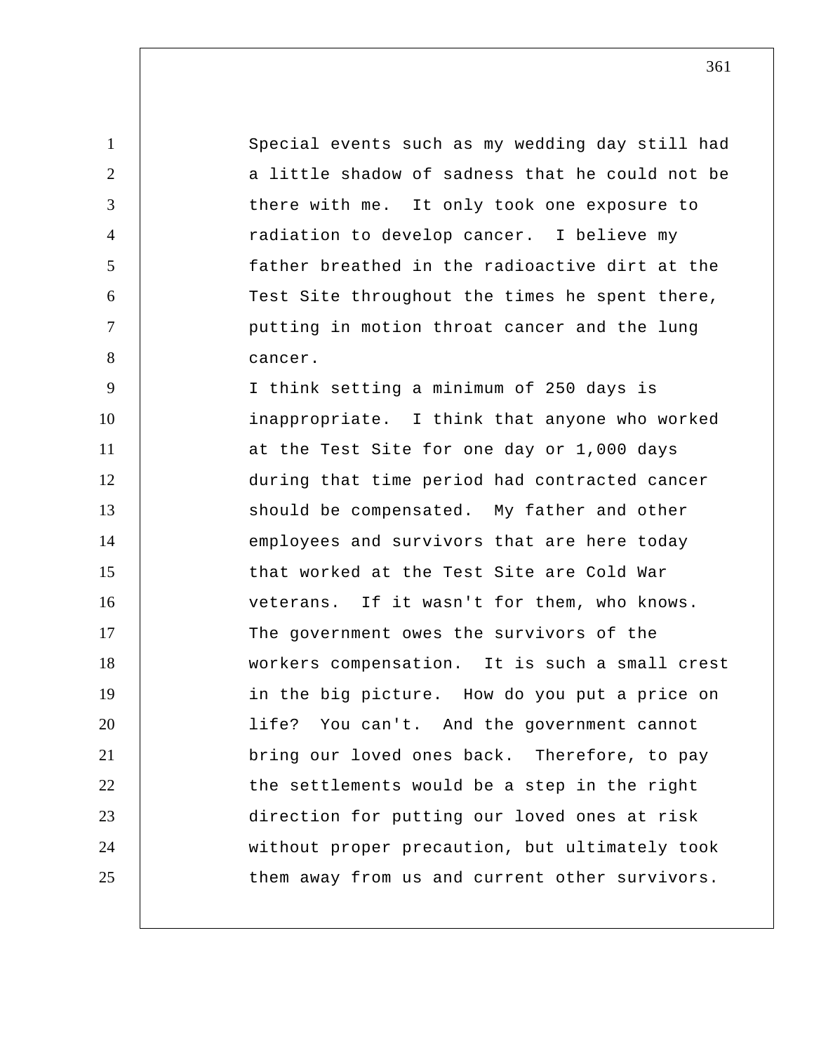Special events such as my wedding day still had a little shadow of sadness that he could not be there with me. It only took one exposure to radiation to develop cancer. I believe my father breathed in the radioactive dirt at the Test Site throughout the times he spent there, putting in motion throat cancer and the lung cancer.

I think setting a minimum of 250 days is inappropriate. I think that anyone who worked at the Test Site for one day or 1,000 days during that time period had contracted cancer should be compensated. My father and other employees and survivors that are here today that worked at the Test Site are Cold War veterans. If it wasn't for them, who knows. The government owes the survivors of the workers compensation. It is such a small crest in the big picture. How do you put a price on life? You can't. And the government cannot bring our loved ones back. Therefore, to pay the settlements would be a step in the right direction for putting our loved ones at risk without proper precaution, but ultimately took them away from us and current other survivors.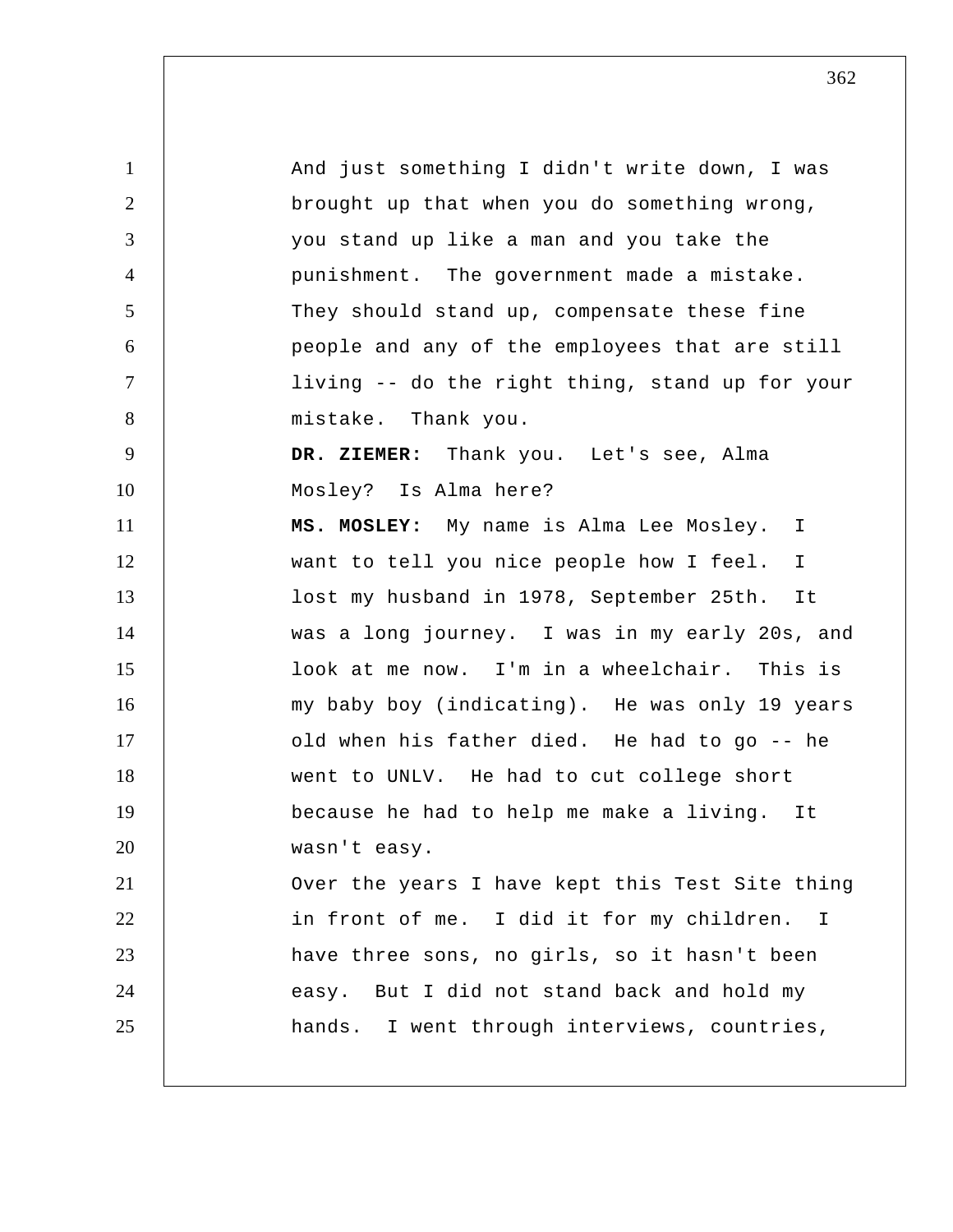And just something I didn't write down, I was brought up that when you do something wrong, you stand up like a man and you take the punishment. The government made a mistake. They should stand up, compensate these fine people and any of the employees that are still living -- do the right thing, stand up for your mistake. Thank you.

**DR. ZIEMER:** Thank you. Let's see, Alma Mosley? Is Alma here?

**MS. MOSLEY:** My name is Alma Lee Mosley. I want to tell you nice people how I feel. I lost my husband in 1978, September 25th. It was a long journey. I was in my early 20s, and look at me now. I'm in a wheelchair. This is my baby boy (indicating). He was only 19 years old when his father died. He had to go -- he went to UNLV. He had to cut college short because he had to help me make a living. It wasn't easy.

Over the years I have kept this Test Site thing in front of me. I did it for my children. I have three sons, no girls, so it hasn't been easy. But I did not stand back and hold my hands. I went through interviews, countries,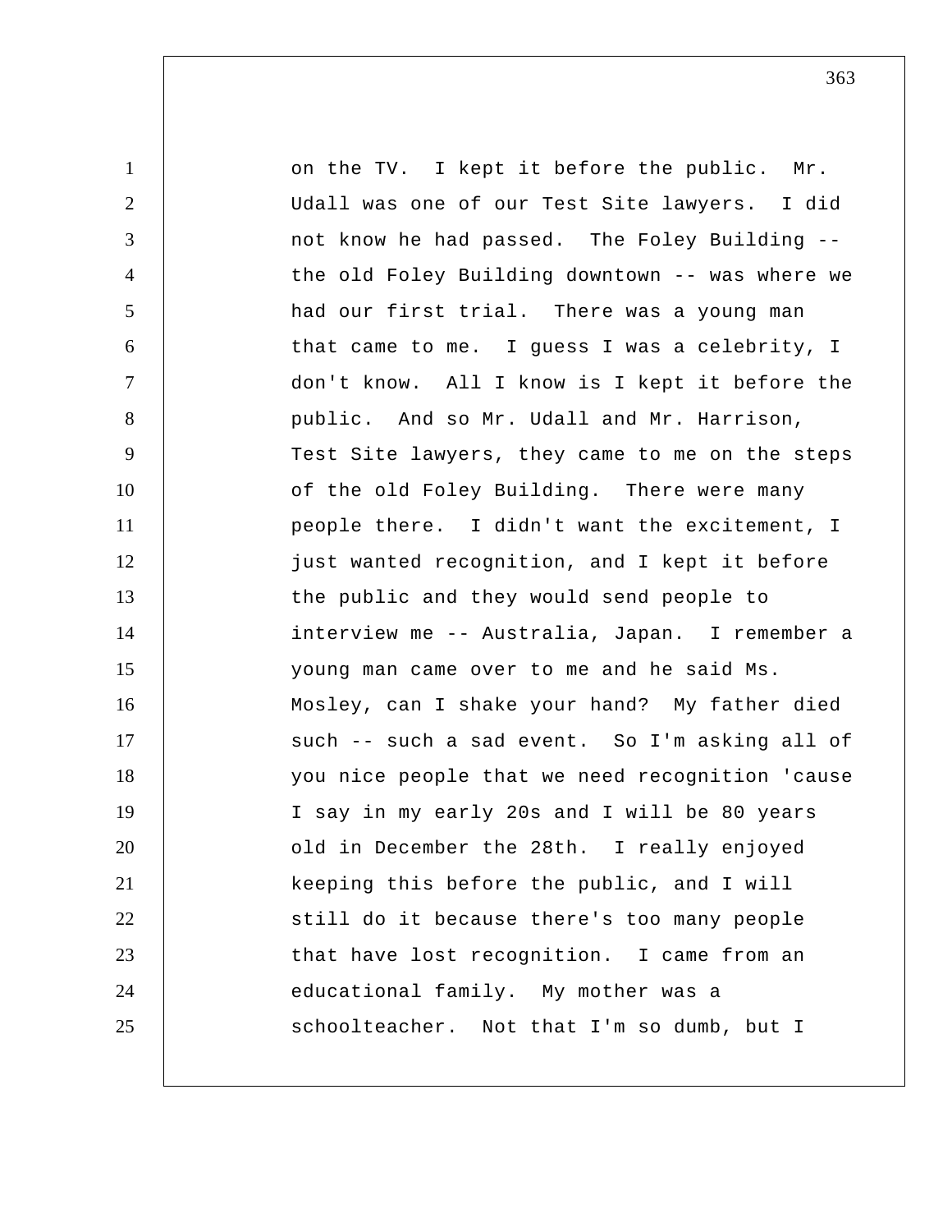on the TV. I kept it before the public. Mr. Udall was one of our Test Site lawyers. I did not know he had passed. The Foley Building -- the old Foley Building downtown -- was where we had our first trial. There was a young man that came to me. I guess I was a celebrity, I don't know. All I know is I kept it before the public. And so Mr. Udall and Mr. Harrison, Test Site lawyers, they came to me on the steps of the old Foley Building. There were many people there. I didn't want the excitement, I just wanted recognition, and I kept it before the public and they would send people to interview me -- Australia, Japan. I remember a young man came over to me and he said Ms. Mosley, can I shake your hand? My father died such -- such a sad event. So I'm asking all of you nice people that we need recognition 'cause I say in my early 20s and I will be 80 years old in December the 28th. I really enjoyed keeping this before the public, and I will still do it because there's too many people that have lost recognition. I came from an educational family. My mother was a schoolteacher. Not that I'm so dumb, but I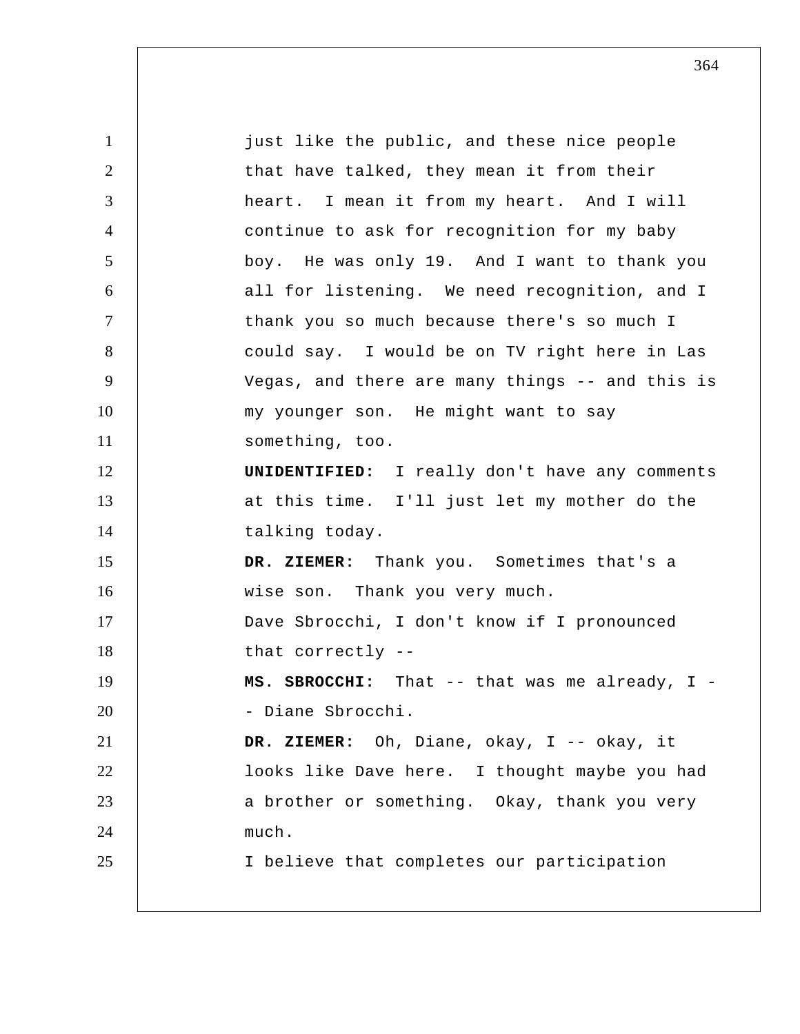just like the public, and these nice people that have talked, they mean it from their heart. I mean it from my heart. And I will continue to ask for recognition for my baby boy. He was only 19. And I want to thank you all for listening. We need recognition, and I thank you so much because there's so much I could say. I would be on TV right here in Las Vegas, and there are many things -- and this is my younger son. He might want to say something, too.

**UNIDENTIFIED:** I really don't have any comments at this time. I'll just let my mother do the talking today.

**DR. ZIEMER:** Thank you. Sometimes that's a wise son. Thank you very much.

Dave Sbrocchi, I don't know if I pronounced that correctly --

**MS. SBROCCHI:** That -- that was me already, I -- Diane Sbrocchi.

**DR. ZIEMER:** Oh, Diane, okay, I -- okay, it looks like Dave here. I thought maybe you had a brother or something. Okay, thank you very much.

I believe that completes our participation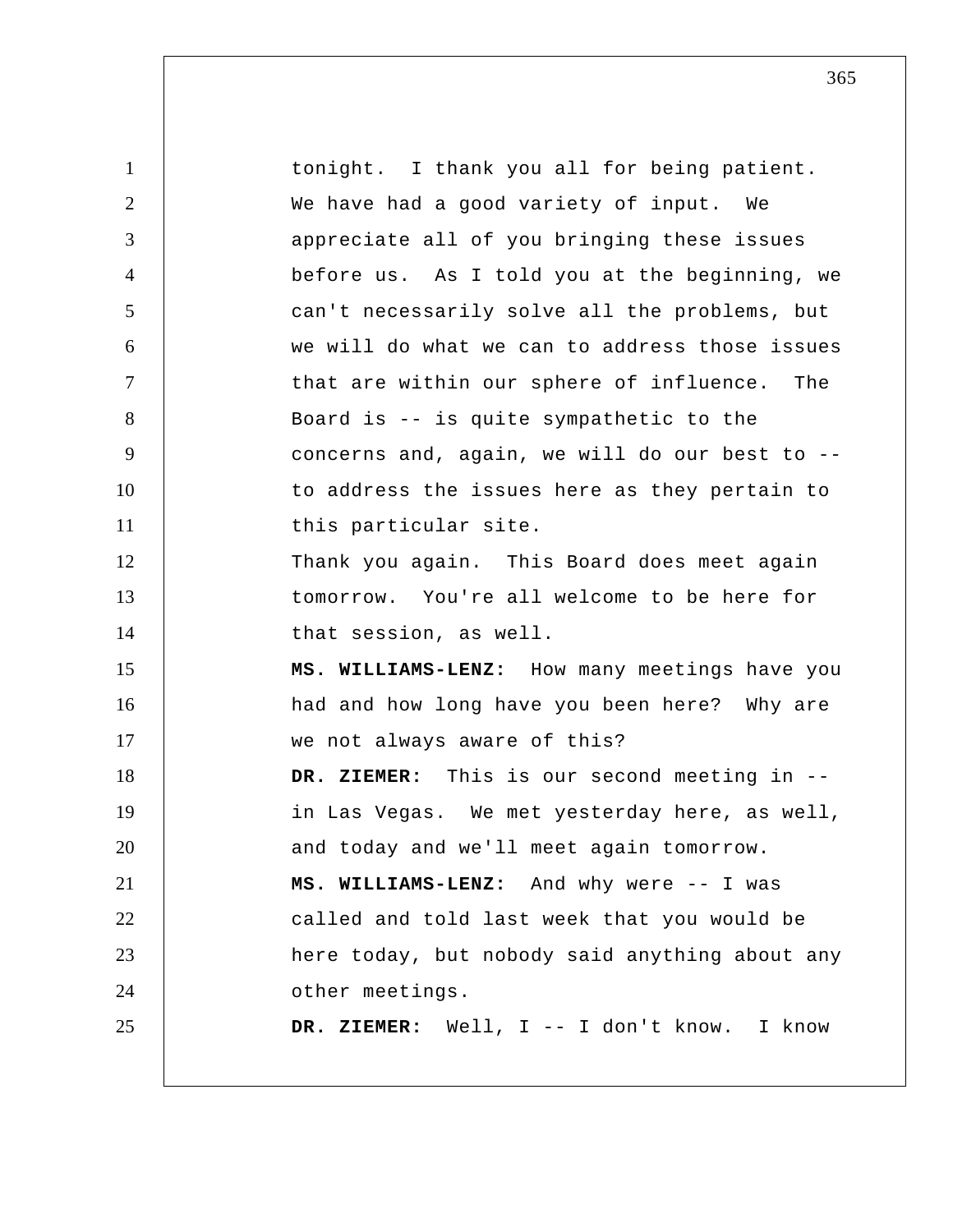tonight. I thank you all for being patient. We have had a good variety of input. We appreciate all of you bringing these issues before us. As I told you at the beginning, we can't necessarily solve all the problems, but we will do what we can to address those issues that are within our sphere of influence. The Board is -- is quite sympathetic to the concerns and, again, we will do our best to -- to address the issues here as they pertain to this particular site.

Thank you again. This Board does meet again tomorrow. You're all welcome to be here for that session, as well.

**MS. WILLIAMS-LENZ:** How many meetings have you had and how long have you been here? Why are we not always aware of this?

**DR. ZIEMER:** This is our second meeting in -- in Las Vegas. We met yesterday here, as well, and today and we'll meet again tomorrow.

**MS. WILLIAMS-LENZ:** And why were -- I was called and told last week that you would be here today, but nobody said anything about any other meetings.

**DR. ZIEMER:** Well, I -- I don't know. I know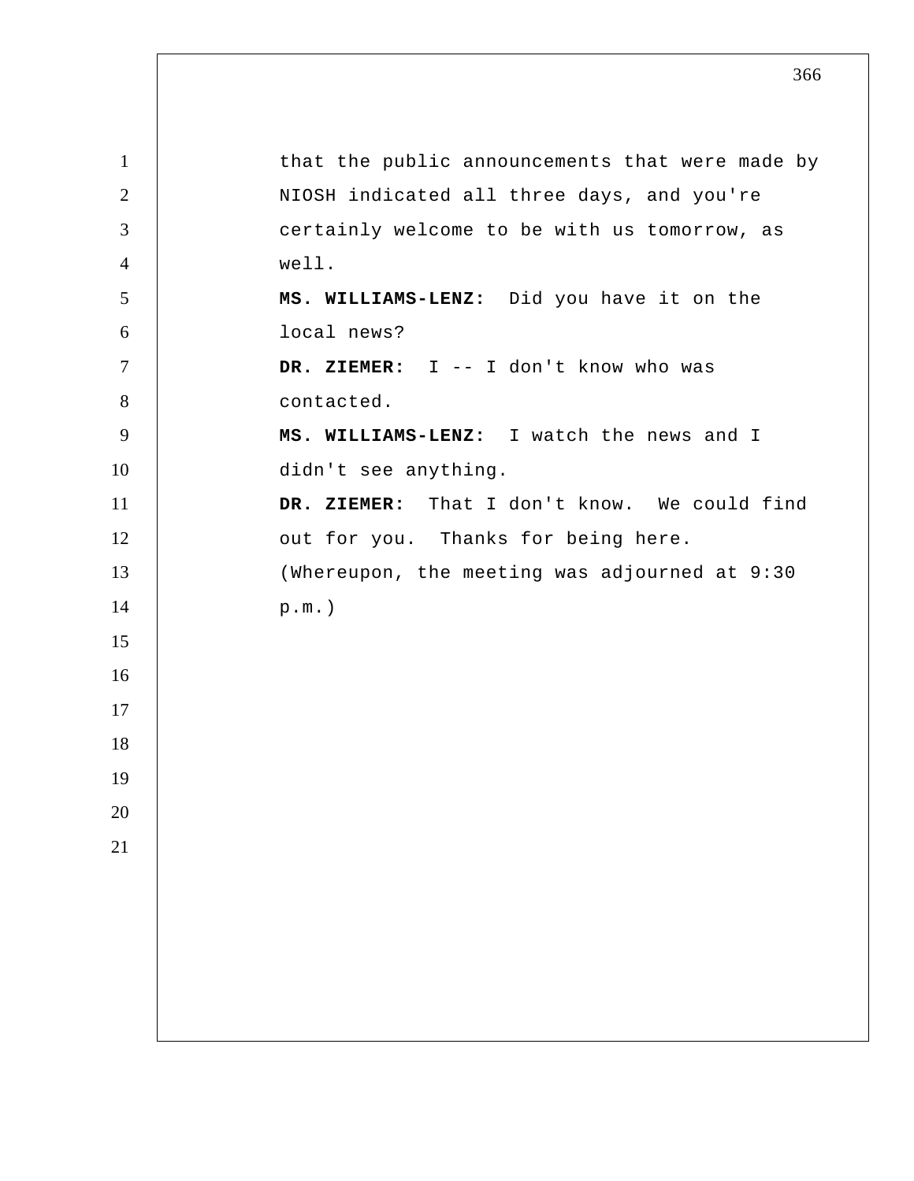that the public announcements that were made by NIOSH indicated all three days, and you're certainly welcome to be with us tomorrow, as well.

**MS. WILLIAMS-LENZ:** Did you have it on the local news?

**DR. ZIEMER:** I -- I don't know who was contacted.

**MS. WILLIAMS-LENZ:** I watch the news and I didn't see anything.

**DR. ZIEMER:** That I don't know. We could find out for you. Thanks for being here.

(Whereupon, the meeting was adjourned at 9:30 p.m.)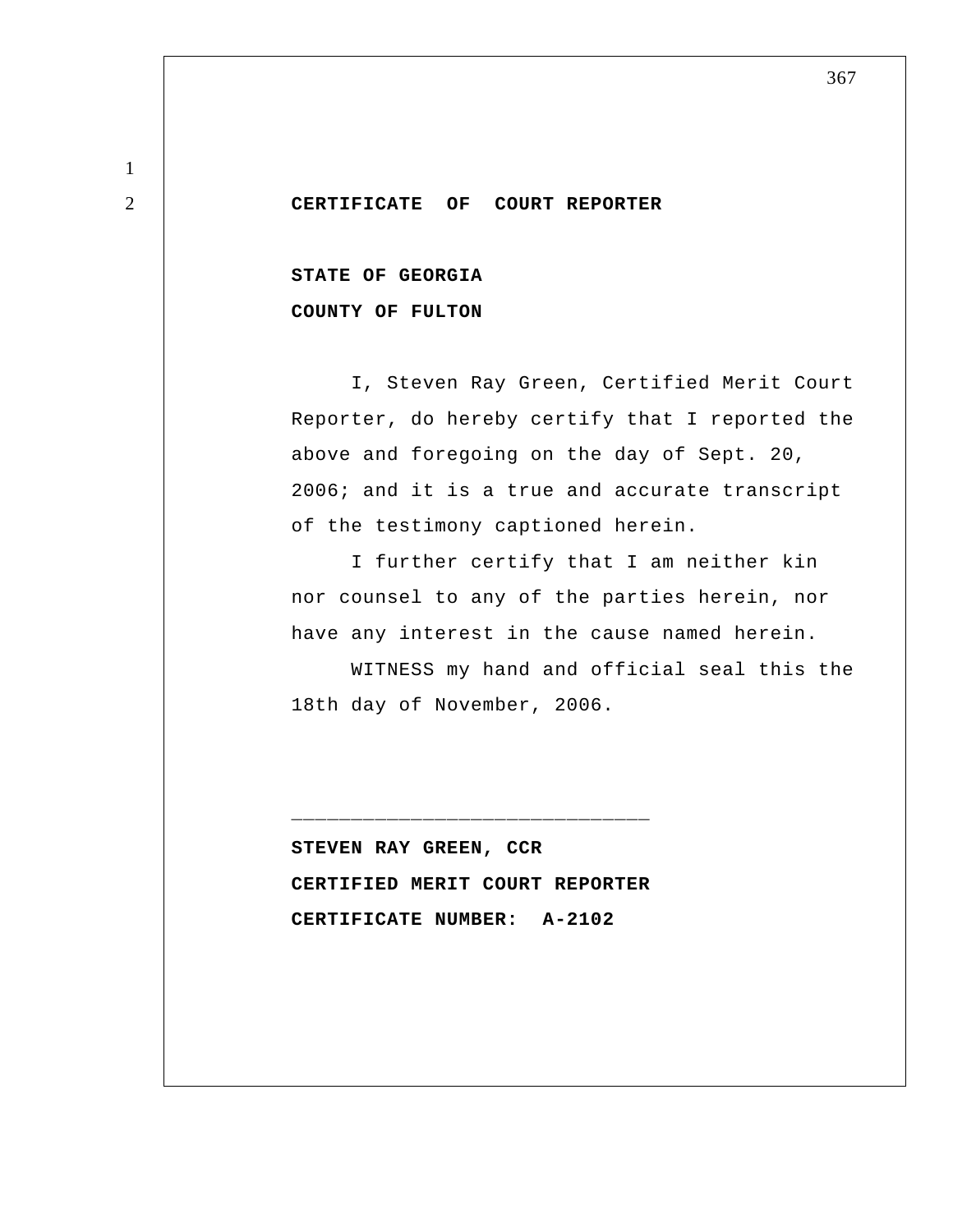**CERTIFICATE OF COURT REPORTER**

**STATE OF GEORGIA**
**COUNTY OF FULTON**

I, Steven Ray Green, Certified Merit Court Reporter, do hereby certify that I reported the above and foregoing on the day of Sept. 20, 2006; and it is a true and accurate transcript of the testimony captioned herein.

I further certify that I am neither kin nor counsel to any of the parties herein, nor have any interest in the cause named herein.

WITNESS my hand and official seal this the 18th day of November, 2006.

______________________________

**STEVEN RAY GREEN, CCR**
**CERTIFIED MERIT COURT REPORTER**
**CERTIFICATE NUMBER: A-2102**